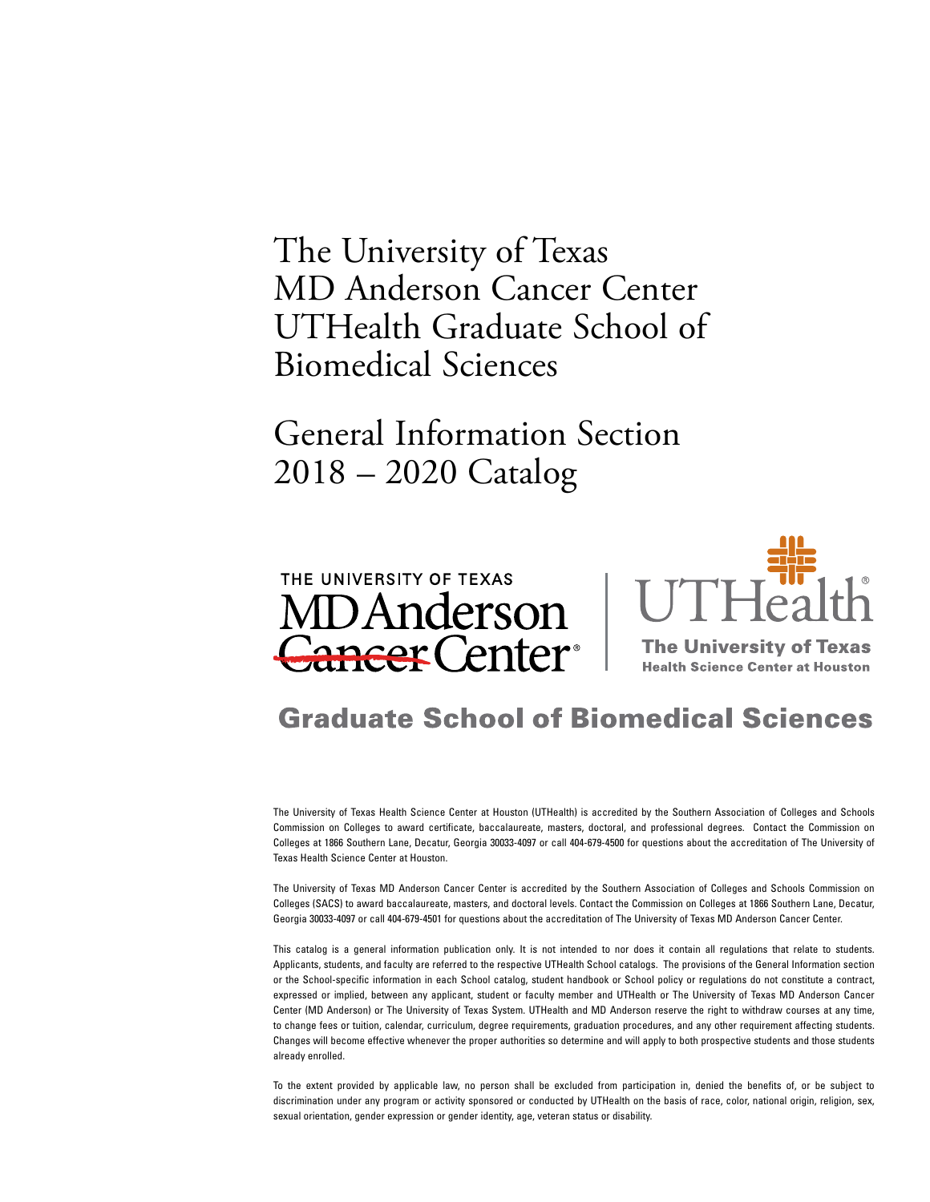# The University of Texas MD Anderson Cancer Center UTHealth Graduate School of Biomedical Sciences

## General Information Section 2018 – 2020 Catalog

THE UNIVERSITY OF TEXAS
MD Anderson Cancer Center

UTHealth
The University of Texas
Health Science Center at Houston

## Graduate School of Biomedical Sciences

The University of Texas Health Science Center at Houston (UTHealth) is accredited by the Southern Association of Colleges and Schools Commission on Colleges to award certificate, baccalaureate, masters, doctoral, and professional degrees. Contact the Commission on Colleges at 1866 Southern Lane, Decatur, Georgia 30033-4097 or call 404-679-4500 for questions about the accreditation of The University of Texas Health Science Center at Houston.

The University of Texas MD Anderson Cancer Center is accredited by the Southern Association of Colleges and Schools Commission on Colleges (SACS) to award baccalaureate, masters, and doctoral levels. Contact the Commission on Colleges at 1866 Southern Lane, Decatur, Georgia 30033-4097 or call 404-679-4501 for questions about the accreditation of The University of Texas MD Anderson Cancer Center.

This catalog is a general information publication only. It is not intended to nor does it contain all regulations that relate to students. Applicants, students, and faculty are referred to the respective UTHealth School catalogs. The provisions of the General Information section or the School-specific information in each School catalog, student handbook or School policy or regulations do not constitute a contract, expressed or implied, between any applicant, student or faculty member and UTHealth or The University of Texas MD Anderson Cancer Center (MD Anderson) or The University of Texas System. UTHealth and MD Anderson reserve the right to withdraw courses at any time, to change fees or tuition, calendar, curriculum, degree requirements, graduation procedures, and any other requirement affecting students. Changes will become effective whenever the proper authorities so determine and will apply to both prospective students and those students already enrolled.

To the extent provided by applicable law, no person shall be excluded from participation in, denied the benefits of, or be subject to discrimination under any program or activity sponsored or conducted by UTHealth on the basis of race, color, national origin, religion, sex, sexual orientation, gender expression or gender identity, age, veteran status or disability.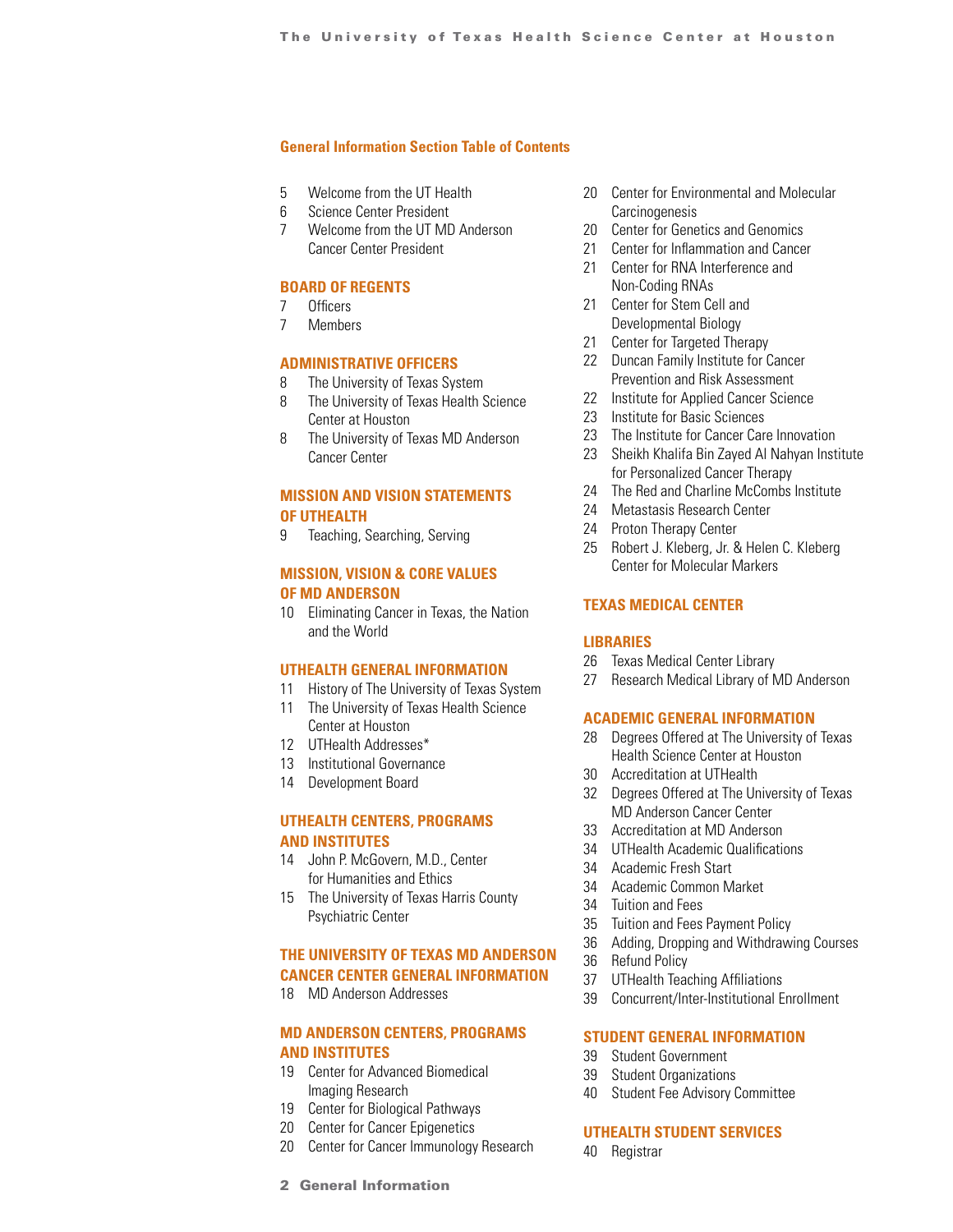## General Information Section Table of Contents

- 5 Welcome from the UT Health
- 6 Science Center President
- 7 Welcome from the UT MD Anderson Cancer Center President

### BOARD OF REGENTS

- 7 Officers
- 7 Members

### ADMINISTRATIVE OFFICERS

- 8 The University of Texas System
- 8 The University of Texas Health Science Center at Houston
- 8 The University of Texas MD Anderson Cancer Center

### MISSION AND VISION STATEMENTS OF UTHEALTH

- 9 Teaching, Searching, Serving

### MISSION, VISION & CORE VALUES OF MD ANDERSON

- 10 Eliminating Cancer in Texas, the Nation and the World

### UTHEALTH GENERAL INFORMATION

- 11 History of The University of Texas System
- 11 The University of Texas Health Science Center at Houston
- 12 UTHealth Addresses*
- 13 Institutional Governance
- 14 Development Board

### UTHEALTH CENTERS, PROGRAMS AND INSTITUTES

- 14 John P. McGovern, M.D., Center for Humanities and Ethics
- 15 The University of Texas Harris County Psychiatric Center

### THE UNIVERSITY OF TEXAS MD ANDERSON CANCER CENTER GENERAL INFORMATION

- 18 MD Anderson Addresses

### MD ANDERSON CENTERS, PROGRAMS AND INSTITUTES

- 19 Center for Advanced Biomedical Imaging Research
- 19 Center for Biological Pathways
- 20 Center for Cancer Epigenetics
- 20 Center for Cancer Immunology Research
- 20 Center for Environmental and Molecular Carcinogenesis
- 20 Center for Genetics and Genomics
- 21 Center for Inflammation and Cancer
- 21 Center for RNA Interference and Non-Coding RNAs
- 21 Center for Stem Cell and Developmental Biology
- 21 Center for Targeted Therapy
- 22 Duncan Family Institute for Cancer Prevention and Risk Assessment
- 22 Institute for Applied Cancer Science
- 23 Institute for Basic Sciences
- 23 The Institute for Cancer Care Innovation
- 23 Sheikh Khalifa Bin Zayed Al Nahyan Institute for Personalized Cancer Therapy
- 24 The Red and Charline McCombs Institute
- 24 Metastasis Research Center
- 24 Proton Therapy Center
- 25 Robert J. Kleberg, Jr. & Helen C. Kleberg Center for Molecular Markers

### TEXAS MEDICAL CENTER

### LIBRARIES

- 26 Texas Medical Center Library
- 27 Research Medical Library of MD Anderson

### ACADEMIC GENERAL INFORMATION

- 28 Degrees Offered at The University of Texas Health Science Center at Houston
- 30 Accreditation at UTHealth
- 32 Degrees Offered at The University of Texas MD Anderson Cancer Center
- 33 Accreditation at MD Anderson
- 34 UTHealth Academic Qualifications
- 34 Academic Fresh Start
- 34 Academic Common Market
- 34 Tuition and Fees
- 35 Tuition and Fees Payment Policy
- 36 Adding, Dropping and Withdrawing Courses
- 36 Refund Policy
- 37 UTHealth Teaching Affiliations
- 39 Concurrent/Inter-Institutional Enrollment

### STUDENT GENERAL INFORMATION

- 39 Student Government
- 39 Student Organizations
- 40 Student Fee Advisory Committee

### UTHEALTH STUDENT SERVICES

- 40 Registrar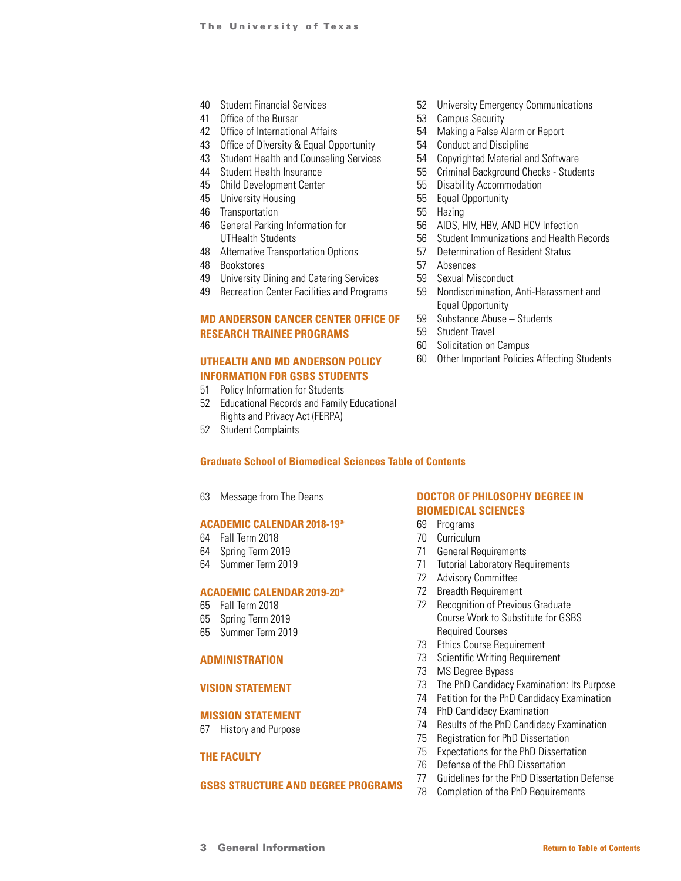- 40 Student Financial Services
- 41 Office of the Bursar
- 42 Office of International Affairs
- 43 Office of Diversity & Equal Opportunity
- 43 Student Health and Counseling Services
- 44 Student Health Insurance
- 45 Child Development Center
- 45 University Housing
- 46 Transportation
- 46 General Parking Information for UTHealth Students
- 48 Alternative Transportation Options
- 48 Bookstores
- 49 University Dining and Catering Services
- 49 Recreation Center Facilities and Programs

**MD ANDERSON CANCER CENTER OFFICE OF RESEARCH TRAINEE PROGRAMS**

**UTHEALTH AND MD ANDERSON POLICY INFORMATION FOR GSBS STUDENTS**

- 51 Policy Information for Students
- 52 Educational Records and Family Educational Rights and Privacy Act (FERPA)
- 52 Student Complaints
- 52 University Emergency Communications
- 53 Campus Security
- 54 Making a False Alarm or Report
- 54 Conduct and Discipline
- 54 Copyrighted Material and Software
- 55 Criminal Background Checks - Students
- 55 Disability Accommodation
- 55 Equal Opportunity
- 55 Hazing
- 56 AIDS, HIV, HBV, AND HCV Infection
- 56 Student Immunizations and Health Records
- 57 Determination of Resident Status
- 57 Absences
- 59 Sexual Misconduct
- 59 Nondiscrimination, Anti-Harassment and Equal Opportunity
- 59 Substance Abuse – Students
- 59 Student Travel
- 60 Solicitation on Campus
- 60 Other Important Policies Affecting Students

## Graduate School of Biomedical Sciences Table of Contents

- 63 Message from The Deans

**ACADEMIC CALENDAR 2018-19***

- 64 Fall Term 2018
- 64 Spring Term 2019
- 64 Summer Term 2019

**ACADEMIC CALENDAR 2019-20***

- 65 Fall Term 2018
- 65 Spring Term 2019
- 65 Summer Term 2019

**ADMINISTRATION**

**VISION STATEMENT**

**MISSION STATEMENT**

- 67 History and Purpose

**THE FACULTY**

**GSBS STRUCTURE AND DEGREE PROGRAMS**

**DOCTOR OF PHILOSOPHY DEGREE IN BIOMEDICAL SCIENCES**

- 69 Programs
- 70 Curriculum
- 71 General Requirements
- 71 Tutorial Laboratory Requirements
- 72 Advisory Committee
- 72 Breadth Requirement
- 72 Recognition of Previous Graduate Course Work to Substitute for GSBS Required Courses
- 73 Ethics Course Requirement
- 73 Scientific Writing Requirement
- 73 MS Degree Bypass
- 73 The PhD Candidacy Examination: Its Purpose
- 74 Petition for the PhD Candidacy Examination
- 74 PhD Candidacy Examination
- 74 Results of the PhD Candidacy Examination
- 75 Registration for PhD Dissertation
- 75 Expectations for the PhD Dissertation
- 76 Defense of the PhD Dissertation
- 77 Guidelines for the PhD Dissertation Defense
- 78 Completion of the PhD Requirements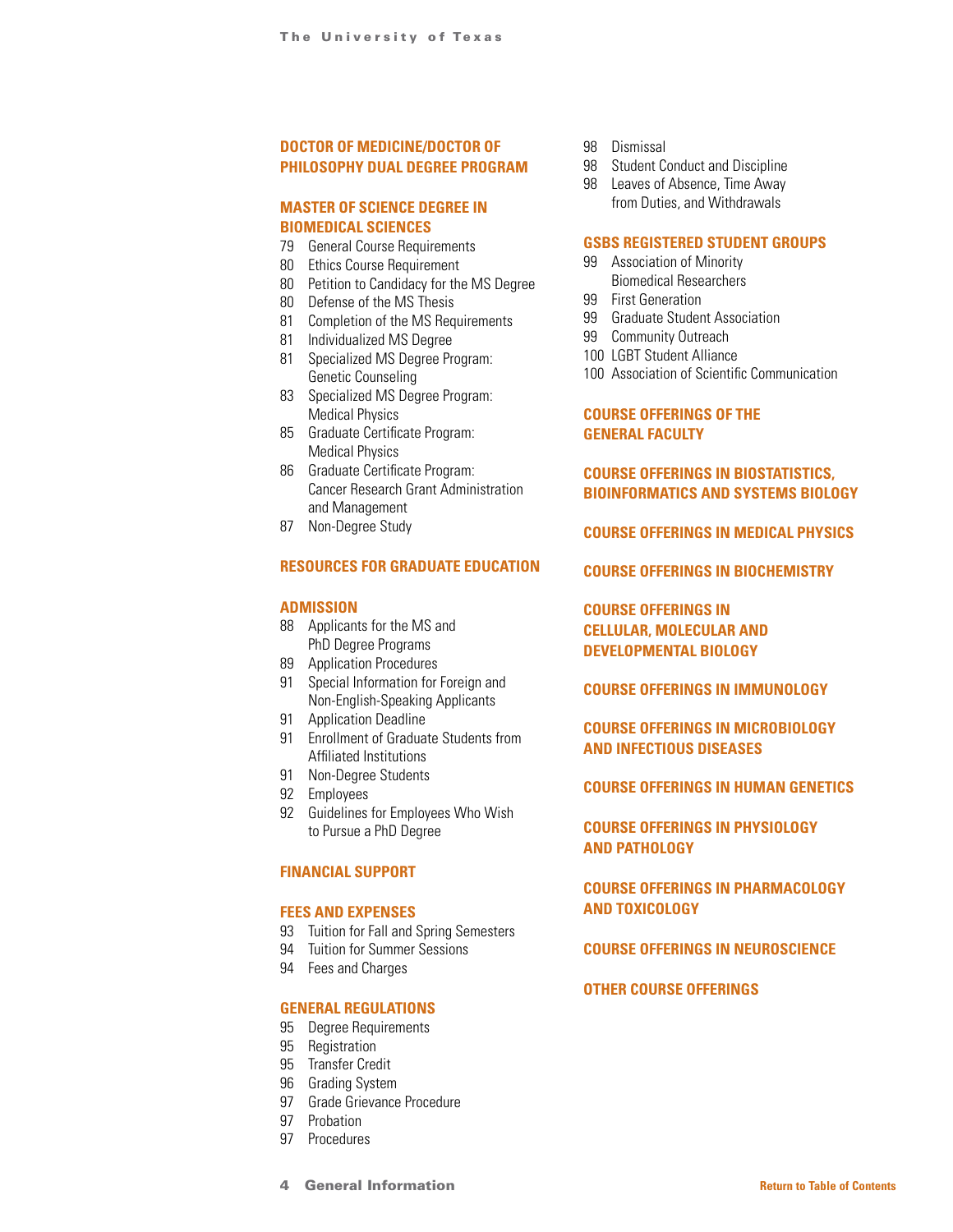## DOCTOR OF MEDICINE/DOCTOR OF PHILOSOPHY DUAL DEGREE PROGRAM

## MASTER OF SCIENCE DEGREE IN BIOMEDICAL SCIENCES

- 79 General Course Requirements
- 80 Ethics Course Requirement
- 80 Petition to Candidacy for the MS Degree
- 80 Defense of the MS Thesis
- 81 Completion of the MS Requirements
- 81 Individualized MS Degree
- 81 Specialized MS Degree Program: Genetic Counseling
- 83 Specialized MS Degree Program: Medical Physics
- 85 Graduate Certificate Program: Medical Physics
- 86 Graduate Certificate Program: Cancer Research Grant Administration and Management
- 87 Non-Degree Study

## RESOURCES FOR GRADUATE EDUCATION

## ADMISSION

- 88 Applicants for the MS and PhD Degree Programs
- 89 Application Procedures
- 91 Special Information for Foreign and Non-English-Speaking Applicants
- 91 Application Deadline
- 91 Enrollment of Graduate Students from Affiliated Institutions
- 91 Non-Degree Students
- 92 Employees
- 92 Guidelines for Employees Who Wish to Pursue a PhD Degree

## FINANCIAL SUPPORT

## FEES AND EXPENSES

- 93 Tuition for Fall and Spring Semesters
- 94 Tuition for Summer Sessions
- 94 Fees and Charges

## GENERAL REGULATIONS

- 95 Degree Requirements
- 95 Registration
- 95 Transfer Credit
- 96 Grading System
- 97 Grade Grievance Procedure
- 97 Probation
- 97 Procedures
- 98 Dismissal
- 98 Student Conduct and Discipline
- 98 Leaves of Absence, Time Away from Duties, and Withdrawals

## GSBS REGISTERED STUDENT GROUPS

- 99 Association of Minority Biomedical Researchers
- 99 First Generation
- 99 Graduate Student Association
- 99 Community Outreach
- 100 LGBT Student Alliance
- 100 Association of Scientific Communication

## COURSE OFFERINGS OF THE GENERAL FACULTY

## COURSE OFFERINGS IN BIOSTATISTICS, BIOINFORMATICS AND SYSTEMS BIOLOGY

## COURSE OFFERINGS IN MEDICAL PHYSICS

## COURSE OFFERINGS IN BIOCHEMISTRY

## COURSE OFFERINGS IN CELLULAR, MOLECULAR AND DEVELOPMENTAL BIOLOGY

## COURSE OFFERINGS IN IMMUNOLOGY

## COURSE OFFERINGS IN MICROBIOLOGY AND INFECTIOUS DISEASES

## COURSE OFFERINGS IN HUMAN GENETICS

## COURSE OFFERINGS IN PHYSIOLOGY AND PATHOLOGY

## COURSE OFFERINGS IN PHARMACOLOGY AND TOXICOLOGY

## COURSE OFFERINGS IN NEUROSCIENCE

## OTHER COURSE OFFERINGS

Return to Table of Contents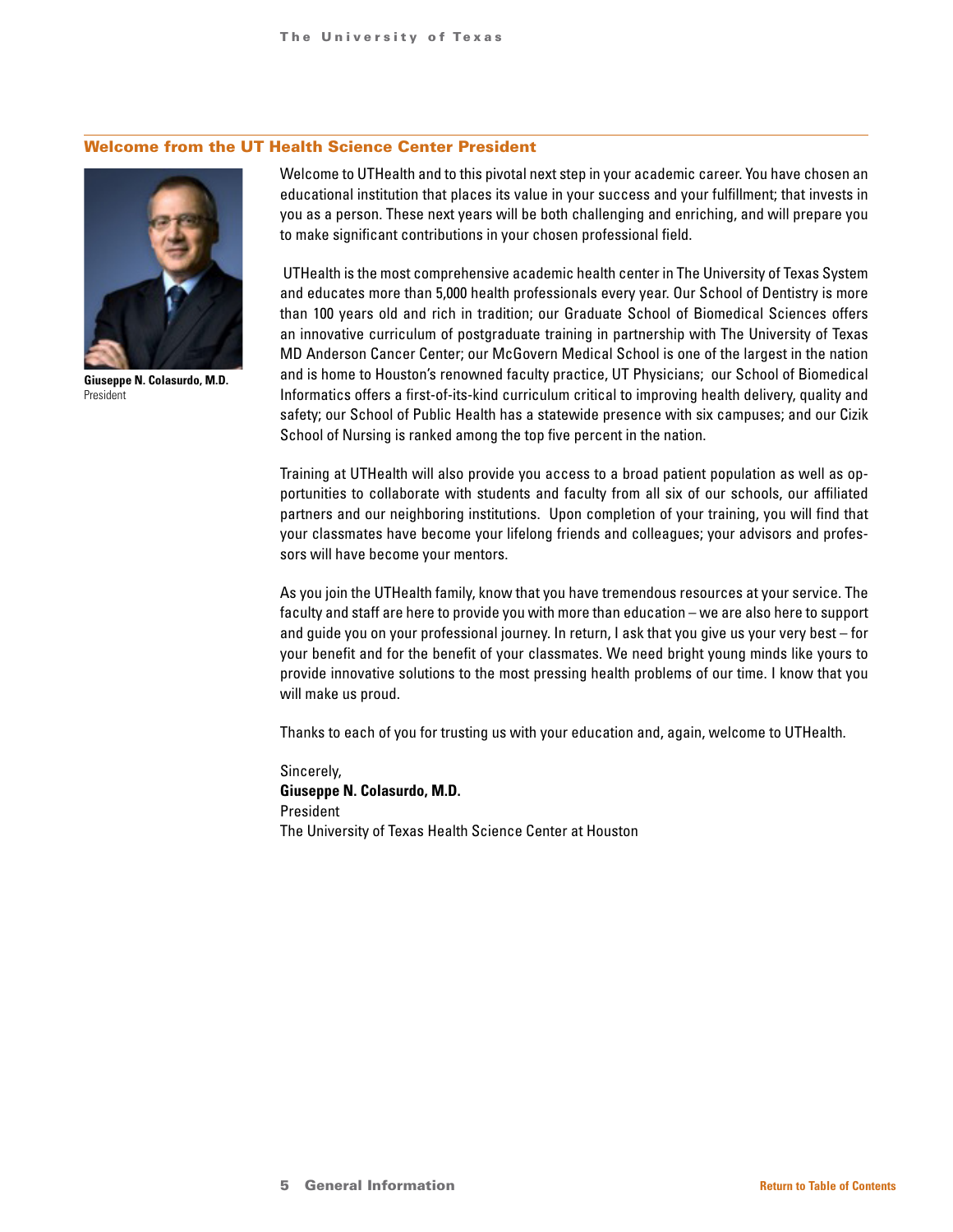## Welcome from the UT Health Science Center President

**Giuseppe N. Colasurdo, M.D.**
President

Welcome to UTHealth and to this pivotal next step in your academic career. You have chosen an educational institution that places its value in your success and your fulfillment; that invests in you as a person. These next years will be both challenging and enriching, and will prepare you to make significant contributions in your chosen professional field.

UTHealth is the most comprehensive academic health center in The University of Texas System and educates more than 5,000 health professionals every year. Our School of Dentistry is more than 100 years old and rich in tradition; our Graduate School of Biomedical Sciences offers an innovative curriculum of postgraduate training in partnership with The University of Texas MD Anderson Cancer Center; our McGovern Medical School is one of the largest in the nation and is home to Houston's renowned faculty practice, UT Physicians; our School of Biomedical Informatics offers a first-of-its-kind curriculum critical to improving health delivery, quality and safety; our School of Public Health has a statewide presence with six campuses; and our Cizik School of Nursing is ranked among the top five percent in the nation.

Training at UTHealth will also provide you access to a broad patient population as well as opportunities to collaborate with students and faculty from all six of our schools, our affiliated partners and our neighboring institutions. Upon completion of your training, you will find that your classmates have become your lifelong friends and colleagues; your advisors and professors will have become your mentors.

As you join the UTHealth family, know that you have tremendous resources at your service. The faculty and staff are here to provide you with more than education – we are also here to support and guide you on your professional journey. In return, I ask that you give us your very best – for your benefit and for the benefit of your classmates. We need bright young minds like yours to provide innovative solutions to the most pressing health problems of our time. I know that you will make us proud.

Thanks to each of you for trusting us with your education and, again, welcome to UTHealth.

Sincerely,
**Giuseppe N. Colasurdo, M.D.**
President
The University of Texas Health Science Center at Houston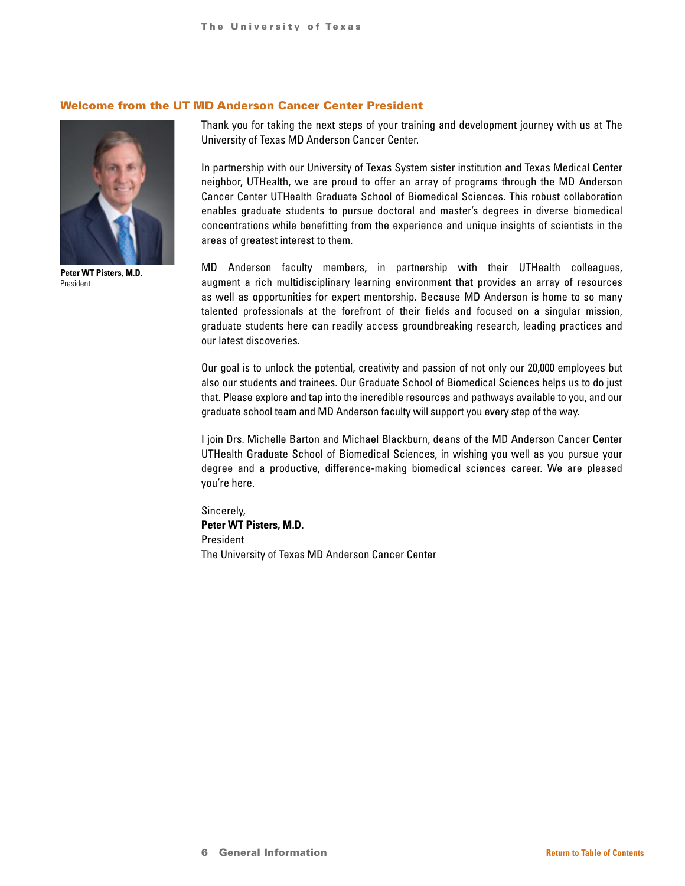## Welcome from the UT MD Anderson Cancer Center President

**Peter WT Pisters, M.D.**
President

Thank you for taking the next steps of your training and development journey with us at The University of Texas MD Anderson Cancer Center.

In partnership with our University of Texas System sister institution and Texas Medical Center neighbor, UTHealth, we are proud to offer an array of programs through the MD Anderson Cancer Center UTHealth Graduate School of Biomedical Sciences. This robust collaboration enables graduate students to pursue doctoral and master's degrees in diverse biomedical concentrations while benefitting from the experience and unique insights of scientists in the areas of greatest interest to them.

MD Anderson faculty members, in partnership with their UTHealth colleagues, augment a rich multidisciplinary learning environment that provides an array of resources as well as opportunities for expert mentorship. Because MD Anderson is home to so many talented professionals at the forefront of their fields and focused on a singular mission, graduate students here can readily access groundbreaking research, leading practices and our latest discoveries.

Our goal is to unlock the potential, creativity and passion of not only our 20,000 employees but also our students and trainees. Our Graduate School of Biomedical Sciences helps us to do just that. Please explore and tap into the incredible resources and pathways available to you, and our graduate school team and MD Anderson faculty will support you every step of the way.

I join Drs. Michelle Barton and Michael Blackburn, deans of the MD Anderson Cancer Center UTHealth Graduate School of Biomedical Sciences, in wishing you well as you pursue your degree and a productive, difference-making biomedical sciences career. We are pleased you're here.

Sincerely,
**Peter WT Pisters, M.D.**
President
The University of Texas MD Anderson Cancer Center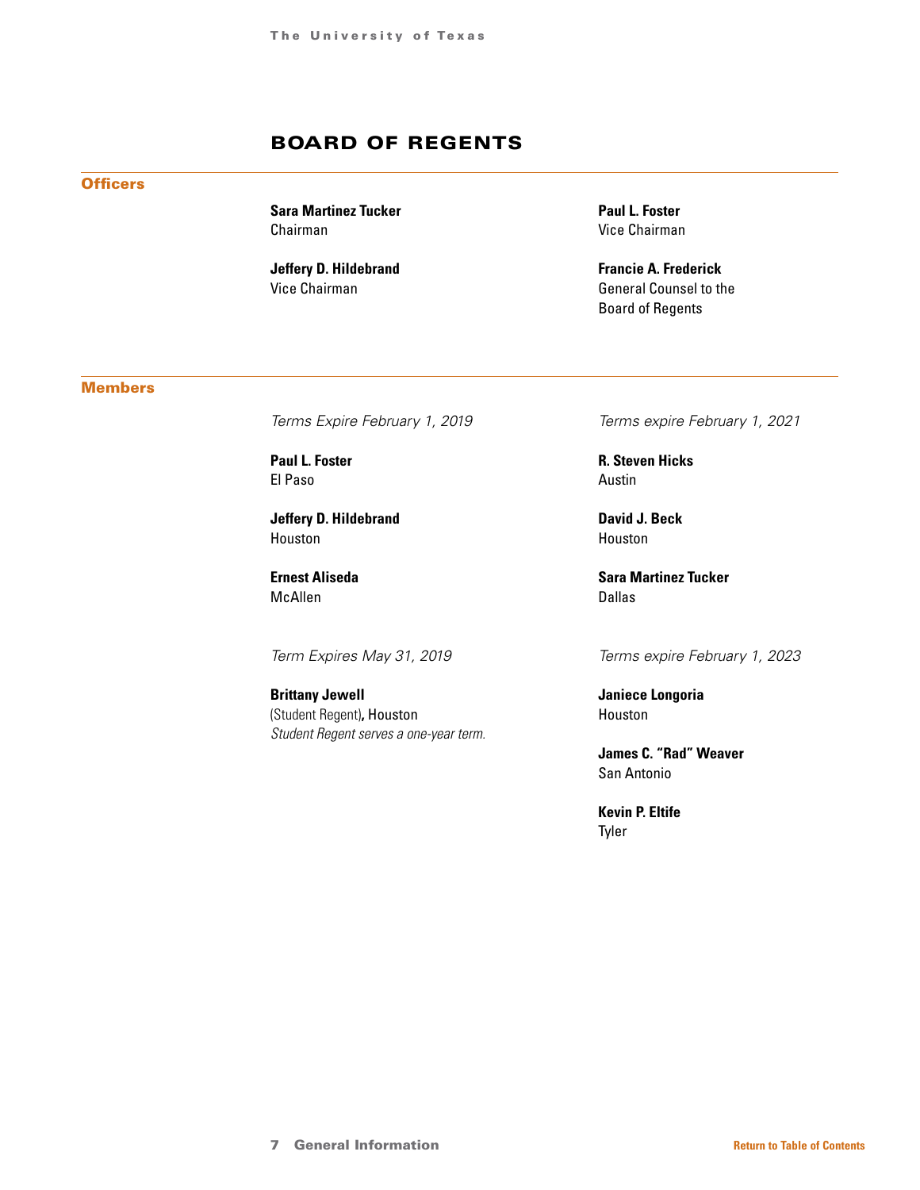# BOARD OF REGENTS

## Officers

**Sara Martinez Tucker**
Chairman

**Jeffery D. Hildebrand**
Vice Chairman

**Paul L. Foster**
Vice Chairman

**Francie A. Frederick**
General Counsel to the Board of Regents

## Members

*Terms Expire February 1, 2019*

**Paul L. Foster**
El Paso

**Jeffery D. Hildebrand**
Houston

**Ernest Aliseda**
McAllen

*Term Expires May 31, 2019*

**Brittany Jewell**
(Student Regent), Houston
*Student Regent serves a one-year term.*

*Terms expire February 1, 2021*

**R. Steven Hicks**
Austin

**David J. Beck**
Houston

**Sara Martinez Tucker**
Dallas

*Terms expire February 1, 2023*

**Janiece Longoria**
Houston

**James C. "Rad" Weaver**
San Antonio

**Kevin P. Eltife**
Tyler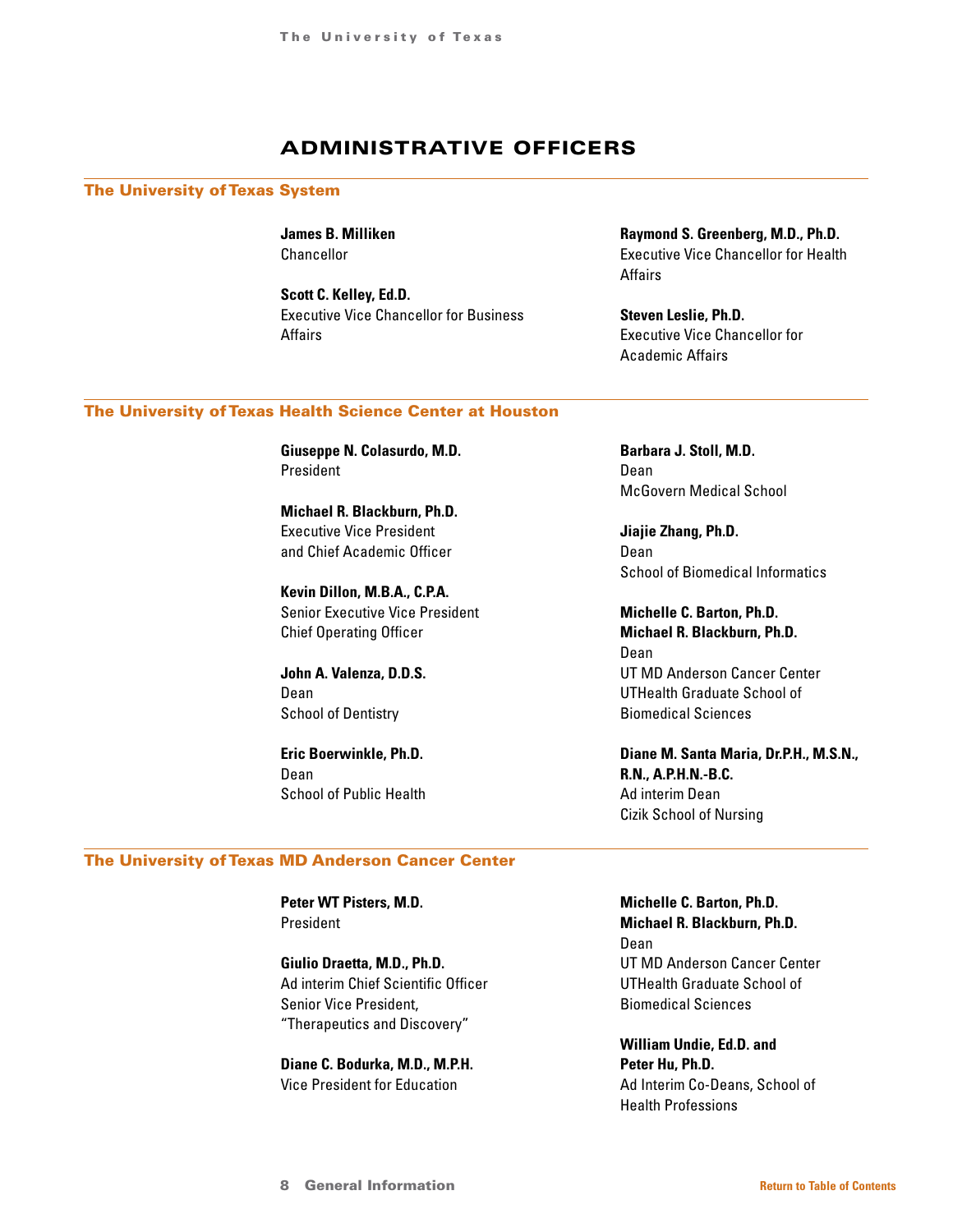# ADMINISTRATIVE OFFICERS

## The University of Texas System

**James B. Milliken**
Chancellor

**Scott C. Kelley, Ed.D.**
Executive Vice Chancellor for Business Affairs

**Raymond S. Greenberg, M.D., Ph.D.**
Executive Vice Chancellor for Health Affairs

**Steven Leslie, Ph.D.**
Executive Vice Chancellor for Academic Affairs

## The University of Texas Health Science Center at Houston

**Giuseppe N. Colasurdo, M.D.**
President

**Michael R. Blackburn, Ph.D.**
Executive Vice President
and Chief Academic Officer

**Kevin Dillon, M.B.A., C.P.A.**
Senior Executive Vice President
Chief Operating Officer

**John A. Valenza, D.D.S.**
Dean
School of Dentistry

**Eric Boerwinkle, Ph.D.**
Dean
School of Public Health

**Barbara J. Stoll, M.D.**
Dean
McGovern Medical School

**Jiajie Zhang, Ph.D.**
Dean
School of Biomedical Informatics

**Michelle C. Barton, Ph.D.**
**Michael R. Blackburn, Ph.D.**
Dean
UT MD Anderson Cancer Center
UTHealth Graduate School of Biomedical Sciences

**Diane M. Santa Maria, Dr.P.H., M.S.N., R.N., A.P.H.N.-B.C.**
Ad interim Dean
Cizik School of Nursing

## The University of Texas MD Anderson Cancer Center

**Peter WT Pisters, M.D.**
President

**Giulio Draetta, M.D., Ph.D.**
Ad interim Chief Scientific Officer
Senior Vice President,
"Therapeutics and Discovery"

**Diane C. Bodurka, M.D., M.P.H.**
Vice President for Education

**Michelle C. Barton, Ph.D.**
**Michael R. Blackburn, Ph.D.**
Dean
UT MD Anderson Cancer Center
UTHealth Graduate School of Biomedical Sciences

**William Undie, Ed.D. and**
**Peter Hu, Ph.D.**
Ad Interim Co-Deans, School of Health Professions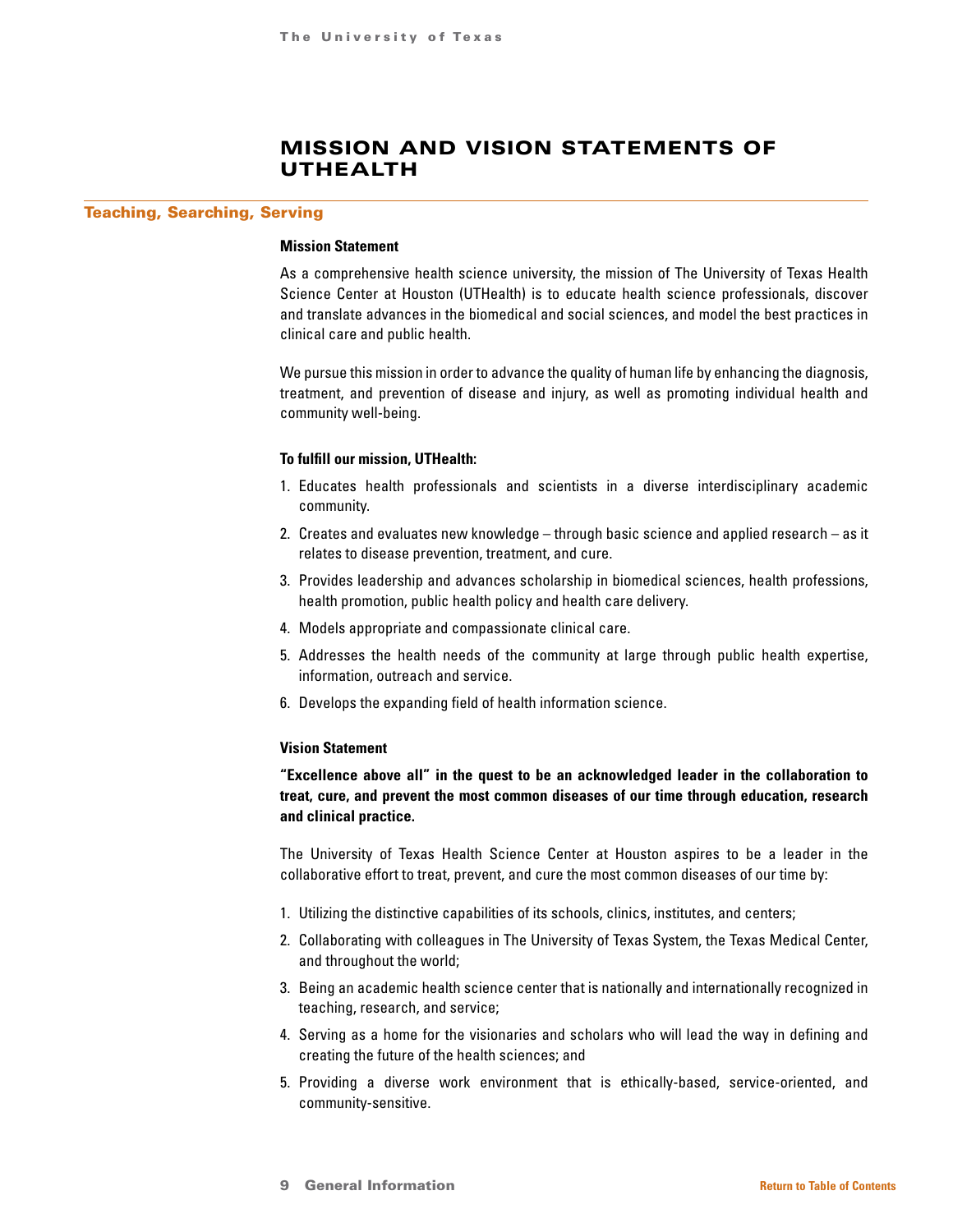# MISSION AND VISION STATEMENTS OF UTHEALTH

## Teaching, Searching, Serving

**Mission Statement**

As a comprehensive health science university, the mission of The University of Texas Health Science Center at Houston (UTHealth) is to educate health science professionals, discover and translate advances in the biomedical and social sciences, and model the best practices in clinical care and public health.

We pursue this mission in order to advance the quality of human life by enhancing the diagnosis, treatment, and prevention of disease and injury, as well as promoting individual health and community well-being.

**To fulfill our mission, UTHealth:**

1. Educates health professionals and scientists in a diverse interdisciplinary academic community.
2. Creates and evaluates new knowledge – through basic science and applied research – as it relates to disease prevention, treatment, and cure.
3. Provides leadership and advances scholarship in biomedical sciences, health professions, health promotion, public health policy and health care delivery.
4. Models appropriate and compassionate clinical care.
5. Addresses the health needs of the community at large through public health expertise, information, outreach and service.
6. Develops the expanding field of health information science.

**Vision Statement**

**"Excellence above all" in the quest to be an acknowledged leader in the collaboration to treat, cure, and prevent the most common diseases of our time through education, research and clinical practice.**

The University of Texas Health Science Center at Houston aspires to be a leader in the collaborative effort to treat, prevent, and cure the most common diseases of our time by:

1. Utilizing the distinctive capabilities of its schools, clinics, institutes, and centers;
2. Collaborating with colleagues in The University of Texas System, the Texas Medical Center, and throughout the world;
3. Being an academic health science center that is nationally and internationally recognized in teaching, research, and service;
4. Serving as a home for the visionaries and scholars who will lead the way in defining and creating the future of the health sciences; and
5. Providing a diverse work environment that is ethically-based, service-oriented, and community-sensitive.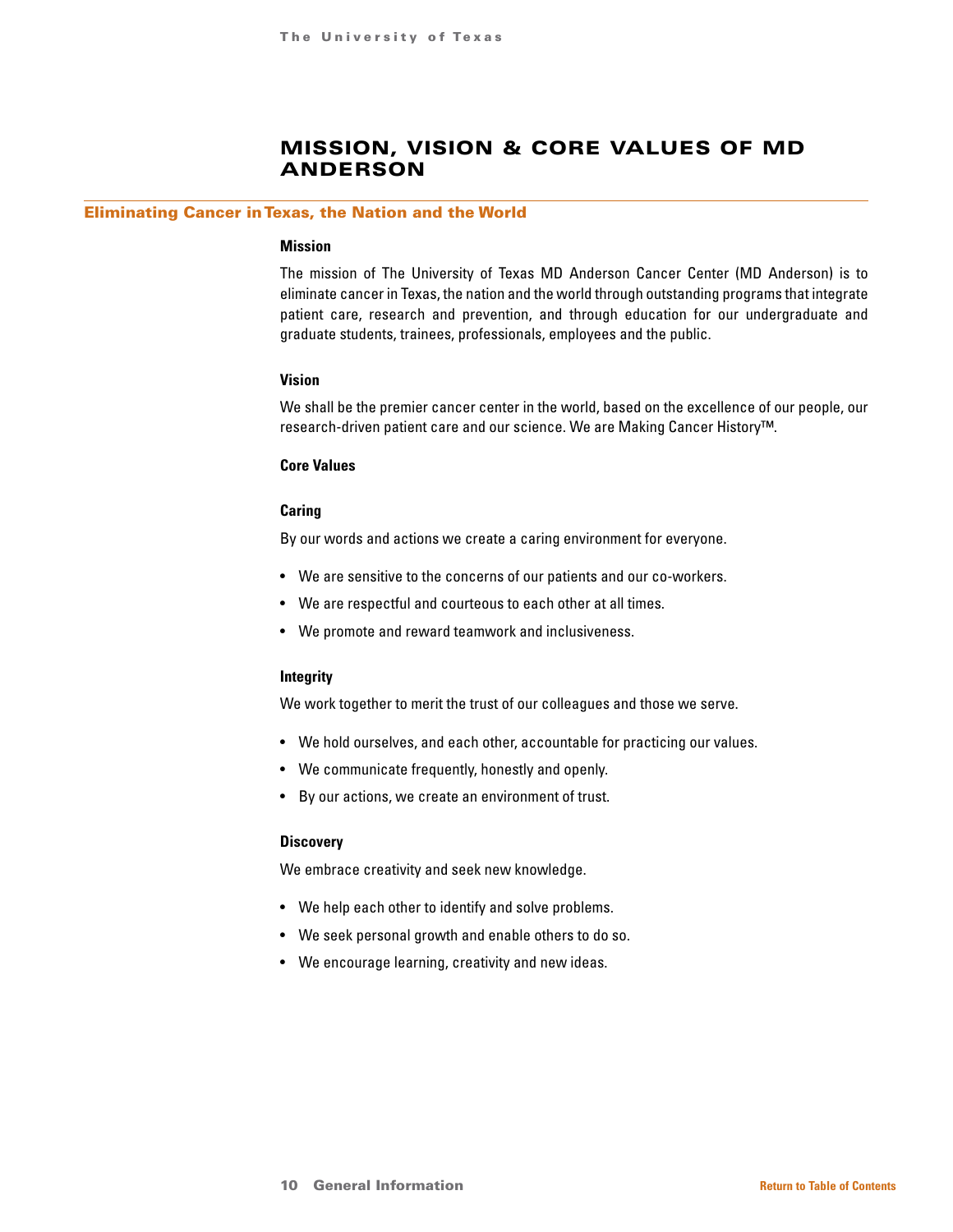# MISSION, VISION & CORE VALUES OF MD ANDERSON

## Eliminating Cancer in Texas, the Nation and the World

### Mission

The mission of The University of Texas MD Anderson Cancer Center (MD Anderson) is to eliminate cancer in Texas, the nation and the world through outstanding programs that integrate patient care, research and prevention, and through education for our undergraduate and graduate students, trainees, professionals, employees and the public.

### Vision

We shall be the premier cancer center in the world, based on the excellence of our people, our research-driven patient care and our science. We are Making Cancer History™.

### Core Values

#### Caring

By our words and actions we create a caring environment for everyone.

- We are sensitive to the concerns of our patients and our co-workers.
- We are respectful and courteous to each other at all times.
- We promote and reward teamwork and inclusiveness.

#### Integrity

We work together to merit the trust of our colleagues and those we serve.

- We hold ourselves, and each other, accountable for practicing our values.
- We communicate frequently, honestly and openly.
- By our actions, we create an environment of trust.

#### Discovery

We embrace creativity and seek new knowledge.

- We help each other to identify and solve problems.
- We seek personal growth and enable others to do so.
- We encourage learning, creativity and new ideas.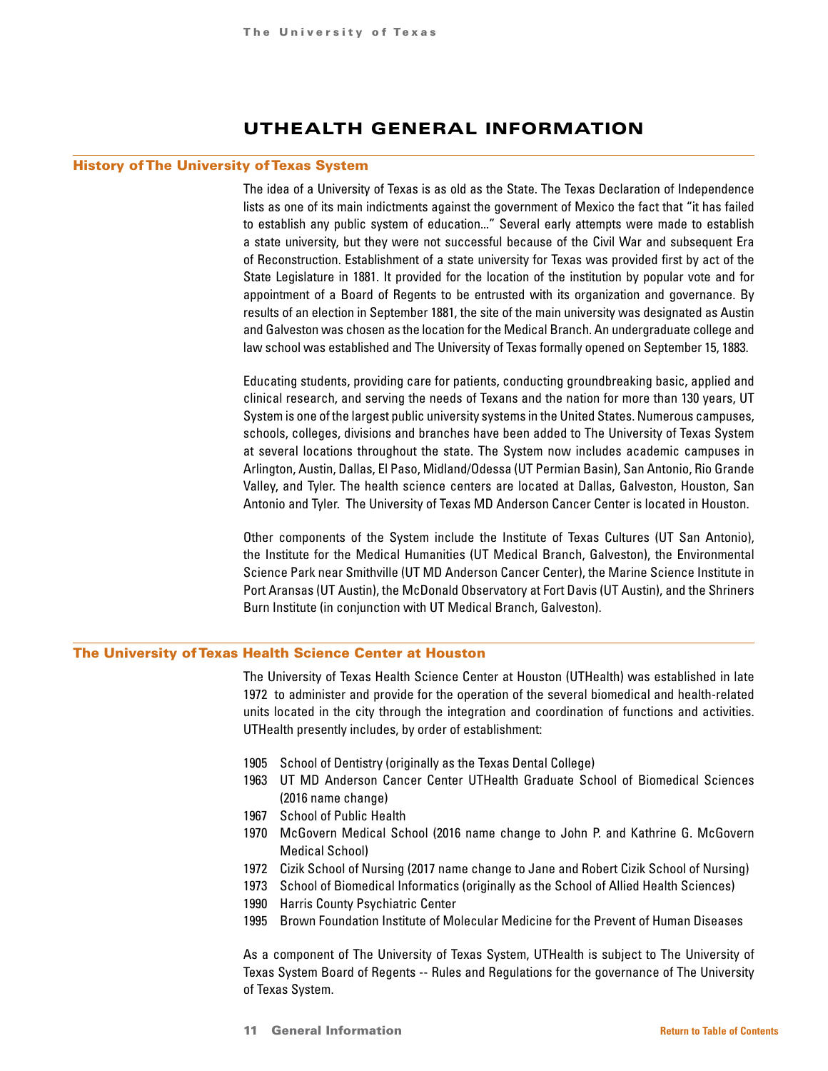# UTHEALTH GENERAL INFORMATION

## History of The University of Texas System

The idea of a University of Texas is as old as the State. The Texas Declaration of Independence lists as one of its main indictments against the government of Mexico the fact that "it has failed to establish any public system of education..." Several early attempts were made to establish a state university, but they were not successful because of the Civil War and subsequent Era of Reconstruction. Establishment of a state university for Texas was provided first by act of the State Legislature in 1881. It provided for the location of the institution by popular vote and for appointment of a Board of Regents to be entrusted with its organization and governance. By results of an election in September 1881, the site of the main university was designated as Austin and Galveston was chosen as the location for the Medical Branch. An undergraduate college and law school was established and The University of Texas formally opened on September 15, 1883.

Educating students, providing care for patients, conducting groundbreaking basic, applied and clinical research, and serving the needs of Texans and the nation for more than 130 years, UT System is one of the largest public university systems in the United States. Numerous campuses, schools, colleges, divisions and branches have been added to The University of Texas System at several locations throughout the state. The System now includes academic campuses in Arlington, Austin, Dallas, El Paso, Midland/Odessa (UT Permian Basin), San Antonio, Rio Grande Valley, and Tyler. The health science centers are located at Dallas, Galveston, Houston, San Antonio and Tyler. The University of Texas MD Anderson Cancer Center is located in Houston.

Other components of the System include the Institute of Texas Cultures (UT San Antonio), the Institute for the Medical Humanities (UT Medical Branch, Galveston), the Environmental Science Park near Smithville (UT MD Anderson Cancer Center), the Marine Science Institute in Port Aransas (UT Austin), the McDonald Observatory at Fort Davis (UT Austin), and the Shriners Burn Institute (in conjunction with UT Medical Branch, Galveston).

## The University of Texas Health Science Center at Houston

The University of Texas Health Science Center at Houston (UTHealth) was established in late 1972 to administer and provide for the operation of the several biomedical and health-related units located in the city through the integration and coordination of functions and activities. UTHealth presently includes, by order of establishment:

- 1905 School of Dentistry (originally as the Texas Dental College)
- 1963 UT MD Anderson Cancer Center UTHealth Graduate School of Biomedical Sciences (2016 name change)
- 1967 School of Public Health
- 1970 McGovern Medical School (2016 name change to John P. and Kathrine G. McGovern Medical School)
- 1972 Cizik School of Nursing (2017 name change to Jane and Robert Cizik School of Nursing)
- 1973 School of Biomedical Informatics (originally as the School of Allied Health Sciences)
- 1990 Harris County Psychiatric Center
- 1995 Brown Foundation Institute of Molecular Medicine for the Prevent of Human Diseases

As a component of The University of Texas System, UTHealth is subject to The University of Texas System Board of Regents -- Rules and Regulations for the governance of The University of Texas System.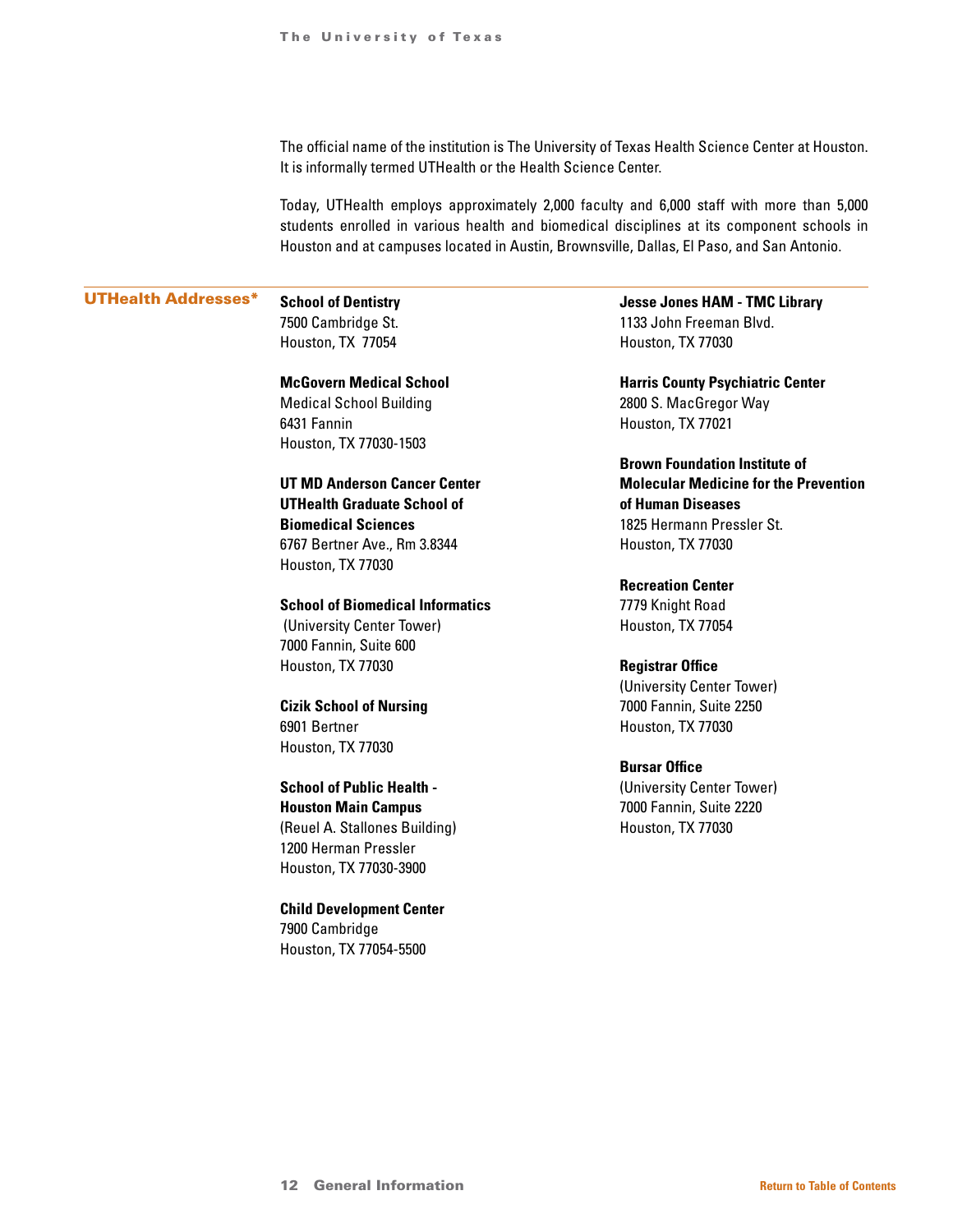The official name of the institution is The University of Texas Health Science Center at Houston. It is informally termed UTHealth or the Health Science Center.

Today, UTHealth employs approximately 2,000 faculty and 6,000 staff with more than 5,000 students enrolled in various health and biomedical disciplines at its component schools in Houston and at campuses located in Austin, Brownsville, Dallas, El Paso, and San Antonio.

## UTHealth Addresses*

**School of Dentistry**
7500 Cambridge St.
Houston, TX 77054

**McGovern Medical School**
Medical School Building
6431 Fannin
Houston, TX 77030-1503

**UT MD Anderson Cancer Center UTHealth Graduate School of Biomedical Sciences**
6767 Bertner Ave., Rm 3.8344
Houston, TX 77030

**School of Biomedical Informatics**
(University Center Tower)
7000 Fannin, Suite 600
Houston, TX 77030

**Cizik School of Nursing**
6901 Bertner
Houston, TX 77030

**School of Public Health - Houston Main Campus**
(Reuel A. Stallones Building)
1200 Herman Pressler
Houston, TX 77030-3900

**Child Development Center**
7900 Cambridge
Houston, TX 77054-5500

**Jesse Jones HAM - TMC Library**
1133 John Freeman Blvd.
Houston, TX 77030

**Harris County Psychiatric Center**
2800 S. MacGregor Way
Houston, TX 77021

**Brown Foundation Institute of Molecular Medicine for the Prevention of Human Diseases**
1825 Hermann Pressler St.
Houston, TX 77030

**Recreation Center**
7779 Knight Road
Houston, TX 77054

**Registrar Office**
(University Center Tower)
7000 Fannin, Suite 2250
Houston, TX 77030

**Bursar Office**
(University Center Tower)
7000 Fannin, Suite 2220
Houston, TX 77030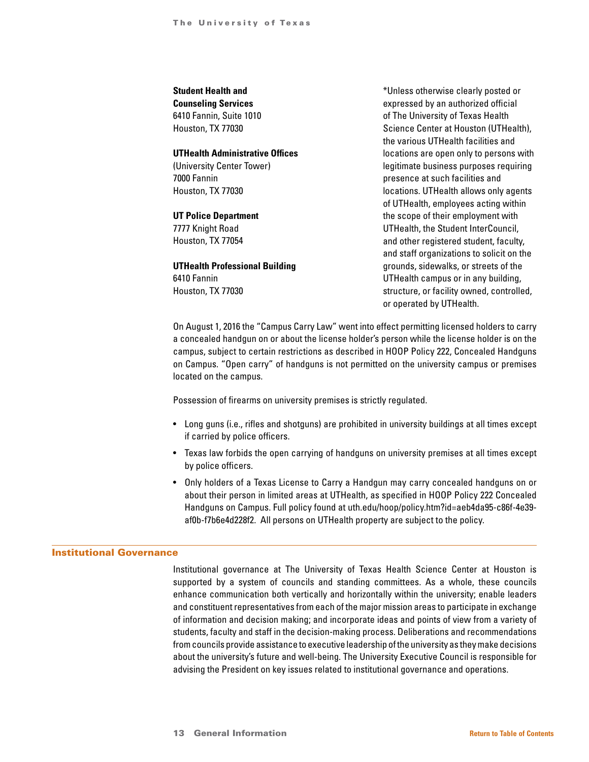**Student Health and Counseling Services**
6410 Fannin, Suite 1010
Houston, TX 77030

**UTHealth Administrative Offices**
(University Center Tower)
7000 Fannin
Houston, TX 77030

**UT Police Department**
7777 Knight Road
Houston, TX 77054

**UTHealth Professional Building**
6410 Fannin
Houston, TX 77030

*Unless otherwise clearly posted or expressed by an authorized official of The University of Texas Health Science Center at Houston (UTHealth), the various UTHealth facilities and locations are open only to persons with legitimate business purposes requiring presence at such facilities and locations. UTHealth allows only agents of UTHealth, employees acting within the scope of their employment with UTHealth, the Student InterCouncil, and other registered student, faculty, and staff organizations to solicit on the grounds, sidewalks, or streets of the UTHealth campus or in any building, structure, or facility owned, controlled, or operated by UTHealth.

On August 1, 2016 the "Campus Carry Law" went into effect permitting licensed holders to carry a concealed handgun on or about the license holder's person while the license holder is on the campus, subject to certain restrictions as described in HOOP Policy 222, Concealed Handguns on Campus. "Open carry" of handguns is not permitted on the university campus or premises located on the campus.

Possession of firearms on university premises is strictly regulated.

- Long guns (i.e., rifles and shotguns) are prohibited in university buildings at all times except if carried by police officers.
- Texas law forbids the open carrying of handguns on university premises at all times except by police officers.
- Only holders of a Texas License to Carry a Handgun may carry concealed handguns on or about their person in limited areas at UTHealth, as specified in HOOP Policy 222 Concealed Handguns on Campus. Full policy found at uth.edu/hoop/policy.htm?id=aeb4da95-c86f-4e39-af0b-f7b6e4d228f2. All persons on UTHealth property are subject to the policy.

## Institutional Governance

Institutional governance at The University of Texas Health Science Center at Houston is supported by a system of councils and standing committees. As a whole, these councils enhance communication both vertically and horizontally within the university; enable leaders and constituent representatives from each of the major mission areas to participate in exchange of information and decision making; and incorporate ideas and points of view from a variety of students, faculty and staff in the decision-making process. Deliberations and recommendations from councils provide assistance to executive leadership of the university as they make decisions about the university's future and well-being. The University Executive Council is responsible for advising the President on key issues related to institutional governance and operations.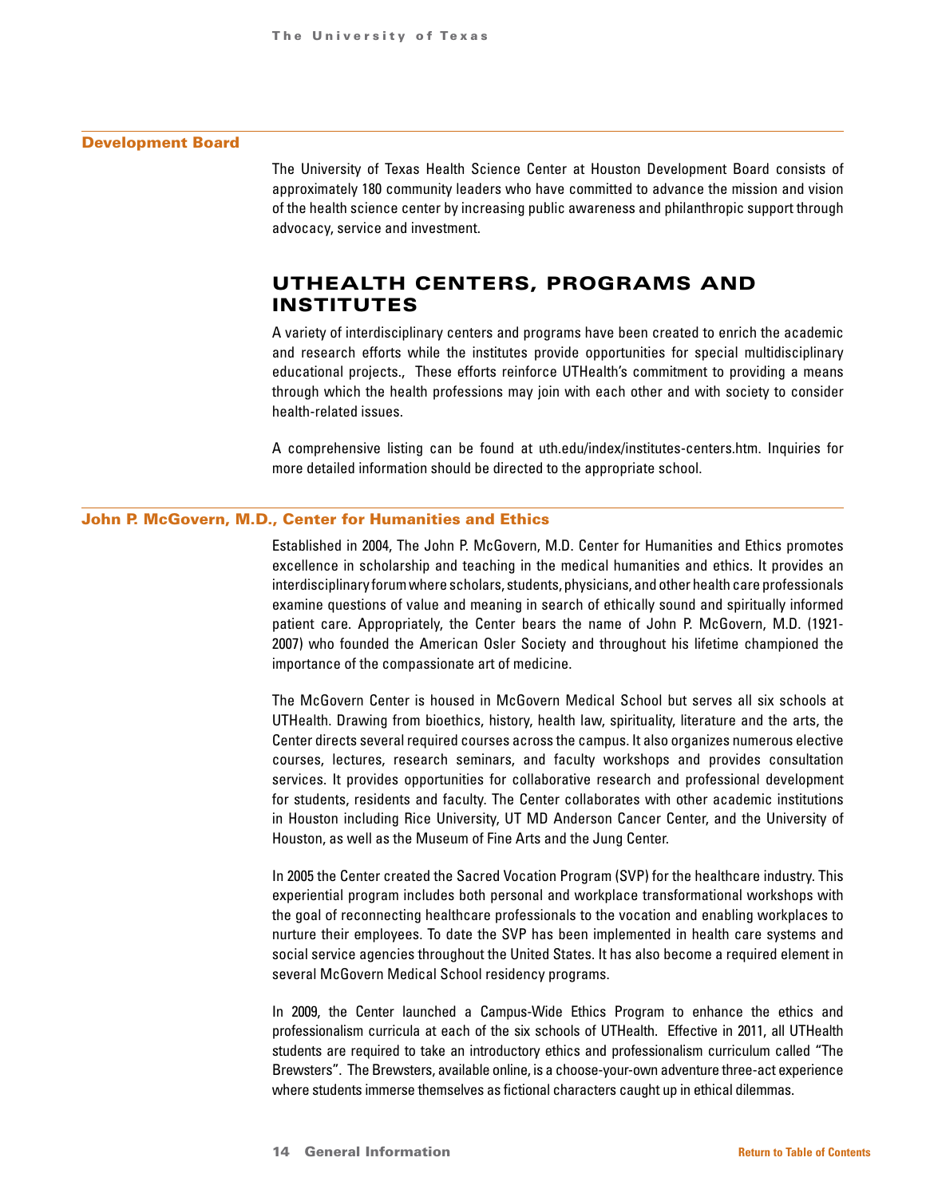### Development Board

The University of Texas Health Science Center at Houston Development Board consists of approximately 180 community leaders who have committed to advance the mission and vision of the health science center by increasing public awareness and philanthropic support through advocacy, service and investment.

## UTHEALTH CENTERS, PROGRAMS AND INSTITUTES

A variety of interdisciplinary centers and programs have been created to enrich the academic and research efforts while the institutes provide opportunities for special multidisciplinary educational projects., These efforts reinforce UTHealth's commitment to providing a means through which the health professions may join with each other and with society to consider health-related issues.

A comprehensive listing can be found at uth.edu/index/institutes-centers.htm. Inquiries for more detailed information should be directed to the appropriate school.

### John P. McGovern, M.D., Center for Humanities and Ethics

Established in 2004, The John P. McGovern, M.D. Center for Humanities and Ethics promotes excellence in scholarship and teaching in the medical humanities and ethics. It provides an interdisciplinary forum where scholars, students, physicians, and other health care professionals examine questions of value and meaning in search of ethically sound and spiritually informed patient care. Appropriately, the Center bears the name of John P. McGovern, M.D. (1921-2007) who founded the American Osler Society and throughout his lifetime championed the importance of the compassionate art of medicine.

The McGovern Center is housed in McGovern Medical School but serves all six schools at UTHealth. Drawing from bioethics, history, health law, spirituality, literature and the arts, the Center directs several required courses across the campus. It also organizes numerous elective courses, lectures, research seminars, and faculty workshops and provides consultation services. It provides opportunities for collaborative research and professional development for students, residents and faculty. The Center collaborates with other academic institutions in Houston including Rice University, UT MD Anderson Cancer Center, and the University of Houston, as well as the Museum of Fine Arts and the Jung Center.

In 2005 the Center created the Sacred Vocation Program (SVP) for the healthcare industry. This experiential program includes both personal and workplace transformational workshops with the goal of reconnecting healthcare professionals to the vocation and enabling workplaces to nurture their employees. To date the SVP has been implemented in health care systems and social service agencies throughout the United States. It has also become a required element in several McGovern Medical School residency programs.

In 2009, the Center launched a Campus-Wide Ethics Program to enhance the ethics and professionalism curricula at each of the six schools of UTHealth. Effective in 2011, all UTHealth students are required to take an introductory ethics and professionalism curriculum called "The Brewsters". The Brewsters, available online, is a choose-your-own adventure three-act experience where students immerse themselves as fictional characters caught up in ethical dilemmas.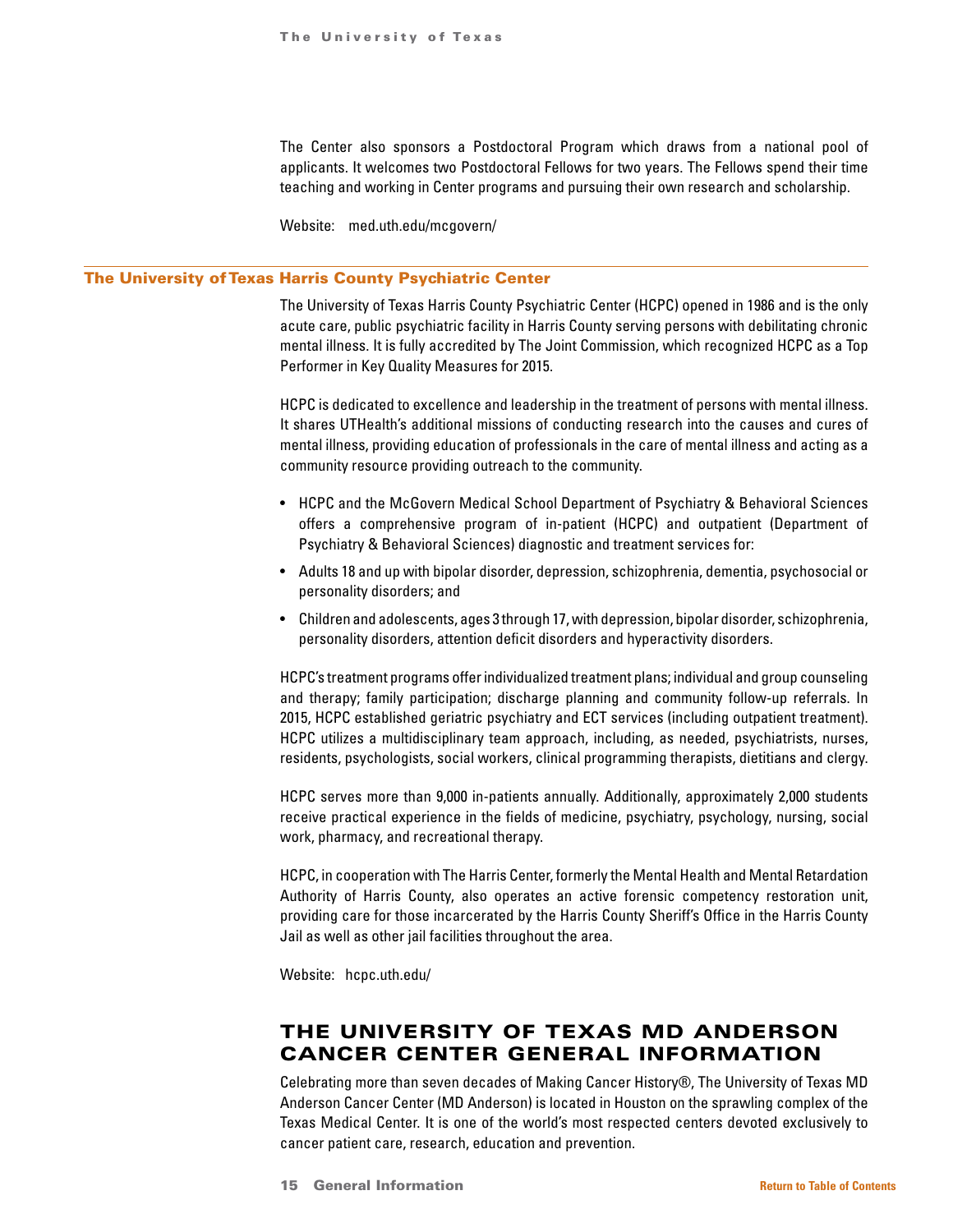The Center also sponsors a Postdoctoral Program which draws from a national pool of applicants. It welcomes two Postdoctoral Fellows for two years. The Fellows spend their time teaching and working in Center programs and pursuing their own research and scholarship.

Website: med.uth.edu/mcgovern/

### The University of Texas Harris County Psychiatric Center

The University of Texas Harris County Psychiatric Center (HCPC) opened in 1986 and is the only acute care, public psychiatric facility in Harris County serving persons with debilitating chronic mental illness. It is fully accredited by The Joint Commission, which recognized HCPC as a Top Performer in Key Quality Measures for 2015.

HCPC is dedicated to excellence and leadership in the treatment of persons with mental illness. It shares UTHealth's additional missions of conducting research into the causes and cures of mental illness, providing education of professionals in the care of mental illness and acting as a community resource providing outreach to the community.

- HCPC and the McGovern Medical School Department of Psychiatry & Behavioral Sciences offers a comprehensive program of in-patient (HCPC) and outpatient (Department of Psychiatry & Behavioral Sciences) diagnostic and treatment services for:
- Adults 18 and up with bipolar disorder, depression, schizophrenia, dementia, psychosocial or personality disorders; and
- Children and adolescents, ages 3 through 17, with depression, bipolar disorder, schizophrenia, personality disorders, attention deficit disorders and hyperactivity disorders.

HCPC's treatment programs offer individualized treatment plans; individual and group counseling and therapy; family participation; discharge planning and community follow-up referrals. In 2015, HCPC established geriatric psychiatry and ECT services (including outpatient treatment). HCPC utilizes a multidisciplinary team approach, including, as needed, psychiatrists, nurses, residents, psychologists, social workers, clinical programming therapists, dietitians and clergy.

HCPC serves more than 9,000 in-patients annually. Additionally, approximately 2,000 students receive practical experience in the fields of medicine, psychiatry, psychology, nursing, social work, pharmacy, and recreational therapy.

HCPC, in cooperation with The Harris Center, formerly the Mental Health and Mental Retardation Authority of Harris County, also operates an active forensic competency restoration unit, providing care for those incarcerated by the Harris County Sheriff's Office in the Harris County Jail as well as other jail facilities throughout the area.

Website: hcpc.uth.edu/

## THE UNIVERSITY OF TEXAS MD ANDERSON CANCER CENTER GENERAL INFORMATION

Celebrating more than seven decades of Making Cancer History®, The University of Texas MD Anderson Cancer Center (MD Anderson) is located in Houston on the sprawling complex of the Texas Medical Center. It is one of the world's most respected centers devoted exclusively to cancer patient care, research, education and prevention.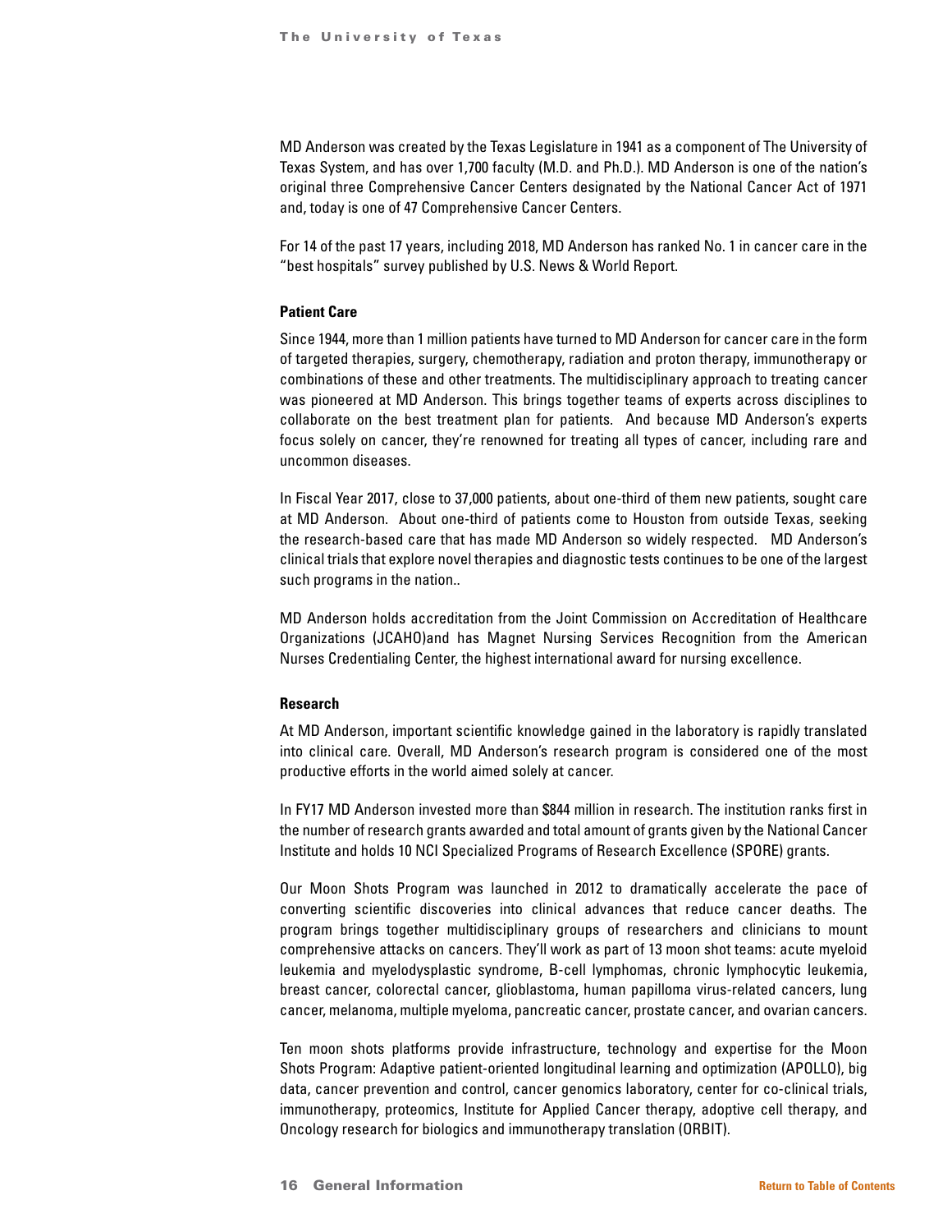MD Anderson was created by the Texas Legislature in 1941 as a component of The University of Texas System, and has over 1,700 faculty (M.D. and Ph.D.). MD Anderson is one of the nation's original three Comprehensive Cancer Centers designated by the National Cancer Act of 1971 and, today is one of 47 Comprehensive Cancer Centers.

For 14 of the past 17 years, including 2018, MD Anderson has ranked No. 1 in cancer care in the "best hospitals" survey published by U.S. News & World Report.

**Patient Care**

Since 1944, more than 1 million patients have turned to MD Anderson for cancer care in the form of targeted therapies, surgery, chemotherapy, radiation and proton therapy, immunotherapy or combinations of these and other treatments. The multidisciplinary approach to treating cancer was pioneered at MD Anderson. This brings together teams of experts across disciplines to collaborate on the best treatment plan for patients. And because MD Anderson's experts focus solely on cancer, they're renowned for treating all types of cancer, including rare and uncommon diseases.

In Fiscal Year 2017, close to 37,000 patients, about one-third of them new patients, sought care at MD Anderson. About one-third of patients come to Houston from outside Texas, seeking the research-based care that has made MD Anderson so widely respected. MD Anderson's clinical trials that explore novel therapies and diagnostic tests continues to be one of the largest such programs in the nation..

MD Anderson holds accreditation from the Joint Commission on Accreditation of Healthcare Organizations (JCAHO)and has Magnet Nursing Services Recognition from the American Nurses Credentialing Center, the highest international award for nursing excellence.

**Research**

At MD Anderson, important scientific knowledge gained in the laboratory is rapidly translated into clinical care. Overall, MD Anderson's research program is considered one of the most productive efforts in the world aimed solely at cancer.

In FY17 MD Anderson invested more than $844 million in research. The institution ranks first in the number of research grants awarded and total amount of grants given by the National Cancer Institute and holds 10 NCI Specialized Programs of Research Excellence (SPORE) grants.

Our Moon Shots Program was launched in 2012 to dramatically accelerate the pace of converting scientific discoveries into clinical advances that reduce cancer deaths. The program brings together multidisciplinary groups of researchers and clinicians to mount comprehensive attacks on cancers. They'll work as part of 13 moon shot teams: acute myeloid leukemia and myelodysplastic syndrome, B-cell lymphomas, chronic lymphocytic leukemia, breast cancer, colorectal cancer, glioblastoma, human papilloma virus-related cancers, lung cancer, melanoma, multiple myeloma, pancreatic cancer, prostate cancer, and ovarian cancers.

Ten moon shots platforms provide infrastructure, technology and expertise for the Moon Shots Program: Adaptive patient-oriented longitudinal learning and optimization (APOLLO), big data, cancer prevention and control, cancer genomics laboratory, center for co-clinical trials, immunotherapy, proteomics, Institute for Applied Cancer therapy, adoptive cell therapy, and Oncology research for biologics and immunotherapy translation (ORBIT).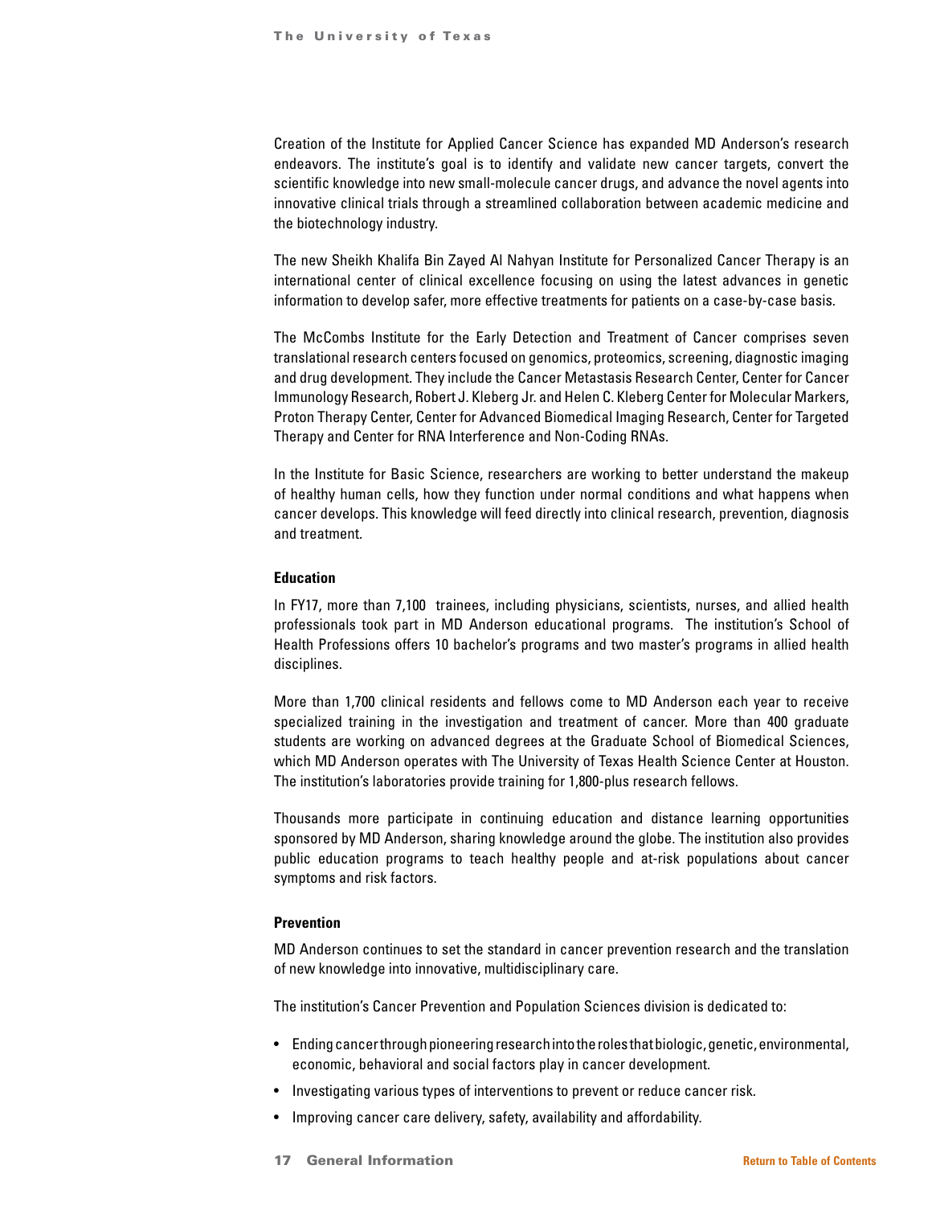Creation of the Institute for Applied Cancer Science has expanded MD Anderson's research endeavors. The institute's goal is to identify and validate new cancer targets, convert the scientific knowledge into new small-molecule cancer drugs, and advance the novel agents into innovative clinical trials through a streamlined collaboration between academic medicine and the biotechnology industry.

The new Sheikh Khalifa Bin Zayed Al Nahyan Institute for Personalized Cancer Therapy is an international center of clinical excellence focusing on using the latest advances in genetic information to develop safer, more effective treatments for patients on a case-by-case basis.

The McCombs Institute for the Early Detection and Treatment of Cancer comprises seven translational research centers focused on genomics, proteomics, screening, diagnostic imaging and drug development. They include the Cancer Metastasis Research Center, Center for Cancer Immunology Research, Robert J. Kleberg Jr. and Helen C. Kleberg Center for Molecular Markers, Proton Therapy Center, Center for Advanced Biomedical Imaging Research, Center for Targeted Therapy and Center for RNA Interference and Non-Coding RNAs.

In the Institute for Basic Science, researchers are working to better understand the makeup of healthy human cells, how they function under normal conditions and what happens when cancer develops. This knowledge will feed directly into clinical research, prevention, diagnosis and treatment.

**Education**

In FY17, more than 7,100 trainees, including physicians, scientists, nurses, and allied health professionals took part in MD Anderson educational programs. The institution's School of Health Professions offers 10 bachelor's programs and two master's programs in allied health disciplines.

More than 1,700 clinical residents and fellows come to MD Anderson each year to receive specialized training in the investigation and treatment of cancer. More than 400 graduate students are working on advanced degrees at the Graduate School of Biomedical Sciences, which MD Anderson operates with The University of Texas Health Science Center at Houston. The institution's laboratories provide training for 1,800-plus research fellows.

Thousands more participate in continuing education and distance learning opportunities sponsored by MD Anderson, sharing knowledge around the globe. The institution also provides public education programs to teach healthy people and at-risk populations about cancer symptoms and risk factors.

**Prevention**

MD Anderson continues to set the standard in cancer prevention research and the translation of new knowledge into innovative, multidisciplinary care.

The institution's Cancer Prevention and Population Sciences division is dedicated to:

- Ending cancer through pioneering research into the roles that biologic, genetic, environmental, economic, behavioral and social factors play in cancer development.
- Investigating various types of interventions to prevent or reduce cancer risk.
- Improving cancer care delivery, safety, availability and affordability.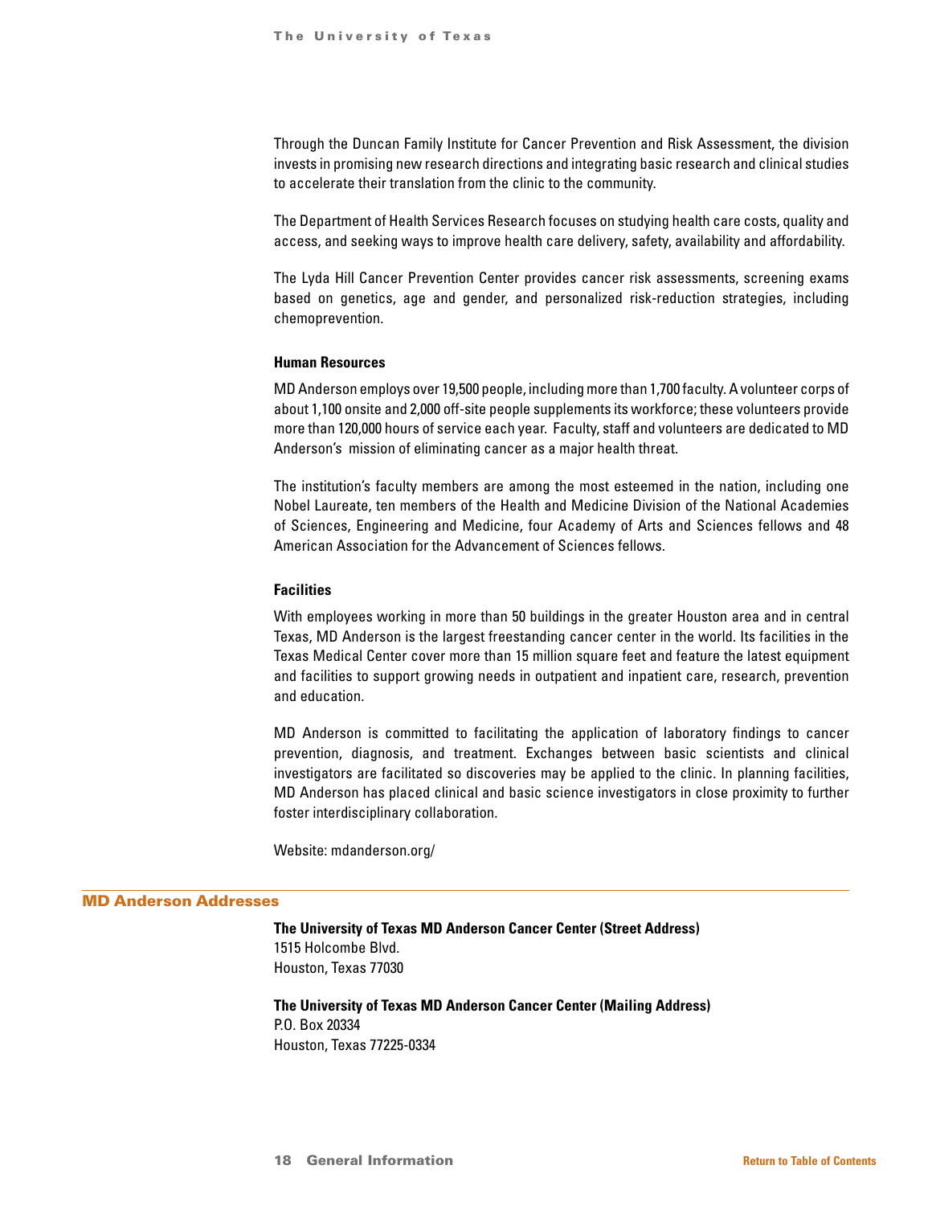Through the Duncan Family Institute for Cancer Prevention and Risk Assessment, the division invests in promising new research directions and integrating basic research and clinical studies to accelerate their translation from the clinic to the community.

The Department of Health Services Research focuses on studying health care costs, quality and access, and seeking ways to improve health care delivery, safety, availability and affordability.

The Lyda Hill Cancer Prevention Center provides cancer risk assessments, screening exams based on genetics, age and gender, and personalized risk-reduction strategies, including chemoprevention.

**Human Resources**

MD Anderson employs over 19,500 people, including more than 1,700 faculty. A volunteer corps of about 1,100 onsite and 2,000 off-site people supplements its workforce; these volunteers provide more than 120,000 hours of service each year. Faculty, staff and volunteers are dedicated to MD Anderson's mission of eliminating cancer as a major health threat.

The institution's faculty members are among the most esteemed in the nation, including one Nobel Laureate, ten members of the Health and Medicine Division of the National Academies of Sciences, Engineering and Medicine, four Academy of Arts and Sciences fellows and 48 American Association for the Advancement of Sciences fellows.

**Facilities**

With employees working in more than 50 buildings in the greater Houston area and in central Texas, MD Anderson is the largest freestanding cancer center in the world. Its facilities in the Texas Medical Center cover more than 15 million square feet and feature the latest equipment and facilities to support growing needs in outpatient and inpatient care, research, prevention and education.

MD Anderson is committed to facilitating the application of laboratory findings to cancer prevention, diagnosis, and treatment. Exchanges between basic scientists and clinical investigators are facilitated so discoveries may be applied to the clinic. In planning facilities, MD Anderson has placed clinical and basic science investigators in close proximity to further foster interdisciplinary collaboration.

Website: mdanderson.org/

## MD Anderson Addresses

**The University of Texas MD Anderson Cancer Center (Street Address)**
1515 Holcombe Blvd.
Houston, Texas 77030

**The University of Texas MD Anderson Cancer Center (Mailing Address)**
P.O. Box 20334
Houston, Texas 77225-0334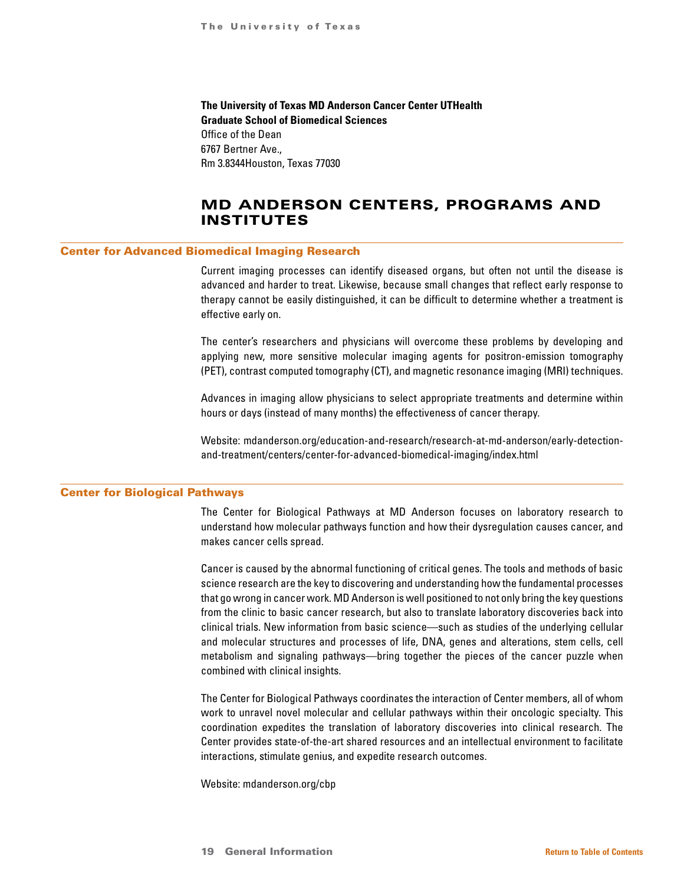**The University of Texas MD Anderson Cancer Center UTHealth Graduate School of Biomedical Sciences**
Office of the Dean
6767 Bertner Ave.,
Rm 3.8344Houston, Texas 77030

# MD ANDERSON CENTERS, PROGRAMS AND INSTITUTES

## Center for Advanced Biomedical Imaging Research

Current imaging processes can identify diseased organs, but often not until the disease is advanced and harder to treat. Likewise, because small changes that reflect early response to therapy cannot be easily distinguished, it can be difficult to determine whether a treatment is effective early on.

The center's researchers and physicians will overcome these problems by developing and applying new, more sensitive molecular imaging agents for positron-emission tomography (PET), contrast computed tomography (CT), and magnetic resonance imaging (MRI) techniques.

Advances in imaging allow physicians to select appropriate treatments and determine within hours or days (instead of many months) the effectiveness of cancer therapy.

Website: mdanderson.org/education-and-research/research-at-md-anderson/early-detection-and-treatment/centers/center-for-advanced-biomedical-imaging/index.html

## Center for Biological Pathways

The Center for Biological Pathways at MD Anderson focuses on laboratory research to understand how molecular pathways function and how their dysregulation causes cancer, and makes cancer cells spread.

Cancer is caused by the abnormal functioning of critical genes. The tools and methods of basic science research are the key to discovering and understanding how the fundamental processes that go wrong in cancer work. MD Anderson is well positioned to not only bring the key questions from the clinic to basic cancer research, but also to translate laboratory discoveries back into clinical trials. New information from basic science—such as studies of the underlying cellular and molecular structures and processes of life, DNA, genes and alterations, stem cells, cell metabolism and signaling pathways—bring together the pieces of the cancer puzzle when combined with clinical insights.

The Center for Biological Pathways coordinates the interaction of Center members, all of whom work to unravel novel molecular and cellular pathways within their oncologic specialty. This coordination expedites the translation of laboratory discoveries into clinical research. The Center provides state-of-the-art shared resources and an intellectual environment to facilitate interactions, stimulate genius, and expedite research outcomes.

Website: mdanderson.org/cbp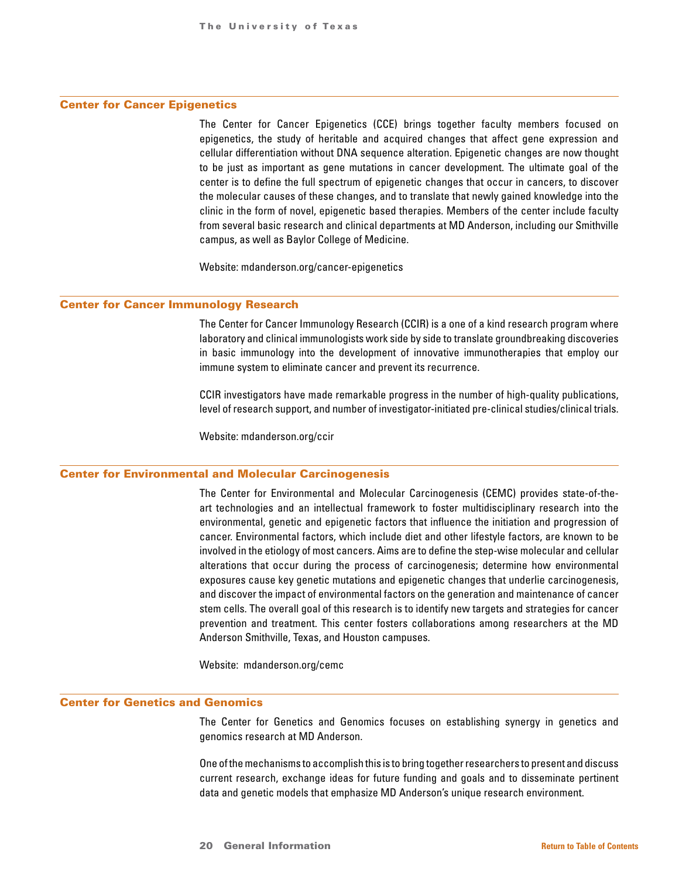## Center for Cancer Epigenetics

The Center for Cancer Epigenetics (CCE) brings together faculty members focused on epigenetics, the study of heritable and acquired changes that affect gene expression and cellular differentiation without DNA sequence alteration. Epigenetic changes are now thought to be just as important as gene mutations in cancer development. The ultimate goal of the center is to define the full spectrum of epigenetic changes that occur in cancers, to discover the molecular causes of these changes, and to translate that newly gained knowledge into the clinic in the form of novel, epigenetic based therapies. Members of the center include faculty from several basic research and clinical departments at MD Anderson, including our Smithville campus, as well as Baylor College of Medicine.

Website: mdanderson.org/cancer-epigenetics

## Center for Cancer Immunology Research

The Center for Cancer Immunology Research (CCIR) is a one of a kind research program where laboratory and clinical immunologists work side by side to translate groundbreaking discoveries in basic immunology into the development of innovative immunotherapies that employ our immune system to eliminate cancer and prevent its recurrence.

CCIR investigators have made remarkable progress in the number of high-quality publications, level of research support, and number of investigator-initiated pre-clinical studies/clinical trials.

Website: mdanderson.org/ccir

## Center for Environmental and Molecular Carcinogenesis

The Center for Environmental and Molecular Carcinogenesis (CEMC) provides state-of-the-art technologies and an intellectual framework to foster multidisciplinary research into the environmental, genetic and epigenetic factors that influence the initiation and progression of cancer. Environmental factors, which include diet and other lifestyle factors, are known to be involved in the etiology of most cancers. Aims are to define the step-wise molecular and cellular alterations that occur during the process of carcinogenesis; determine how environmental exposures cause key genetic mutations and epigenetic changes that underlie carcinogenesis, and discover the impact of environmental factors on the generation and maintenance of cancer stem cells. The overall goal of this research is to identify new targets and strategies for cancer prevention and treatment. This center fosters collaborations among researchers at the MD Anderson Smithville, Texas, and Houston campuses.

Website: mdanderson.org/cemc

## Center for Genetics and Genomics

The Center for Genetics and Genomics focuses on establishing synergy in genetics and genomics research at MD Anderson.

One of the mechanisms to accomplish this is to bring together researchers to present and discuss current research, exchange ideas for future funding and goals and to disseminate pertinent data and genetic models that emphasize MD Anderson's unique research environment.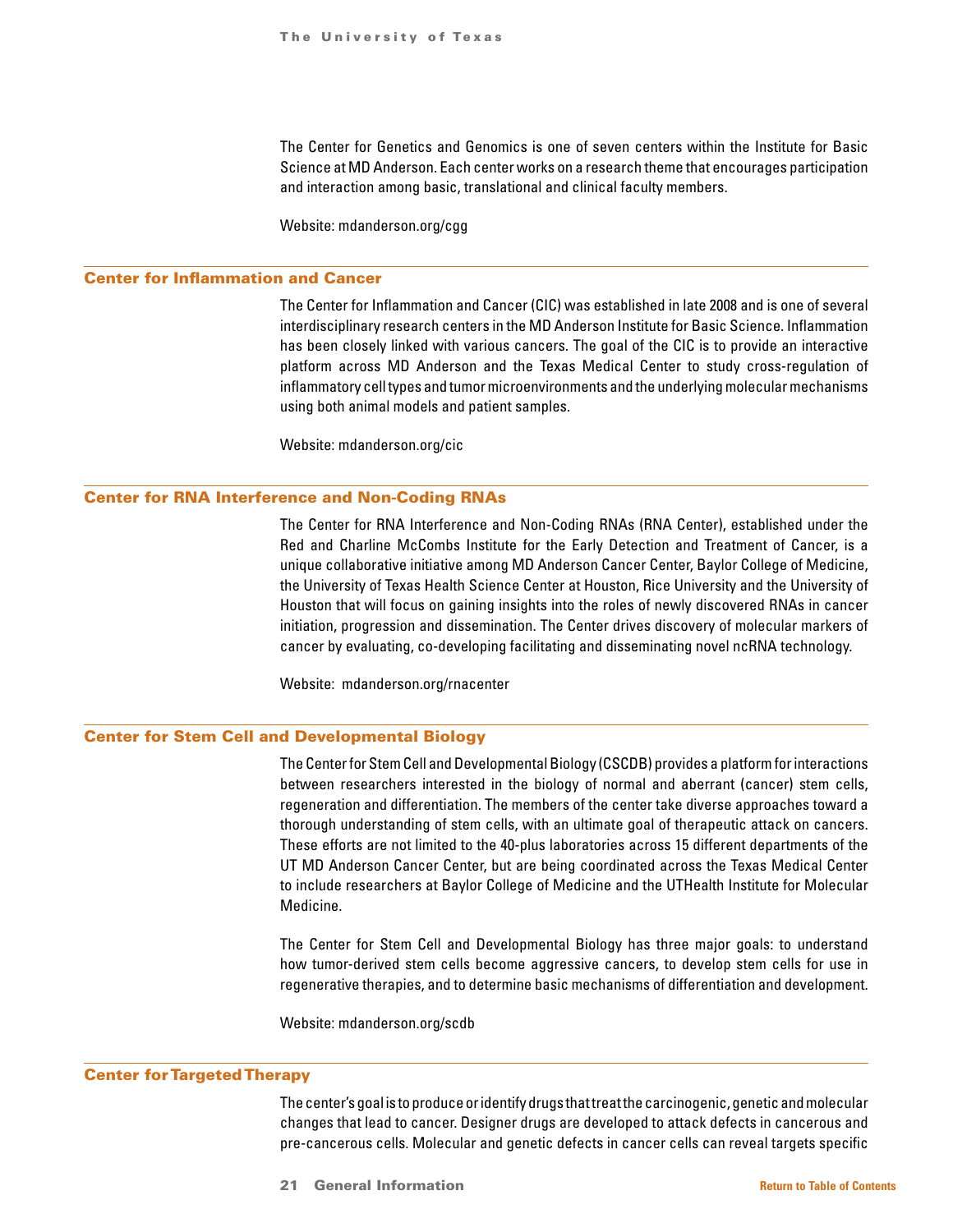The Center for Genetics and Genomics is one of seven centers within the Institute for Basic Science at MD Anderson. Each center works on a research theme that encourages participation and interaction among basic, translational and clinical faculty members.

Website: mdanderson.org/cgg

## Center for Inflammation and Cancer

The Center for Inflammation and Cancer (CIC) was established in late 2008 and is one of several interdisciplinary research centers in the MD Anderson Institute for Basic Science. Inflammation has been closely linked with various cancers. The goal of the CIC is to provide an interactive platform across MD Anderson and the Texas Medical Center to study cross-regulation of inflammatory cell types and tumor microenvironments and the underlying molecular mechanisms using both animal models and patient samples.

Website: mdanderson.org/cic

## Center for RNA Interference and Non-Coding RNAs

The Center for RNA Interference and Non-Coding RNAs (RNA Center), established under the Red and Charline McCombs Institute for the Early Detection and Treatment of Cancer, is a unique collaborative initiative among MD Anderson Cancer Center, Baylor College of Medicine, the University of Texas Health Science Center at Houston, Rice University and the University of Houston that will focus on gaining insights into the roles of newly discovered RNAs in cancer initiation, progression and dissemination. The Center drives discovery of molecular markers of cancer by evaluating, co-developing facilitating and disseminating novel ncRNA technology.

Website: mdanderson.org/rnacenter

## Center for Stem Cell and Developmental Biology

The Center for Stem Cell and Developmental Biology (CSCDB) provides a platform for interactions between researchers interested in the biology of normal and aberrant (cancer) stem cells, regeneration and differentiation. The members of the center take diverse approaches toward a thorough understanding of stem cells, with an ultimate goal of therapeutic attack on cancers. These efforts are not limited to the 40-plus laboratories across 15 different departments of the UT MD Anderson Cancer Center, but are being coordinated across the Texas Medical Center to include researchers at Baylor College of Medicine and the UTHealth Institute for Molecular Medicine.

The Center for Stem Cell and Developmental Biology has three major goals: to understand how tumor-derived stem cells become aggressive cancers, to develop stem cells for use in regenerative therapies, and to determine basic mechanisms of differentiation and development.

Website: mdanderson.org/scdb

## Center for Targeted Therapy

The center's goal is to produce or identify drugs that treat the carcinogenic, genetic and molecular changes that lead to cancer. Designer drugs are developed to attack defects in cancerous and pre-cancerous cells. Molecular and genetic defects in cancer cells can reveal targets specific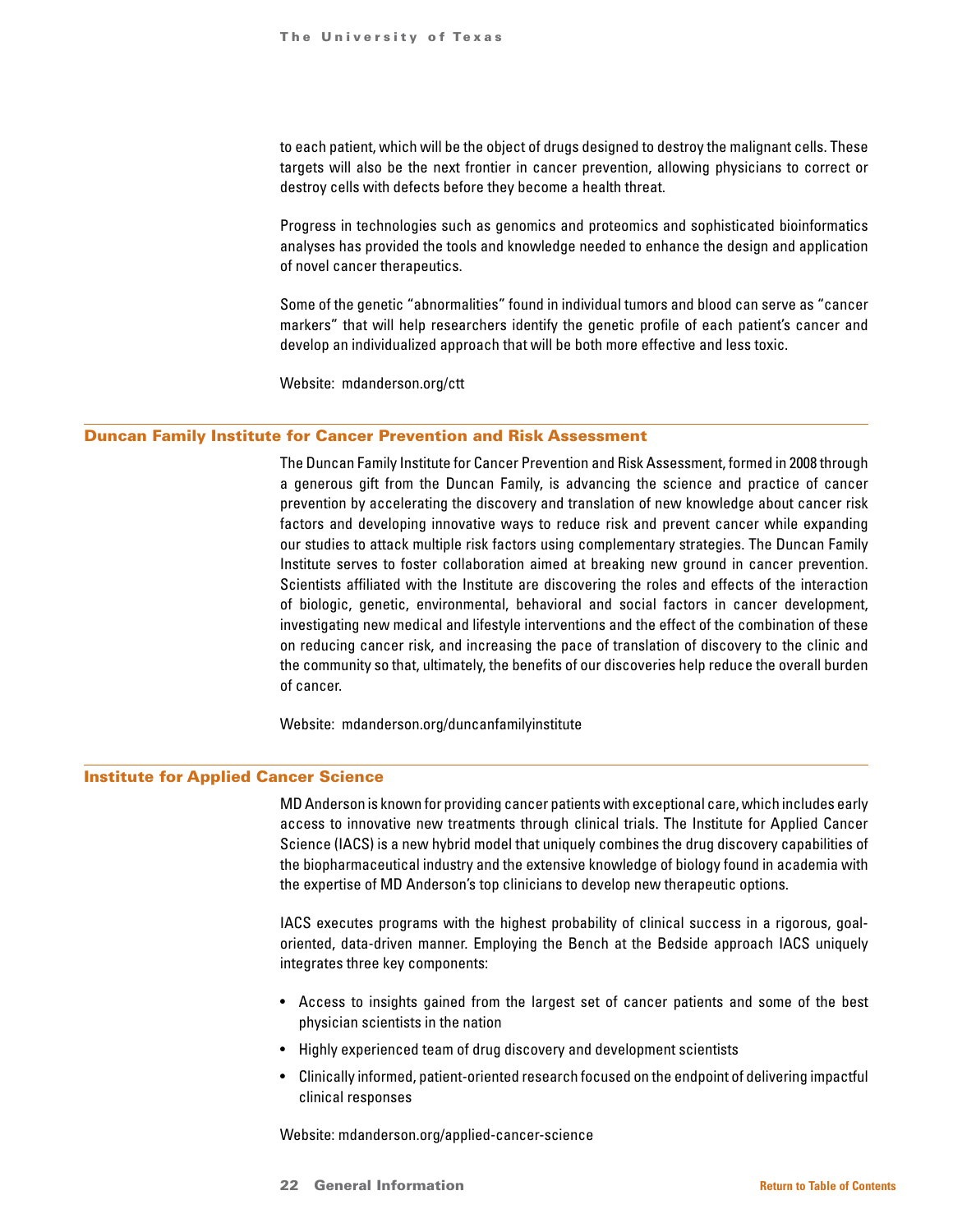to each patient, which will be the object of drugs designed to destroy the malignant cells. These targets will also be the next frontier in cancer prevention, allowing physicians to correct or destroy cells with defects before they become a health threat.

Progress in technologies such as genomics and proteomics and sophisticated bioinformatics analyses has provided the tools and knowledge needed to enhance the design and application of novel cancer therapeutics.

Some of the genetic "abnormalities" found in individual tumors and blood can serve as "cancer markers" that will help researchers identify the genetic profile of each patient's cancer and develop an individualized approach that will be both more effective and less toxic.

Website: mdanderson.org/ctt

## Duncan Family Institute for Cancer Prevention and Risk Assessment

The Duncan Family Institute for Cancer Prevention and Risk Assessment, formed in 2008 through a generous gift from the Duncan Family, is advancing the science and practice of cancer prevention by accelerating the discovery and translation of new knowledge about cancer risk factors and developing innovative ways to reduce risk and prevent cancer while expanding our studies to attack multiple risk factors using complementary strategies. The Duncan Family Institute serves to foster collaboration aimed at breaking new ground in cancer prevention. Scientists affiliated with the Institute are discovering the roles and effects of the interaction of biologic, genetic, environmental, behavioral and social factors in cancer development, investigating new medical and lifestyle interventions and the effect of the combination of these on reducing cancer risk, and increasing the pace of translation of discovery to the clinic and the community so that, ultimately, the benefits of our discoveries help reduce the overall burden of cancer.

Website: mdanderson.org/duncanfamilyinstitute

## Institute for Applied Cancer Science

MD Anderson is known for providing cancer patients with exceptional care, which includes early access to innovative new treatments through clinical trials. The Institute for Applied Cancer Science (IACS) is a new hybrid model that uniquely combines the drug discovery capabilities of the biopharmaceutical industry and the extensive knowledge of biology found in academia with the expertise of MD Anderson's top clinicians to develop new therapeutic options.

IACS executes programs with the highest probability of clinical success in a rigorous, goal-oriented, data-driven manner. Employing the Bench at the Bedside approach IACS uniquely integrates three key components:

- Access to insights gained from the largest set of cancer patients and some of the best physician scientists in the nation
- Highly experienced team of drug discovery and development scientists
- Clinically informed, patient-oriented research focused on the endpoint of delivering impactful clinical responses

Website: mdanderson.org/applied-cancer-science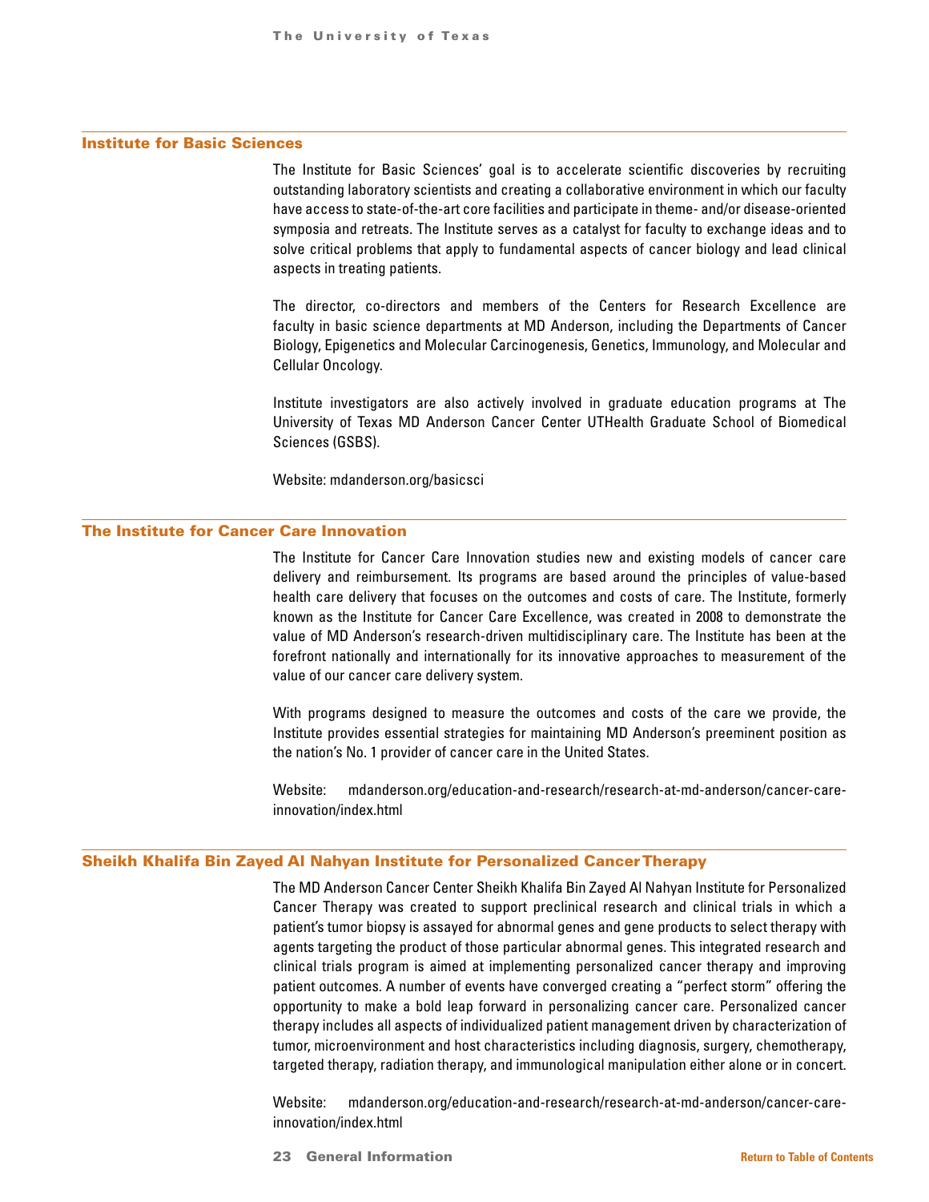## Institute for Basic Sciences

The Institute for Basic Sciences' goal is to accelerate scientific discoveries by recruiting outstanding laboratory scientists and creating a collaborative environment in which our faculty have access to state-of-the-art core facilities and participate in theme- and/or disease-oriented symposia and retreats. The Institute serves as a catalyst for faculty to exchange ideas and to solve critical problems that apply to fundamental aspects of cancer biology and lead clinical aspects in treating patients.

The director, co-directors and members of the Centers for Research Excellence are faculty in basic science departments at MD Anderson, including the Departments of Cancer Biology, Epigenetics and Molecular Carcinogenesis, Genetics, Immunology, and Molecular and Cellular Oncology.

Institute investigators are also actively involved in graduate education programs at The University of Texas MD Anderson Cancer Center UTHealth Graduate School of Biomedical Sciences (GSBS).

Website: mdanderson.org/basicsci

## The Institute for Cancer Care Innovation

The Institute for Cancer Care Innovation studies new and existing models of cancer care delivery and reimbursement. Its programs are based around the principles of value-based health care delivery that focuses on the outcomes and costs of care. The Institute, formerly known as the Institute for Cancer Care Excellence, was created in 2008 to demonstrate the value of MD Anderson's research-driven multidisciplinary care. The Institute has been at the forefront nationally and internationally for its innovative approaches to measurement of the value of our cancer care delivery system.

With programs designed to measure the outcomes and costs of the care we provide, the Institute provides essential strategies for maintaining MD Anderson's preeminent position as the nation's No. 1 provider of cancer care in the United States.

Website: mdanderson.org/education-and-research/research-at-md-anderson/cancer-care-innovation/index.html

## Sheikh Khalifa Bin Zayed Al Nahyan Institute for Personalized Cancer Therapy

The MD Anderson Cancer Center Sheikh Khalifa Bin Zayed Al Nahyan Institute for Personalized Cancer Therapy was created to support preclinical research and clinical trials in which a patient's tumor biopsy is assayed for abnormal genes and gene products to select therapy with agents targeting the product of those particular abnormal genes. This integrated research and clinical trials program is aimed at implementing personalized cancer therapy and improving patient outcomes. A number of events have converged creating a "perfect storm" offering the opportunity to make a bold leap forward in personalizing cancer care. Personalized cancer therapy includes all aspects of individualized patient management driven by characterization of tumor, microenvironment and host characteristics including diagnosis, surgery, chemotherapy, targeted therapy, radiation therapy, and immunological manipulation either alone or in concert.

Website: mdanderson.org/education-and-research/research-at-md-anderson/cancer-care-innovation/index.html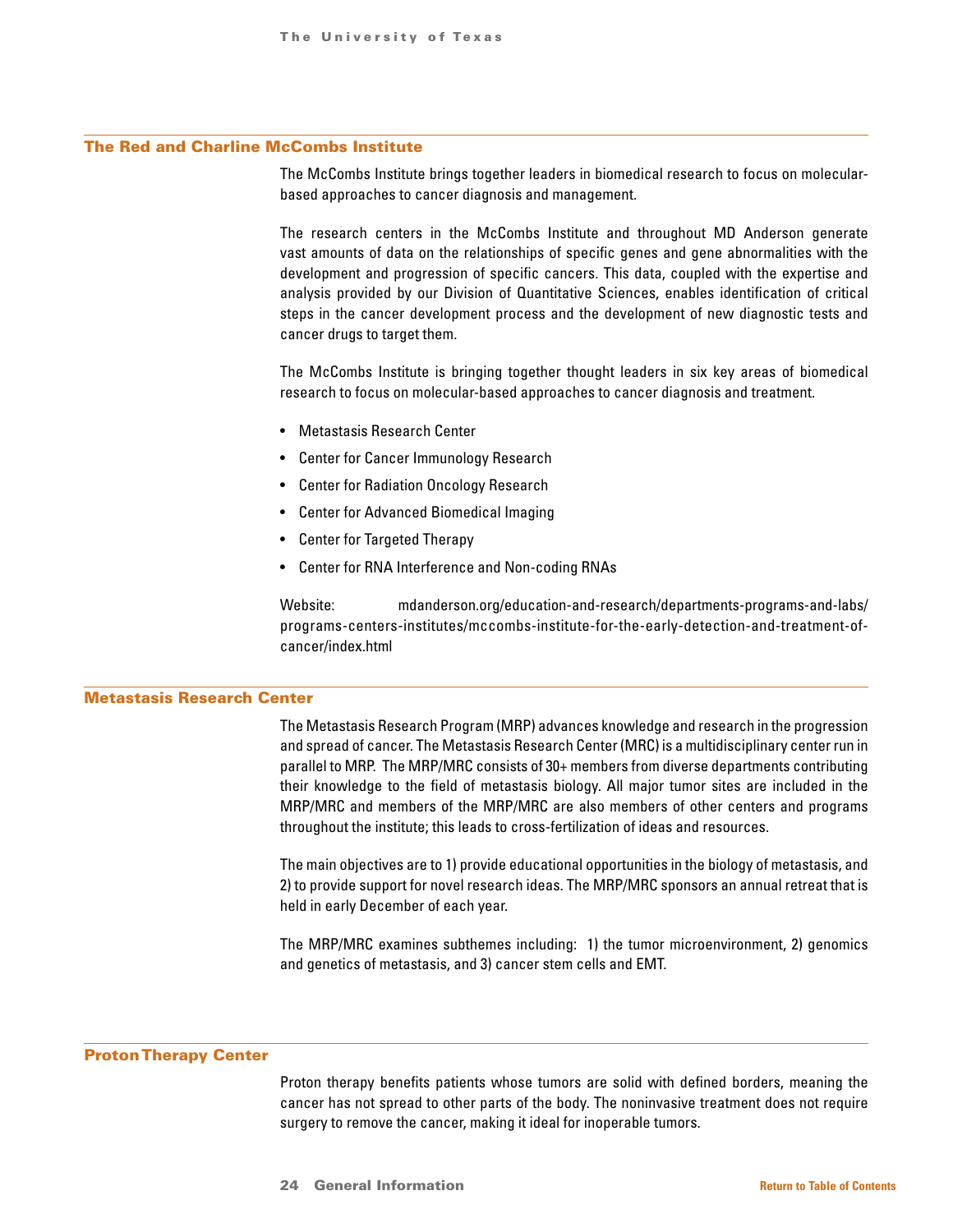## The Red and Charline McCombs Institute

The McCombs Institute brings together leaders in biomedical research to focus on molecular-based approaches to cancer diagnosis and management.

The research centers in the McCombs Institute and throughout MD Anderson generate vast amounts of data on the relationships of specific genes and gene abnormalities with the development and progression of specific cancers. This data, coupled with the expertise and analysis provided by our Division of Quantitative Sciences, enables identification of critical steps in the cancer development process and the development of new diagnostic tests and cancer drugs to target them.

The McCombs Institute is bringing together thought leaders in six key areas of biomedical research to focus on molecular-based approaches to cancer diagnosis and treatment.

- Metastasis Research Center
- Center for Cancer Immunology Research
- Center for Radiation Oncology Research
- Center for Advanced Biomedical Imaging
- Center for Targeted Therapy
- Center for RNA Interference and Non-coding RNAs

Website: mdanderson.org/education-and-research/departments-programs-and-labs/programs-centers-institutes/mccombs-institute-for-the-early-detection-and-treatment-of-cancer/index.html

## Metastasis Research Center

The Metastasis Research Program (MRP) advances knowledge and research in the progression and spread of cancer. The Metastasis Research Center (MRC) is a multidisciplinary center run in parallel to MRP. The MRP/MRC consists of 30+ members from diverse departments contributing their knowledge to the field of metastasis biology. All major tumor sites are included in the MRP/MRC and members of the MRP/MRC are also members of other centers and programs throughout the institute; this leads to cross-fertilization of ideas and resources.

The main objectives are to 1) provide educational opportunities in the biology of metastasis, and 2) to provide support for novel research ideas. The MRP/MRC sponsors an annual retreat that is held in early December of each year.

The MRP/MRC examines subthemes including: 1) the tumor microenvironment, 2) genomics and genetics of metastasis, and 3) cancer stem cells and EMT.

## Proton Therapy Center

Proton therapy benefits patients whose tumors are solid with defined borders, meaning the cancer has not spread to other parts of the body. The noninvasive treatment does not require surgery to remove the cancer, making it ideal for inoperable tumors.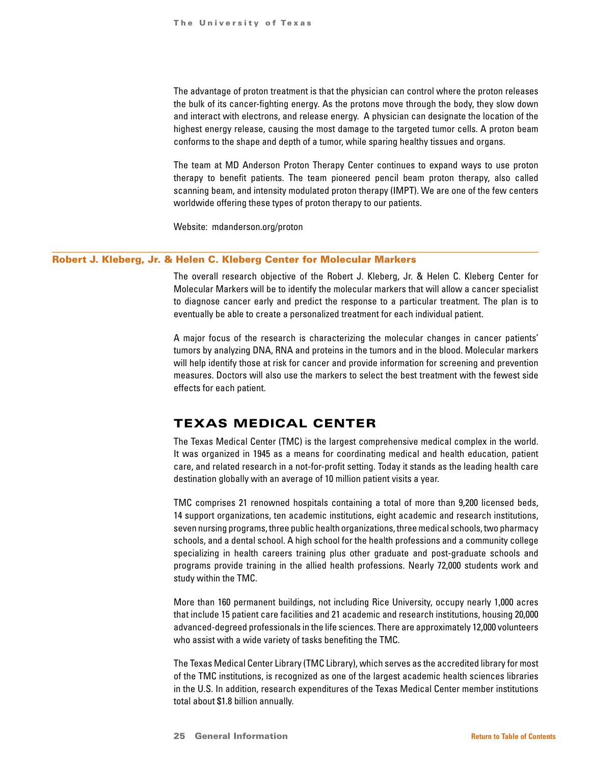The advantage of proton treatment is that the physician can control where the proton releases the bulk of its cancer-fighting energy. As the protons move through the body, they slow down and interact with electrons, and release energy. A physician can designate the location of the highest energy release, causing the most damage to the targeted tumor cells. A proton beam conforms to the shape and depth of a tumor, while sparing healthy tissues and organs.

The team at MD Anderson Proton Therapy Center continues to expand ways to use proton therapy to benefit patients. The team pioneered pencil beam proton therapy, also called scanning beam, and intensity modulated proton therapy (IMPT). We are one of the few centers worldwide offering these types of proton therapy to our patients.

Website: mdanderson.org/proton

### Robert J. Kleberg, Jr. & Helen C. Kleberg Center for Molecular Markers

The overall research objective of the Robert J. Kleberg, Jr. & Helen C. Kleberg Center for Molecular Markers will be to identify the molecular markers that will allow a cancer specialist to diagnose cancer early and predict the response to a particular treatment. The plan is to eventually be able to create a personalized treatment for each individual patient.

A major focus of the research is characterizing the molecular changes in cancer patients' tumors by analyzing DNA, RNA and proteins in the tumors and in the blood. Molecular markers will help identify those at risk for cancer and provide information for screening and prevention measures. Doctors will also use the markers to select the best treatment with the fewest side effects for each patient.

## TEXAS MEDICAL CENTER

The Texas Medical Center (TMC) is the largest comprehensive medical complex in the world. It was organized in 1945 as a means for coordinating medical and health education, patient care, and related research in a not-for-profit setting. Today it stands as the leading health care destination globally with an average of 10 million patient visits a year.

TMC comprises 21 renowned hospitals containing a total of more than 9,200 licensed beds, 14 support organizations, ten academic institutions, eight academic and research institutions, seven nursing programs, three public health organizations, three medical schools, two pharmacy schools, and a dental school. A high school for the health professions and a community college specializing in health careers training plus other graduate and post-graduate schools and programs provide training in the allied health professions. Nearly 72,000 students work and study within the TMC.

More than 160 permanent buildings, not including Rice University, occupy nearly 1,000 acres that include 15 patient care facilities and 21 academic and research institutions, housing 20,000 advanced-degreed professionals in the life sciences. There are approximately 12,000 volunteers who assist with a wide variety of tasks benefiting the TMC.

The Texas Medical Center Library (TMC Library), which serves as the accredited library for most of the TMC institutions, is recognized as one of the largest academic health sciences libraries in the U.S. In addition, research expenditures of the Texas Medical Center member institutions total about $1.8 billion annually.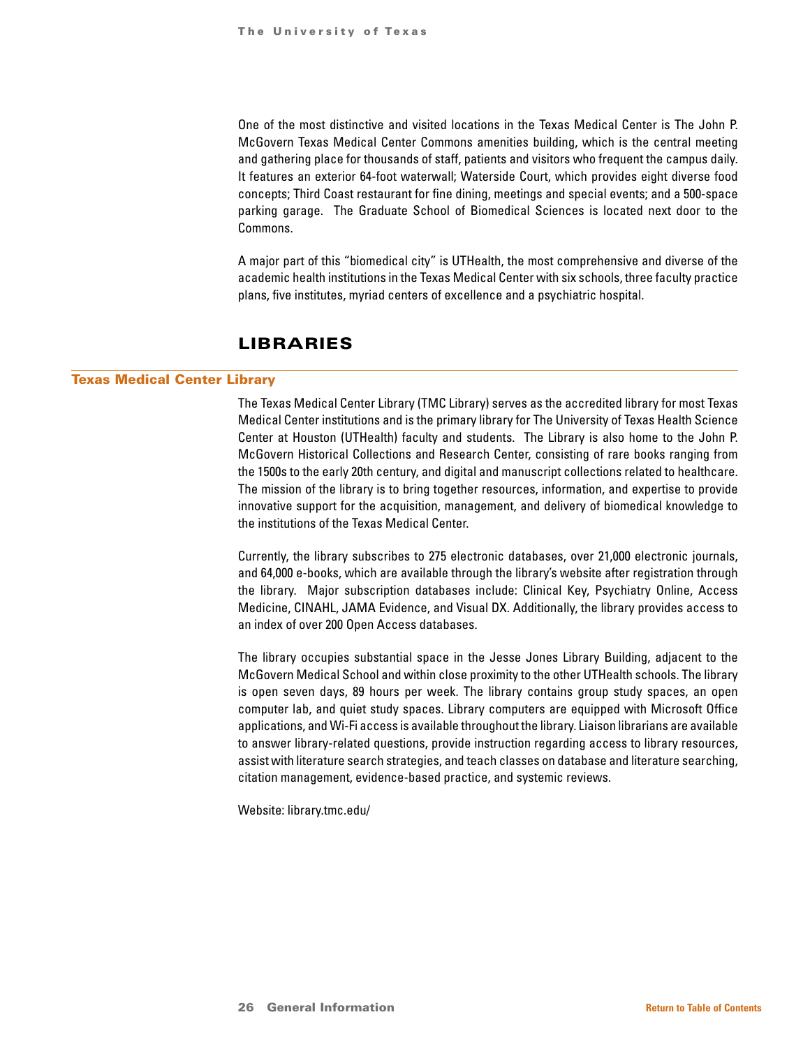One of the most distinctive and visited locations in the Texas Medical Center is The John P. McGovern Texas Medical Center Commons amenities building, which is the central meeting and gathering place for thousands of staff, patients and visitors who frequent the campus daily. It features an exterior 64-foot waterwall; Waterside Court, which provides eight diverse food concepts; Third Coast restaurant for fine dining, meetings and special events; and a 500-space parking garage. The Graduate School of Biomedical Sciences is located next door to the Commons.

A major part of this "biomedical city" is UTHealth, the most comprehensive and diverse of the academic health institutions in the Texas Medical Center with six schools, three faculty practice plans, five institutes, myriad centers of excellence and a psychiatric hospital.

## LIBRARIES

### Texas Medical Center Library

The Texas Medical Center Library (TMC Library) serves as the accredited library for most Texas Medical Center institutions and is the primary library for The University of Texas Health Science Center at Houston (UTHealth) faculty and students. The Library is also home to the John P. McGovern Historical Collections and Research Center, consisting of rare books ranging from the 1500s to the early 20th century, and digital and manuscript collections related to healthcare. The mission of the library is to bring together resources, information, and expertise to provide innovative support for the acquisition, management, and delivery of biomedical knowledge to the institutions of the Texas Medical Center.

Currently, the library subscribes to 275 electronic databases, over 21,000 electronic journals, and 64,000 e-books, which are available through the library's website after registration through the library. Major subscription databases include: Clinical Key, Psychiatry Online, Access Medicine, CINAHL, JAMA Evidence, and Visual DX. Additionally, the library provides access to an index of over 200 Open Access databases.

The library occupies substantial space in the Jesse Jones Library Building, adjacent to the McGovern Medical School and within close proximity to the other UTHealth schools. The library is open seven days, 89 hours per week. The library contains group study spaces, an open computer lab, and quiet study spaces. Library computers are equipped with Microsoft Office applications, and Wi-Fi access is available throughout the library. Liaison librarians are available to answer library-related questions, provide instruction regarding access to library resources, assist with literature search strategies, and teach classes on database and literature searching, citation management, evidence-based practice, and systemic reviews.

Website: library.tmc.edu/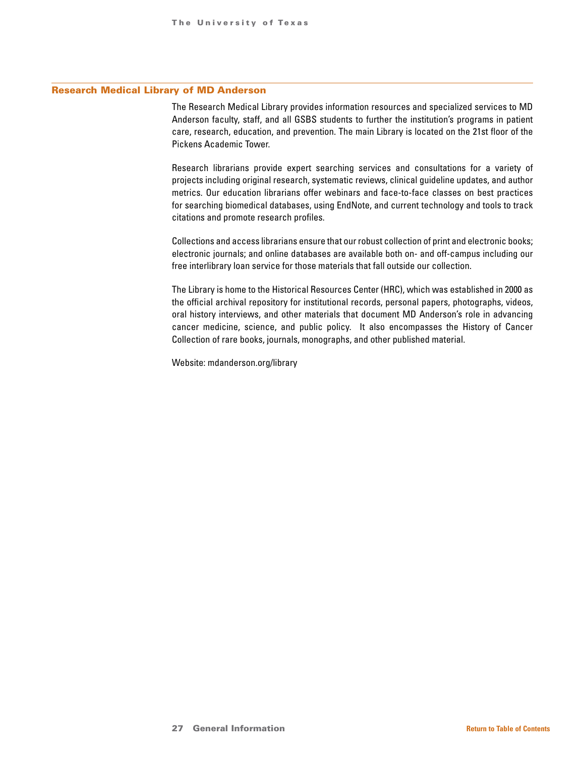## Research Medical Library of MD Anderson

The Research Medical Library provides information resources and specialized services to MD Anderson faculty, staff, and all GSBS students to further the institution's programs in patient care, research, education, and prevention. The main Library is located on the 21st floor of the Pickens Academic Tower.

Research librarians provide expert searching services and consultations for a variety of projects including original research, systematic reviews, clinical guideline updates, and author metrics. Our education librarians offer webinars and face-to-face classes on best practices for searching biomedical databases, using EndNote, and current technology and tools to track citations and promote research profiles.

Collections and access librarians ensure that our robust collection of print and electronic books; electronic journals; and online databases are available both on- and off-campus including our free interlibrary loan service for those materials that fall outside our collection.

The Library is home to the Historical Resources Center (HRC), which was established in 2000 as the official archival repository for institutional records, personal papers, photographs, videos, oral history interviews, and other materials that document MD Anderson's role in advancing cancer medicine, science, and public policy. It also encompasses the History of Cancer Collection of rare books, journals, monographs, and other published material.

Website: mdanderson.org/library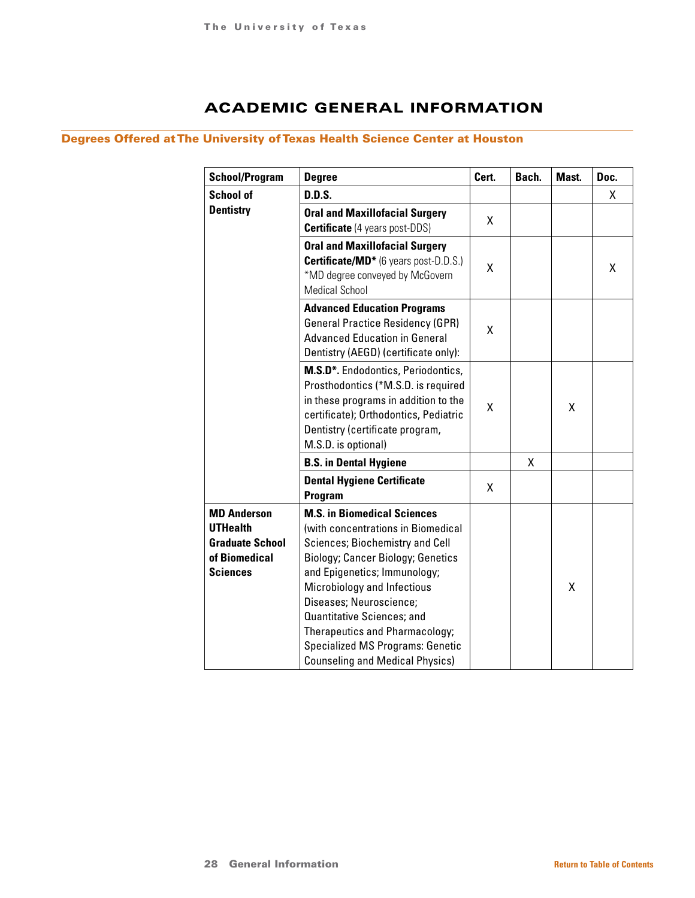# ACADEMIC GENERAL INFORMATION

## Degrees Offered at The University of Texas Health Science Center at Houston

| School/Program | Degree | Cert. | Bach. | Mast. | Doc. |
|---|---|---|---|---|---|
| **School of Dentistry** | **D.D.S.** | | | | X |
| | **Oral and Maxillofacial Surgery Certificate** (4 years post-DDS) | X | | | |
| | **Oral and Maxillofacial Surgery Certificate/MD*** (6 years post-D.D.S.) *MD degree conveyed by McGovern Medical School | X | | | X |
| | **Advanced Education Programs** General Practice Residency (GPR) Advanced Education in General Dentistry (AEGD) (certificate only): | X | | | |
| | **M.S.D*.** Endodontics, Periodontics, Prosthodontics (*M.S.D. is required in these programs in addition to the certificate); Orthodontics, Pediatric Dentistry (certificate program, M.S.D. is optional) | X | | X | |
| | **B.S. in Dental Hygiene** | | X | | |
| | **Dental Hygiene Certificate Program** | X | | | |
| **MD Anderson UTHealth Graduate School of Biomedical Sciences** | **M.S. in Biomedical Sciences** (with concentrations in Biomedical Sciences; Biochemistry and Cell Biology; Cancer Biology; Genetics and Epigenetics; Immunology; Microbiology and Infectious Diseases; Neuroscience; Quantitative Sciences; and Therapeutics and Pharmacology; Specialized MS Programs: Genetic Counseling and Medical Physics) | | | X | |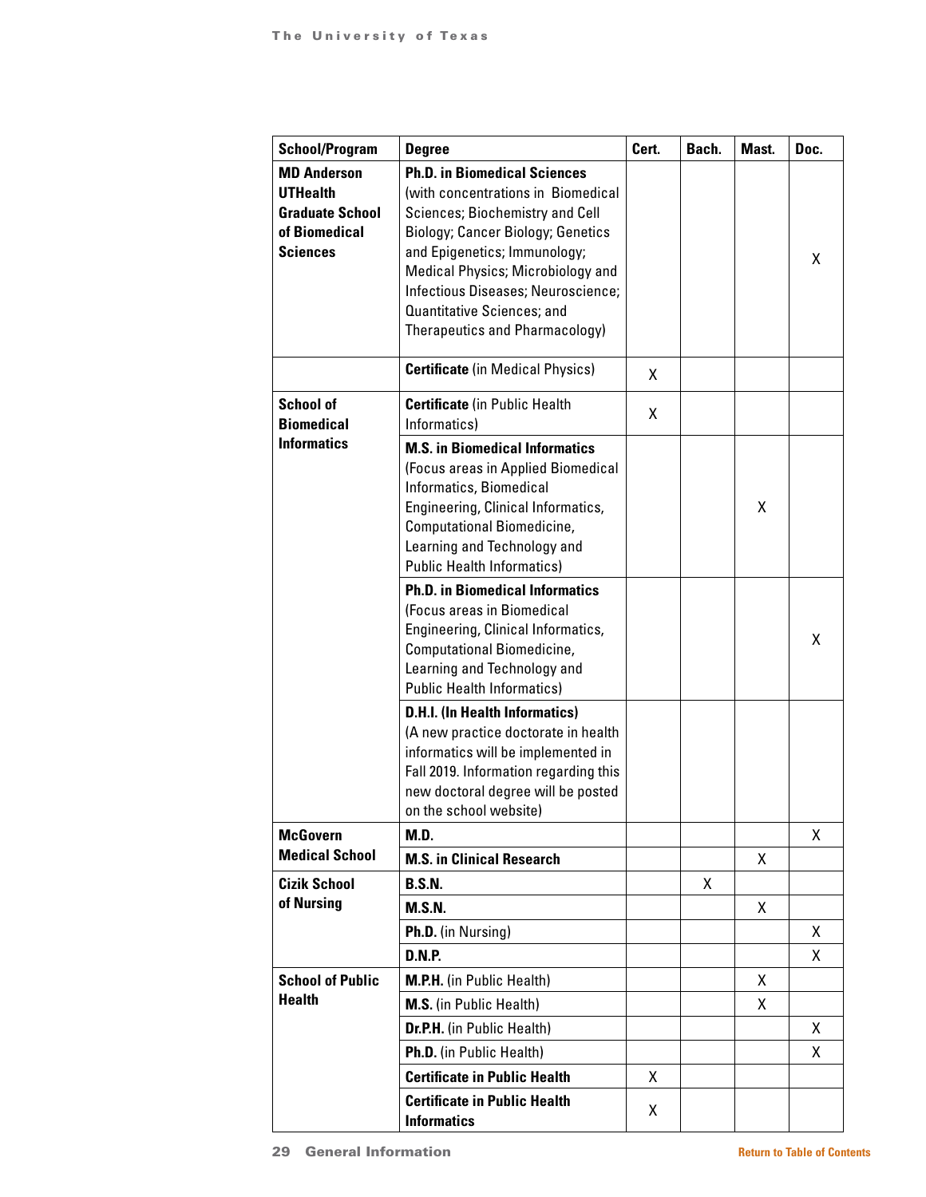| School/Program | Degree | Cert. | Bach. | Mast. | Doc. |
|---|---|---|---|---|---|
| **MD Anderson UTHealth Graduate School of Biomedical Sciences** | **Ph.D. in Biomedical Sciences** (with concentrations in Biomedical Sciences; Biochemistry and Cell Biology; Cancer Biology; Genetics and Epigenetics; Immunology; Medical Physics; Microbiology and Infectious Diseases; Neuroscience; Quantitative Sciences; and Therapeutics and Pharmacology) | | | | X |
| | **Certificate** (in Medical Physics) | X | | | |
| **School of Biomedical Informatics** | **Certificate** (in Public Health Informatics) | X | | | |
| | **M.S. in Biomedical Informatics** (Focus areas in Applied Biomedical Informatics, Biomedical Engineering, Clinical Informatics, Computational Biomedicine, Learning and Technology and Public Health Informatics) | | | X | |
| | **Ph.D. in Biomedical Informatics** (Focus areas in Biomedical Engineering, Clinical Informatics, Computational Biomedicine, Learning and Technology and Public Health Informatics) | | | | X |
| | **D.H.I. (In Health Informatics)** (A new practice doctorate in health informatics will be implemented in Fall 2019. Information regarding this new doctoral degree will be posted on the school website) | | | | |
| **McGovern Medical School** | **M.D.** | | | | X |
| | **M.S. in Clinical Research** | | | X | |
| **Cizik School of Nursing** | **B.S.N.** | | X | | |
| | **M.S.N.** | | | X | |
| | **Ph.D.** (in Nursing) | | | | X |
| | **D.N.P.** | | | | X |
| **School of Public Health** | **M.P.H.** (in Public Health) | | | X | |
| | **M.S.** (in Public Health) | | | X | |
| | **Dr.P.H.** (in Public Health) | | | | X |
| | **Ph.D.** (in Public Health) | | | | X |
| | **Certificate in Public Health** | X | | | |
| | **Certificate in Public Health Informatics** | X | | | |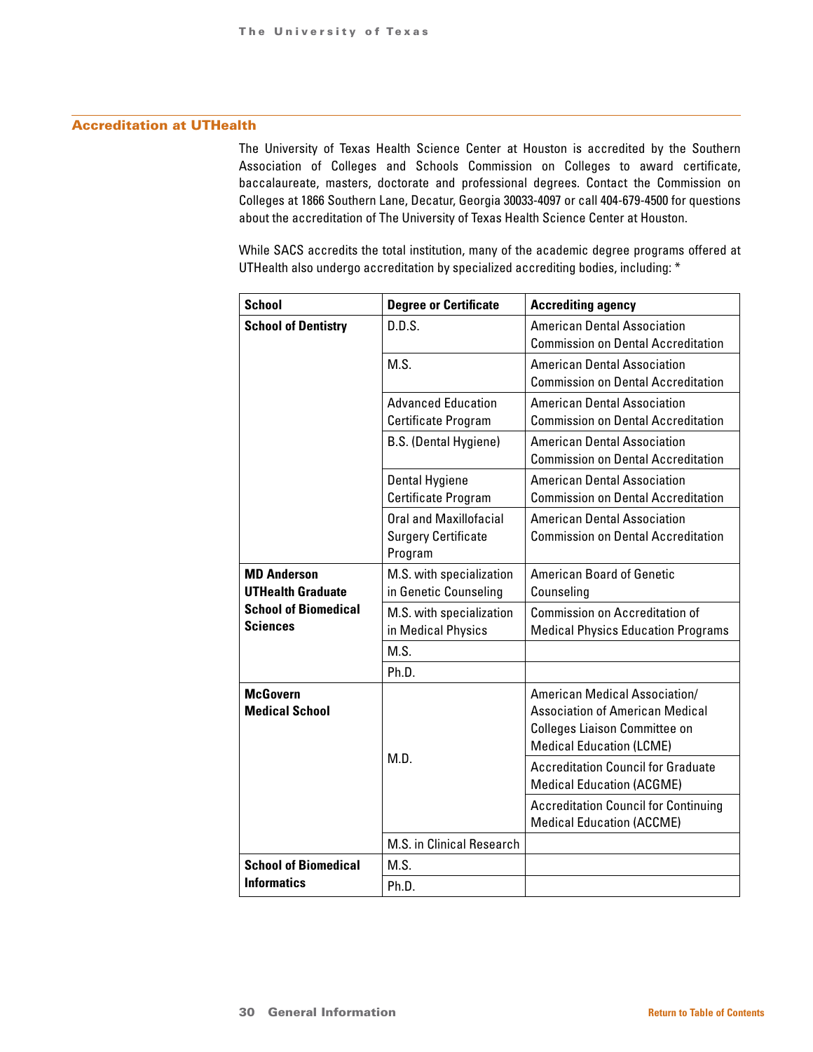## Accreditation at UTHealth

The University of Texas Health Science Center at Houston is accredited by the Southern Association of Colleges and Schools Commission on Colleges to award certificate, baccalaureate, masters, doctorate and professional degrees. Contact the Commission on Colleges at 1866 Southern Lane, Decatur, Georgia 30033-4097 or call 404-679-4500 for questions about the accreditation of The University of Texas Health Science Center at Houston.

While SACS accredits the total institution, many of the academic degree programs offered at UTHealth also undergo accreditation by specialized accrediting bodies, including: *

| School | Degree or Certificate | Accrediting agency |
|---|---|---|
| **School of Dentistry** | D.D.S. | American Dental Association Commission on Dental Accreditation |
| | M.S. | American Dental Association Commission on Dental Accreditation |
| | Advanced Education Certificate Program | American Dental Association Commission on Dental Accreditation |
| | B.S. (Dental Hygiene) | American Dental Association Commission on Dental Accreditation |
| | Dental Hygiene Certificate Program | American Dental Association Commission on Dental Accreditation |
| | Oral and Maxillofacial Surgery Certificate Program | American Dental Association Commission on Dental Accreditation |
| **MD Anderson UTHealth Graduate School of Biomedical Sciences** | M.S. with specialization in Genetic Counseling | American Board of Genetic Counseling |
| | M.S. with specialization in Medical Physics | Commission on Accreditation of Medical Physics Education Programs |
| | M.S. | |
| | Ph.D. | |
| **McGovern Medical School** | M.D. | American Medical Association/ Association of American Medical Colleges Liaison Committee on Medical Education (LCME) |
| | | Accreditation Council for Graduate Medical Education (ACGME) |
| | | Accreditation Council for Continuing Medical Education (ACCME) |
| | M.S. in Clinical Research | |
| **School of Biomedical Informatics** | M.S. | |
| | Ph.D. | |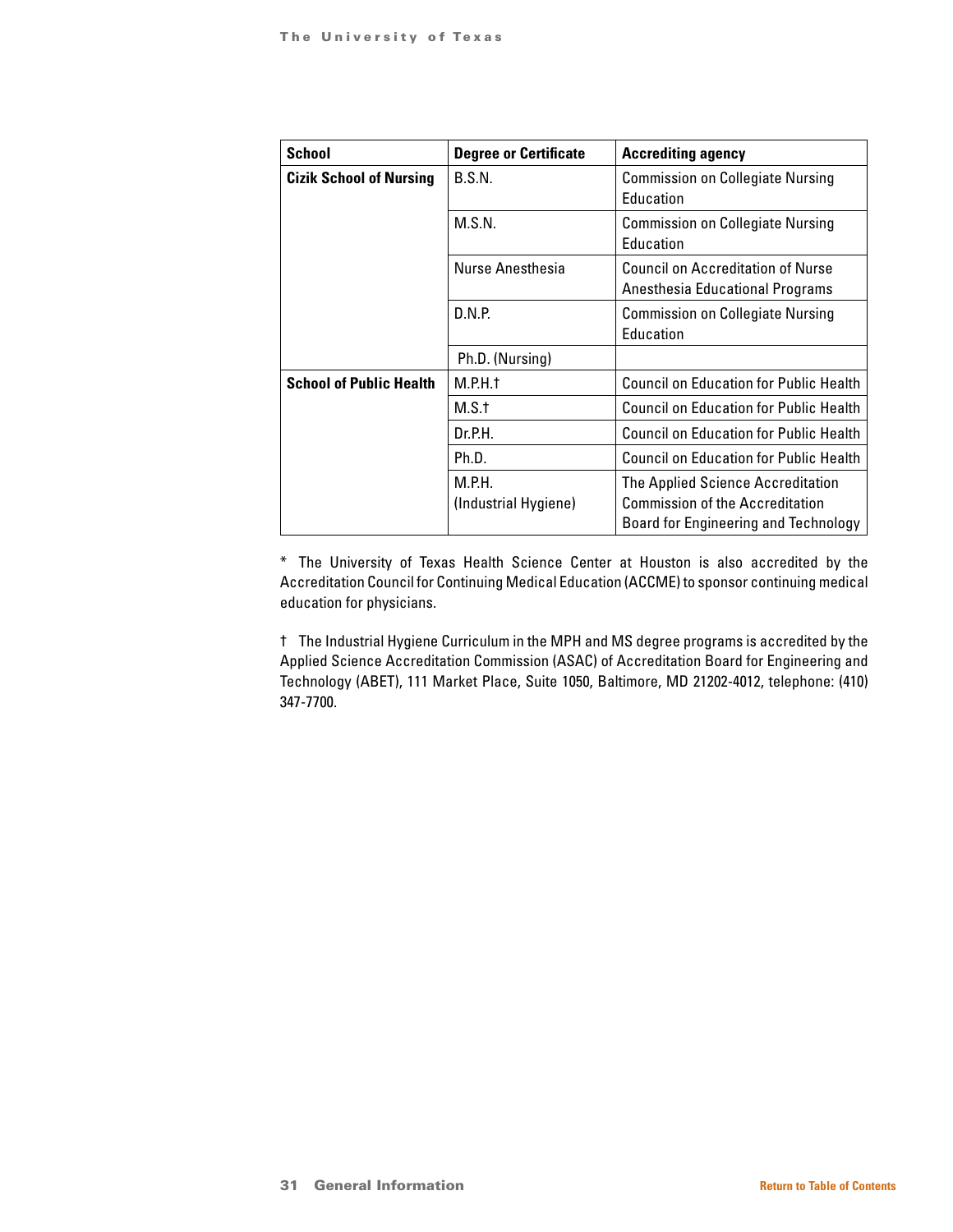| School | Degree or Certificate | Accrediting agency |
|---|---|---|
| **Cizik School of Nursing** | B.S.N. | Commission on Collegiate Nursing Education |
| | M.S.N. | Commission on Collegiate Nursing Education |
| | Nurse Anesthesia | Council on Accreditation of Nurse Anesthesia Educational Programs |
| | D.N.P. | Commission on Collegiate Nursing Education |
| | Ph.D. (Nursing) | |
| **School of Public Health** | M.P.H.† | Council on Education for Public Health |
| | M.S.† | Council on Education for Public Health |
| | Dr.P.H. | Council on Education for Public Health |
| | Ph.D. | Council on Education for Public Health |
| | M.P.H. (Industrial Hygiene) | The Applied Science Accreditation Commission of the Accreditation Board for Engineering and Technology |

* The University of Texas Health Science Center at Houston is also accredited by the Accreditation Council for Continuing Medical Education (ACCME) to sponsor continuing medical education for physicians.

† The Industrial Hygiene Curriculum in the MPH and MS degree programs is accredited by the Applied Science Accreditation Commission (ASAC) of Accreditation Board for Engineering and Technology (ABET), 111 Market Place, Suite 1050, Baltimore, MD 21202-4012, telephone: (410) 347-7700.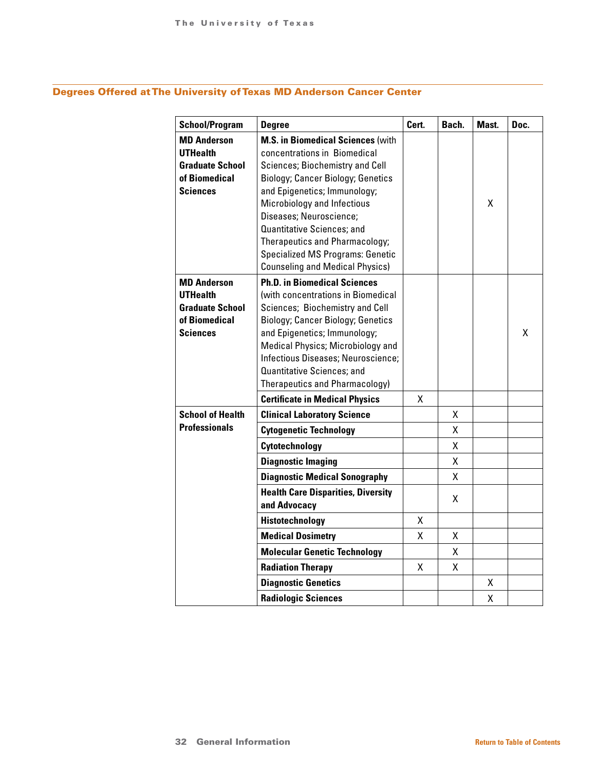## Degrees Offered at The University of Texas MD Anderson Cancer Center

| School/Program | Degree | Cert. | Bach. | Mast. | Doc. |
|---|---|---|---|---|---|
| **MD Anderson UTHealth Graduate School of Biomedical Sciences** | **M.S. in Biomedical Sciences** (with concentrations in Biomedical Sciences; Biochemistry and Cell Biology; Cancer Biology; Genetics and Epigenetics; Immunology; Microbiology and Infectious Diseases; Neuroscience; Quantitative Sciences; and Therapeutics and Pharmacology; Specialized MS Programs: Genetic Counseling and Medical Physics) | | | X | |
| **MD Anderson UTHealth Graduate School of Biomedical Sciences** | **Ph.D. in Biomedical Sciences** (with concentrations in Biomedical Sciences; Biochemistry and Cell Biology; Cancer Biology; Genetics and Epigenetics; Immunology; Medical Physics; Microbiology and Infectious Diseases; Neuroscience; Quantitative Sciences; and Therapeutics and Pharmacology) | | | | X |
| | **Certificate in Medical Physics** | X | | | |
| **School of Health Professionals** | **Clinical Laboratory Science** | | X | | |
| | **Cytogenetic Technology** | | X | | |
| | **Cytotechnology** | | X | | |
| | **Diagnostic Imaging** | | X | | |
| | **Diagnostic Medical Sonography** | | X | | |
| | **Health Care Disparities, Diversity and Advocacy** | | X | | |
| | **Histotechnology** | X | | | |
| | **Medical Dosimetry** | X | X | | |
| | **Molecular Genetic Technology** | | X | | |
| | **Radiation Therapy** | X | X | | |
| | **Diagnostic Genetics** | | | X | |
| | **Radiologic Sciences** | | | X | |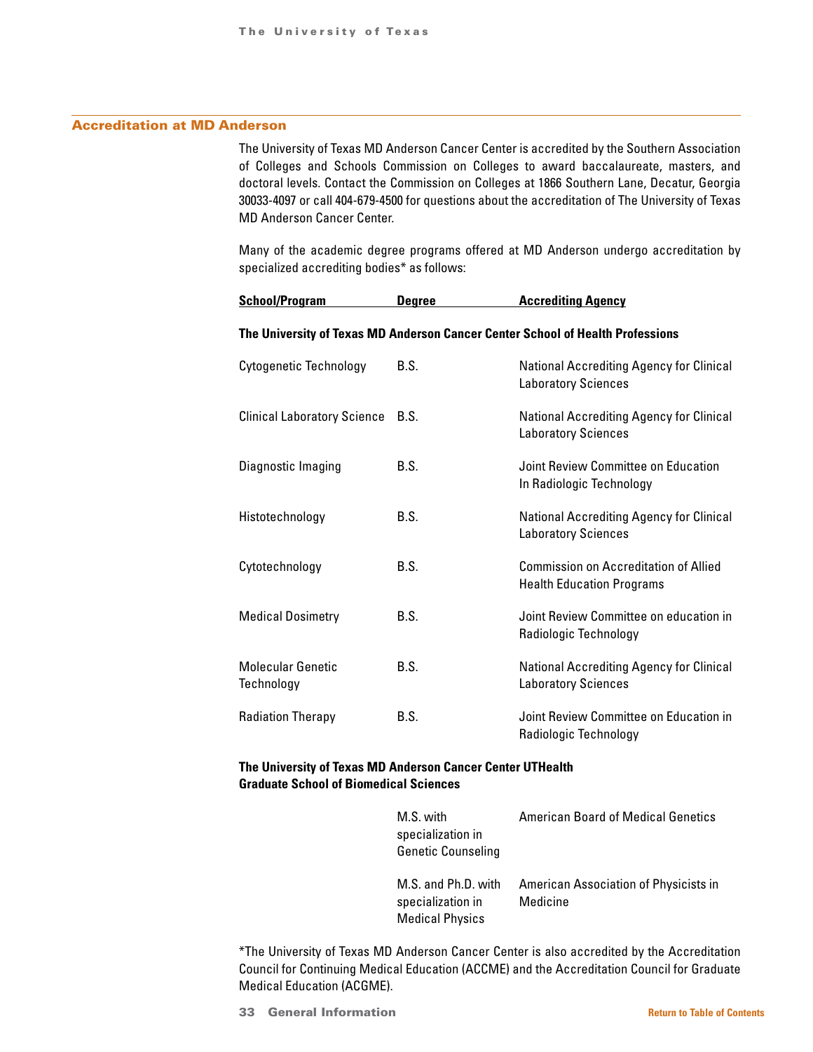## Accreditation at MD Anderson

The University of Texas MD Anderson Cancer Center is accredited by the Southern Association of Colleges and Schools Commission on Colleges to award baccalaureate, masters, and doctoral levels. Contact the Commission on Colleges at 1866 Southern Lane, Decatur, Georgia 30033-4097 or call 404-679-4500 for questions about the accreditation of The University of Texas MD Anderson Cancer Center.

Many of the academic degree programs offered at MD Anderson undergo accreditation by specialized accrediting bodies* as follows:

| School/Program | Degree | Accrediting Agency |
|---|---|---|
| **The University of Texas MD Anderson Cancer Center School of Health Professions** | | |
| Cytogenetic Technology | B.S. | National Accrediting Agency for Clinical Laboratory Sciences |
| Clinical Laboratory Science | B.S. | National Accrediting Agency for Clinical Laboratory Sciences |
| Diagnostic Imaging | B.S. | Joint Review Committee on Education In Radiologic Technology |
| Histotechnology | B.S. | National Accrediting Agency for Clinical Laboratory Sciences |
| Cytotechnology | B.S. | Commission on Accreditation of Allied Health Education Programs |
| Medical Dosimetry | B.S. | Joint Review Committee on education in Radiologic Technology |
| Molecular Genetic Technology | B.S. | National Accrediting Agency for Clinical Laboratory Sciences |
| Radiation Therapy | B.S. | Joint Review Committee on Education in Radiologic Technology |
| **The University of Texas MD Anderson Cancer Center UTHealth Graduate School of Biomedical Sciences** | | |
| | M.S. with specialization in Genetic Counseling | American Board of Medical Genetics |
| | M.S. and Ph.D. with specialization in Medical Physics | American Association of Physicists in Medicine |

*The University of Texas MD Anderson Cancer Center is also accredited by the Accreditation Council for Continuing Medical Education (ACCME) and the Accreditation Council for Graduate Medical Education (ACGME).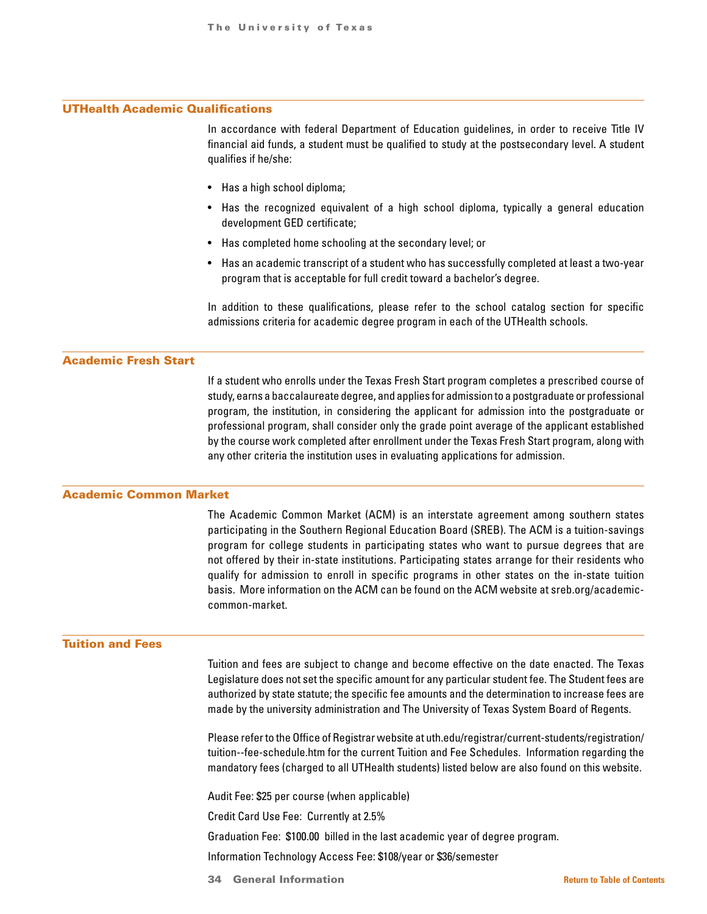## UTHealth Academic Qualifications

In accordance with federal Department of Education guidelines, in order to receive Title IV financial aid funds, a student must be qualified to study at the postsecondary level. A student qualifies if he/she:

- Has a high school diploma;
- Has the recognized equivalent of a high school diploma, typically a general education development GED certificate;
- Has completed home schooling at the secondary level; or
- Has an academic transcript of a student who has successfully completed at least a two-year program that is acceptable for full credit toward a bachelor's degree.

In addition to these qualifications, please refer to the school catalog section for specific admissions criteria for academic degree program in each of the UTHealth schools.

## Academic Fresh Start

If a student who enrolls under the Texas Fresh Start program completes a prescribed course of study, earns a baccalaureate degree, and applies for admission to a postgraduate or professional program, the institution, in considering the applicant for admission into the postgraduate or professional program, shall consider only the grade point average of the applicant established by the course work completed after enrollment under the Texas Fresh Start program, along with any other criteria the institution uses in evaluating applications for admission.

## Academic Common Market

The Academic Common Market (ACM) is an interstate agreement among southern states participating in the Southern Regional Education Board (SREB). The ACM is a tuition-savings program for college students in participating states who want to pursue degrees that are not offered by their in-state institutions. Participating states arrange for their residents who qualify for admission to enroll in specific programs in other states on the in-state tuition basis. More information on the ACM can be found on the ACM website at sreb.org/academic-common-market.

## Tuition and Fees

Tuition and fees are subject to change and become effective on the date enacted. The Texas Legislature does not set the specific amount for any particular student fee. The Student fees are authorized by state statute; the specific fee amounts and the determination to increase fees are made by the university administration and The University of Texas System Board of Regents.

Please refer to the Office of Registrar website at uth.edu/registrar/current-students/registration/tuition--fee-schedule.htm for the current Tuition and Fee Schedules. Information regarding the mandatory fees (charged to all UTHealth students) listed below are also found on this website.

Audit Fee: $25 per course (when applicable)

Credit Card Use Fee: Currently at 2.5%

Graduation Fee: $100.00 billed in the last academic year of degree program.

Information Technology Access Fee: $108/year or $36/semester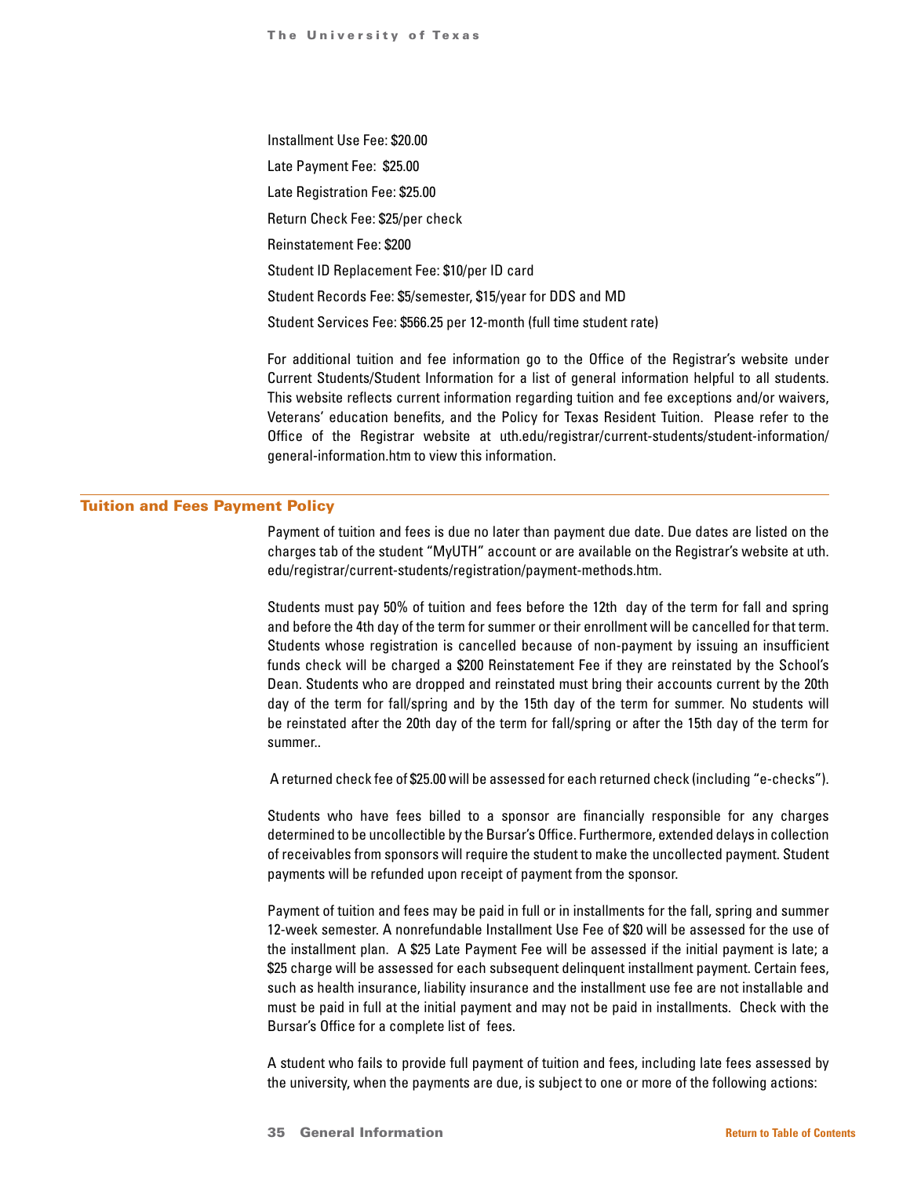Installment Use Fee: $20.00

Late Payment Fee: $25.00

Late Registration Fee: $25.00

Return Check Fee: $25/per check

Reinstatement Fee: $200

Student ID Replacement Fee: $10/per ID card

Student Records Fee: $5/semester, $15/year for DDS and MD

Student Services Fee: $566.25 per 12-month (full time student rate)

For additional tuition and fee information go to the Office of the Registrar's website under Current Students/Student Information for a list of general information helpful to all students. This website reflects current information regarding tuition and fee exceptions and/or waivers, Veterans' education benefits, and the Policy for Texas Resident Tuition. Please refer to the Office of the Registrar website at uth.edu/registrar/current-students/student-information/general-information.htm to view this information.

## Tuition and Fees Payment Policy

Payment of tuition and fees is due no later than payment due date. Due dates are listed on the charges tab of the student "MyUTH" account or are available on the Registrar's website at uth.edu/registrar/current-students/registration/payment-methods.htm.

Students must pay 50% of tuition and fees before the 12th day of the term for fall and spring and before the 4th day of the term for summer or their enrollment will be cancelled for that term. Students whose registration is cancelled because of non-payment by issuing an insufficient funds check will be charged a $200 Reinstatement Fee if they are reinstated by the School's Dean. Students who are dropped and reinstated must bring their accounts current by the 20th day of the term for fall/spring and by the 15th day of the term for summer. No students will be reinstated after the 20th day of the term for fall/spring or after the 15th day of the term for summer..

A returned check fee of $25.00 will be assessed for each returned check (including "e-checks").

Students who have fees billed to a sponsor are financially responsible for any charges determined to be uncollectible by the Bursar's Office. Furthermore, extended delays in collection of receivables from sponsors will require the student to make the uncollected payment. Student payments will be refunded upon receipt of payment from the sponsor.

Payment of tuition and fees may be paid in full or in installments for the fall, spring and summer 12-week semester. A nonrefundable Installment Use Fee of $20 will be assessed for the use of the installment plan. A $25 Late Payment Fee will be assessed if the initial payment is late; a $25 charge will be assessed for each subsequent delinquent installment payment. Certain fees, such as health insurance, liability insurance and the installment use fee are not installable and must be paid in full at the initial payment and may not be paid in installments. Check with the Bursar's Office for a complete list of fees.

A student who fails to provide full payment of tuition and fees, including late fees assessed by the university, when the payments are due, is subject to one or more of the following actions: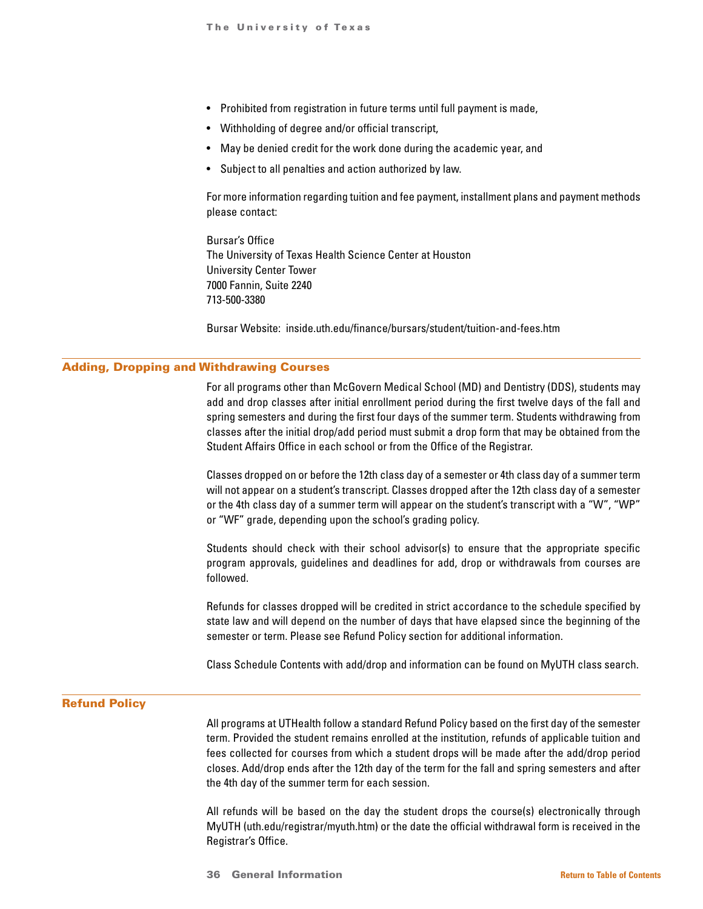- Prohibited from registration in future terms until full payment is made,
- Withholding of degree and/or official transcript,
- May be denied credit for the work done during the academic year, and
- Subject to all penalties and action authorized by law.

For more information regarding tuition and fee payment, installment plans and payment methods please contact:

Bursar's Office
The University of Texas Health Science Center at Houston
University Center Tower
7000 Fannin, Suite 2240
713-500-3380

Bursar Website: inside.uth.edu/finance/bursars/student/tuition-and-fees.htm

## Adding, Dropping and Withdrawing Courses

For all programs other than McGovern Medical School (MD) and Dentistry (DDS), students may add and drop classes after initial enrollment period during the first twelve days of the fall and spring semesters and during the first four days of the summer term. Students withdrawing from classes after the initial drop/add period must submit a drop form that may be obtained from the Student Affairs Office in each school or from the Office of the Registrar.

Classes dropped on or before the 12th class day of a semester or 4th class day of a summer term will not appear on a student's transcript. Classes dropped after the 12th class day of a semester or the 4th class day of a summer term will appear on the student's transcript with a "W", "WP" or "WF" grade, depending upon the school's grading policy.

Students should check with their school advisor(s) to ensure that the appropriate specific program approvals, guidelines and deadlines for add, drop or withdrawals from courses are followed.

Refunds for classes dropped will be credited in strict accordance to the schedule specified by state law and will depend on the number of days that have elapsed since the beginning of the semester or term. Please see Refund Policy section for additional information.

Class Schedule Contents with add/drop and information can be found on MyUTH class search.

## Refund Policy

All programs at UTHealth follow a standard Refund Policy based on the first day of the semester term. Provided the student remains enrolled at the institution, refunds of applicable tuition and fees collected for courses from which a student drops will be made after the add/drop period closes. Add/drop ends after the 12th day of the term for the fall and spring semesters and after the 4th day of the summer term for each session.

All refunds will be based on the day the student drops the course(s) electronically through MyUTH (uth.edu/registrar/myuth.htm) or the date the official withdrawal form is received in the Registrar's Office.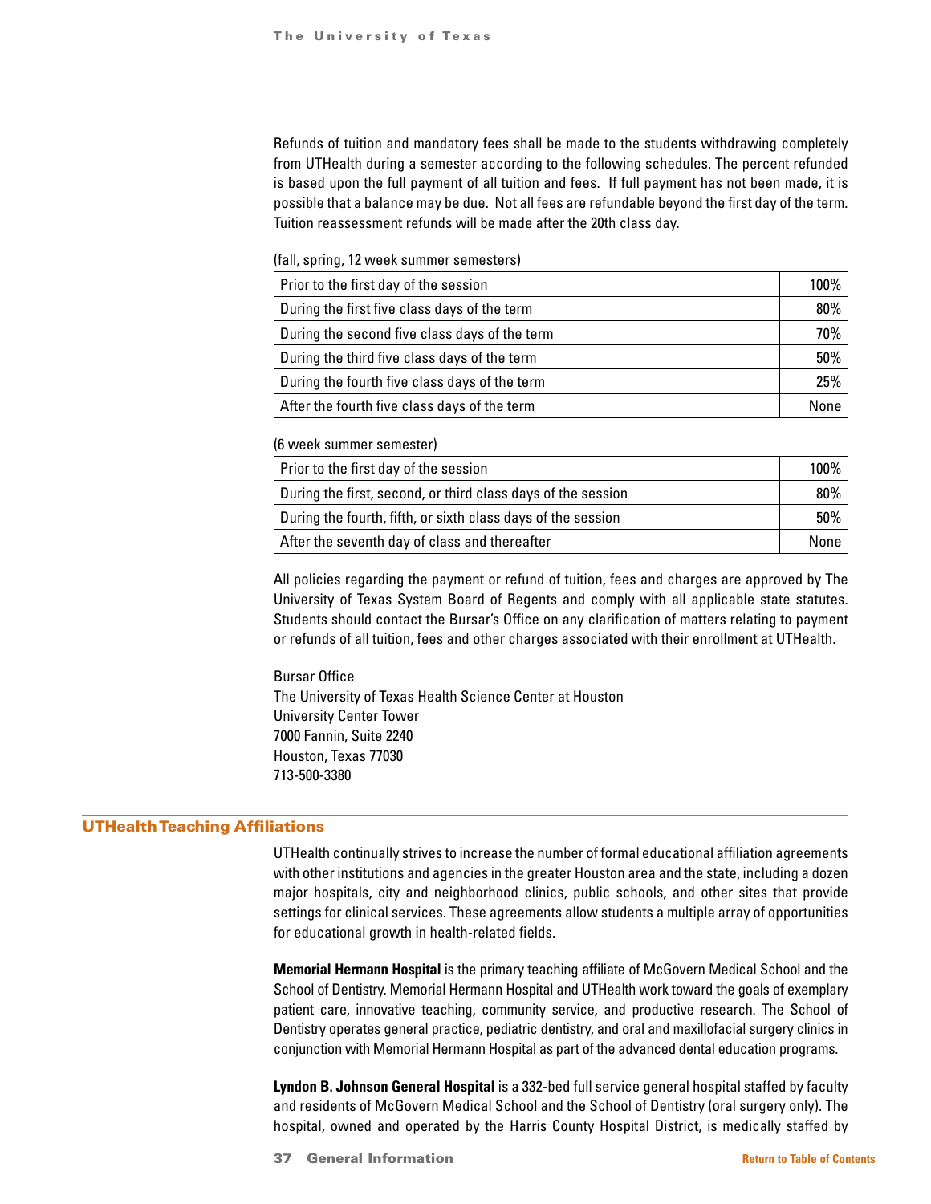Refunds of tuition and mandatory fees shall be made to the students withdrawing completely from UTHealth during a semester according to the following schedules. The percent refunded is based upon the full payment of all tuition and fees. If full payment has not been made, it is possible that a balance may be due. Not all fees are refundable beyond the first day of the term. Tuition reassessment refunds will be made after the 20th class day.

(fall, spring, 12 week summer semesters)

| | |
|---|---|
| Prior to the first day of the session | 100% |
| During the first five class days of the term | 80% |
| During the second five class days of the term | 70% |
| During the third five class days of the term | 50% |
| During the fourth five class days of the term | 25% |
| After the fourth five class days of the term | None |

(6 week summer semester)

| | |
|---|---|
| Prior to the first day of the session | 100% |
| During the first, second, or third class days of the session | 80% |
| During the fourth, fifth, or sixth class days of the session | 50% |
| After the seventh day of class and thereafter | None |

All policies regarding the payment or refund of tuition, fees and charges are approved by The University of Texas System Board of Regents and comply with all applicable state statutes. Students should contact the Bursar's Office on any clarification of matters relating to payment or refunds of all tuition, fees and other charges associated with their enrollment at UTHealth.

Bursar Office
The University of Texas Health Science Center at Houston
University Center Tower
7000 Fannin, Suite 2240
Houston, Texas 77030
713-500-3380

## UTHealth Teaching Affiliations

UTHealth continually strives to increase the number of formal educational affiliation agreements with other institutions and agencies in the greater Houston area and the state, including a dozen major hospitals, city and neighborhood clinics, public schools, and other sites that provide settings for clinical services. These agreements allow students a multiple array of opportunities for educational growth in health-related fields.

**Memorial Hermann Hospital** is the primary teaching affiliate of McGovern Medical School and the School of Dentistry. Memorial Hermann Hospital and UTHealth work toward the goals of exemplary patient care, innovative teaching, community service, and productive research. The School of Dentistry operates general practice, pediatric dentistry, and oral and maxillofacial surgery clinics in conjunction with Memorial Hermann Hospital as part of the advanced dental education programs.

**Lyndon B. Johnson General Hospital** is a 332-bed full service general hospital staffed by faculty and residents of McGovern Medical School and the School of Dentistry (oral surgery only). The hospital, owned and operated by the Harris County Hospital District, is medically staffed by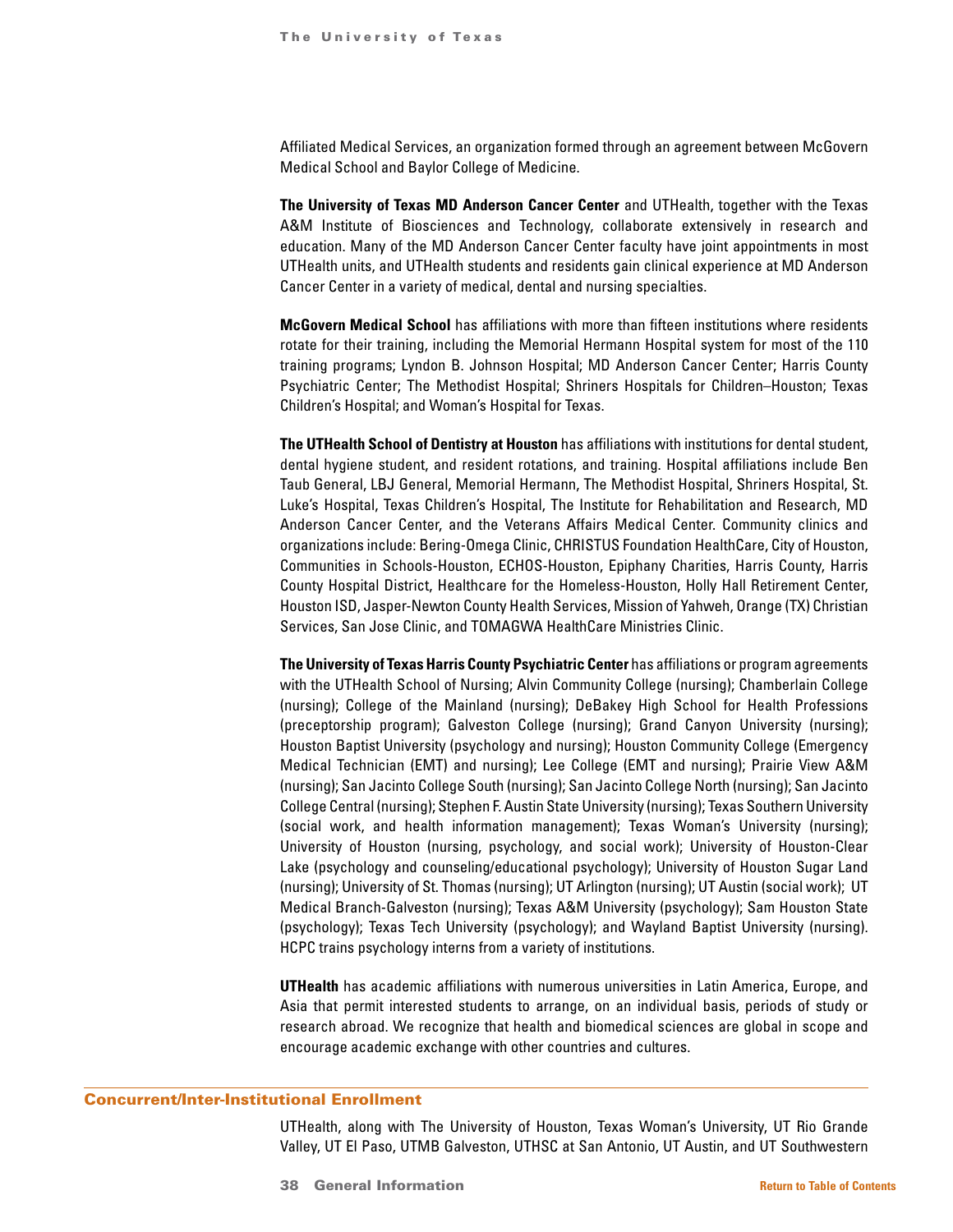Affiliated Medical Services, an organization formed through an agreement between McGovern Medical School and Baylor College of Medicine.

**The University of Texas MD Anderson Cancer Center** and UTHealth, together with the Texas A&M Institute of Biosciences and Technology, collaborate extensively in research and education. Many of the MD Anderson Cancer Center faculty have joint appointments in most UTHealth units, and UTHealth students and residents gain clinical experience at MD Anderson Cancer Center in a variety of medical, dental and nursing specialties.

**McGovern Medical School** has affiliations with more than fifteen institutions where residents rotate for their training, including the Memorial Hermann Hospital system for most of the 110 training programs; Lyndon B. Johnson Hospital; MD Anderson Cancer Center; Harris County Psychiatric Center; The Methodist Hospital; Shriners Hospitals for Children–Houston; Texas Children's Hospital; and Woman's Hospital for Texas.

**The UTHealth School of Dentistry at Houston** has affiliations with institutions for dental student, dental hygiene student, and resident rotations, and training. Hospital affiliations include Ben Taub General, LBJ General, Memorial Hermann, The Methodist Hospital, Shriners Hospital, St. Luke's Hospital, Texas Children's Hospital, The Institute for Rehabilitation and Research, MD Anderson Cancer Center, and the Veterans Affairs Medical Center. Community clinics and organizations include: Bering-Omega Clinic, CHRISTUS Foundation HealthCare, City of Houston, Communities in Schools-Houston, ECHOS-Houston, Epiphany Charities, Harris County, Harris County Hospital District, Healthcare for the Homeless-Houston, Holly Hall Retirement Center, Houston ISD, Jasper-Newton County Health Services, Mission of Yahweh, Orange (TX) Christian Services, San Jose Clinic, and TOMAGWA HealthCare Ministries Clinic.

**The University of Texas Harris County Psychiatric Center** has affiliations or program agreements with the UTHealth School of Nursing; Alvin Community College (nursing); Chamberlain College (nursing); College of the Mainland (nursing); DeBakey High School for Health Professions (preceptorship program); Galveston College (nursing); Grand Canyon University (nursing); Houston Baptist University (psychology and nursing); Houston Community College (Emergency Medical Technician (EMT) and nursing); Lee College (EMT and nursing); Prairie View A&M (nursing); San Jacinto College South (nursing); San Jacinto College North (nursing); San Jacinto College Central (nursing); Stephen F. Austin State University (nursing); Texas Southern University (social work, and health information management); Texas Woman's University (nursing); University of Houston (nursing, psychology, and social work); University of Houston-Clear Lake (psychology and counseling/educational psychology); University of Houston Sugar Land (nursing); University of St. Thomas (nursing); UT Arlington (nursing); UT Austin (social work); UT Medical Branch-Galveston (nursing); Texas A&M University (psychology); Sam Houston State (psychology); Texas Tech University (psychology); and Wayland Baptist University (nursing). HCPC trains psychology interns from a variety of institutions.

**UTHealth** has academic affiliations with numerous universities in Latin America, Europe, and Asia that permit interested students to arrange, on an individual basis, periods of study or research abroad. We recognize that health and biomedical sciences are global in scope and encourage academic exchange with other countries and cultures.

## Concurrent/Inter-Institutional Enrollment

UTHealth, along with The University of Houston, Texas Woman's University, UT Rio Grande Valley, UT El Paso, UTMB Galveston, UTHSC at San Antonio, UT Austin, and UT Southwestern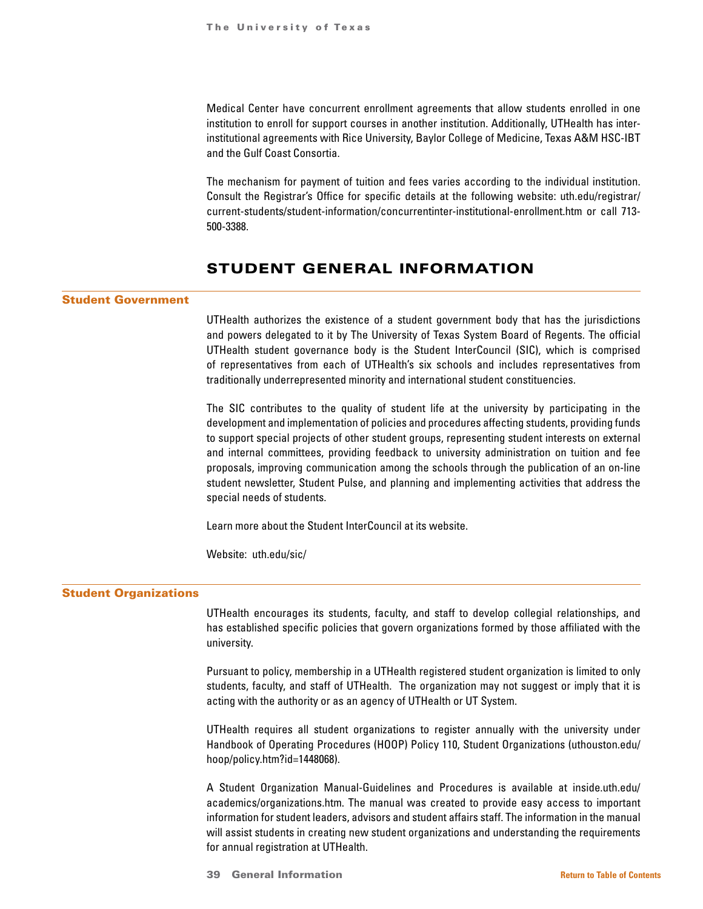Medical Center have concurrent enrollment agreements that allow students enrolled in one institution to enroll for support courses in another institution. Additionally, UTHealth has inter-institutional agreements with Rice University, Baylor College of Medicine, Texas A&M HSC-IBT and the Gulf Coast Consortia.

The mechanism for payment of tuition and fees varies according to the individual institution. Consult the Registrar's Office for specific details at the following website: uth.edu/registrar/current-students/student-information/concurrentinter-institutional-enrollment.htm or call 713-500-3388.

# STUDENT GENERAL INFORMATION

## Student Government

UTHealth authorizes the existence of a student government body that has the jurisdictions and powers delegated to it by The University of Texas System Board of Regents. The official UTHealth student governance body is the Student InterCouncil (SIC), which is comprised of representatives from each of UTHealth's six schools and includes representatives from traditionally underrepresented minority and international student constituencies.

The SIC contributes to the quality of student life at the university by participating in the development and implementation of policies and procedures affecting students, providing funds to support special projects of other student groups, representing student interests on external and internal committees, providing feedback to university administration on tuition and fee proposals, improving communication among the schools through the publication of an on-line student newsletter, Student Pulse, and planning and implementing activities that address the special needs of students.

Learn more about the Student InterCouncil at its website.

Website: uth.edu/sic/

## Student Organizations

UTHealth encourages its students, faculty, and staff to develop collegial relationships, and has established specific policies that govern organizations formed by those affiliated with the university.

Pursuant to policy, membership in a UTHealth registered student organization is limited to only students, faculty, and staff of UTHealth. The organization may not suggest or imply that it is acting with the authority or as an agency of UTHealth or UT System.

UTHealth requires all student organizations to register annually with the university under Handbook of Operating Procedures (HOOP) Policy 110, Student Organizations (uthouston.edu/hoop/policy.htm?id=1448068).

A Student Organization Manual-Guidelines and Procedures is available at inside.uth.edu/academics/organizations.htm. The manual was created to provide easy access to important information for student leaders, advisors and student affairs staff. The information in the manual will assist students in creating new student organizations and understanding the requirements for annual registration at UTHealth.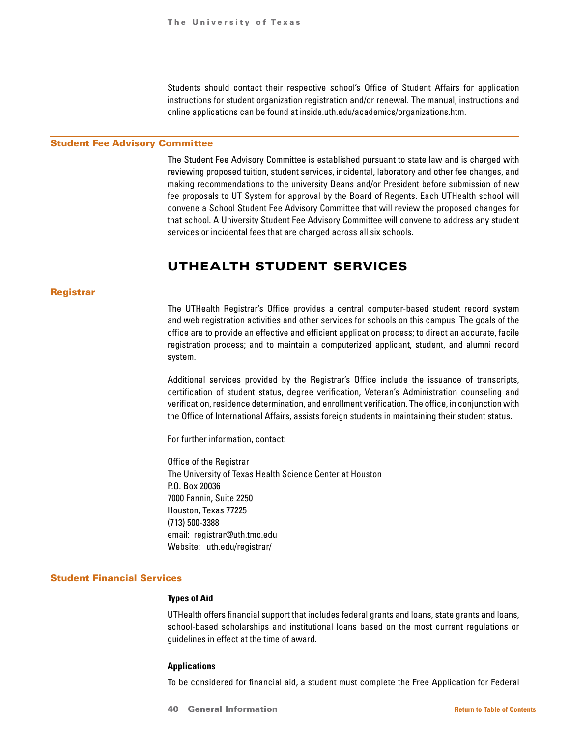Students should contact their respective school's Office of Student Affairs for application instructions for student organization registration and/or renewal. The manual, instructions and online applications can be found at inside.uth.edu/academics/organizations.htm.

### Student Fee Advisory Committee

The Student Fee Advisory Committee is established pursuant to state law and is charged with reviewing proposed tuition, student services, incidental, laboratory and other fee changes, and making recommendations to the university Deans and/or President before submission of new fee proposals to UT System for approval by the Board of Regents. Each UTHealth school will convene a School Student Fee Advisory Committee that will review the proposed changes for that school. A University Student Fee Advisory Committee will convene to address any student services or incidental fees that are charged across all six schools.

## UTHEALTH STUDENT SERVICES

### Registrar

The UTHealth Registrar's Office provides a central computer-based student record system and web registration activities and other services for schools on this campus. The goals of the office are to provide an effective and efficient application process; to direct an accurate, facile registration process; and to maintain a computerized applicant, student, and alumni record system.

Additional services provided by the Registrar's Office include the issuance of transcripts, certification of student status, degree verification, Veteran's Administration counseling and verification, residence determination, and enrollment verification. The office, in conjunction with the Office of International Affairs, assists foreign students in maintaining their student status.

For further information, contact:

Office of the Registrar
The University of Texas Health Science Center at Houston
P.O. Box 20036
7000 Fannin, Suite 2250
Houston, Texas 77225
(713) 500-3388
email: registrar@uth.tmc.edu
Website: uth.edu/registrar/

### Student Financial Services

**Types of Aid**

UTHealth offers financial support that includes federal grants and loans, state grants and loans, school-based scholarships and institutional loans based on the most current regulations or guidelines in effect at the time of award.

**Applications**

To be considered for financial aid, a student must complete the Free Application for Federal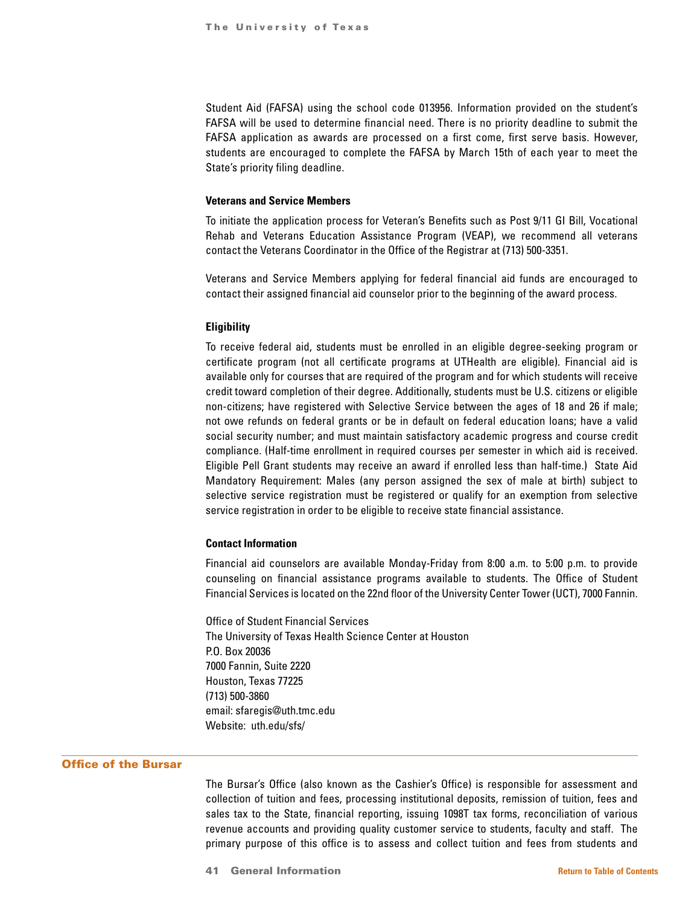Student Aid (FAFSA) using the school code 013956. Information provided on the student's FAFSA will be used to determine financial need. There is no priority deadline to submit the FAFSA application as awards are processed on a first come, first serve basis. However, students are encouraged to complete the FAFSA by March 15th of each year to meet the State's priority filing deadline.

### Veterans and Service Members

To initiate the application process for Veteran's Benefits such as Post 9/11 GI Bill, Vocational Rehab and Veterans Education Assistance Program (VEAP), we recommend all veterans contact the Veterans Coordinator in the Office of the Registrar at (713) 500-3351.

Veterans and Service Members applying for federal financial aid funds are encouraged to contact their assigned financial aid counselor prior to the beginning of the award process.

### Eligibility

To receive federal aid, students must be enrolled in an eligible degree-seeking program or certificate program (not all certificate programs at UTHealth are eligible). Financial aid is available only for courses that are required of the program and for which students will receive credit toward completion of their degree. Additionally, students must be U.S. citizens or eligible non-citizens; have registered with Selective Service between the ages of 18 and 26 if male; not owe refunds on federal grants or be in default on federal education loans; have a valid social security number; and must maintain satisfactory academic progress and course credit compliance. (Half-time enrollment in required courses per semester in which aid is received. Eligible Pell Grant students may receive an award if enrolled less than half-time.) State Aid Mandatory Requirement: Males (any person assigned the sex of male at birth) subject to selective service registration must be registered or qualify for an exemption from selective service registration in order to be eligible to receive state financial assistance.

### Contact Information

Financial aid counselors are available Monday-Friday from 8:00 a.m. to 5:00 p.m. to provide counseling on financial assistance programs available to students. The Office of Student Financial Services is located on the 22nd floor of the University Center Tower (UCT), 7000 Fannin.

Office of Student Financial Services
The University of Texas Health Science Center at Houston
P.O. Box 20036
7000 Fannin, Suite 2220
Houston, Texas 77225
(713) 500-3860
email: sfaregis@uth.tmc.edu
Website: uth.edu/sfs/

## Office of the Bursar

The Bursar's Office (also known as the Cashier's Office) is responsible for assessment and collection of tuition and fees, processing institutional deposits, remission of tuition, fees and sales tax to the State, financial reporting, issuing 1098T tax forms, reconciliation of various revenue accounts and providing quality customer service to students, faculty and staff. The primary purpose of this office is to assess and collect tuition and fees from students and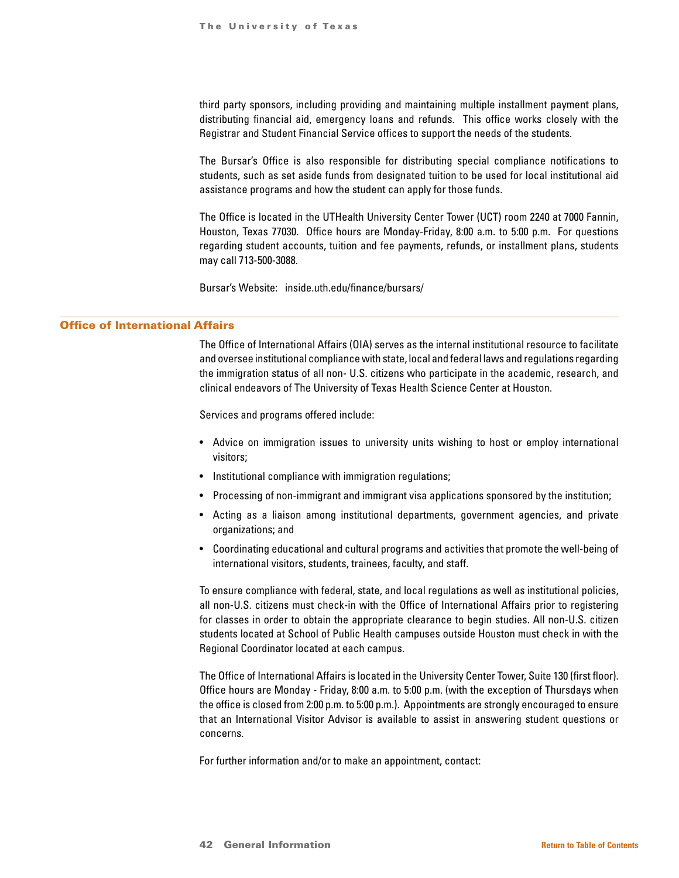third party sponsors, including providing and maintaining multiple installment payment plans, distributing financial aid, emergency loans and refunds. This office works closely with the Registrar and Student Financial Service offices to support the needs of the students.

The Bursar's Office is also responsible for distributing special compliance notifications to students, such as set aside funds from designated tuition to be used for local institutional aid assistance programs and how the student can apply for those funds.

The Office is located in the UTHealth University Center Tower (UCT) room 2240 at 7000 Fannin, Houston, Texas 77030. Office hours are Monday-Friday, 8:00 a.m. to 5:00 p.m. For questions regarding student accounts, tuition and fee payments, refunds, or installment plans, students may call 713-500-3088.

Bursar's Website: inside.uth.edu/finance/bursars/

## Office of International Affairs

The Office of International Affairs (OIA) serves as the internal institutional resource to facilitate and oversee institutional compliance with state, local and federal laws and regulations regarding the immigration status of all non- U.S. citizens who participate in the academic, research, and clinical endeavors of The University of Texas Health Science Center at Houston.

Services and programs offered include:

- Advice on immigration issues to university units wishing to host or employ international visitors;
- Institutional compliance with immigration regulations;
- Processing of non-immigrant and immigrant visa applications sponsored by the institution;
- Acting as a liaison among institutional departments, government agencies, and private organizations; and
- Coordinating educational and cultural programs and activities that promote the well-being of international visitors, students, trainees, faculty, and staff.

To ensure compliance with federal, state, and local regulations as well as institutional policies, all non-U.S. citizens must check-in with the Office of International Affairs prior to registering for classes in order to obtain the appropriate clearance to begin studies. All non-U.S. citizen students located at School of Public Health campuses outside Houston must check in with the Regional Coordinator located at each campus.

The Office of International Affairs is located in the University Center Tower, Suite 130 (first floor). Office hours are Monday - Friday, 8:00 a.m. to 5:00 p.m. (with the exception of Thursdays when the office is closed from 2:00 p.m. to 5:00 p.m.). Appointments are strongly encouraged to ensure that an International Visitor Advisor is available to assist in answering student questions or concerns.

For further information and/or to make an appointment, contact: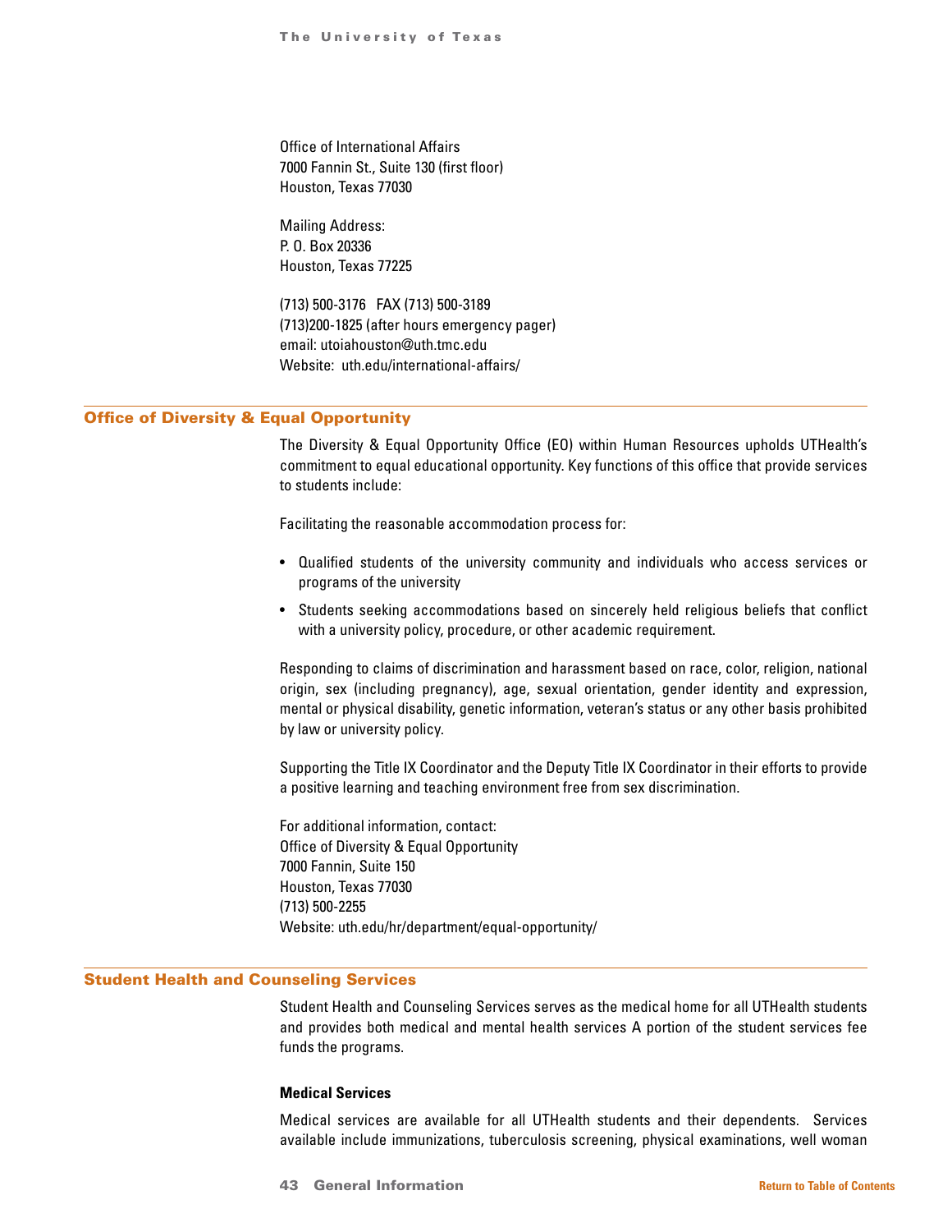Office of International Affairs
7000 Fannin St., Suite 130 (first floor)
Houston, Texas 77030

Mailing Address:
P. O. Box 20336
Houston, Texas 77225

(713) 500-3176   FAX (713) 500-3189
(713)200-1825 (after hours emergency pager)
email: utoiahouston@uth.tmc.edu
Website:  uth.edu/international-affairs/

## Office of Diversity & Equal Opportunity

The Diversity & Equal Opportunity Office (EO) within Human Resources upholds UTHealth's commitment to equal educational opportunity. Key functions of this office that provide services to students include:

Facilitating the reasonable accommodation process for:

- Qualified students of the university community and individuals who access services or programs of the university
- Students seeking accommodations based on sincerely held religious beliefs that conflict with a university policy, procedure, or other academic requirement.

Responding to claims of discrimination and harassment based on race, color, religion, national origin, sex (including pregnancy), age, sexual orientation, gender identity and expression, mental or physical disability, genetic information, veteran's status or any other basis prohibited by law or university policy.

Supporting the Title IX Coordinator and the Deputy Title IX Coordinator in their efforts to provide a positive learning and teaching environment free from sex discrimination.

For additional information, contact:
Office of Diversity & Equal Opportunity
7000 Fannin, Suite 150
Houston, Texas 77030
(713) 500-2255
Website: uth.edu/hr/department/equal-opportunity/

## Student Health and Counseling Services

Student Health and Counseling Services serves as the medical home for all UTHealth students and provides both medical and mental health services A portion of the student services fee funds the programs.

### Medical Services

Medical services are available for all UTHealth students and their dependents.  Services available include immunizations, tuberculosis screening, physical examinations, well woman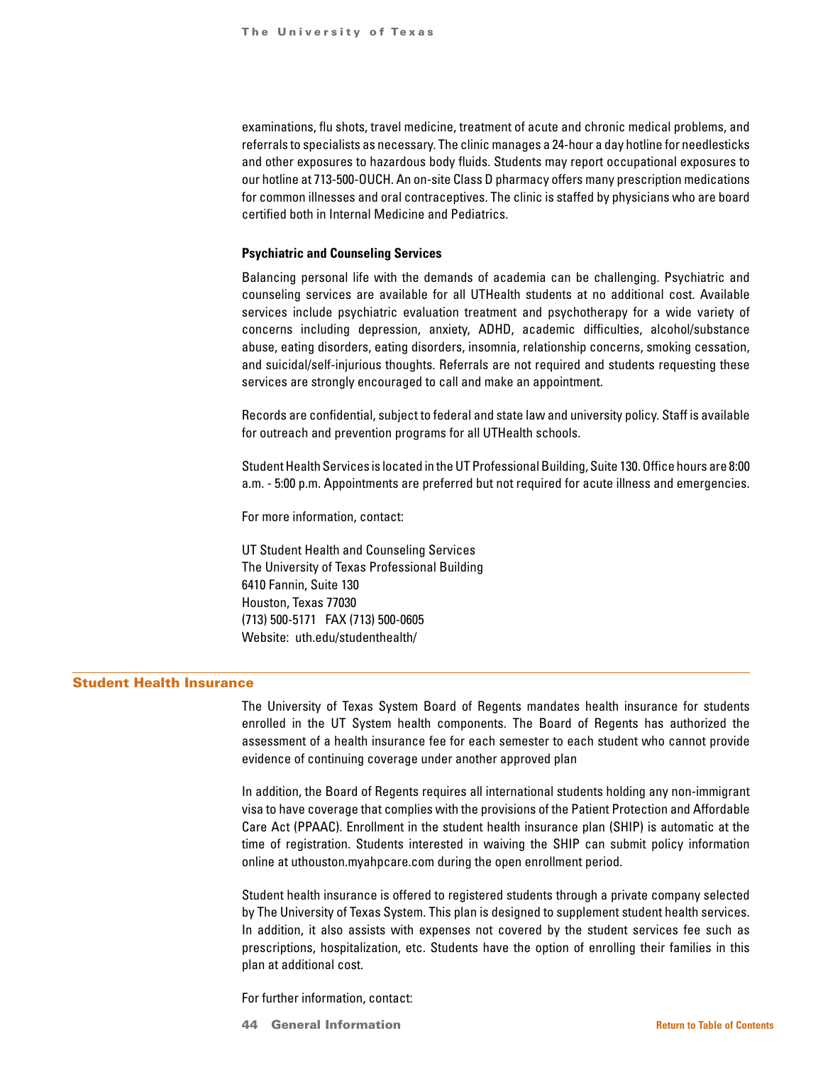examinations, flu shots, travel medicine, treatment of acute and chronic medical problems, and referrals to specialists as necessary. The clinic manages a 24-hour a day hotline for needlesticks and other exposures to hazardous body fluids. Students may report occupational exposures to our hotline at 713-500-OUCH. An on-site Class D pharmacy offers many prescription medications for common illnesses and oral contraceptives. The clinic is staffed by physicians who are board certified both in Internal Medicine and Pediatrics.

**Psychiatric and Counseling Services**

Balancing personal life with the demands of academia can be challenging. Psychiatric and counseling services are available for all UTHealth students at no additional cost. Available services include psychiatric evaluation treatment and psychotherapy for a wide variety of concerns including depression, anxiety, ADHD, academic difficulties, alcohol/substance abuse, eating disorders, eating disorders, insomnia, relationship concerns, smoking cessation, and suicidal/self-injurious thoughts. Referrals are not required and students requesting these services are strongly encouraged to call and make an appointment.

Records are confidential, subject to federal and state law and university policy. Staff is available for outreach and prevention programs for all UTHealth schools.

Student Health Services is located in the UT Professional Building, Suite 130. Office hours are 8:00 a.m. - 5:00 p.m. Appointments are preferred but not required for acute illness and emergencies.

For more information, contact:

UT Student Health and Counseling Services
The University of Texas Professional Building
6410 Fannin, Suite 130
Houston, Texas 77030
(713) 500-5171 FAX (713) 500-0605
Website: uth.edu/studenthealth/

## Student Health Insurance

The University of Texas System Board of Regents mandates health insurance for students enrolled in the UT System health components. The Board of Regents has authorized the assessment of a health insurance fee for each semester to each student who cannot provide evidence of continuing coverage under another approved plan

In addition, the Board of Regents requires all international students holding any non-immigrant visa to have coverage that complies with the provisions of the Patient Protection and Affordable Care Act (PPAAC). Enrollment in the student health insurance plan (SHIP) is automatic at the time of registration. Students interested in waiving the SHIP can submit policy information online at uthouston.myahpcare.com during the open enrollment period.

Student health insurance is offered to registered students through a private company selected by The University of Texas System. This plan is designed to supplement student health services. In addition, it also assists with expenses not covered by the student services fee such as prescriptions, hospitalization, etc. Students have the option of enrolling their families in this plan at additional cost.

For further information, contact: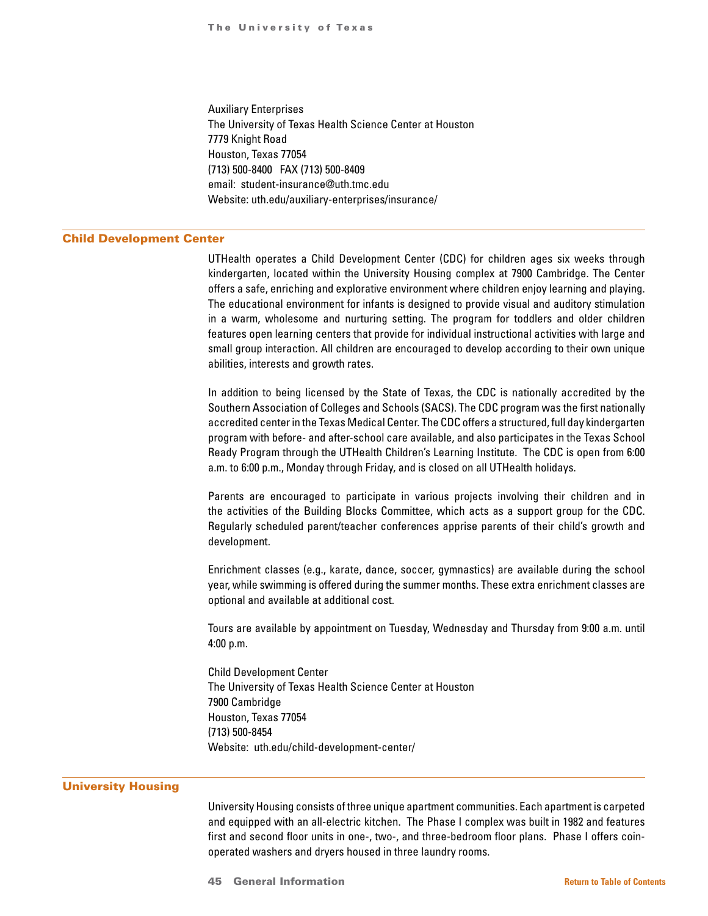Auxiliary Enterprises  
The University of Texas Health Science Center at Houston  
7779 Knight Road  
Houston, Texas 77054  
(713) 500-8400 FAX (713) 500-8409  
email: student-insurance@uth.tmc.edu  
Website: uth.edu/auxiliary-enterprises/insurance/

## Child Development Center

UTHealth operates a Child Development Center (CDC) for children ages six weeks through kindergarten, located within the University Housing complex at 7900 Cambridge. The Center offers a safe, enriching and explorative environment where children enjoy learning and playing. The educational environment for infants is designed to provide visual and auditory stimulation in a warm, wholesome and nurturing setting. The program for toddlers and older children features open learning centers that provide for individual instructional activities with large and small group interaction. All children are encouraged to develop according to their own unique abilities, interests and growth rates.

In addition to being licensed by the State of Texas, the CDC is nationally accredited by the Southern Association of Colleges and Schools (SACS). The CDC program was the first nationally accredited center in the Texas Medical Center. The CDC offers a structured, full day kindergarten program with before- and after-school care available, and also participates in the Texas School Ready Program through the UTHealth Children's Learning Institute. The CDC is open from 6:00 a.m. to 6:00 p.m., Monday through Friday, and is closed on all UTHealth holidays.

Parents are encouraged to participate in various projects involving their children and in the activities of the Building Blocks Committee, which acts as a support group for the CDC. Regularly scheduled parent/teacher conferences apprise parents of their child's growth and development.

Enrichment classes (e.g., karate, dance, soccer, gymnastics) are available during the school year, while swimming is offered during the summer months. These extra enrichment classes are optional and available at additional cost.

Tours are available by appointment on Tuesday, Wednesday and Thursday from 9:00 a.m. until 4:00 p.m.

Child Development Center  
The University of Texas Health Science Center at Houston  
7900 Cambridge  
Houston, Texas 77054  
(713) 500-8454  
Website: uth.edu/child-development-center/

## University Housing

University Housing consists of three unique apartment communities. Each apartment is carpeted and equipped with an all-electric kitchen. The Phase I complex was built in 1982 and features first and second floor units in one-, two-, and three-bedroom floor plans. Phase I offers coin-operated washers and dryers housed in three laundry rooms.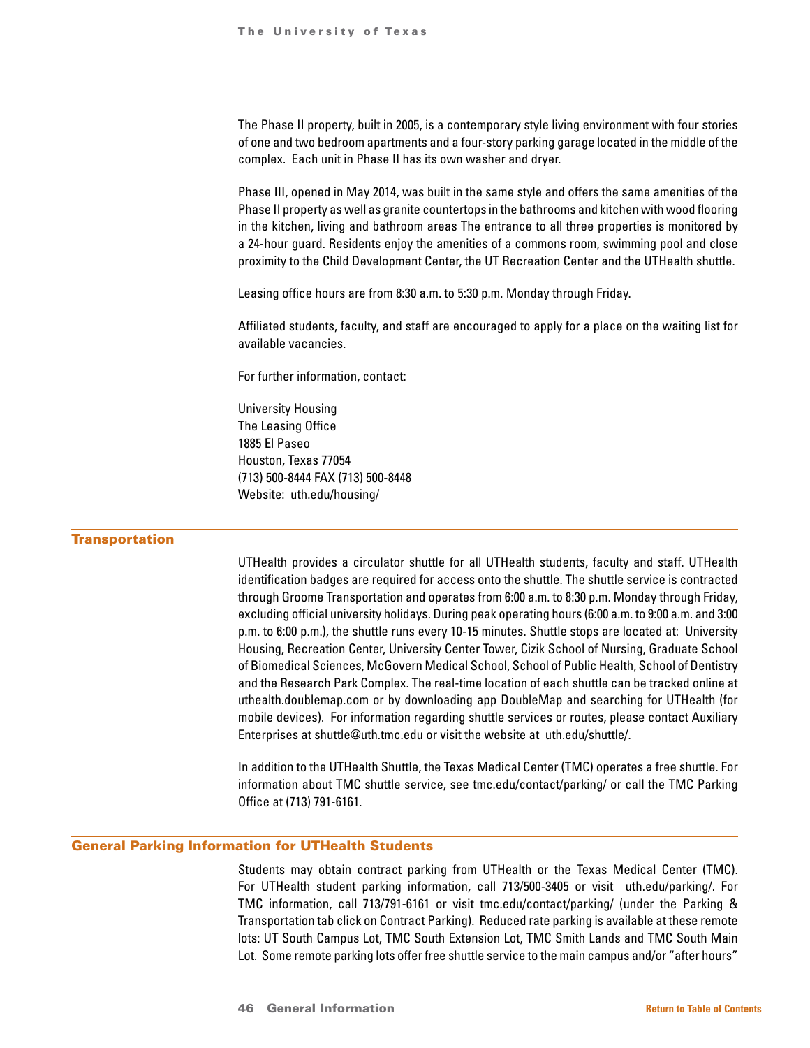The Phase II property, built in 2005, is a contemporary style living environment with four stories of one and two bedroom apartments and a four-story parking garage located in the middle of the complex. Each unit in Phase II has its own washer and dryer.

Phase III, opened in May 2014, was built in the same style and offers the same amenities of the Phase II property as well as granite countertops in the bathrooms and kitchen with wood flooring in the kitchen, living and bathroom areas The entrance to all three properties is monitored by a 24-hour guard. Residents enjoy the amenities of a commons room, swimming pool and close proximity to the Child Development Center, the UT Recreation Center and the UTHealth shuttle.

Leasing office hours are from 8:30 a.m. to 5:30 p.m. Monday through Friday.

Affiliated students, faculty, and staff are encouraged to apply for a place on the waiting list for available vacancies.

For further information, contact:

University Housing  
The Leasing Office  
1885 El Paseo  
Houston, Texas 77054  
(713) 500-8444 FAX (713) 500-8448  
Website: uth.edu/housing/

## Transportation

UTHealth provides a circulator shuttle for all UTHealth students, faculty and staff. UTHealth identification badges are required for access onto the shuttle. The shuttle service is contracted through Groome Transportation and operates from 6:00 a.m. to 8:30 p.m. Monday through Friday, excluding official university holidays. During peak operating hours (6:00 a.m. to 9:00 a.m. and 3:00 p.m. to 6:00 p.m.), the shuttle runs every 10-15 minutes. Shuttle stops are located at: University Housing, Recreation Center, University Center Tower, Cizik School of Nursing, Graduate School of Biomedical Sciences, McGovern Medical School, School of Public Health, School of Dentistry and the Research Park Complex. The real-time location of each shuttle can be tracked online at uthealth.doublemap.com or by downloading app DoubleMap and searching for UTHealth (for mobile devices). For information regarding shuttle services or routes, please contact Auxiliary Enterprises at shuttle@uth.tmc.edu or visit the website at uth.edu/shuttle/.

In addition to the UTHealth Shuttle, the Texas Medical Center (TMC) operates a free shuttle. For information about TMC shuttle service, see tmc.edu/contact/parking/ or call the TMC Parking Office at (713) 791-6161.

## General Parking Information for UTHealth Students

Students may obtain contract parking from UTHealth or the Texas Medical Center (TMC). For UTHealth student parking information, call 713/500-3405 or visit uth.edu/parking/. For TMC information, call 713/791-6161 or visit tmc.edu/contact/parking/ (under the Parking & Transportation tab click on Contract Parking). Reduced rate parking is available at these remote lots: UT South Campus Lot, TMC South Extension Lot, TMC Smith Lands and TMC South Main Lot. Some remote parking lots offer free shuttle service to the main campus and/or "after hours"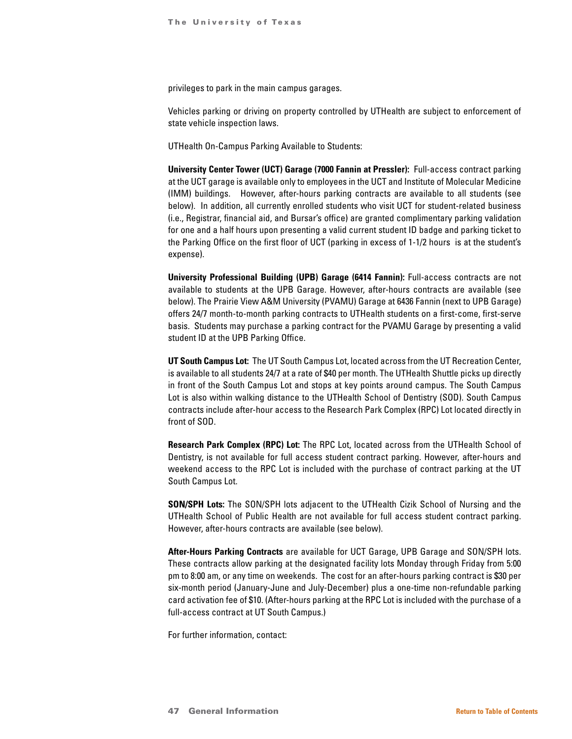privileges to park in the main campus garages.

Vehicles parking or driving on property controlled by UTHealth are subject to enforcement of state vehicle inspection laws.

UTHealth On-Campus Parking Available to Students:

**University Center Tower (UCT) Garage (7000 Fannin at Pressler):** Full-access contract parking at the UCT garage is available only to employees in the UCT and Institute of Molecular Medicine (IMM) buildings. However, after-hours parking contracts are available to all students (see below). In addition, all currently enrolled students who visit UCT for student-related business (i.e., Registrar, financial aid, and Bursar's office) are granted complimentary parking validation for one and a half hours upon presenting a valid current student ID badge and parking ticket to the Parking Office on the first floor of UCT (parking in excess of 1-1/2 hours is at the student's expense).

**University Professional Building (UPB) Garage (6414 Fannin):** Full-access contracts are not available to students at the UPB Garage. However, after-hours contracts are available (see below). The Prairie View A&M University (PVAMU) Garage at 6436 Fannin (next to UPB Garage) offers 24/7 month-to-month parking contracts to UTHealth students on a first-come, first-serve basis. Students may purchase a parking contract for the PVAMU Garage by presenting a valid student ID at the UPB Parking Office.

**UT South Campus Lot:** The UT South Campus Lot, located across from the UT Recreation Center, is available to all students 24/7 at a rate of $40 per month. The UTHealth Shuttle picks up directly in front of the South Campus Lot and stops at key points around campus. The South Campus Lot is also within walking distance to the UTHealth School of Dentistry (SOD). South Campus contracts include after-hour access to the Research Park Complex (RPC) Lot located directly in front of SOD.

**Research Park Complex (RPC) Lot:** The RPC Lot, located across from the UTHealth School of Dentistry, is not available for full access student contract parking. However, after-hours and weekend access to the RPC Lot is included with the purchase of contract parking at the UT South Campus Lot.

**SON/SPH Lots:** The SON/SPH lots adjacent to the UTHealth Cizik School of Nursing and the UTHealth School of Public Health are not available for full access student contract parking. However, after-hours contracts are available (see below).

**After-Hours Parking Contracts** are available for UCT Garage, UPB Garage and SON/SPH lots. These contracts allow parking at the designated facility lots Monday through Friday from 5:00 pm to 8:00 am, or any time on weekends. The cost for an after-hours parking contract is $30 per six-month period (January-June and July-December) plus a one-time non-refundable parking card activation fee of $10. (After-hours parking at the RPC Lot is included with the purchase of a full-access contract at UT South Campus.)

For further information, contact: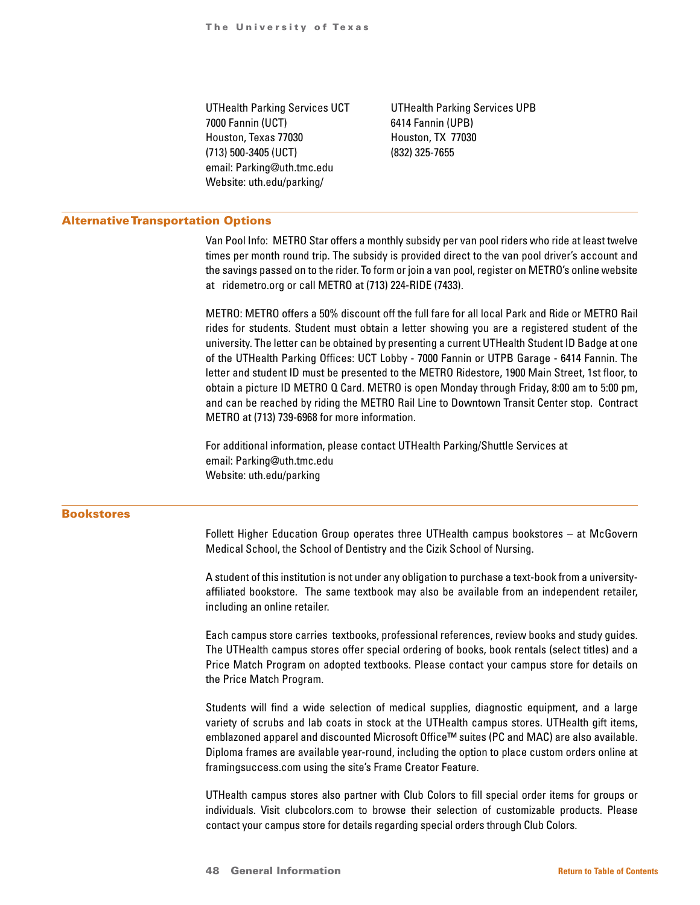UTHealth Parking Services UCT
7000 Fannin (UCT)
Houston, Texas 77030
(713) 500-3405 (UCT)
email: Parking@uth.tmc.edu
Website: uth.edu/parking/

UTHealth Parking Services UPB
6414 Fannin (UPB)
Houston, TX 77030
(832) 325-7655

## Alternative Transportation Options

Van Pool Info: METRO Star offers a monthly subsidy per van pool riders who ride at least twelve times per month round trip. The subsidy is provided direct to the van pool driver's account and the savings passed on to the rider. To form or join a van pool, register on METRO's online website at ridemetro.org or call METRO at (713) 224-RIDE (7433).

METRO: METRO offers a 50% discount off the full fare for all local Park and Ride or METRO Rail rides for students. Student must obtain a letter showing you are a registered student of the university. The letter can be obtained by presenting a current UTHealth Student ID Badge at one of the UTHealth Parking Offices: UCT Lobby - 7000 Fannin or UTPB Garage - 6414 Fannin. The letter and student ID must be presented to the METRO Ridestore, 1900 Main Street, 1st floor, to obtain a picture ID METRO Q Card. METRO is open Monday through Friday, 8:00 am to 5:00 pm, and can be reached by riding the METRO Rail Line to Downtown Transit Center stop. Contract METRO at (713) 739-6968 for more information.

For additional information, please contact UTHealth Parking/Shuttle Services at
email: Parking@uth.tmc.edu
Website: uth.edu/parking

## Bookstores

Follett Higher Education Group operates three UTHealth campus bookstores – at McGovern Medical School, the School of Dentistry and the Cizik School of Nursing.

A student of this institution is not under any obligation to purchase a text-book from a university-affiliated bookstore. The same textbook may also be available from an independent retailer, including an online retailer.

Each campus store carries textbooks, professional references, review books and study guides. The UTHealth campus stores offer special ordering of books, book rentals (select titles) and a Price Match Program on adopted textbooks. Please contact your campus store for details on the Price Match Program.

Students will find a wide selection of medical supplies, diagnostic equipment, and a large variety of scrubs and lab coats in stock at the UTHealth campus stores. UTHealth gift items, emblazoned apparel and discounted Microsoft Office™ suites (PC and MAC) are also available. Diploma frames are available year-round, including the option to place custom orders online at framingsuccess.com using the site's Frame Creator Feature.

UTHealth campus stores also partner with Club Colors to fill special order items for groups or individuals. Visit clubcolors.com to browse their selection of customizable products. Please contact your campus store for details regarding special orders through Club Colors.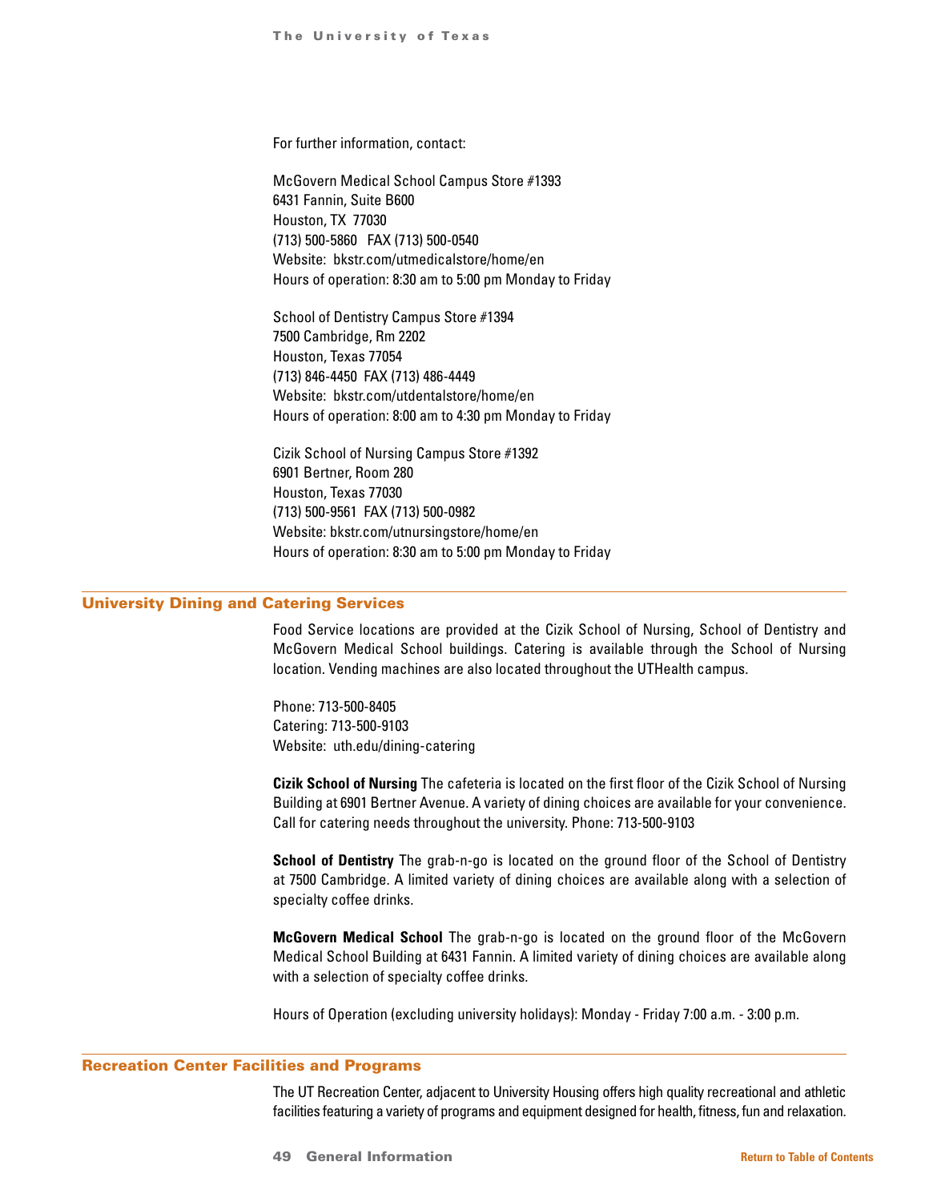For further information, contact:

McGovern Medical School Campus Store #1393
6431 Fannin, Suite B600
Houston, TX 77030
(713) 500-5860 FAX (713) 500-0540
Website: bkstr.com/utmedicalstore/home/en
Hours of operation: 8:30 am to 5:00 pm Monday to Friday

School of Dentistry Campus Store #1394
7500 Cambridge, Rm 2202
Houston, Texas 77054
(713) 846-4450 FAX (713) 486-4449
Website: bkstr.com/utdentalstore/home/en
Hours of operation: 8:00 am to 4:30 pm Monday to Friday

Cizik School of Nursing Campus Store #1392
6901 Bertner, Room 280
Houston, Texas 77030
(713) 500-9561 FAX (713) 500-0982
Website: bkstr.com/utnursingstore/home/en
Hours of operation: 8:30 am to 5:00 pm Monday to Friday

## University Dining and Catering Services

Food Service locations are provided at the Cizik School of Nursing, School of Dentistry and McGovern Medical School buildings. Catering is available through the School of Nursing location. Vending machines are also located throughout the UTHealth campus.

Phone: 713-500-8405
Catering: 713-500-9103
Website: uth.edu/dining-catering

**Cizik School of Nursing** The cafeteria is located on the first floor of the Cizik School of Nursing Building at 6901 Bertner Avenue. A variety of dining choices are available for your convenience. Call for catering needs throughout the university. Phone: 713-500-9103

**School of Dentistry** The grab-n-go is located on the ground floor of the School of Dentistry at 7500 Cambridge. A limited variety of dining choices are available along with a selection of specialty coffee drinks.

**McGovern Medical School** The grab-n-go is located on the ground floor of the McGovern Medical School Building at 6431 Fannin. A limited variety of dining choices are available along with a selection of specialty coffee drinks.

Hours of Operation (excluding university holidays): Monday - Friday 7:00 a.m. - 3:00 p.m.

## Recreation Center Facilities and Programs

The UT Recreation Center, adjacent to University Housing offers high quality recreational and athletic facilities featuring a variety of programs and equipment designed for health, fitness, fun and relaxation.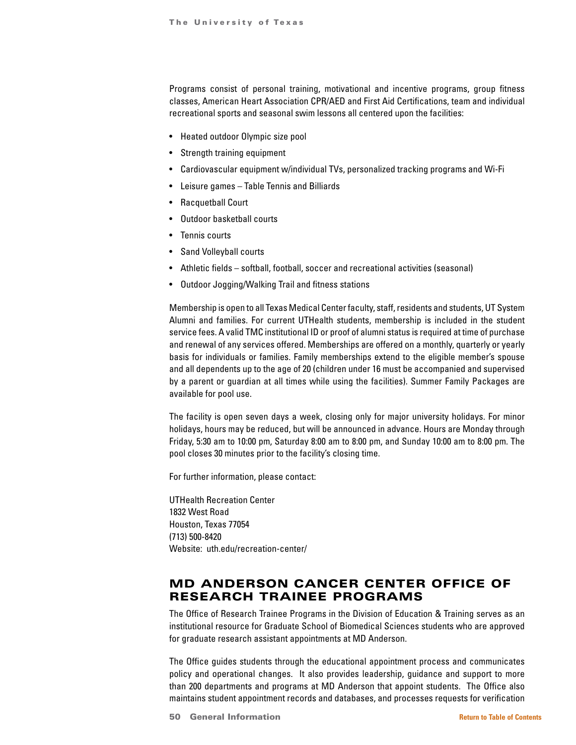Programs consist of personal training, motivational and incentive programs, group fitness classes, American Heart Association CPR/AED and First Aid Certifications, team and individual recreational sports and seasonal swim lessons all centered upon the facilities:

- Heated outdoor Olympic size pool
- Strength training equipment
- Cardiovascular equipment w/individual TVs, personalized tracking programs and Wi-Fi
- Leisure games – Table Tennis and Billiards
- Racquetball Court
- Outdoor basketball courts
- Tennis courts
- Sand Volleyball courts
- Athletic fields – softball, football, soccer and recreational activities (seasonal)
- Outdoor Jogging/Walking Trail and fitness stations

Membership is open to all Texas Medical Center faculty, staff, residents and students, UT System Alumni and families. For current UTHealth students, membership is included in the student service fees. A valid TMC institutional ID or proof of alumni status is required at time of purchase and renewal of any services offered. Memberships are offered on a monthly, quarterly or yearly basis for individuals or families. Family memberships extend to the eligible member's spouse and all dependents up to the age of 20 (children under 16 must be accompanied and supervised by a parent or guardian at all times while using the facilities). Summer Family Packages are available for pool use.

The facility is open seven days a week, closing only for major university holidays. For minor holidays, hours may be reduced, but will be announced in advance. Hours are Monday through Friday, 5:30 am to 10:00 pm, Saturday 8:00 am to 8:00 pm, and Sunday 10:00 am to 8:00 pm. The pool closes 30 minutes prior to the facility's closing time.

For further information, please contact:

UTHealth Recreation Center
1832 West Road
Houston, Texas 77054
(713) 500-8420
Website: uth.edu/recreation-center/

## MD ANDERSON CANCER CENTER OFFICE OF RESEARCH TRAINEE PROGRAMS

The Office of Research Trainee Programs in the Division of Education & Training serves as an institutional resource for Graduate School of Biomedical Sciences students who are approved for graduate research assistant appointments at MD Anderson.

The Office guides students through the educational appointment process and communicates policy and operational changes. It also provides leadership, guidance and support to more than 200 departments and programs at MD Anderson that appoint students. The Office also maintains student appointment records and databases, and processes requests for verification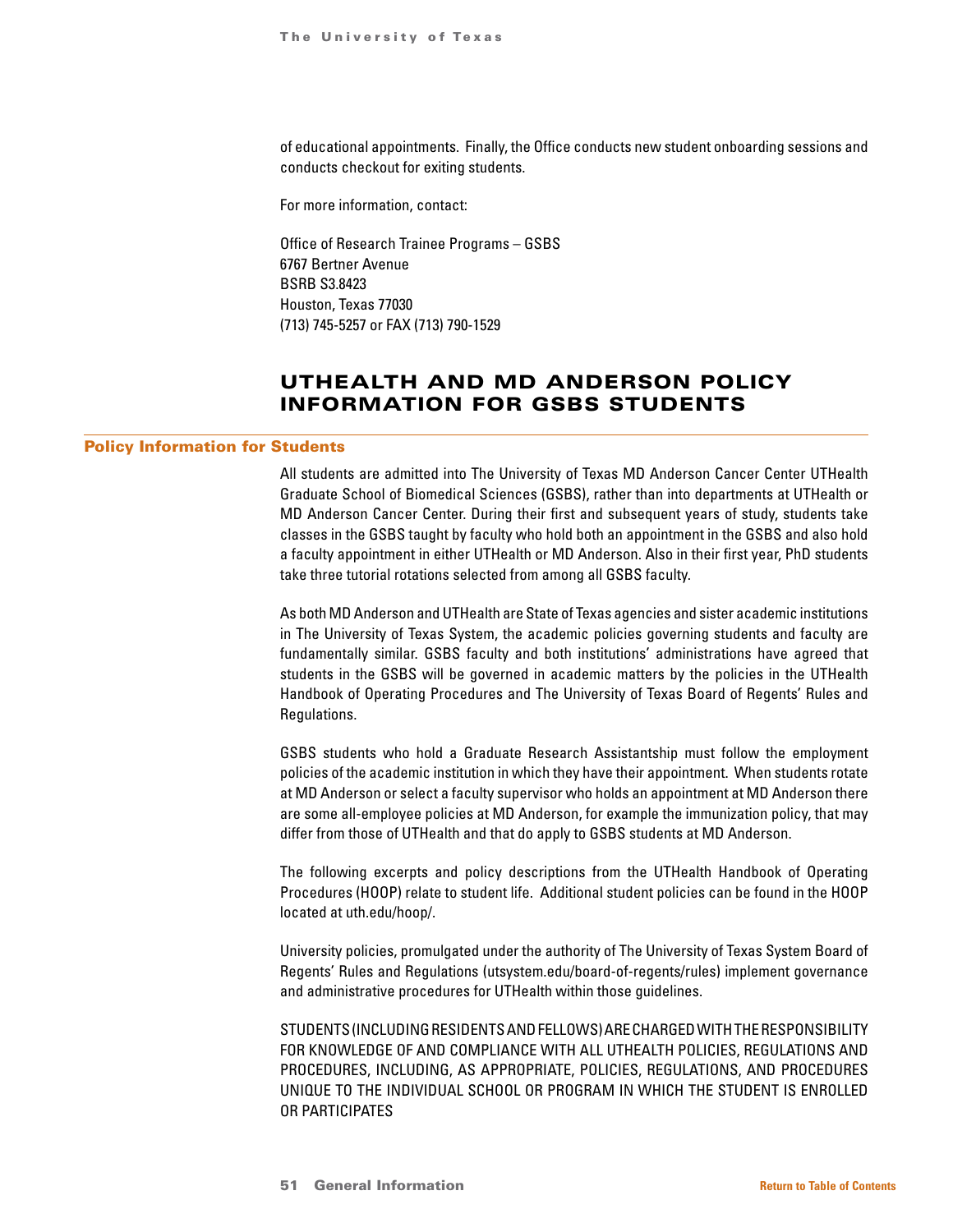of educational appointments. Finally, the Office conducts new student onboarding sessions and conducts checkout for exiting students.

For more information, contact:

Office of Research Trainee Programs – GSBS
6767 Bertner Avenue
BSRB S3.8423
Houston, Texas 77030
(713) 745-5257 or FAX (713) 790-1529

# UTHEALTH AND MD ANDERSON POLICY INFORMATION FOR GSBS STUDENTS

## Policy Information for Students

All students are admitted into The University of Texas MD Anderson Cancer Center UTHealth Graduate School of Biomedical Sciences (GSBS), rather than into departments at UTHealth or MD Anderson Cancer Center. During their first and subsequent years of study, students take classes in the GSBS taught by faculty who hold both an appointment in the GSBS and also hold a faculty appointment in either UTHealth or MD Anderson. Also in their first year, PhD students take three tutorial rotations selected from among all GSBS faculty.

As both MD Anderson and UTHealth are State of Texas agencies and sister academic institutions in The University of Texas System, the academic policies governing students and faculty are fundamentally similar. GSBS faculty and both institutions' administrations have agreed that students in the GSBS will be governed in academic matters by the policies in the UTHealth Handbook of Operating Procedures and The University of Texas Board of Regents' Rules and Regulations.

GSBS students who hold a Graduate Research Assistantship must follow the employment policies of the academic institution in which they have their appointment. When students rotate at MD Anderson or select a faculty supervisor who holds an appointment at MD Anderson there are some all-employee policies at MD Anderson, for example the immunization policy, that may differ from those of UTHealth and that do apply to GSBS students at MD Anderson.

The following excerpts and policy descriptions from the UTHealth Handbook of Operating Procedures (HOOP) relate to student life. Additional student policies can be found in the HOOP located at uth.edu/hoop/.

University policies, promulgated under the authority of The University of Texas System Board of Regents' Rules and Regulations (utsystem.edu/board-of-regents/rules) implement governance and administrative procedures for UTHealth within those guidelines.

STUDENTS (INCLUDING RESIDENTS AND FELLOWS) ARE CHARGED WITH THE RESPONSIBILITY FOR KNOWLEDGE OF AND COMPLIANCE WITH ALL UTHEALTH POLICIES, REGULATIONS AND PROCEDURES, INCLUDING, AS APPROPRIATE, POLICIES, REGULATIONS, AND PROCEDURES UNIQUE TO THE INDIVIDUAL SCHOOL OR PROGRAM IN WHICH THE STUDENT IS ENROLLED OR PARTICIPATES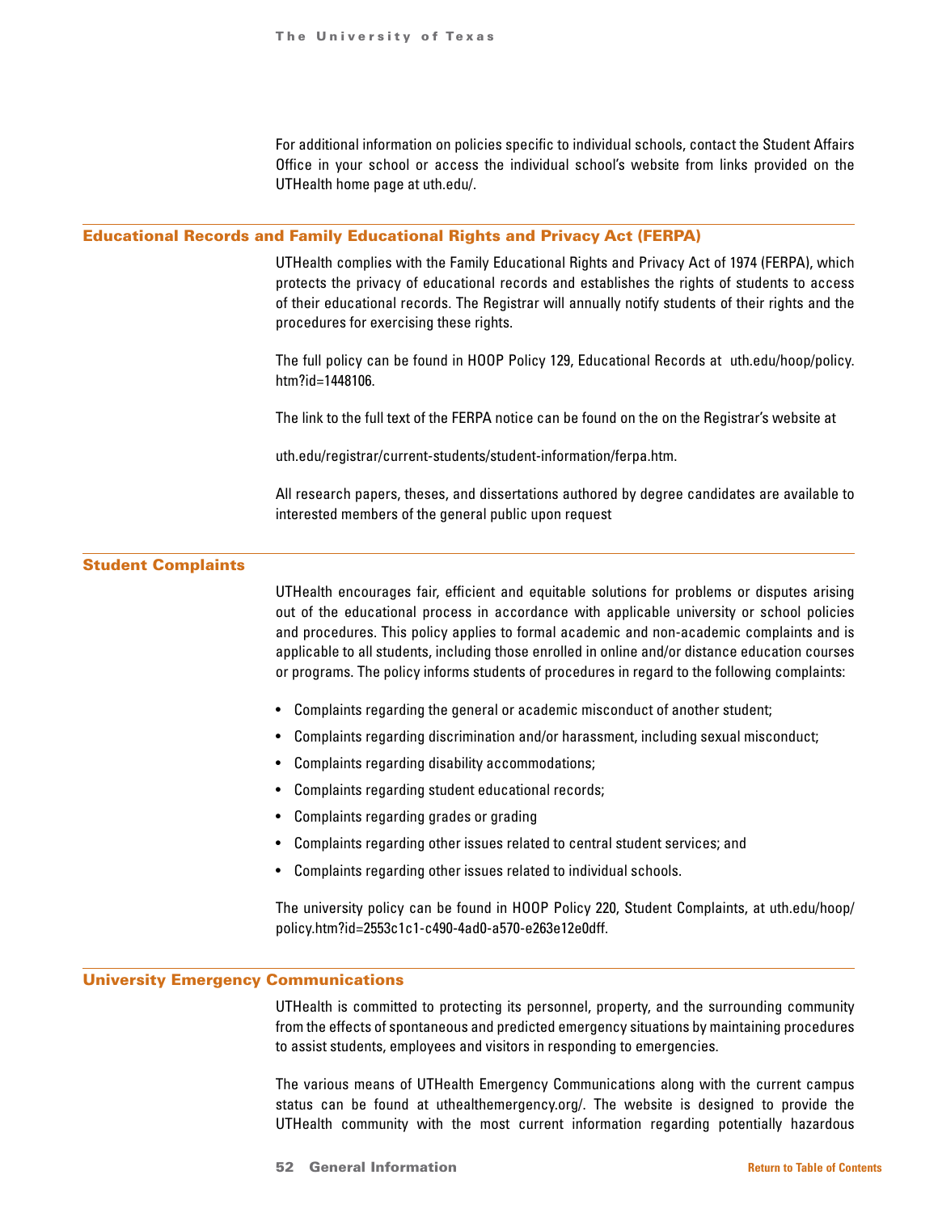For additional information on policies specific to individual schools, contact the Student Affairs Office in your school or access the individual school's website from links provided on the UTHealth home page at uth.edu/.

## Educational Records and Family Educational Rights and Privacy Act (FERPA)

UTHealth complies with the Family Educational Rights and Privacy Act of 1974 (FERPA), which protects the privacy of educational records and establishes the rights of students to access of their educational records. The Registrar will annually notify students of their rights and the procedures for exercising these rights.

The full policy can be found in HOOP Policy 129, Educational Records at uth.edu/hoop/policy.htm?id=1448106.

The link to the full text of the FERPA notice can be found on the on the Registrar's website at

uth.edu/registrar/current-students/student-information/ferpa.htm.

All research papers, theses, and dissertations authored by degree candidates are available to interested members of the general public upon request

## Student Complaints

UTHealth encourages fair, efficient and equitable solutions for problems or disputes arising out of the educational process in accordance with applicable university or school policies and procedures. This policy applies to formal academic and non-academic complaints and is applicable to all students, including those enrolled in online and/or distance education courses or programs. The policy informs students of procedures in regard to the following complaints:

- Complaints regarding the general or academic misconduct of another student;
- Complaints regarding discrimination and/or harassment, including sexual misconduct;
- Complaints regarding disability accommodations;
- Complaints regarding student educational records;
- Complaints regarding grades or grading
- Complaints regarding other issues related to central student services; and
- Complaints regarding other issues related to individual schools.

The university policy can be found in HOOP Policy 220, Student Complaints, at uth.edu/hoop/policy.htm?id=2553c1c1-c490-4ad0-a570-e263e12e0dff.

## University Emergency Communications

UTHealth is committed to protecting its personnel, property, and the surrounding community from the effects of spontaneous and predicted emergency situations by maintaining procedures to assist students, employees and visitors in responding to emergencies.

The various means of UTHealth Emergency Communications along with the current campus status can be found at uthealthemergency.org/. The website is designed to provide the UTHealth community with the most current information regarding potentially hazardous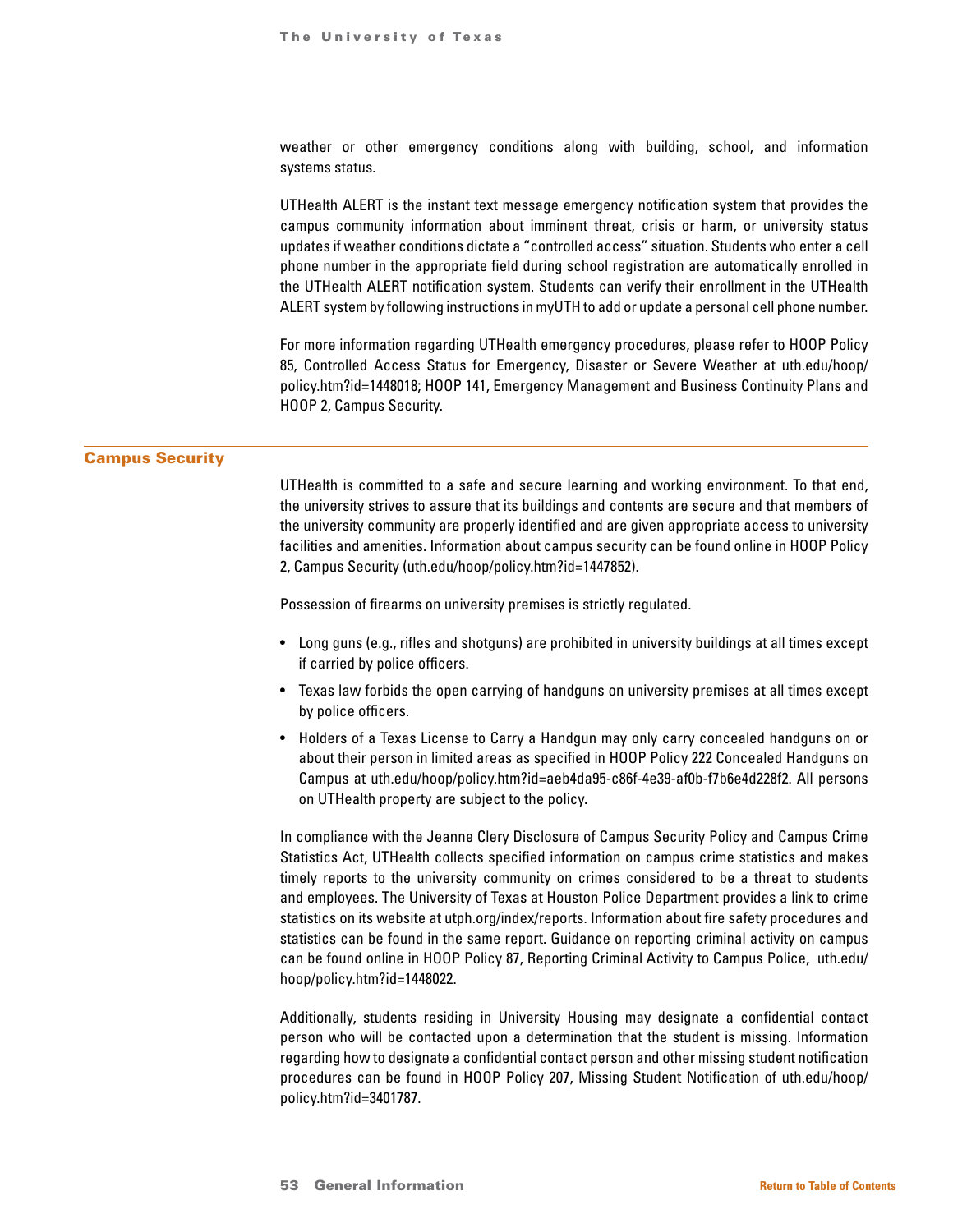weather or other emergency conditions along with building, school, and information systems status.

UTHealth ALERT is the instant text message emergency notification system that provides the campus community information about imminent threat, crisis or harm, or university status updates if weather conditions dictate a "controlled access" situation. Students who enter a cell phone number in the appropriate field during school registration are automatically enrolled in the UTHealth ALERT notification system. Students can verify their enrollment in the UTHealth ALERT system by following instructions in myUTH to add or update a personal cell phone number.

For more information regarding UTHealth emergency procedures, please refer to HOOP Policy 85, Controlled Access Status for Emergency, Disaster or Severe Weather at uth.edu/hoop/policy.htm?id=1448018; HOOP 141, Emergency Management and Business Continuity Plans and HOOP 2, Campus Security.

## Campus Security

UTHealth is committed to a safe and secure learning and working environment. To that end, the university strives to assure that its buildings and contents are secure and that members of the university community are properly identified and are given appropriate access to university facilities and amenities. Information about campus security can be found online in HOOP Policy 2, Campus Security (uth.edu/hoop/policy.htm?id=1447852).

Possession of firearms on university premises is strictly regulated.

- Long guns (e.g., rifles and shotguns) are prohibited in university buildings at all times except if carried by police officers.
- Texas law forbids the open carrying of handguns on university premises at all times except by police officers.
- Holders of a Texas License to Carry a Handgun may only carry concealed handguns on or about their person in limited areas as specified in HOOP Policy 222 Concealed Handguns on Campus at uth.edu/hoop/policy.htm?id=aeb4da95-c86f-4e39-af0b-f7b6e4d228f2. All persons on UTHealth property are subject to the policy.

In compliance with the Jeanne Clery Disclosure of Campus Security Policy and Campus Crime Statistics Act, UTHealth collects specified information on campus crime statistics and makes timely reports to the university community on crimes considered to be a threat to students and employees. The University of Texas at Houston Police Department provides a link to crime statistics on its website at utph.org/index/reports. Information about fire safety procedures and statistics can be found in the same report. Guidance on reporting criminal activity on campus can be found online in HOOP Policy 87, Reporting Criminal Activity to Campus Police, uth.edu/hoop/policy.htm?id=1448022.

Additionally, students residing in University Housing may designate a confidential contact person who will be contacted upon a determination that the student is missing. Information regarding how to designate a confidential contact person and other missing student notification procedures can be found in HOOP Policy 207, Missing Student Notification of uth.edu/hoop/policy.htm?id=3401787.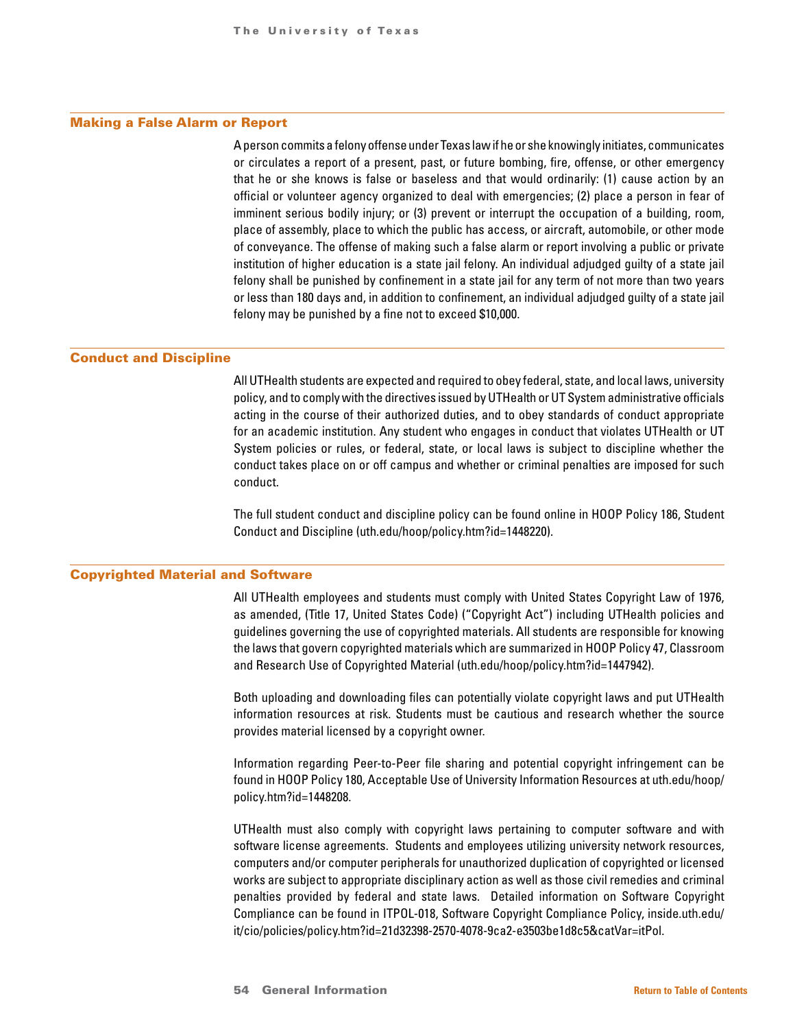## Making a False Alarm or Report

A person commits a felony offense under Texas law if he or she knowingly initiates, communicates or circulates a report of a present, past, or future bombing, fire, offense, or other emergency that he or she knows is false or baseless and that would ordinarily: (1) cause action by an official or volunteer agency organized to deal with emergencies; (2) place a person in fear of imminent serious bodily injury; or (3) prevent or interrupt the occupation of a building, room, place of assembly, place to which the public has access, or aircraft, automobile, or other mode of conveyance. The offense of making such a false alarm or report involving a public or private institution of higher education is a state jail felony. An individual adjudged guilty of a state jail felony shall be punished by confinement in a state jail for any term of not more than two years or less than 180 days and, in addition to confinement, an individual adjudged guilty of a state jail felony may be punished by a fine not to exceed $10,000.

## Conduct and Discipline

All UTHealth students are expected and required to obey federal, state, and local laws, university policy, and to comply with the directives issued by UTHealth or UT System administrative officials acting in the course of their authorized duties, and to obey standards of conduct appropriate for an academic institution. Any student who engages in conduct that violates UTHealth or UT System policies or rules, or federal, state, or local laws is subject to discipline whether the conduct takes place on or off campus and whether or criminal penalties are imposed for such conduct.

The full student conduct and discipline policy can be found online in HOOP Policy 186, Student Conduct and Discipline (uth.edu/hoop/policy.htm?id=1448220).

## Copyrighted Material and Software

All UTHealth employees and students must comply with United States Copyright Law of 1976, as amended, (Title 17, United States Code) ("Copyright Act") including UTHealth policies and guidelines governing the use of copyrighted materials. All students are responsible for knowing the laws that govern copyrighted materials which are summarized in HOOP Policy 47, Classroom and Research Use of Copyrighted Material (uth.edu/hoop/policy.htm?id=1447942).

Both uploading and downloading files can potentially violate copyright laws and put UTHealth information resources at risk. Students must be cautious and research whether the source provides material licensed by a copyright owner.

Information regarding Peer-to-Peer file sharing and potential copyright infringement can be found in HOOP Policy 180, Acceptable Use of University Information Resources at uth.edu/hoop/policy.htm?id=1448208.

UTHealth must also comply with copyright laws pertaining to computer software and with software license agreements. Students and employees utilizing university network resources, computers and/or computer peripherals for unauthorized duplication of copyrighted or licensed works are subject to appropriate disciplinary action as well as those civil remedies and criminal penalties provided by federal and state laws. Detailed information on Software Copyright Compliance can be found in ITPOL-018, Software Copyright Compliance Policy, inside.uth.edu/it/cio/policies/policy.htm?id=21d32398-2570-4078-9ca2-e3503be1d8c5&catVar=itPol.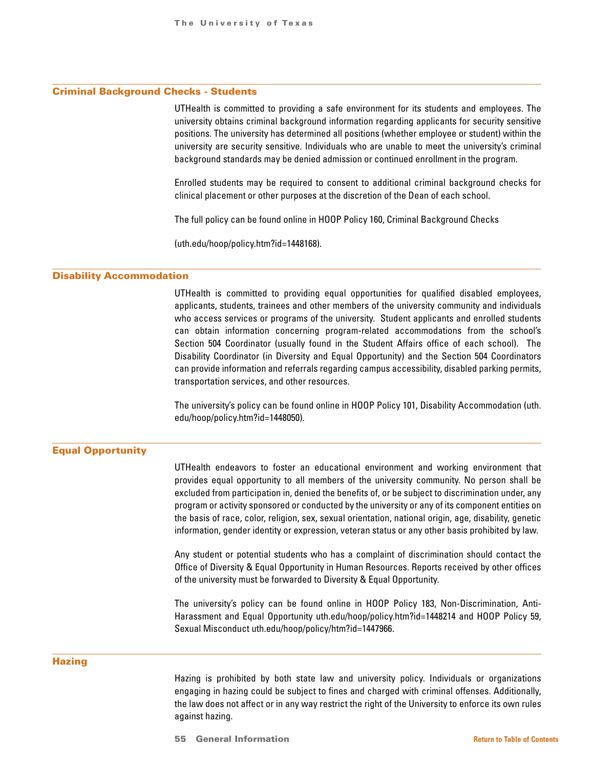## Criminal Background Checks - Students

UTHealth is committed to providing a safe environment for its students and employees. The university obtains criminal background information regarding applicants for security sensitive positions. The university has determined all positions (whether employee or student) within the university are security sensitive. Individuals who are unable to meet the university's criminal background standards may be denied admission or continued enrollment in the program.

Enrolled students may be required to consent to additional criminal background checks for clinical placement or other purposes at the discretion of the Dean of each school.

The full policy can be found online in HOOP Policy 160, Criminal Background Checks

(uth.edu/hoop/policy.htm?id=1448168).

## Disability Accommodation

UTHealth is committed to providing equal opportunities for qualified disabled employees, applicants, students, trainees and other members of the university community and individuals who access services or programs of the university. Student applicants and enrolled students can obtain information concerning program-related accommodations from the school's Section 504 Coordinator (usually found in the Student Affairs office of each school). The Disability Coordinator (in Diversity and Equal Opportunity) and the Section 504 Coordinators can provide information and referrals regarding campus accessibility, disabled parking permits, transportation services, and other resources.

The university's policy can be found online in HOOP Policy 101, Disability Accommodation (uth.edu/hoop/policy.htm?id=1448050).

## Equal Opportunity

UTHealth endeavors to foster an educational environment and working environment that provides equal opportunity to all members of the university community. No person shall be excluded from participation in, denied the benefits of, or be subject to discrimination under, any program or activity sponsored or conducted by the university or any of its component entities on the basis of race, color, religion, sex, sexual orientation, national origin, age, disability, genetic information, gender identity or expression, veteran status or any other basis prohibited by law.

Any student or potential students who has a complaint of discrimination should contact the Office of Diversity & Equal Opportunity in Human Resources. Reports received by other offices of the university must be forwarded to Diversity & Equal Opportunity.

The university's policy can be found online in HOOP Policy 183, Non-Discrimination, Anti-Harassment and Equal Opportunity uth.edu/hoop/policy.htm?id=1448214 and HOOP Policy 59, Sexual Misconduct uth.edu/hoop/policy/htm?id=1447966.

## Hazing

Hazing is prohibited by both state law and university policy. Individuals or organizations engaging in hazing could be subject to fines and charged with criminal offenses. Additionally, the law does not affect or in any way restrict the right of the University to enforce its own rules against hazing.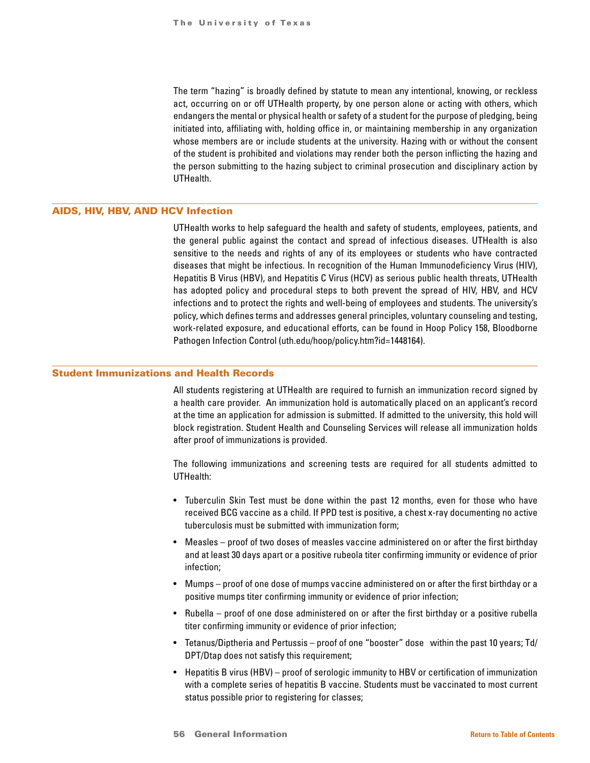The term "hazing" is broadly defined by statute to mean any intentional, knowing, or reckless act, occurring on or off UTHealth property, by one person alone or acting with others, which endangers the mental or physical health or safety of a student for the purpose of pledging, being initiated into, affiliating with, holding office in, or maintaining membership in any organization whose members are or include students at the university. Hazing with or without the consent of the student is prohibited and violations may render both the person inflicting the hazing and the person submitting to the hazing subject to criminal prosecution and disciplinary action by UTHealth.

## AIDS, HIV, HBV, AND HCV Infection

UTHealth works to help safeguard the health and safety of students, employees, patients, and the general public against the contact and spread of infectious diseases. UTHealth is also sensitive to the needs and rights of any of its employees or students who have contracted diseases that might be infectious. In recognition of the Human Immunodeficiency Virus (HIV), Hepatitis B Virus (HBV), and Hepatitis C Virus (HCV) as serious public health threats, UTHealth has adopted policy and procedural steps to both prevent the spread of HIV, HBV, and HCV infections and to protect the rights and well-being of employees and students. The university's policy, which defines terms and addresses general principles, voluntary counseling and testing, work-related exposure, and educational efforts, can be found in Hoop Policy 158, Bloodborne Pathogen Infection Control (uth.edu/hoop/policy.htm?id=1448164).

## Student Immunizations and Health Records

All students registering at UTHealth are required to furnish an immunization record signed by a health care provider. An immunization hold is automatically placed on an applicant's record at the time an application for admission is submitted. If admitted to the university, this hold will block registration. Student Health and Counseling Services will release all immunization holds after proof of immunizations is provided.

The following immunizations and screening tests are required for all students admitted to UTHealth:

- Tuberculin Skin Test must be done within the past 12 months, even for those who have received BCG vaccine as a child. If PPD test is positive, a chest x-ray documenting no active tuberculosis must be submitted with immunization form;
- Measles – proof of two doses of measles vaccine administered on or after the first birthday and at least 30 days apart or a positive rubeola titer confirming immunity or evidence of prior infection;
- Mumps – proof of one dose of mumps vaccine administered on or after the first birthday or a positive mumps titer confirming immunity or evidence of prior infection;
- Rubella – proof of one dose administered on or after the first birthday or a positive rubella titer confirming immunity or evidence of prior infection;
- Tetanus/Diptheria and Pertussis – proof of one "booster" dose within the past 10 years; Td/DPT/Dtap does not satisfy this requirement;
- Hepatitis B virus (HBV) – proof of serologic immunity to HBV or certification of immunization with a complete series of hepatitis B vaccine. Students must be vaccinated to most current status possible prior to registering for classes;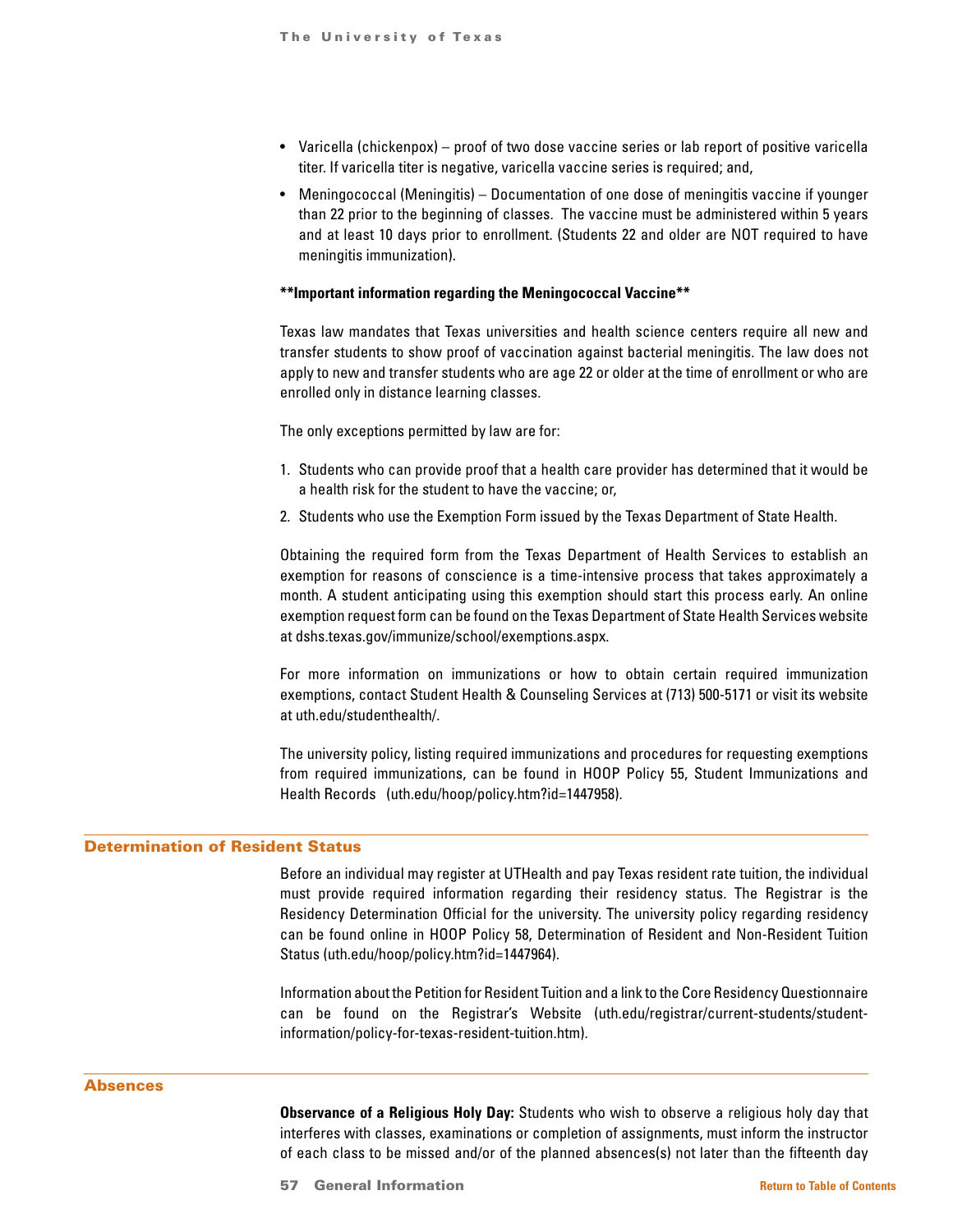- Varicella (chickenpox) – proof of two dose vaccine series or lab report of positive varicella titer. If varicella titer is negative, varicella vaccine series is required; and,
- Meningococcal (Meningitis) – Documentation of one dose of meningitis vaccine if younger than 22 prior to the beginning of classes. The vaccine must be administered within 5 years and at least 10 days prior to enrollment. (Students 22 and older are NOT required to have meningitis immunization).

**\*\*Important information regarding the Meningococcal Vaccine\*\***

Texas law mandates that Texas universities and health science centers require all new and transfer students to show proof of vaccination against bacterial meningitis. The law does not apply to new and transfer students who are age 22 or older at the time of enrollment or who are enrolled only in distance learning classes.

The only exceptions permitted by law are for:

1. Students who can provide proof that a health care provider has determined that it would be a health risk for the student to have the vaccine; or,
2. Students who use the Exemption Form issued by the Texas Department of State Health.

Obtaining the required form from the Texas Department of Health Services to establish an exemption for reasons of conscience is a time-intensive process that takes approximately a month. A student anticipating using this exemption should start this process early. An online exemption request form can be found on the Texas Department of State Health Services website at dshs.texas.gov/immunize/school/exemptions.aspx.

For more information on immunizations or how to obtain certain required immunization exemptions, contact Student Health & Counseling Services at (713) 500-5171 or visit its website at uth.edu/studenthealth/.

The university policy, listing required immunizations and procedures for requesting exemptions from required immunizations, can be found in HOOP Policy 55, Student Immunizations and Health Records (uth.edu/hoop/policy.htm?id=1447958).

## Determination of Resident Status

Before an individual may register at UTHealth and pay Texas resident rate tuition, the individual must provide required information regarding their residency status. The Registrar is the Residency Determination Official for the university. The university policy regarding residency can be found online in HOOP Policy 58, Determination of Resident and Non-Resident Tuition Status (uth.edu/hoop/policy.htm?id=1447964).

Information about the Petition for Resident Tuition and a link to the Core Residency Questionnaire can be found on the Registrar's Website (uth.edu/registrar/current-students/student-information/policy-for-texas-resident-tuition.htm).

## Absences

**Observance of a Religious Holy Day:** Students who wish to observe a religious holy day that interferes with classes, examinations or completion of assignments, must inform the instructor of each class to be missed and/or of the planned absences(s) not later than the fifteenth day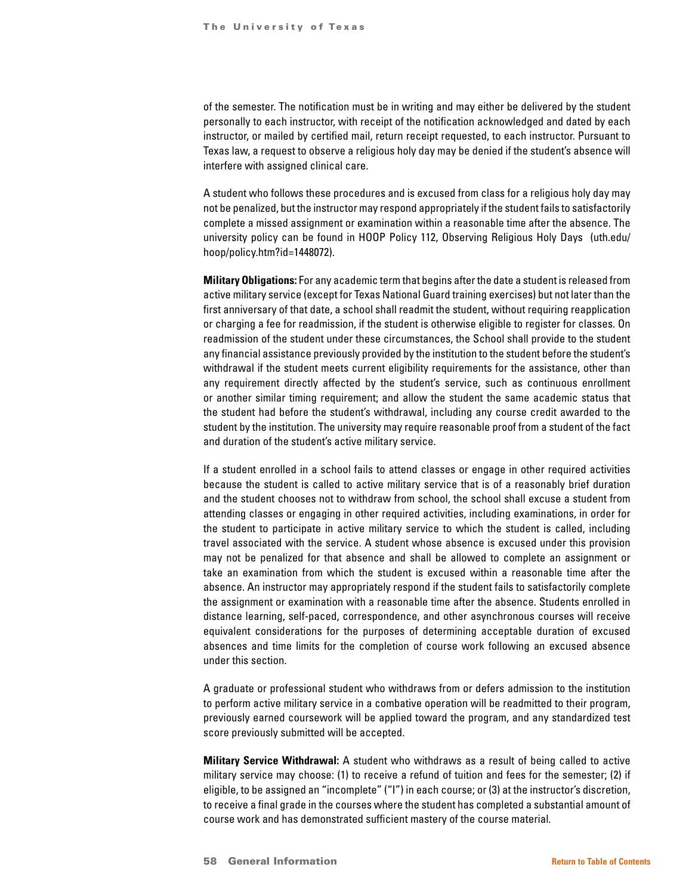of the semester. The notification must be in writing and may either be delivered by the student personally to each instructor, with receipt of the notification acknowledged and dated by each instructor, or mailed by certified mail, return receipt requested, to each instructor. Pursuant to Texas law, a request to observe a religious holy day may be denied if the student's absence will interfere with assigned clinical care.

A student who follows these procedures and is excused from class for a religious holy day may not be penalized, but the instructor may respond appropriately if the student fails to satisfactorily complete a missed assignment or examination within a reasonable time after the absence. The university policy can be found in HOOP Policy 112, Observing Religious Holy Days (uth.edu/hoop/policy.htm?id=1448072).

**Military Obligations:** For any academic term that begins after the date a student is released from active military service (except for Texas National Guard training exercises) but not later than the first anniversary of that date, a school shall readmit the student, without requiring reapplication or charging a fee for readmission, if the student is otherwise eligible to register for classes. On readmission of the student under these circumstances, the School shall provide to the student any financial assistance previously provided by the institution to the student before the student's withdrawal if the student meets current eligibility requirements for the assistance, other than any requirement directly affected by the student's service, such as continuous enrollment or another similar timing requirement; and allow the student the same academic status that the student had before the student's withdrawal, including any course credit awarded to the student by the institution. The university may require reasonable proof from a student of the fact and duration of the student's active military service.

If a student enrolled in a school fails to attend classes or engage in other required activities because the student is called to active military service that is of a reasonably brief duration and the student chooses not to withdraw from school, the school shall excuse a student from attending classes or engaging in other required activities, including examinations, in order for the student to participate in active military service to which the student is called, including travel associated with the service. A student whose absence is excused under this provision may not be penalized for that absence and shall be allowed to complete an assignment or take an examination from which the student is excused within a reasonable time after the absence. An instructor may appropriately respond if the student fails to satisfactorily complete the assignment or examination with a reasonable time after the absence. Students enrolled in distance learning, self-paced, correspondence, and other asynchronous courses will receive equivalent considerations for the purposes of determining acceptable duration of excused absences and time limits for the completion of course work following an excused absence under this section.

A graduate or professional student who withdraws from or defers admission to the institution to perform active military service in a combative operation will be readmitted to their program, previously earned coursework will be applied toward the program, and any standardized test score previously submitted will be accepted.

**Military Service Withdrawal:** A student who withdraws as a result of being called to active military service may choose: (1) to receive a refund of tuition and fees for the semester; (2) if eligible, to be assigned an "incomplete" ("I") in each course; or (3) at the instructor's discretion, to receive a final grade in the courses where the student has completed a substantial amount of course work and has demonstrated sufficient mastery of the course material.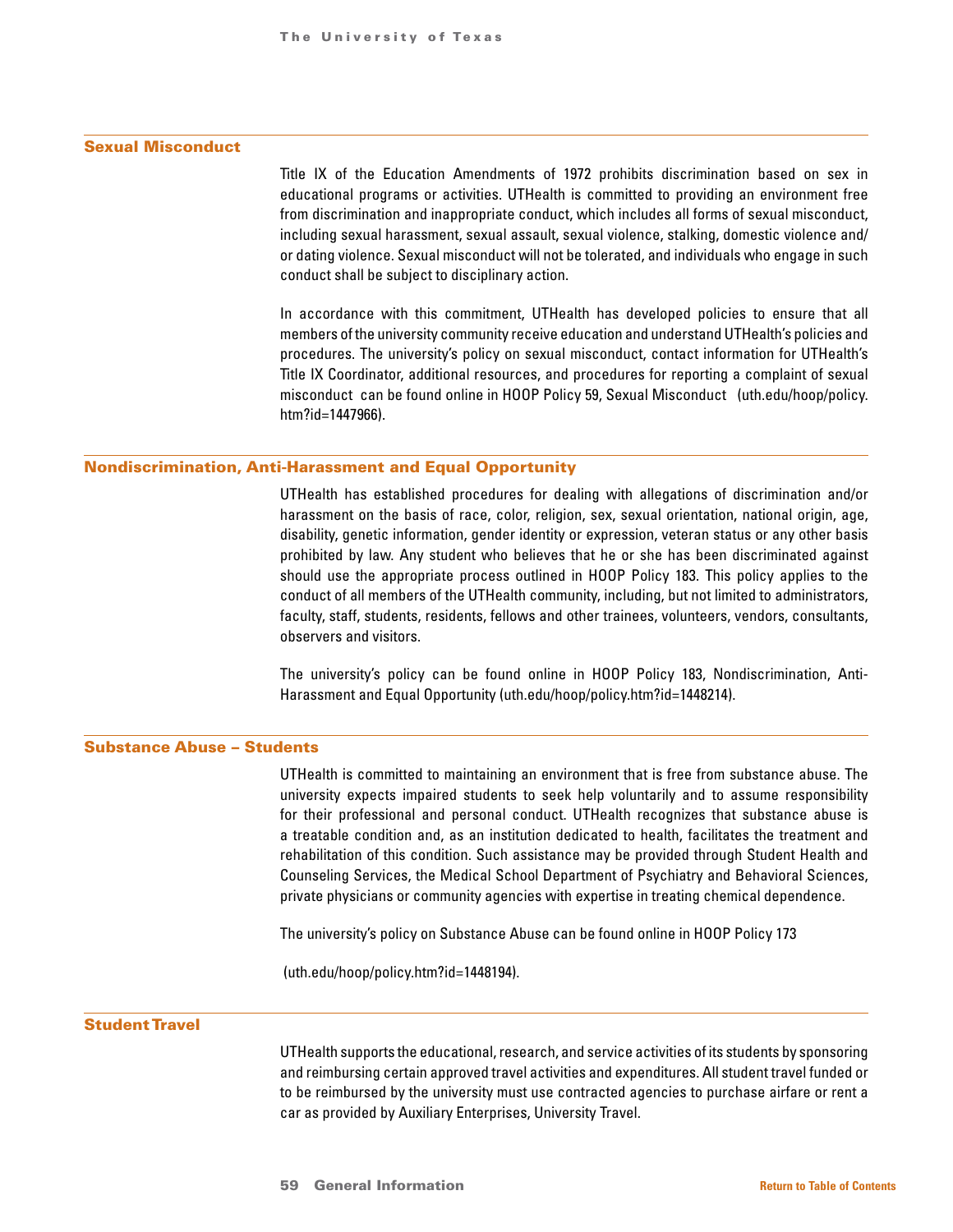## Sexual Misconduct

Title IX of the Education Amendments of 1972 prohibits discrimination based on sex in educational programs or activities. UTHealth is committed to providing an environment free from discrimination and inappropriate conduct, which includes all forms of sexual misconduct, including sexual harassment, sexual assault, sexual violence, stalking, domestic violence and/or dating violence. Sexual misconduct will not be tolerated, and individuals who engage in such conduct shall be subject to disciplinary action.

In accordance with this commitment, UTHealth has developed policies to ensure that all members of the university community receive education and understand UTHealth's policies and procedures. The university's policy on sexual misconduct, contact information for UTHealth's Title IX Coordinator, additional resources, and procedures for reporting a complaint of sexual misconduct can be found online in HOOP Policy 59, Sexual Misconduct (uth.edu/hoop/policy.htm?id=1447966).

## Nondiscrimination, Anti-Harassment and Equal Opportunity

UTHealth has established procedures for dealing with allegations of discrimination and/or harassment on the basis of race, color, religion, sex, sexual orientation, national origin, age, disability, genetic information, gender identity or expression, veteran status or any other basis prohibited by law. Any student who believes that he or she has been discriminated against should use the appropriate process outlined in HOOP Policy 183. This policy applies to the conduct of all members of the UTHealth community, including, but not limited to administrators, faculty, staff, students, residents, fellows and other trainees, volunteers, vendors, consultants, observers and visitors.

The university's policy can be found online in HOOP Policy 183, Nondiscrimination, Anti-Harassment and Equal Opportunity (uth.edu/hoop/policy.htm?id=1448214).

## Substance Abuse – Students

UTHealth is committed to maintaining an environment that is free from substance abuse. The university expects impaired students to seek help voluntarily and to assume responsibility for their professional and personal conduct. UTHealth recognizes that substance abuse is a treatable condition and, as an institution dedicated to health, facilitates the treatment and rehabilitation of this condition. Such assistance may be provided through Student Health and Counseling Services, the Medical School Department of Psychiatry and Behavioral Sciences, private physicians or community agencies with expertise in treating chemical dependence.

The university's policy on Substance Abuse can be found online in HOOP Policy 173

(uth.edu/hoop/policy.htm?id=1448194).

## Student Travel

UTHealth supports the educational, research, and service activities of its students by sponsoring and reimbursing certain approved travel activities and expenditures. All student travel funded or to be reimbursed by the university must use contracted agencies to purchase airfare or rent a car as provided by Auxiliary Enterprises, University Travel.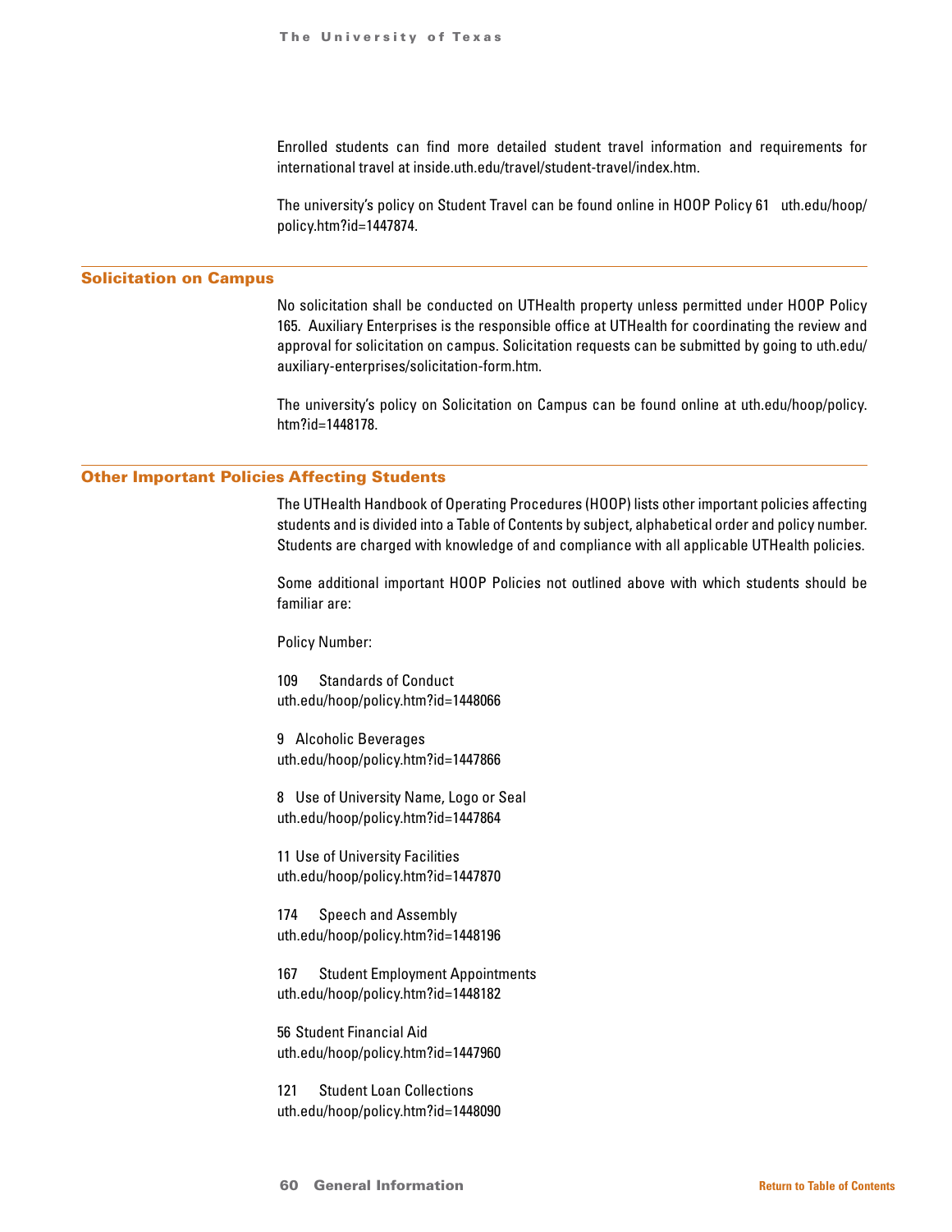Enrolled students can find more detailed student travel information and requirements for international travel at inside.uth.edu/travel/student-travel/index.htm.

The university's policy on Student Travel can be found online in HOOP Policy 61 uth.edu/hoop/policy.htm?id=1447874.

## Solicitation on Campus

No solicitation shall be conducted on UTHealth property unless permitted under HOOP Policy 165. Auxiliary Enterprises is the responsible office at UTHealth for coordinating the review and approval for solicitation on campus. Solicitation requests can be submitted by going to uth.edu/auxiliary-enterprises/solicitation-form.htm.

The university's policy on Solicitation on Campus can be found online at uth.edu/hoop/policy.htm?id=1448178.

## Other Important Policies Affecting Students

The UTHealth Handbook of Operating Procedures (HOOP) lists other important policies affecting students and is divided into a Table of Contents by subject, alphabetical order and policy number. Students are charged with knowledge of and compliance with all applicable UTHealth policies.

Some additional important HOOP Policies not outlined above with which students should be familiar are:

Policy Number:

109 Standards of Conduct
uth.edu/hoop/policy.htm?id=1448066

9 Alcoholic Beverages
uth.edu/hoop/policy.htm?id=1447866

8 Use of University Name, Logo or Seal
uth.edu/hoop/policy.htm?id=1447864

11 Use of University Facilities
uth.edu/hoop/policy.htm?id=1447870

174 Speech and Assembly
uth.edu/hoop/policy.htm?id=1448196

167 Student Employment Appointments
uth.edu/hoop/policy.htm?id=1448182

56 Student Financial Aid
uth.edu/hoop/policy.htm?id=1447960

121 Student Loan Collections
uth.edu/hoop/policy.htm?id=1448090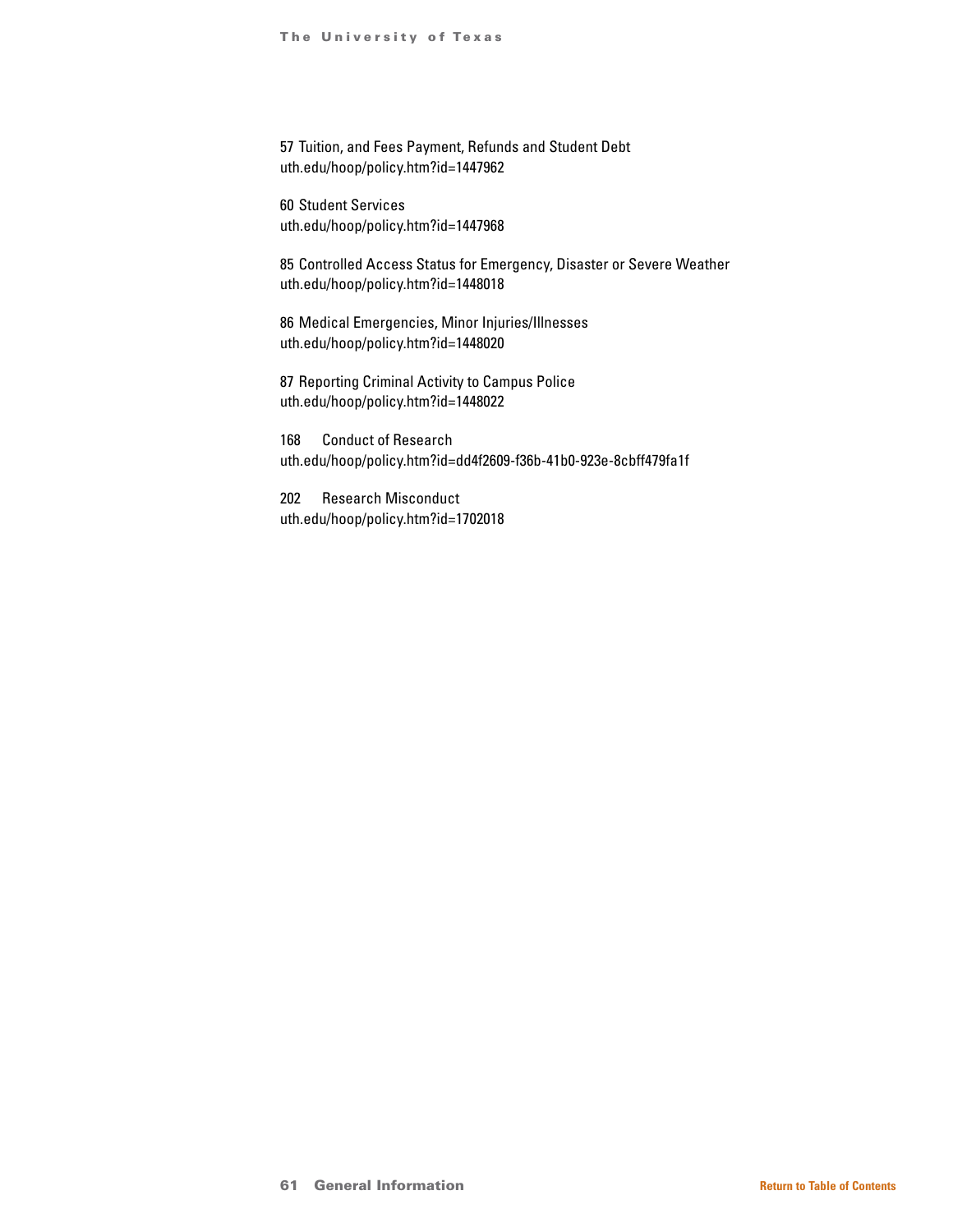57 Tuition, and Fees Payment, Refunds and Student Debt
uth.edu/hoop/policy.htm?id=1447962

60 Student Services
uth.edu/hoop/policy.htm?id=1447968

85 Controlled Access Status for Emergency, Disaster or Severe Weather
uth.edu/hoop/policy.htm?id=1448018

86 Medical Emergencies, Minor Injuries/Illnesses
uth.edu/hoop/policy.htm?id=1448020

87 Reporting Criminal Activity to Campus Police
uth.edu/hoop/policy.htm?id=1448022

168 Conduct of Research
uth.edu/hoop/policy.htm?id=dd4f2609-f36b-41b0-923e-8cbff479fa1f

202 Research Misconduct
uth.edu/hoop/policy.htm?id=1702018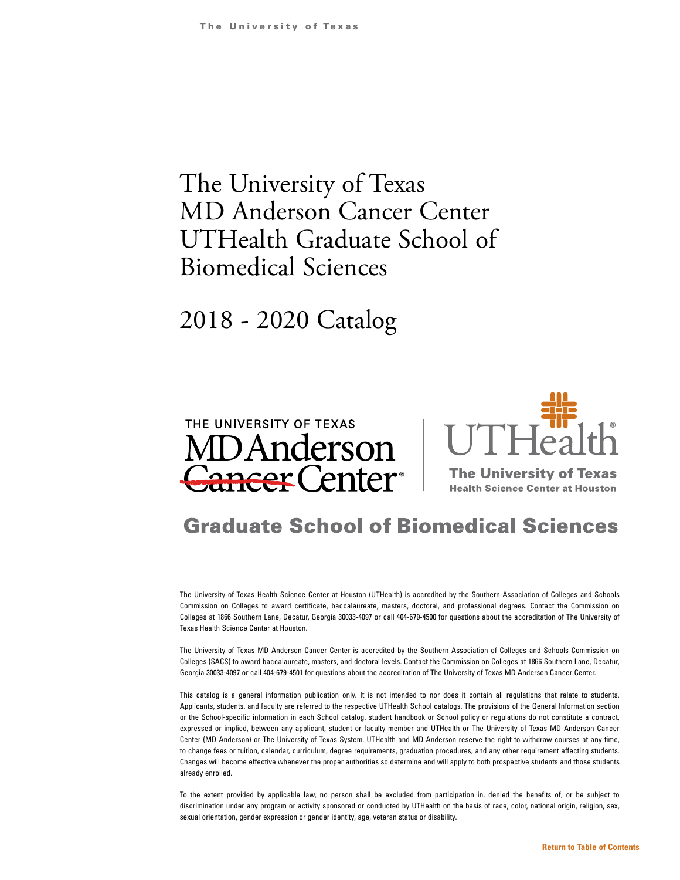# The University of Texas MD Anderson Cancer Center UTHealth Graduate School of Biomedical Sciences

## 2018 - 2020 Catalog

THE UNIVERSITY OF TEXAS MD Anderson Cancer Center

UTHealth The University of Texas Health Science Center at Houston

## Graduate School of Biomedical Sciences

The University of Texas Health Science Center at Houston (UTHealth) is accredited by the Southern Association of Colleges and Schools Commission on Colleges to award certificate, baccalaureate, masters, doctoral, and professional degrees. Contact the Commission on Colleges at 1866 Southern Lane, Decatur, Georgia 30033-4097 or call 404-679-4500 for questions about the accreditation of The University of Texas Health Science Center at Houston.

The University of Texas MD Anderson Cancer Center is accredited by the Southern Association of Colleges and Schools Commission on Colleges (SACS) to award baccalaureate, masters, and doctoral levels. Contact the Commission on Colleges at 1866 Southern Lane, Decatur, Georgia 30033-4097 or call 404-679-4501 for questions about the accreditation of The University of Texas MD Anderson Cancer Center.

This catalog is a general information publication only. It is not intended to nor does it contain all regulations that relate to students. Applicants, students, and faculty are referred to the respective UTHealth School catalogs. The provisions of the General Information section or the School-specific information in each School catalog, student handbook or School policy or regulations do not constitute a contract, expressed or implied, between any applicant, student or faculty member and UTHealth or The University of Texas MD Anderson Cancer Center (MD Anderson) or The University of Texas System. UTHealth and MD Anderson reserve the right to withdraw courses at any time, to change fees or tuition, calendar, curriculum, degree requirements, graduation procedures, and any other requirement affecting students. Changes will become effective whenever the proper authorities so determine and will apply to both prospective students and those students already enrolled.

To the extent provided by applicable law, no person shall be excluded from participation in, denied the benefits of, or be subject to discrimination under any program or activity sponsored or conducted by UTHealth on the basis of race, color, national origin, religion, sex, sexual orientation, gender expression or gender identity, age, veteran status or disability.

Return to Table of Contents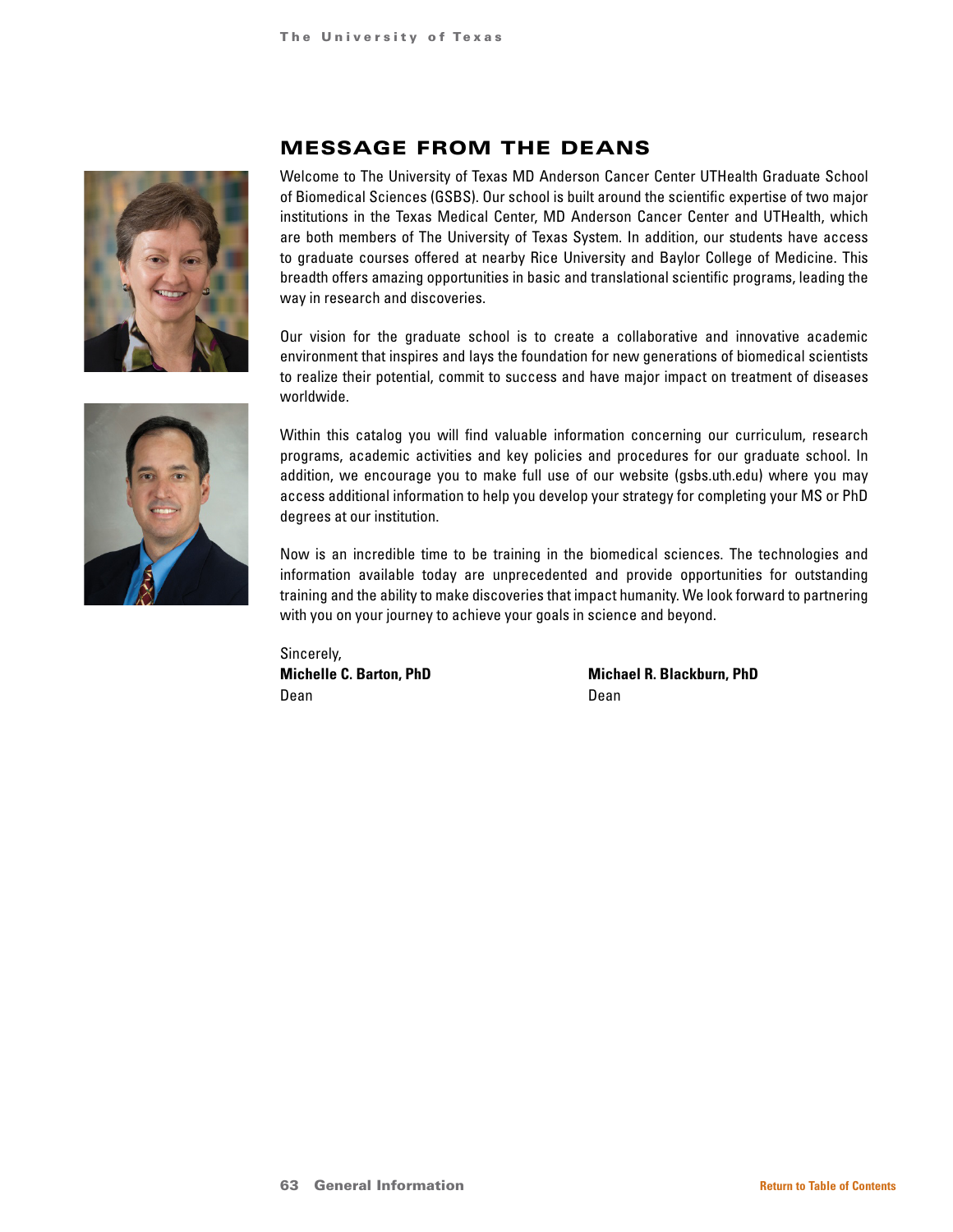## MESSAGE FROM THE DEANS

Welcome to The University of Texas MD Anderson Cancer Center UTHealth Graduate School of Biomedical Sciences (GSBS). Our school is built around the scientific expertise of two major institutions in the Texas Medical Center, MD Anderson Cancer Center and UTHealth, which are both members of The University of Texas System. In addition, our students have access to graduate courses offered at nearby Rice University and Baylor College of Medicine. This breadth offers amazing opportunities in basic and translational scientific programs, leading the way in research and discoveries.

Our vision for the graduate school is to create a collaborative and innovative academic environment that inspires and lays the foundation for new generations of biomedical scientists to realize their potential, commit to success and have major impact on treatment of diseases worldwide.

Within this catalog you will find valuable information concerning our curriculum, research programs, academic activities and key policies and procedures for our graduate school. In addition, we encourage you to make full use of our website (gsbs.uth.edu) where you may access additional information to help you develop your strategy for completing your MS or PhD degrees at our institution.

Now is an incredible time to be training in the biomedical sciences. The technologies and information available today are unprecedented and provide opportunities for outstanding training and the ability to make discoveries that impact humanity. We look forward to partnering with you on your journey to achieve your goals in science and beyond.

Sincerely,

**Michelle C. Barton, PhD**
Dean

**Michael R. Blackburn, PhD**
Dean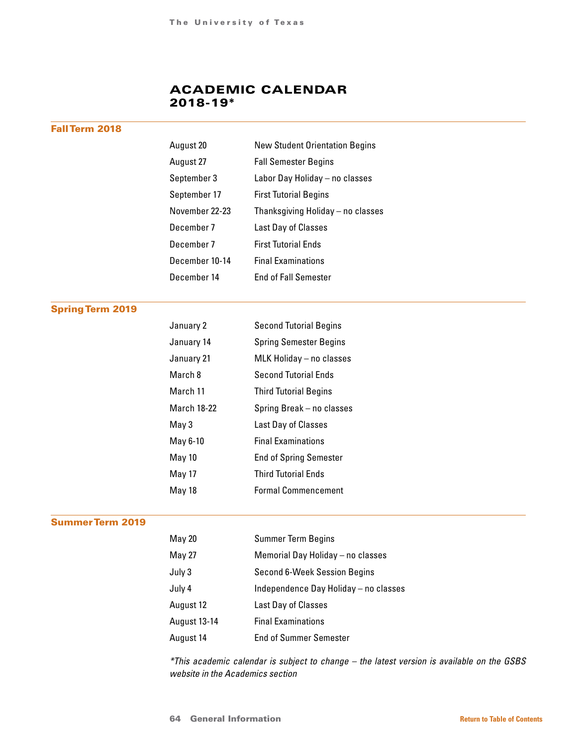# ACADEMIC CALENDAR 2018-19*

## Fall Term 2018

| | |
|---|---|
| August 20 | New Student Orientation Begins |
| August 27 | Fall Semester Begins |
| September 3 | Labor Day Holiday – no classes |
| September 17 | First Tutorial Begins |
| November 22-23 | Thanksgiving Holiday – no classes |
| December 7 | Last Day of Classes |
| December 7 | First Tutorial Ends |
| December 10-14 | Final Examinations |
| December 14 | End of Fall Semester |

## Spring Term 2019

| | |
|---|---|
| January 2 | Second Tutorial Begins |
| January 14 | Spring Semester Begins |
| January 21 | MLK Holiday – no classes |
| March 8 | Second Tutorial Ends |
| March 11 | Third Tutorial Begins |
| March 18-22 | Spring Break – no classes |
| May 3 | Last Day of Classes |
| May 6-10 | Final Examinations |
| May 10 | End of Spring Semester |
| May 17 | Third Tutorial Ends |
| May 18 | Formal Commencement |

## Summer Term 2019

| | |
|---|---|
| May 20 | Summer Term Begins |
| May 27 | Memorial Day Holiday – no classes |
| July 3 | Second 6-Week Session Begins |
| July 4 | Independence Day Holiday – no classes |
| August 12 | Last Day of Classes |
| August 13-14 | Final Examinations |
| August 14 | End of Summer Semester |

*\*This academic calendar is subject to change – the latest version is available on the GSBS website in the Academics section*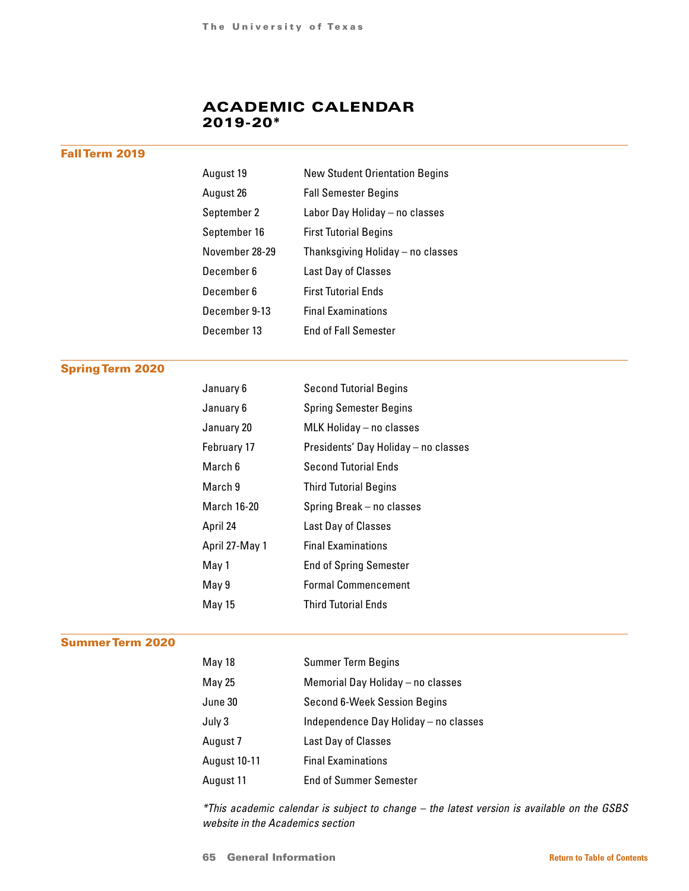# ACADEMIC CALENDAR 2019-20*

## Fall Term 2019

| | |
|---|---|
| August 19 | New Student Orientation Begins |
| August 26 | Fall Semester Begins |
| September 2 | Labor Day Holiday – no classes |
| September 16 | First Tutorial Begins |
| November 28-29 | Thanksgiving Holiday – no classes |
| December 6 | Last Day of Classes |
| December 6 | First Tutorial Ends |
| December 9-13 | Final Examinations |
| December 13 | End of Fall Semester |

## Spring Term 2020

| | |
|---|---|
| January 6 | Second Tutorial Begins |
| January 6 | Spring Semester Begins |
| January 20 | MLK Holiday – no classes |
| February 17 | Presidents' Day Holiday – no classes |
| March 6 | Second Tutorial Ends |
| March 9 | Third Tutorial Begins |
| March 16-20 | Spring Break – no classes |
| April 24 | Last Day of Classes |
| April 27-May 1 | Final Examinations |
| May 1 | End of Spring Semester |
| May 9 | Formal Commencement |
| May 15 | Third Tutorial Ends |

## Summer Term 2020

| | |
|---|---|
| May 18 | Summer Term Begins |
| May 25 | Memorial Day Holiday – no classes |
| June 30 | Second 6-Week Session Begins |
| July 3 | Independence Day Holiday – no classes |
| August 7 | Last Day of Classes |
| August 10-11 | Final Examinations |
| August 11 | End of Summer Semester |

*\*This academic calendar is subject to change – the latest version is available on the GSBS website in the Academics section*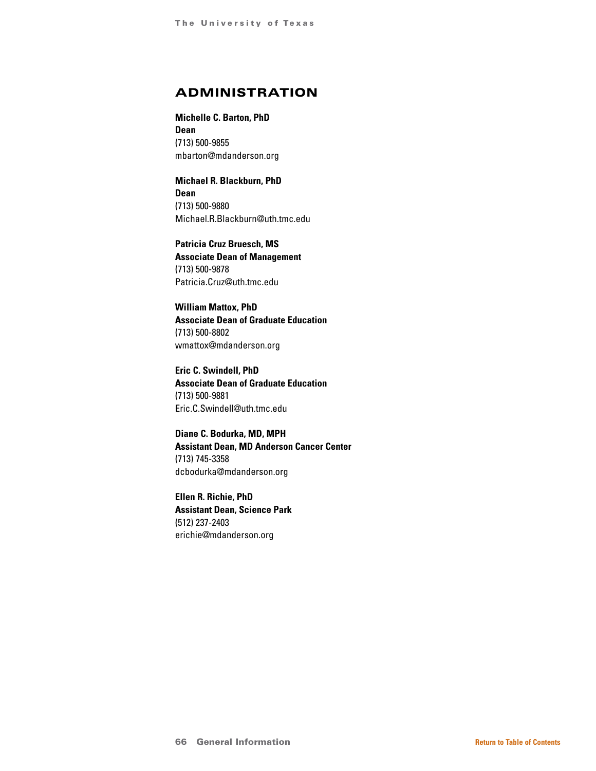## ADMINISTRATION

**Michelle C. Barton, PhD**
**Dean**
(713) 500-9855
mbarton@mdanderson.org

**Michael R. Blackburn, PhD**
**Dean**
(713) 500-9880
Michael.R.Blackburn@uth.tmc.edu

**Patricia Cruz Bruesch, MS**
**Associate Dean of Management**
(713) 500-9878
Patricia.Cruz@uth.tmc.edu

**William Mattox, PhD**
**Associate Dean of Graduate Education**
(713) 500-8802
wmattox@mdanderson.org

**Eric C. Swindell, PhD**
**Associate Dean of Graduate Education**
(713) 500-9881
Eric.C.Swindell@uth.tmc.edu

**Diane C. Bodurka, MD, MPH**
**Assistant Dean, MD Anderson Cancer Center**
(713) 745-3358
dcbodurka@mdanderson.org

**Ellen R. Richie, PhD**
**Assistant Dean, Science Park**
(512) 237-2403
erichie@mdanderson.org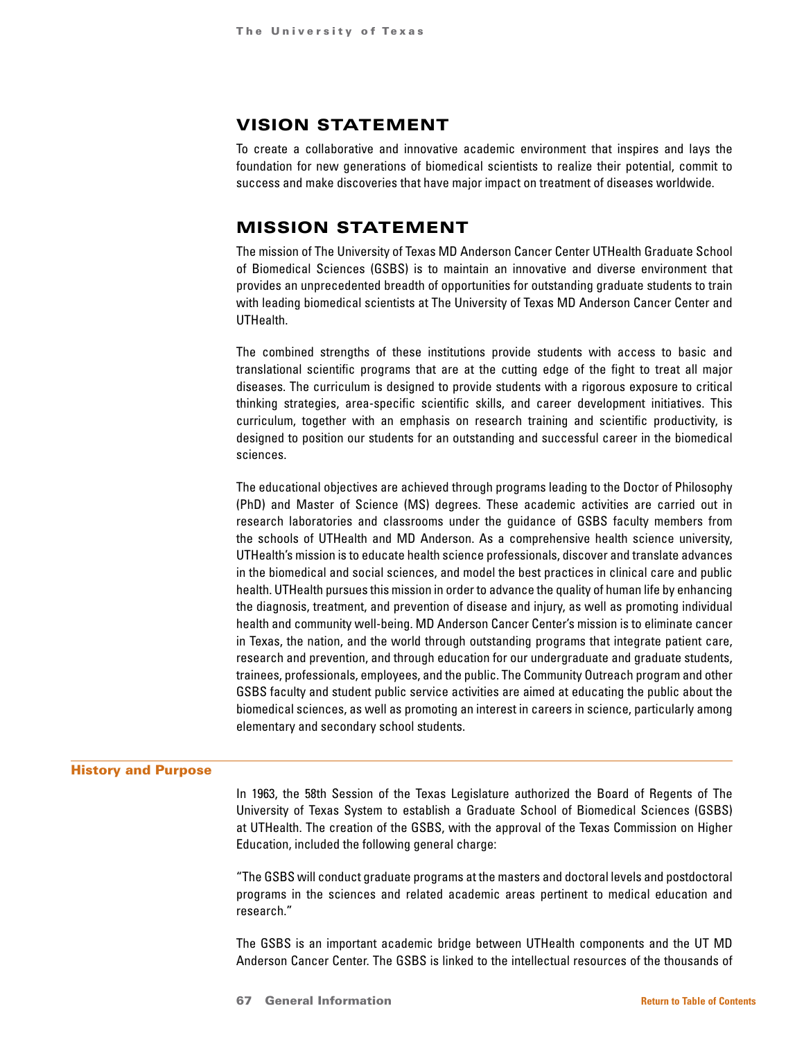## VISION STATEMENT

To create a collaborative and innovative academic environment that inspires and lays the foundation for new generations of biomedical scientists to realize their potential, commit to success and make discoveries that have major impact on treatment of diseases worldwide.

## MISSION STATEMENT

The mission of The University of Texas MD Anderson Cancer Center UTHealth Graduate School of Biomedical Sciences (GSBS) is to maintain an innovative and diverse environment that provides an unprecedented breadth of opportunities for outstanding graduate students to train with leading biomedical scientists at The University of Texas MD Anderson Cancer Center and UTHealth.

The combined strengths of these institutions provide students with access to basic and translational scientific programs that are at the cutting edge of the fight to treat all major diseases. The curriculum is designed to provide students with a rigorous exposure to critical thinking strategies, area-specific scientific skills, and career development initiatives. This curriculum, together with an emphasis on research training and scientific productivity, is designed to position our students for an outstanding and successful career in the biomedical sciences.

The educational objectives are achieved through programs leading to the Doctor of Philosophy (PhD) and Master of Science (MS) degrees. These academic activities are carried out in research laboratories and classrooms under the guidance of GSBS faculty members from the schools of UTHealth and MD Anderson. As a comprehensive health science university, UTHealth's mission is to educate health science professionals, discover and translate advances in the biomedical and social sciences, and model the best practices in clinical care and public health. UTHealth pursues this mission in order to advance the quality of human life by enhancing the diagnosis, treatment, and prevention of disease and injury, as well as promoting individual health and community well-being. MD Anderson Cancer Center's mission is to eliminate cancer in Texas, the nation, and the world through outstanding programs that integrate patient care, research and prevention, and through education for our undergraduate and graduate students, trainees, professionals, employees, and the public. The Community Outreach program and other GSBS faculty and student public service activities are aimed at educating the public about the biomedical sciences, as well as promoting an interest in careers in science, particularly among elementary and secondary school students.

### History and Purpose

In 1963, the 58th Session of the Texas Legislature authorized the Board of Regents of The University of Texas System to establish a Graduate School of Biomedical Sciences (GSBS) at UTHealth. The creation of the GSBS, with the approval of the Texas Commission on Higher Education, included the following general charge:

"The GSBS will conduct graduate programs at the masters and doctoral levels and postdoctoral programs in the sciences and related academic areas pertinent to medical education and research."

The GSBS is an important academic bridge between UTHealth components and the UT MD Anderson Cancer Center. The GSBS is linked to the intellectual resources of the thousands of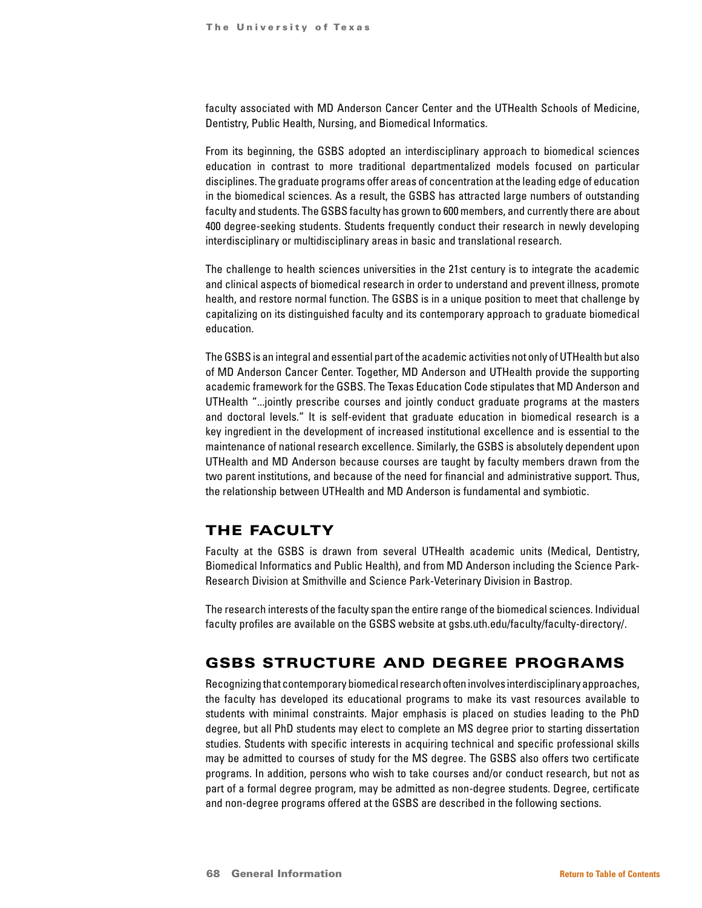faculty associated with MD Anderson Cancer Center and the UTHealth Schools of Medicine, Dentistry, Public Health, Nursing, and Biomedical Informatics.

From its beginning, the GSBS adopted an interdisciplinary approach to biomedical sciences education in contrast to more traditional departmentalized models focused on particular disciplines. The graduate programs offer areas of concentration at the leading edge of education in the biomedical sciences. As a result, the GSBS has attracted large numbers of outstanding faculty and students. The GSBS faculty has grown to 600 members, and currently there are about 400 degree-seeking students. Students frequently conduct their research in newly developing interdisciplinary or multidisciplinary areas in basic and translational research.

The challenge to health sciences universities in the 21st century is to integrate the academic and clinical aspects of biomedical research in order to understand and prevent illness, promote health, and restore normal function. The GSBS is in a unique position to meet that challenge by capitalizing on its distinguished faculty and its contemporary approach to graduate biomedical education.

The GSBS is an integral and essential part of the academic activities not only of UTHealth but also of MD Anderson Cancer Center. Together, MD Anderson and UTHealth provide the supporting academic framework for the GSBS. The Texas Education Code stipulates that MD Anderson and UTHealth "...jointly prescribe courses and jointly conduct graduate programs at the masters and doctoral levels." It is self-evident that graduate education in biomedical research is a key ingredient in the development of increased institutional excellence and is essential to the maintenance of national research excellence. Similarly, the GSBS is absolutely dependent upon UTHealth and MD Anderson because courses are taught by faculty members drawn from the two parent institutions, and because of the need for financial and administrative support. Thus, the relationship between UTHealth and MD Anderson is fundamental and symbiotic.

## THE FACULTY

Faculty at the GSBS is drawn from several UTHealth academic units (Medical, Dentistry, Biomedical Informatics and Public Health), and from MD Anderson including the Science Park-Research Division at Smithville and Science Park-Veterinary Division in Bastrop.

The research interests of the faculty span the entire range of the biomedical sciences. Individual faculty profiles are available on the GSBS website at gsbs.uth.edu/faculty/faculty-directory/.

## GSBS STRUCTURE AND DEGREE PROGRAMS

Recognizing that contemporary biomedical research often involves interdisciplinary approaches, the faculty has developed its educational programs to make its vast resources available to students with minimal constraints. Major emphasis is placed on studies leading to the PhD degree, but all PhD students may elect to complete an MS degree prior to starting dissertation studies. Students with specific interests in acquiring technical and specific professional skills may be admitted to courses of study for the MS degree. The GSBS also offers two certificate programs. In addition, persons who wish to take courses and/or conduct research, but not as part of a formal degree program, may be admitted as non-degree students. Degree, certificate and non-degree programs offered at the GSBS are described in the following sections.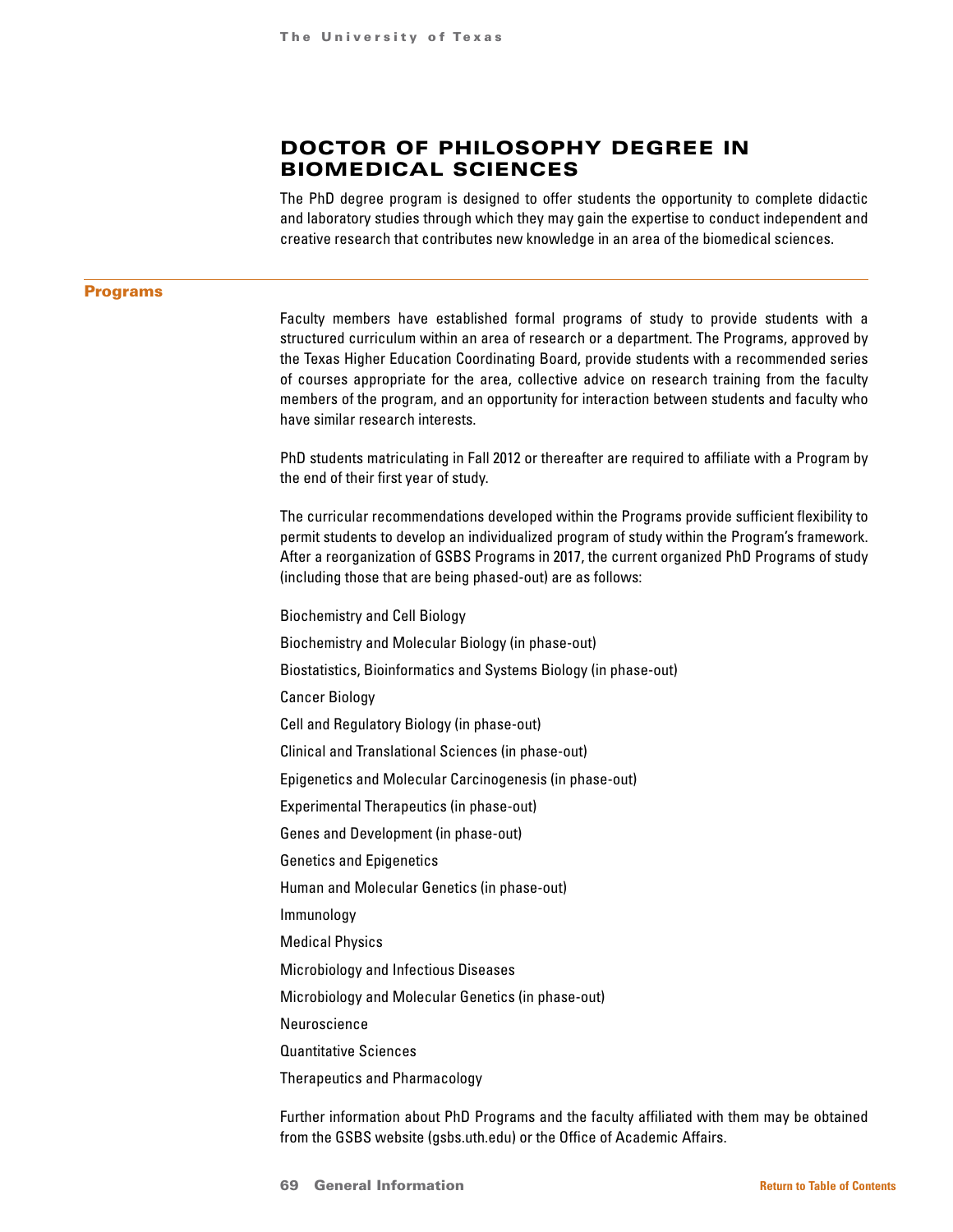# DOCTOR OF PHILOSOPHY DEGREE IN BIOMEDICAL SCIENCES

The PhD degree program is designed to offer students the opportunity to complete didactic and laboratory studies through which they may gain the expertise to conduct independent and creative research that contributes new knowledge in an area of the biomedical sciences.

## Programs

Faculty members have established formal programs of study to provide students with a structured curriculum within an area of research or a department. The Programs, approved by the Texas Higher Education Coordinating Board, provide students with a recommended series of courses appropriate for the area, collective advice on research training from the faculty members of the program, and an opportunity for interaction between students and faculty who have similar research interests.

PhD students matriculating in Fall 2012 or thereafter are required to affiliate with a Program by the end of their first year of study.

The curricular recommendations developed within the Programs provide sufficient flexibility to permit students to develop an individualized program of study within the Program's framework. After a reorganization of GSBS Programs in 2017, the current organized PhD Programs of study (including those that are being phased-out) are as follows:

Biochemistry and Cell Biology

Biochemistry and Molecular Biology (in phase-out)

Biostatistics, Bioinformatics and Systems Biology (in phase-out)

Cancer Biology

Cell and Regulatory Biology (in phase-out)

Clinical and Translational Sciences (in phase-out)

Epigenetics and Molecular Carcinogenesis (in phase-out)

Experimental Therapeutics (in phase-out)

Genes and Development (in phase-out)

Genetics and Epigenetics

Human and Molecular Genetics (in phase-out)

Immunology

Medical Physics

Microbiology and Infectious Diseases

Microbiology and Molecular Genetics (in phase-out)

Neuroscience

Quantitative Sciences

Therapeutics and Pharmacology

Further information about PhD Programs and the faculty affiliated with them may be obtained from the GSBS website (gsbs.uth.edu) or the Office of Academic Affairs.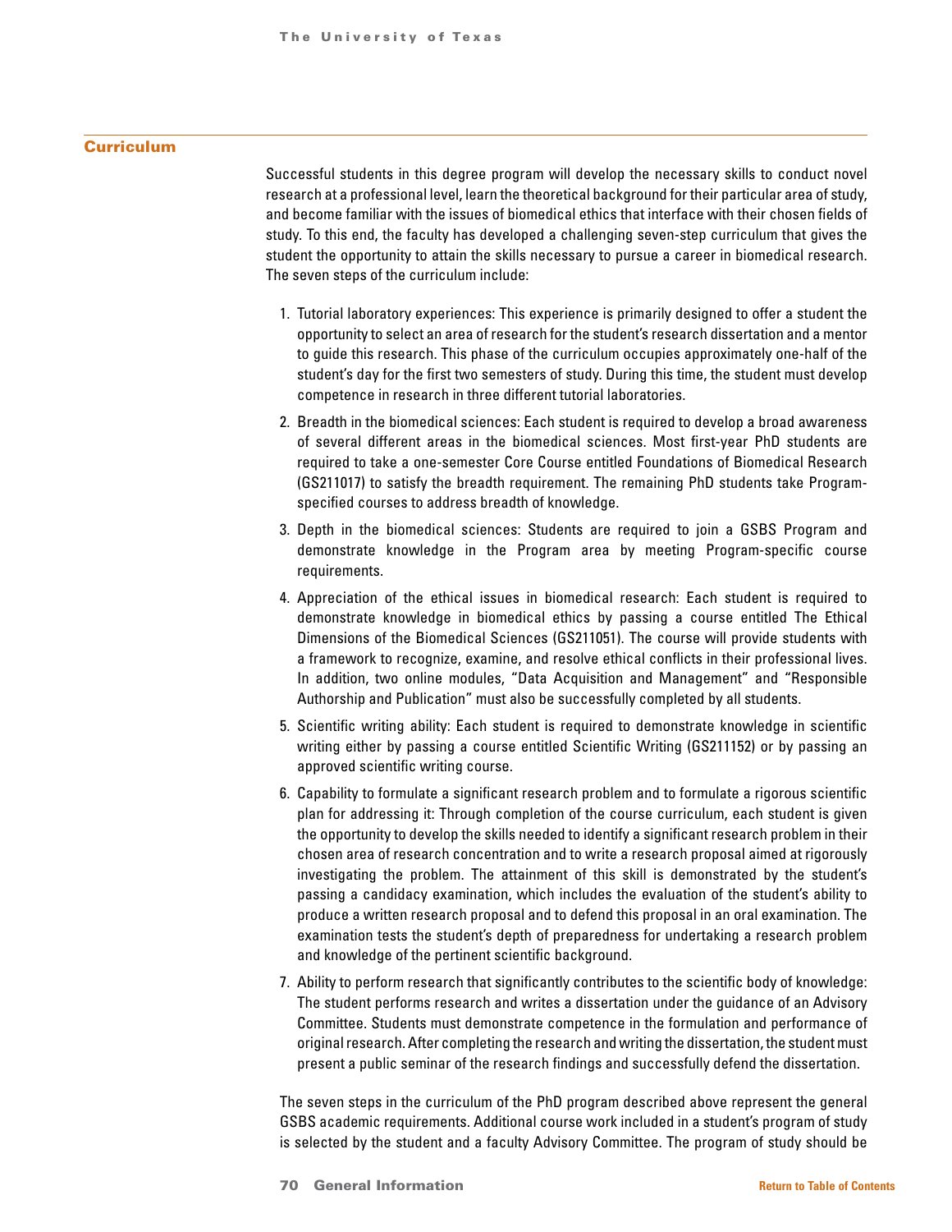## Curriculum

Successful students in this degree program will develop the necessary skills to conduct novel research at a professional level, learn the theoretical background for their particular area of study, and become familiar with the issues of biomedical ethics that interface with their chosen fields of study. To this end, the faculty has developed a challenging seven-step curriculum that gives the student the opportunity to attain the skills necessary to pursue a career in biomedical research. The seven steps of the curriculum include:

1. Tutorial laboratory experiences: This experience is primarily designed to offer a student the opportunity to select an area of research for the student's research dissertation and a mentor to guide this research. This phase of the curriculum occupies approximately one-half of the student's day for the first two semesters of study. During this time, the student must develop competence in research in three different tutorial laboratories.
2. Breadth in the biomedical sciences: Each student is required to develop a broad awareness of several different areas in the biomedical sciences. Most first-year PhD students are required to take a one-semester Core Course entitled Foundations of Biomedical Research (GS211017) to satisfy the breadth requirement. The remaining PhD students take Program-specified courses to address breadth of knowledge.
3. Depth in the biomedical sciences: Students are required to join a GSBS Program and demonstrate knowledge in the Program area by meeting Program-specific course requirements.
4. Appreciation of the ethical issues in biomedical research: Each student is required to demonstrate knowledge in biomedical ethics by passing a course entitled The Ethical Dimensions of the Biomedical Sciences (GS211051). The course will provide students with a framework to recognize, examine, and resolve ethical conflicts in their professional lives. In addition, two online modules, "Data Acquisition and Management" and "Responsible Authorship and Publication" must also be successfully completed by all students.
5. Scientific writing ability: Each student is required to demonstrate knowledge in scientific writing either by passing a course entitled Scientific Writing (GS211152) or by passing an approved scientific writing course.
6. Capability to formulate a significant research problem and to formulate a rigorous scientific plan for addressing it: Through completion of the course curriculum, each student is given the opportunity to develop the skills needed to identify a significant research problem in their chosen area of research concentration and to write a research proposal aimed at rigorously investigating the problem. The attainment of this skill is demonstrated by the student's passing a candidacy examination, which includes the evaluation of the student's ability to produce a written research proposal and to defend this proposal in an oral examination. The examination tests the student's depth of preparedness for undertaking a research problem and knowledge of the pertinent scientific background.
7. Ability to perform research that significantly contributes to the scientific body of knowledge: The student performs research and writes a dissertation under the guidance of an Advisory Committee. Students must demonstrate competence in the formulation and performance of original research. After completing the research and writing the dissertation, the student must present a public seminar of the research findings and successfully defend the dissertation.

The seven steps in the curriculum of the PhD program described above represent the general GSBS academic requirements. Additional course work included in a student's program of study is selected by the student and a faculty Advisory Committee. The program of study should be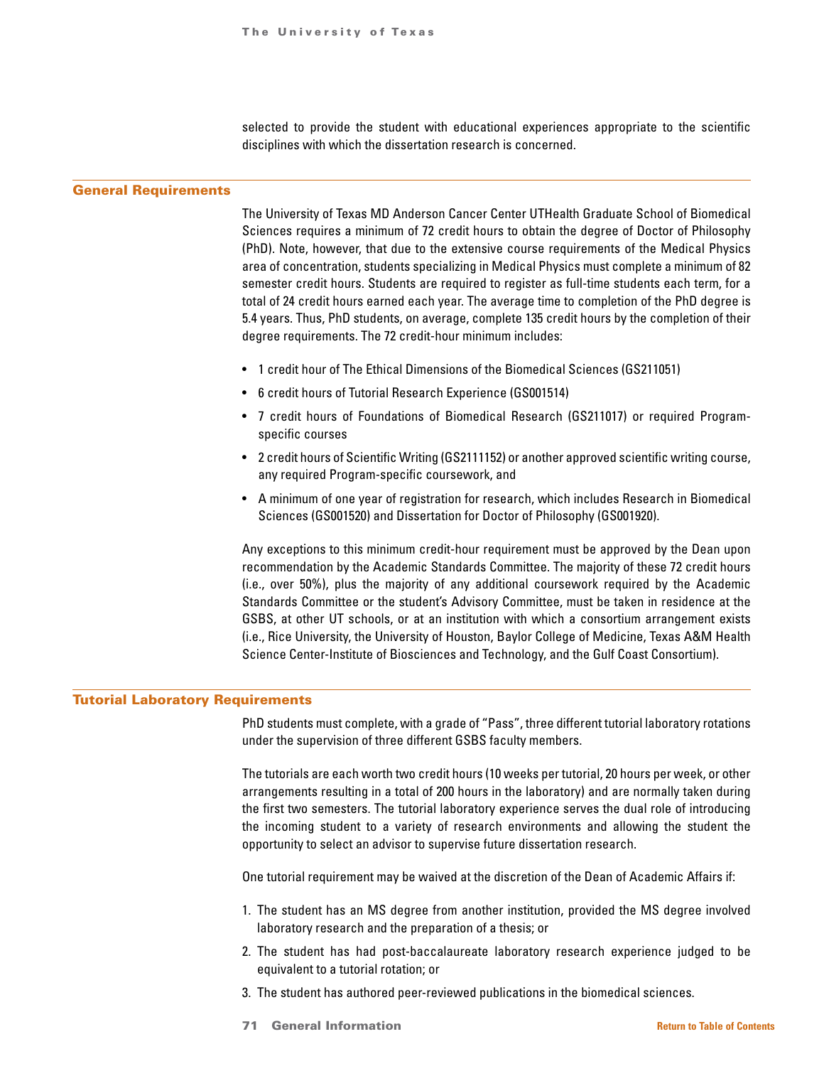selected to provide the student with educational experiences appropriate to the scientific disciplines with which the dissertation research is concerned.

## General Requirements

The University of Texas MD Anderson Cancer Center UTHealth Graduate School of Biomedical Sciences requires a minimum of 72 credit hours to obtain the degree of Doctor of Philosophy (PhD). Note, however, that due to the extensive course requirements of the Medical Physics area of concentration, students specializing in Medical Physics must complete a minimum of 82 semester credit hours. Students are required to register as full-time students each term, for a total of 24 credit hours earned each year. The average time to completion of the PhD degree is 5.4 years. Thus, PhD students, on average, complete 135 credit hours by the completion of their degree requirements. The 72 credit-hour minimum includes:

- 1 credit hour of The Ethical Dimensions of the Biomedical Sciences (GS211051)
- 6 credit hours of Tutorial Research Experience (GS001514)
- 7 credit hours of Foundations of Biomedical Research (GS211017) or required Program-specific courses
- 2 credit hours of Scientific Writing (GS2111152) or another approved scientific writing course, any required Program-specific coursework, and
- A minimum of one year of registration for research, which includes Research in Biomedical Sciences (GS001520) and Dissertation for Doctor of Philosophy (GS001920).

Any exceptions to this minimum credit-hour requirement must be approved by the Dean upon recommendation by the Academic Standards Committee. The majority of these 72 credit hours (i.e., over 50%), plus the majority of any additional coursework required by the Academic Standards Committee or the student's Advisory Committee, must be taken in residence at the GSBS, at other UT schools, or at an institution with which a consortium arrangement exists (i.e., Rice University, the University of Houston, Baylor College of Medicine, Texas A&M Health Science Center-Institute of Biosciences and Technology, and the Gulf Coast Consortium).

## Tutorial Laboratory Requirements

PhD students must complete, with a grade of "Pass", three different tutorial laboratory rotations under the supervision of three different GSBS faculty members.

The tutorials are each worth two credit hours (10 weeks per tutorial, 20 hours per week, or other arrangements resulting in a total of 200 hours in the laboratory) and are normally taken during the first two semesters. The tutorial laboratory experience serves the dual role of introducing the incoming student to a variety of research environments and allowing the student the opportunity to select an advisor to supervise future dissertation research.

One tutorial requirement may be waived at the discretion of the Dean of Academic Affairs if:

1. The student has an MS degree from another institution, provided the MS degree involved laboratory research and the preparation of a thesis; or
2. The student has had post-baccalaureate laboratory research experience judged to be equivalent to a tutorial rotation; or
3. The student has authored peer-reviewed publications in the biomedical sciences.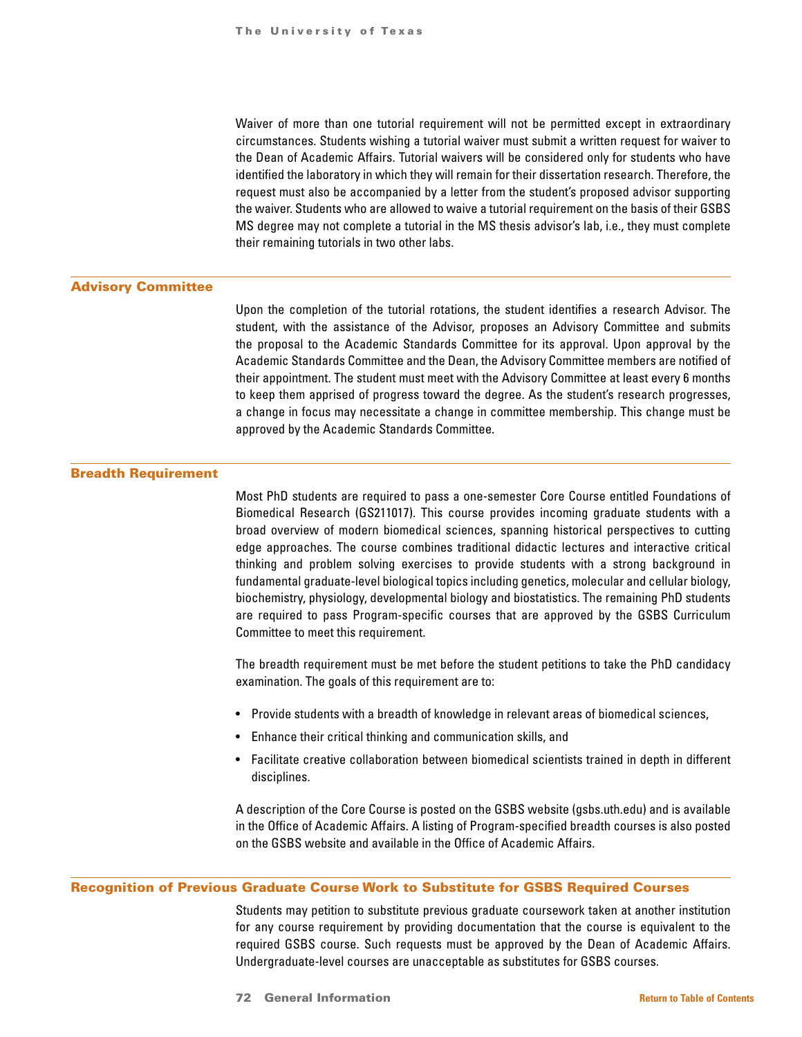Waiver of more than one tutorial requirement will not be permitted except in extraordinary circumstances. Students wishing a tutorial waiver must submit a written request for waiver to the Dean of Academic Affairs. Tutorial waivers will be considered only for students who have identified the laboratory in which they will remain for their dissertation research. Therefore, the request must also be accompanied by a letter from the student's proposed advisor supporting the waiver. Students who are allowed to waive a tutorial requirement on the basis of their GSBS MS degree may not complete a tutorial in the MS thesis advisor's lab, i.e., they must complete their remaining tutorials in two other labs.

## Advisory Committee

Upon the completion of the tutorial rotations, the student identifies a research Advisor. The student, with the assistance of the Advisor, proposes an Advisory Committee and submits the proposal to the Academic Standards Committee for its approval. Upon approval by the Academic Standards Committee and the Dean, the Advisory Committee members are notified of their appointment. The student must meet with the Advisory Committee at least every 6 months to keep them apprised of progress toward the degree. As the student's research progresses, a change in focus may necessitate a change in committee membership. This change must be approved by the Academic Standards Committee.

## Breadth Requirement

Most PhD students are required to pass a one-semester Core Course entitled Foundations of Biomedical Research (GS211017). This course provides incoming graduate students with a broad overview of modern biomedical sciences, spanning historical perspectives to cutting edge approaches. The course combines traditional didactic lectures and interactive critical thinking and problem solving exercises to provide students with a strong background in fundamental graduate-level biological topics including genetics, molecular and cellular biology, biochemistry, physiology, developmental biology and biostatistics. The remaining PhD students are required to pass Program-specific courses that are approved by the GSBS Curriculum Committee to meet this requirement.

The breadth requirement must be met before the student petitions to take the PhD candidacy examination. The goals of this requirement are to:

- Provide students with a breadth of knowledge in relevant areas of biomedical sciences,
- Enhance their critical thinking and communication skills, and
- Facilitate creative collaboration between biomedical scientists trained in depth in different disciplines.

A description of the Core Course is posted on the GSBS website (gsbs.uth.edu) and is available in the Office of Academic Affairs. A listing of Program-specified breadth courses is also posted on the GSBS website and available in the Office of Academic Affairs.

## Recognition of Previous Graduate Course Work to Substitute for GSBS Required Courses

Students may petition to substitute previous graduate coursework taken at another institution for any course requirement by providing documentation that the course is equivalent to the required GSBS course. Such requests must be approved by the Dean of Academic Affairs. Undergraduate-level courses are unacceptable as substitutes for GSBS courses.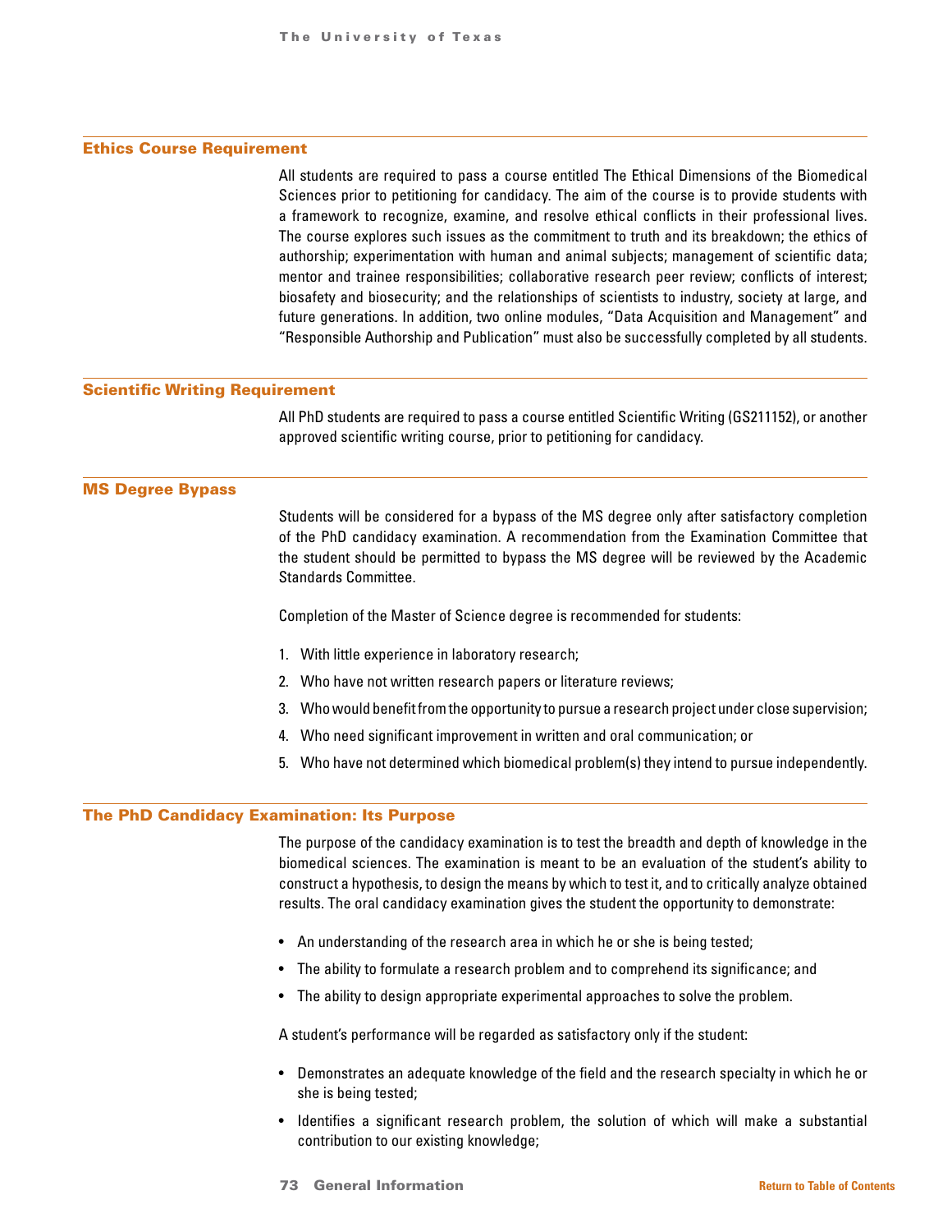## Ethics Course Requirement

All students are required to pass a course entitled The Ethical Dimensions of the Biomedical Sciences prior to petitioning for candidacy. The aim of the course is to provide students with a framework to recognize, examine, and resolve ethical conflicts in their professional lives. The course explores such issues as the commitment to truth and its breakdown; the ethics of authorship; experimentation with human and animal subjects; management of scientific data; mentor and trainee responsibilities; collaborative research peer review; conflicts of interest; biosafety and biosecurity; and the relationships of scientists to industry, society at large, and future generations. In addition, two online modules, "Data Acquisition and Management" and "Responsible Authorship and Publication" must also be successfully completed by all students.

## Scientific Writing Requirement

All PhD students are required to pass a course entitled Scientific Writing (GS211152), or another approved scientific writing course, prior to petitioning for candidacy.

## MS Degree Bypass

Students will be considered for a bypass of the MS degree only after satisfactory completion of the PhD candidacy examination. A recommendation from the Examination Committee that the student should be permitted to bypass the MS degree will be reviewed by the Academic Standards Committee.

Completion of the Master of Science degree is recommended for students:

1. With little experience in laboratory research;
2. Who have not written research papers or literature reviews;
3. Who would benefit from the opportunity to pursue a research project under close supervision;
4. Who need significant improvement in written and oral communication; or
5. Who have not determined which biomedical problem(s) they intend to pursue independently.

## The PhD Candidacy Examination: Its Purpose

The purpose of the candidacy examination is to test the breadth and depth of knowledge in the biomedical sciences. The examination is meant to be an evaluation of the student's ability to construct a hypothesis, to design the means by which to test it, and to critically analyze obtained results. The oral candidacy examination gives the student the opportunity to demonstrate:

- An understanding of the research area in which he or she is being tested;
- The ability to formulate a research problem and to comprehend its significance; and
- The ability to design appropriate experimental approaches to solve the problem.

A student's performance will be regarded as satisfactory only if the student:

- Demonstrates an adequate knowledge of the field and the research specialty in which he or she is being tested;
- Identifies a significant research problem, the solution of which will make a substantial contribution to our existing knowledge;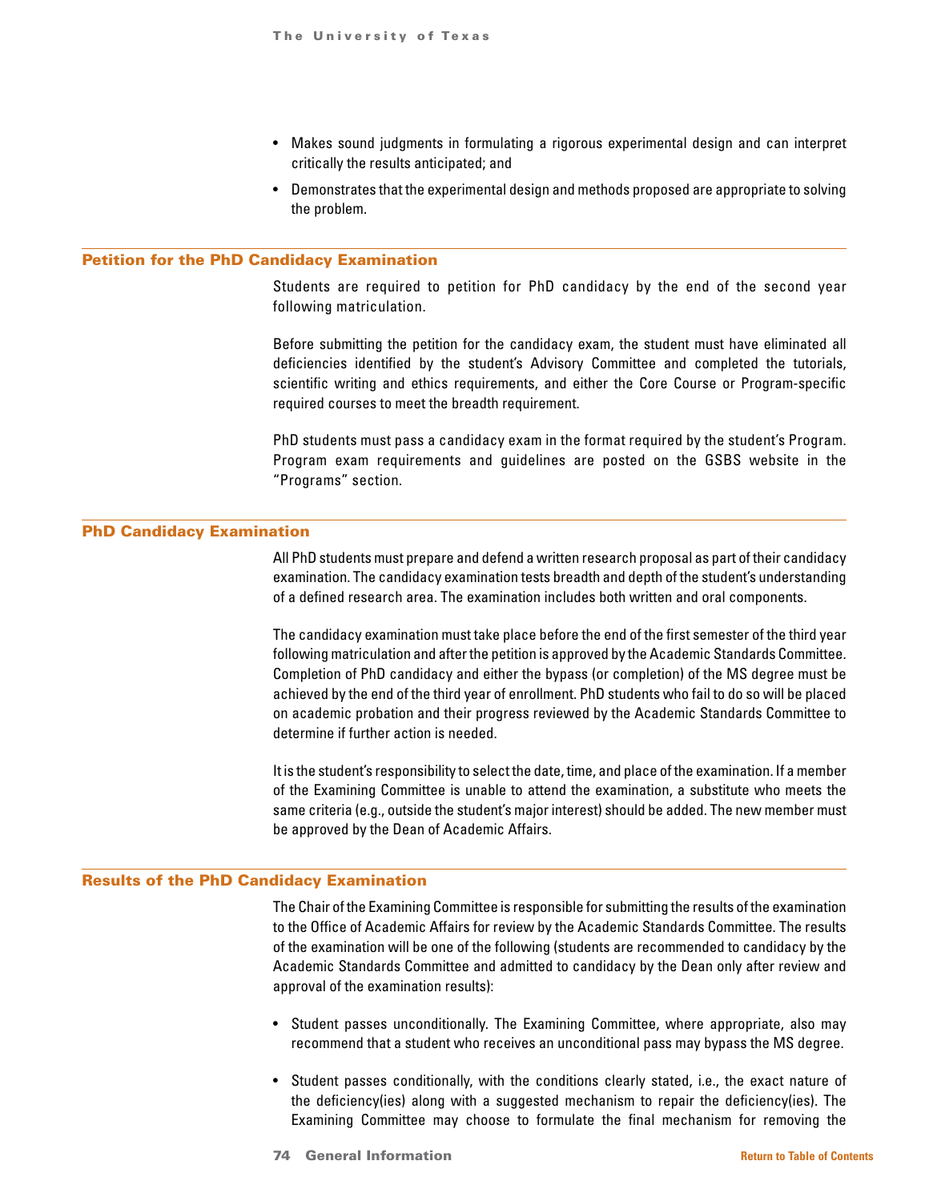- Makes sound judgments in formulating a rigorous experimental design and can interpret critically the results anticipated; and
- Demonstrates that the experimental design and methods proposed are appropriate to solving the problem.

## Petition for the PhD Candidacy Examination

Students are required to petition for PhD candidacy by the end of the second year following matriculation.

Before submitting the petition for the candidacy exam, the student must have eliminated all deficiencies identified by the student's Advisory Committee and completed the tutorials, scientific writing and ethics requirements, and either the Core Course or Program-specific required courses to meet the breadth requirement.

PhD students must pass a candidacy exam in the format required by the student's Program. Program exam requirements and guidelines are posted on the GSBS website in the "Programs" section.

## PhD Candidacy Examination

All PhD students must prepare and defend a written research proposal as part of their candidacy examination. The candidacy examination tests breadth and depth of the student's understanding of a defined research area. The examination includes both written and oral components.

The candidacy examination must take place before the end of the first semester of the third year following matriculation and after the petition is approved by the Academic Standards Committee. Completion of PhD candidacy and either the bypass (or completion) of the MS degree must be achieved by the end of the third year of enrollment. PhD students who fail to do so will be placed on academic probation and their progress reviewed by the Academic Standards Committee to determine if further action is needed.

It is the student's responsibility to select the date, time, and place of the examination. If a member of the Examining Committee is unable to attend the examination, a substitute who meets the same criteria (e.g., outside the student's major interest) should be added. The new member must be approved by the Dean of Academic Affairs.

## Results of the PhD Candidacy Examination

The Chair of the Examining Committee is responsible for submitting the results of the examination to the Office of Academic Affairs for review by the Academic Standards Committee. The results of the examination will be one of the following (students are recommended to candidacy by the Academic Standards Committee and admitted to candidacy by the Dean only after review and approval of the examination results):

- Student passes unconditionally. The Examining Committee, where appropriate, also may recommend that a student who receives an unconditional pass may bypass the MS degree.
- Student passes conditionally, with the conditions clearly stated, i.e., the exact nature of the deficiency(ies) along with a suggested mechanism to repair the deficiency(ies). The Examining Committee may choose to formulate the final mechanism for removing the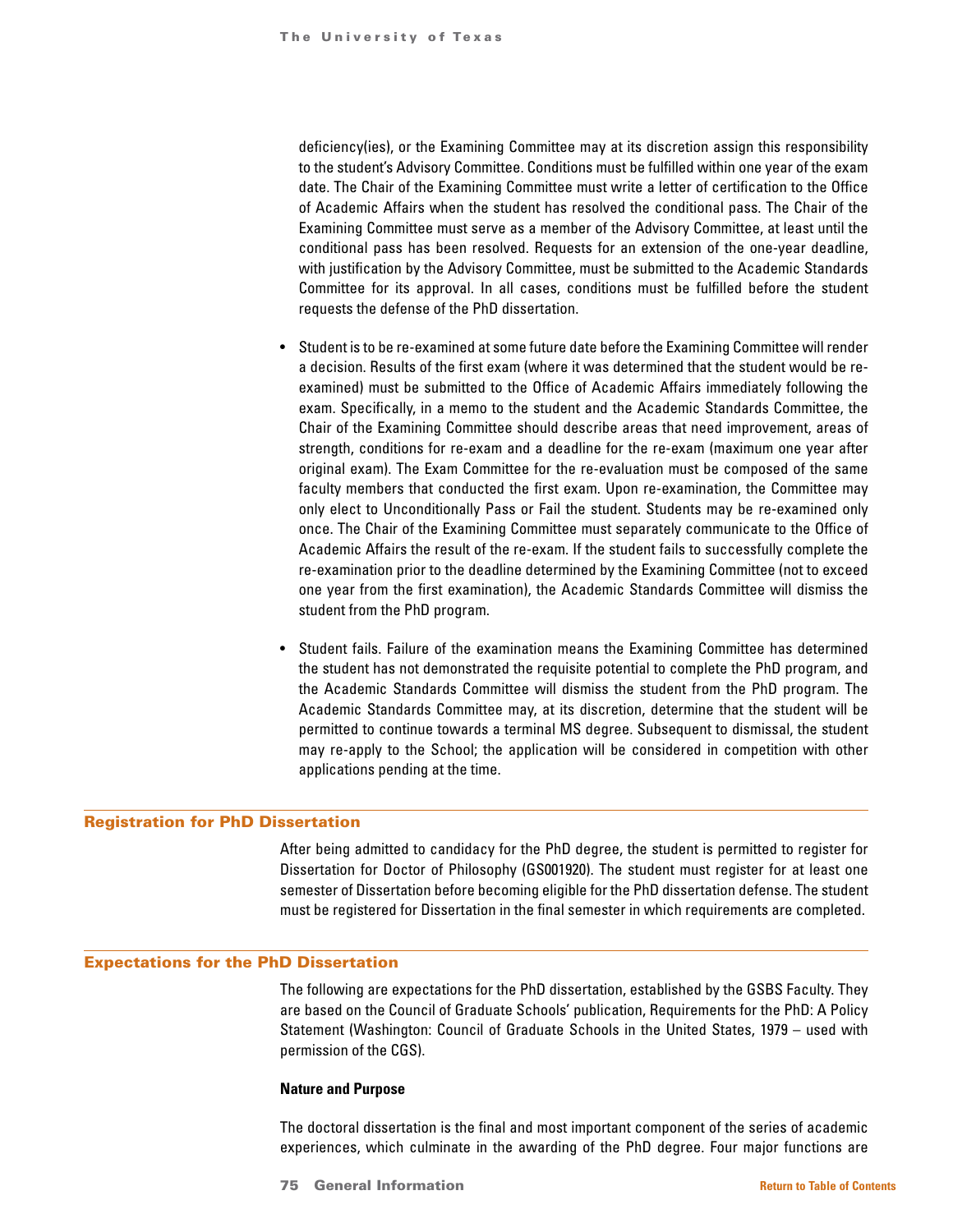deficiency(ies), or the Examining Committee may at its discretion assign this responsibility to the student's Advisory Committee. Conditions must be fulfilled within one year of the exam date. The Chair of the Examining Committee must write a letter of certification to the Office of Academic Affairs when the student has resolved the conditional pass. The Chair of the Examining Committee must serve as a member of the Advisory Committee, at least until the conditional pass has been resolved. Requests for an extension of the one-year deadline, with justification by the Advisory Committee, must be submitted to the Academic Standards Committee for its approval. In all cases, conditions must be fulfilled before the student requests the defense of the PhD dissertation.

- Student is to be re-examined at some future date before the Examining Committee will render a decision. Results of the first exam (where it was determined that the student would be re-examined) must be submitted to the Office of Academic Affairs immediately following the exam. Specifically, in a memo to the student and the Academic Standards Committee, the Chair of the Examining Committee should describe areas that need improvement, areas of strength, conditions for re-exam and a deadline for the re-exam (maximum one year after original exam). The Exam Committee for the re-evaluation must be composed of the same faculty members that conducted the first exam. Upon re-examination, the Committee may only elect to Unconditionally Pass or Fail the student. Students may be re-examined only once. The Chair of the Examining Committee must separately communicate to the Office of Academic Affairs the result of the re-exam. If the student fails to successfully complete the re-examination prior to the deadline determined by the Examining Committee (not to exceed one year from the first examination), the Academic Standards Committee will dismiss the student from the PhD program.

- Student fails. Failure of the examination means the Examining Committee has determined the student has not demonstrated the requisite potential to complete the PhD program, and the Academic Standards Committee will dismiss the student from the PhD program. The Academic Standards Committee may, at its discretion, determine that the student will be permitted to continue towards a terminal MS degree. Subsequent to dismissal, the student may re-apply to the School; the application will be considered in competition with other applications pending at the time.

## Registration for PhD Dissertation

After being admitted to candidacy for the PhD degree, the student is permitted to register for Dissertation for Doctor of Philosophy (GS001920). The student must register for at least one semester of Dissertation before becoming eligible for the PhD dissertation defense. The student must be registered for Dissertation in the final semester in which requirements are completed.

## Expectations for the PhD Dissertation

The following are expectations for the PhD dissertation, established by the GSBS Faculty. They are based on the Council of Graduate Schools' publication, Requirements for the PhD: A Policy Statement (Washington: Council of Graduate Schools in the United States, 1979 – used with permission of the CGS).

**Nature and Purpose**

The doctoral dissertation is the final and most important component of the series of academic experiences, which culminate in the awarding of the PhD degree. Four major functions are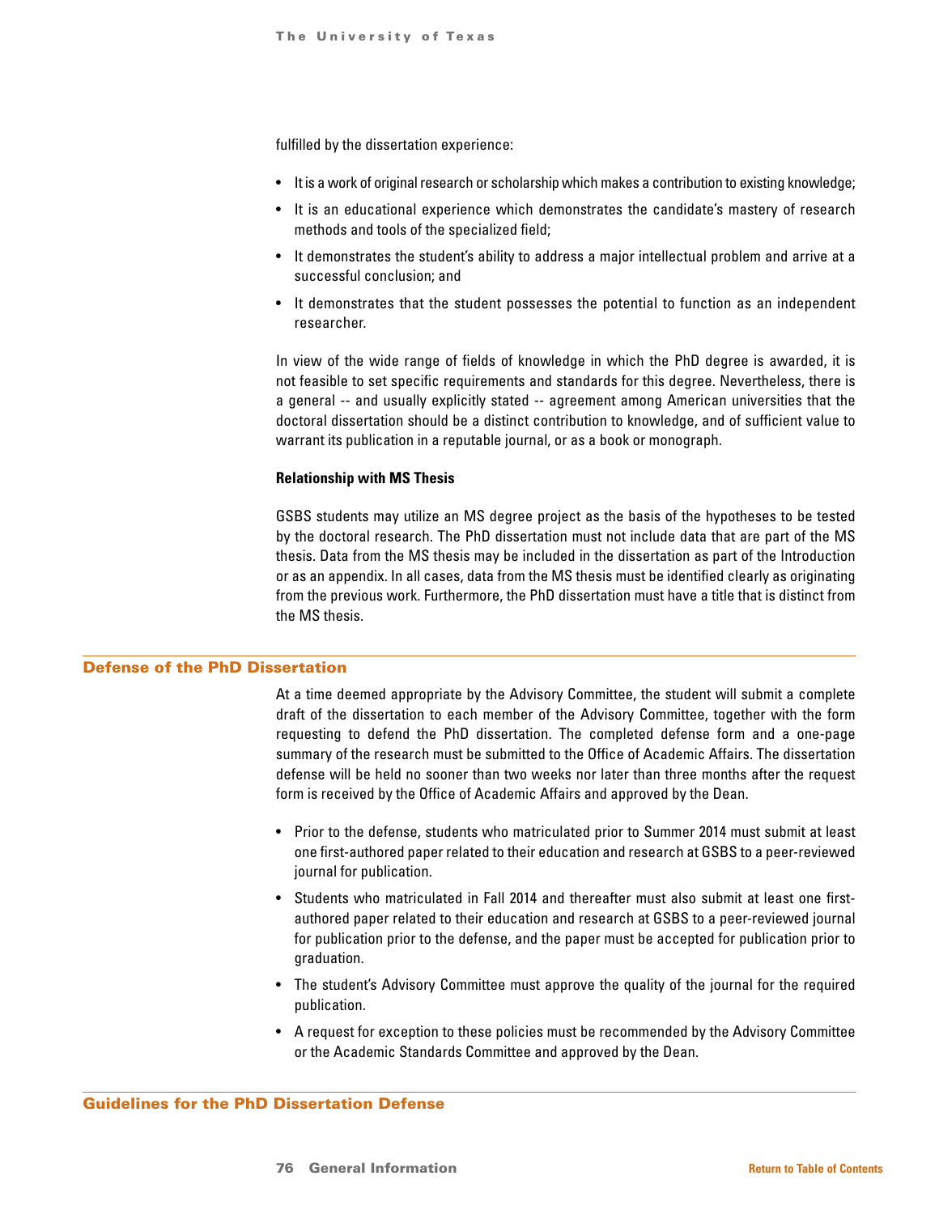fulfilled by the dissertation experience:

- It is a work of original research or scholarship which makes a contribution to existing knowledge;
- It is an educational experience which demonstrates the candidate's mastery of research methods and tools of the specialized field;
- It demonstrates the student's ability to address a major intellectual problem and arrive at a successful conclusion; and
- It demonstrates that the student possesses the potential to function as an independent researcher.

In view of the wide range of fields of knowledge in which the PhD degree is awarded, it is not feasible to set specific requirements and standards for this degree. Nevertheless, there is a general -- and usually explicitly stated -- agreement among American universities that the doctoral dissertation should be a distinct contribution to knowledge, and of sufficient value to warrant its publication in a reputable journal, or as a book or monograph.

**Relationship with MS Thesis**

GSBS students may utilize an MS degree project as the basis of the hypotheses to be tested by the doctoral research. The PhD dissertation must not include data that are part of the MS thesis. Data from the MS thesis may be included in the dissertation as part of the Introduction or as an appendix. In all cases, data from the MS thesis must be identified clearly as originating from the previous work. Furthermore, the PhD dissertation must have a title that is distinct from the MS thesis.

## Defense of the PhD Dissertation

At a time deemed appropriate by the Advisory Committee, the student will submit a complete draft of the dissertation to each member of the Advisory Committee, together with the form requesting to defend the PhD dissertation. The completed defense form and a one-page summary of the research must be submitted to the Office of Academic Affairs. The dissertation defense will be held no sooner than two weeks nor later than three months after the request form is received by the Office of Academic Affairs and approved by the Dean.

- Prior to the defense, students who matriculated prior to Summer 2014 must submit at least one first-authored paper related to their education and research at GSBS to a peer-reviewed journal for publication.
- Students who matriculated in Fall 2014 and thereafter must also submit at least one first-authored paper related to their education and research at GSBS to a peer-reviewed journal for publication prior to the defense, and the paper must be accepted for publication prior to graduation.
- The student's Advisory Committee must approve the quality of the journal for the required publication.
- A request for exception to these policies must be recommended by the Advisory Committee or the Academic Standards Committee and approved by the Dean.

## Guidelines for the PhD Dissertation Defense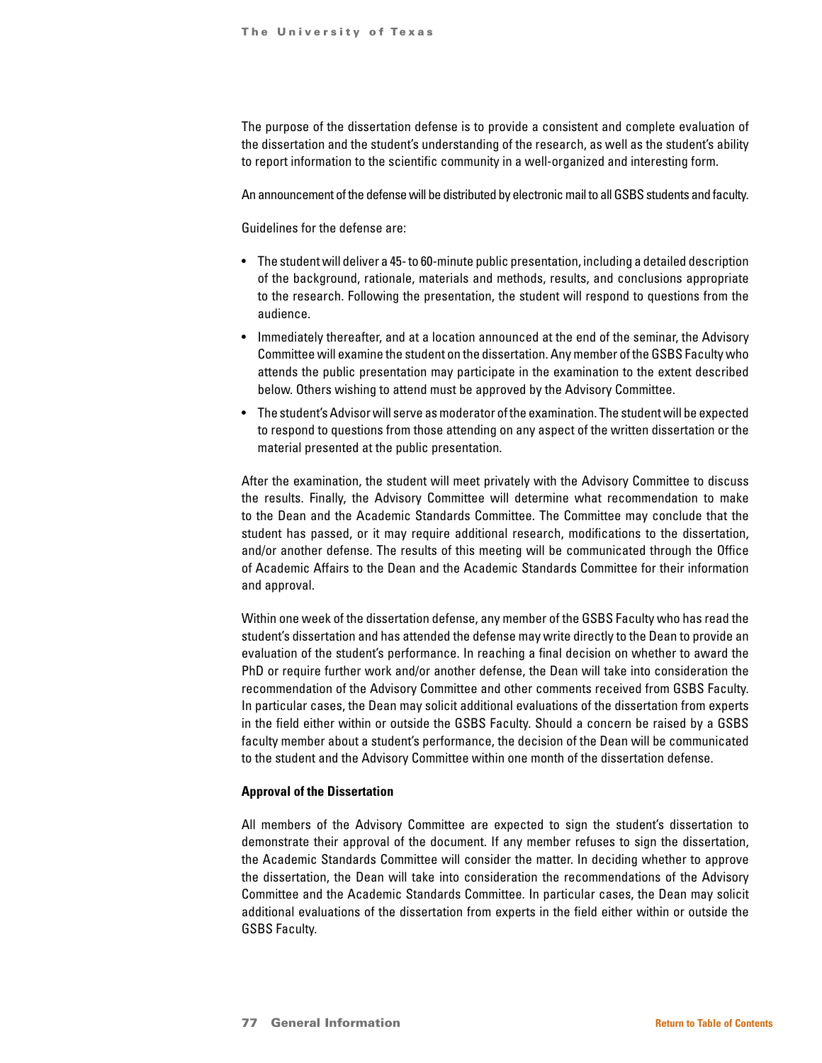The purpose of the dissertation defense is to provide a consistent and complete evaluation of the dissertation and the student's understanding of the research, as well as the student's ability to report information to the scientific community in a well-organized and interesting form.

An announcement of the defense will be distributed by electronic mail to all GSBS students and faculty.

Guidelines for the defense are:

- The student will deliver a 45- to 60-minute public presentation, including a detailed description of the background, rationale, materials and methods, results, and conclusions appropriate to the research. Following the presentation, the student will respond to questions from the audience.
- Immediately thereafter, and at a location announced at the end of the seminar, the Advisory Committee will examine the student on the dissertation. Any member of the GSBS Faculty who attends the public presentation may participate in the examination to the extent described below. Others wishing to attend must be approved by the Advisory Committee.
- The student's Advisor will serve as moderator of the examination. The student will be expected to respond to questions from those attending on any aspect of the written dissertation or the material presented at the public presentation.

After the examination, the student will meet privately with the Advisory Committee to discuss the results. Finally, the Advisory Committee will determine what recommendation to make to the Dean and the Academic Standards Committee. The Committee may conclude that the student has passed, or it may require additional research, modifications to the dissertation, and/or another defense. The results of this meeting will be communicated through the Office of Academic Affairs to the Dean and the Academic Standards Committee for their information and approval.

Within one week of the dissertation defense, any member of the GSBS Faculty who has read the student's dissertation and has attended the defense may write directly to the Dean to provide an evaluation of the student's performance. In reaching a final decision on whether to award the PhD or require further work and/or another defense, the Dean will take into consideration the recommendation of the Advisory Committee and other comments received from GSBS Faculty. In particular cases, the Dean may solicit additional evaluations of the dissertation from experts in the field either within or outside the GSBS Faculty. Should a concern be raised by a GSBS faculty member about a student's performance, the decision of the Dean will be communicated to the student and the Advisory Committee within one month of the dissertation defense.

**Approval of the Dissertation**

All members of the Advisory Committee are expected to sign the student's dissertation to demonstrate their approval of the document. If any member refuses to sign the dissertation, the Academic Standards Committee will consider the matter. In deciding whether to approve the dissertation, the Dean will take into consideration the recommendations of the Advisory Committee and the Academic Standards Committee. In particular cases, the Dean may solicit additional evaluations of the dissertation from experts in the field either within or outside the GSBS Faculty.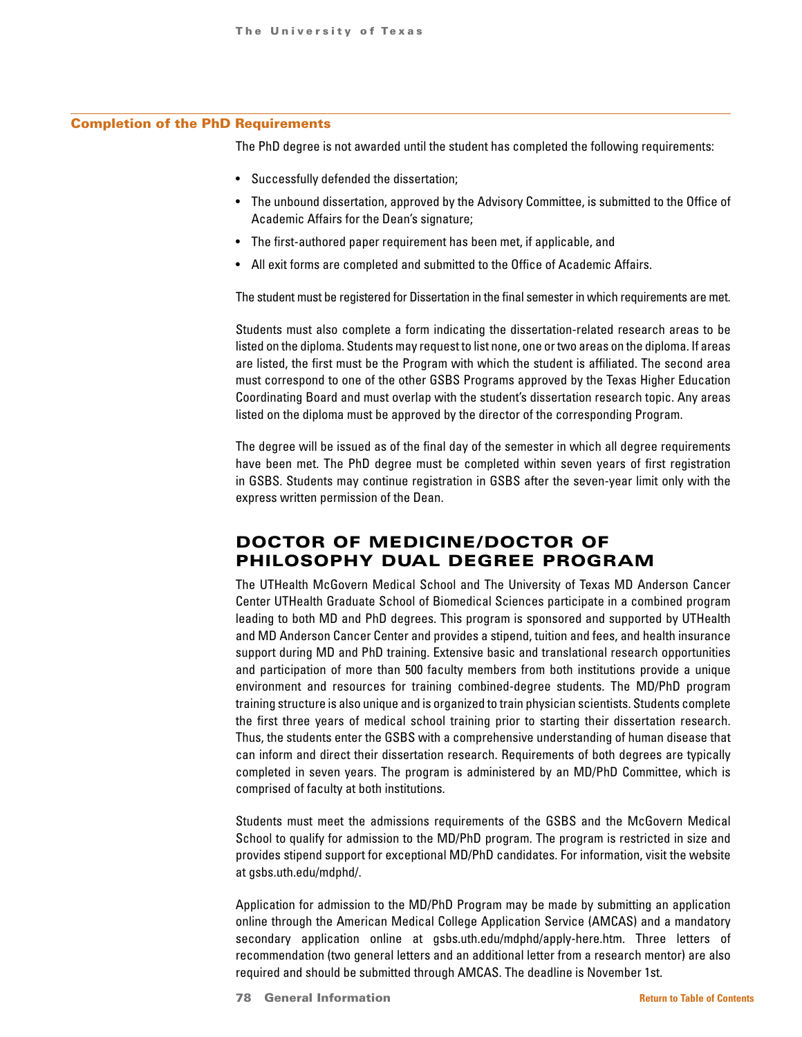### Completion of the PhD Requirements

The PhD degree is not awarded until the student has completed the following requirements:

- Successfully defended the dissertation;
- The unbound dissertation, approved by the Advisory Committee, is submitted to the Office of Academic Affairs for the Dean's signature;
- The first-authored paper requirement has been met, if applicable, and
- All exit forms are completed and submitted to the Office of Academic Affairs.

The student must be registered for Dissertation in the final semester in which requirements are met.

Students must also complete a form indicating the dissertation-related research areas to be listed on the diploma. Students may request to list none, one or two areas on the diploma. If areas are listed, the first must be the Program with which the student is affiliated. The second area must correspond to one of the other GSBS Programs approved by the Texas Higher Education Coordinating Board and must overlap with the student's dissertation research topic. Any areas listed on the diploma must be approved by the director of the corresponding Program.

The degree will be issued as of the final day of the semester in which all degree requirements have been met. The PhD degree must be completed within seven years of first registration in GSBS. Students may continue registration in GSBS after the seven-year limit only with the express written permission of the Dean.

## DOCTOR OF MEDICINE/DOCTOR OF PHILOSOPHY DUAL DEGREE PROGRAM

The UTHealth McGovern Medical School and The University of Texas MD Anderson Cancer Center UTHealth Graduate School of Biomedical Sciences participate in a combined program leading to both MD and PhD degrees. This program is sponsored and supported by UTHealth and MD Anderson Cancer Center and provides a stipend, tuition and fees, and health insurance support during MD and PhD training. Extensive basic and translational research opportunities and participation of more than 500 faculty members from both institutions provide a unique environment and resources for training combined-degree students. The MD/PhD program training structure is also unique and is organized to train physician scientists. Students complete the first three years of medical school training prior to starting their dissertation research. Thus, the students enter the GSBS with a comprehensive understanding of human disease that can inform and direct their dissertation research. Requirements of both degrees are typically completed in seven years. The program is administered by an MD/PhD Committee, which is comprised of faculty at both institutions.

Students must meet the admissions requirements of the GSBS and the McGovern Medical School to qualify for admission to the MD/PhD program. The program is restricted in size and provides stipend support for exceptional MD/PhD candidates. For information, visit the website at gsbs.uth.edu/mdphd/.

Application for admission to the MD/PhD Program may be made by submitting an application online through the American Medical College Application Service (AMCAS) and a mandatory secondary application online at gsbs.uth.edu/mdphd/apply-here.htm. Three letters of recommendation (two general letters and an additional letter from a research mentor) are also required and should be submitted through AMCAS. The deadline is November 1st.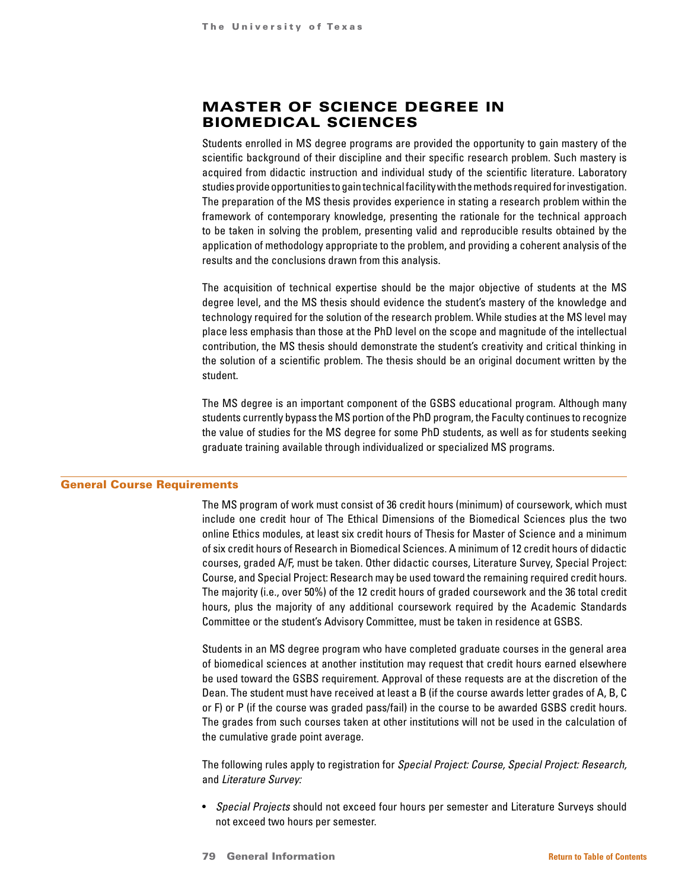# MASTER OF SCIENCE DEGREE IN BIOMEDICAL SCIENCES

Students enrolled in MS degree programs are provided the opportunity to gain mastery of the scientific background of their discipline and their specific research problem. Such mastery is acquired from didactic instruction and individual study of the scientific literature. Laboratory studies provide opportunities to gain technical facility with the methods required for investigation. The preparation of the MS thesis provides experience in stating a research problem within the framework of contemporary knowledge, presenting the rationale for the technical approach to be taken in solving the problem, presenting valid and reproducible results obtained by the application of methodology appropriate to the problem, and providing a coherent analysis of the results and the conclusions drawn from this analysis.

The acquisition of technical expertise should be the major objective of students at the MS degree level, and the MS thesis should evidence the student's mastery of the knowledge and technology required for the solution of the research problem. While studies at the MS level may place less emphasis than those at the PhD level on the scope and magnitude of the intellectual contribution, the MS thesis should demonstrate the student's creativity and critical thinking in the solution of a scientific problem. The thesis should be an original document written by the student.

The MS degree is an important component of the GSBS educational program. Although many students currently bypass the MS portion of the PhD program, the Faculty continues to recognize the value of studies for the MS degree for some PhD students, as well as for students seeking graduate training available through individualized or specialized MS programs.

## General Course Requirements

The MS program of work must consist of 36 credit hours (minimum) of coursework, which must include one credit hour of The Ethical Dimensions of the Biomedical Sciences plus the two online Ethics modules, at least six credit hours of Thesis for Master of Science and a minimum of six credit hours of Research in Biomedical Sciences. A minimum of 12 credit hours of didactic courses, graded A/F, must be taken. Other didactic courses, Literature Survey, Special Project: Course, and Special Project: Research may be used toward the remaining required credit hours. The majority (i.e., over 50%) of the 12 credit hours of graded coursework and the 36 total credit hours, plus the majority of any additional coursework required by the Academic Standards Committee or the student's Advisory Committee, must be taken in residence at GSBS.

Students in an MS degree program who have completed graduate courses in the general area of biomedical sciences at another institution may request that credit hours earned elsewhere be used toward the GSBS requirement. Approval of these requests are at the discretion of the Dean. The student must have received at least a B (if the course awards letter grades of A, B, C or F) or P (if the course was graded pass/fail) in the course to be awarded GSBS credit hours. The grades from such courses taken at other institutions will not be used in the calculation of the cumulative grade point average.

The following rules apply to registration for *Special Project: Course, Special Project: Research,* and *Literature Survey:*

- *Special Projects* should not exceed four hours per semester and Literature Surveys should not exceed two hours per semester.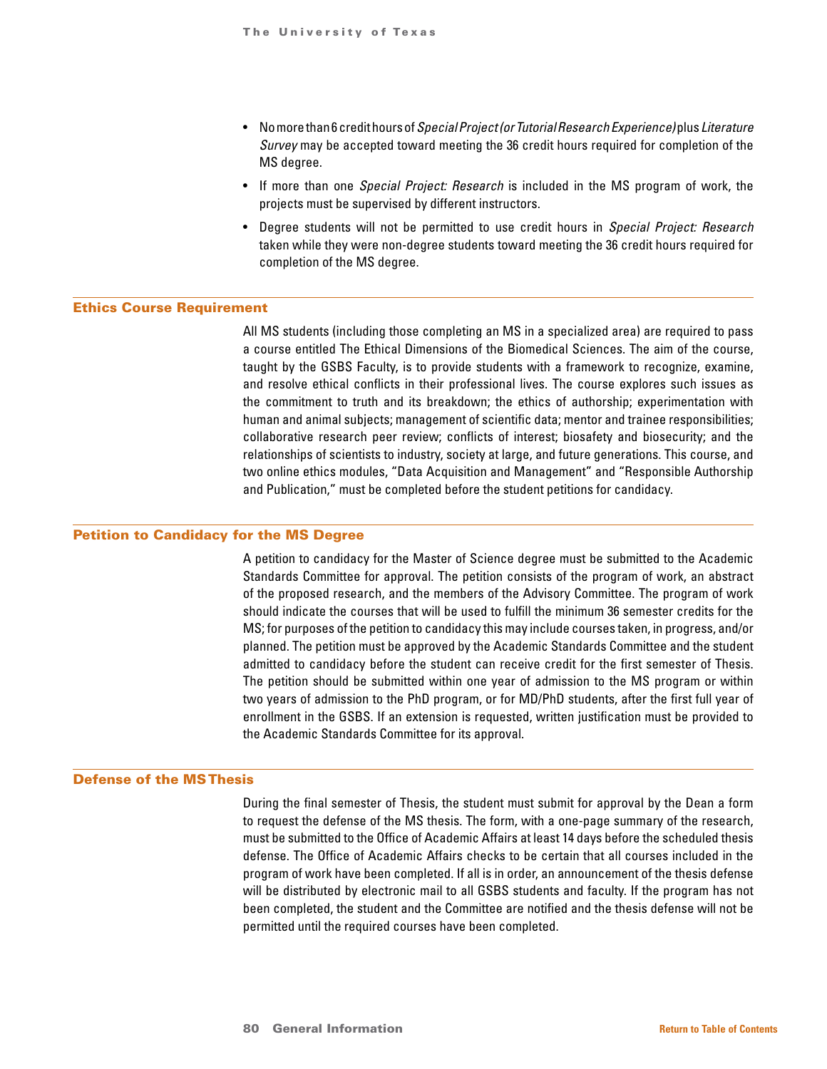- No more than 6 credit hours of *Special Project (or Tutorial Research Experience)* plus *Literature Survey* may be accepted toward meeting the 36 credit hours required for completion of the MS degree.
- If more than one *Special Project: Research* is included in the MS program of work, the projects must be supervised by different instructors.
- Degree students will not be permitted to use credit hours in *Special Project: Research* taken while they were non-degree students toward meeting the 36 credit hours required for completion of the MS degree.

## Ethics Course Requirement

All MS students (including those completing an MS in a specialized area) are required to pass a course entitled The Ethical Dimensions of the Biomedical Sciences. The aim of the course, taught by the GSBS Faculty, is to provide students with a framework to recognize, examine, and resolve ethical conflicts in their professional lives. The course explores such issues as the commitment to truth and its breakdown; the ethics of authorship; experimentation with human and animal subjects; management of scientific data; mentor and trainee responsibilities; collaborative research peer review; conflicts of interest; biosafety and biosecurity; and the relationships of scientists to industry, society at large, and future generations. This course, and two online ethics modules, "Data Acquisition and Management" and "Responsible Authorship and Publication," must be completed before the student petitions for candidacy.

## Petition to Candidacy for the MS Degree

A petition to candidacy for the Master of Science degree must be submitted to the Academic Standards Committee for approval. The petition consists of the program of work, an abstract of the proposed research, and the members of the Advisory Committee. The program of work should indicate the courses that will be used to fulfill the minimum 36 semester credits for the MS; for purposes of the petition to candidacy this may include courses taken, in progress, and/or planned. The petition must be approved by the Academic Standards Committee and the student admitted to candidacy before the student can receive credit for the first semester of Thesis. The petition should be submitted within one year of admission to the MS program or within two years of admission to the PhD program, or for MD/PhD students, after the first full year of enrollment in the GSBS. If an extension is requested, written justification must be provided to the Academic Standards Committee for its approval.

## Defense of the MS Thesis

During the final semester of Thesis, the student must submit for approval by the Dean a form to request the defense of the MS thesis. The form, with a one-page summary of the research, must be submitted to the Office of Academic Affairs at least 14 days before the scheduled thesis defense. The Office of Academic Affairs checks to be certain that all courses included in the program of work have been completed. If all is in order, an announcement of the thesis defense will be distributed by electronic mail to all GSBS students and faculty. If the program has not been completed, the student and the Committee are notified and the thesis defense will not be permitted until the required courses have been completed.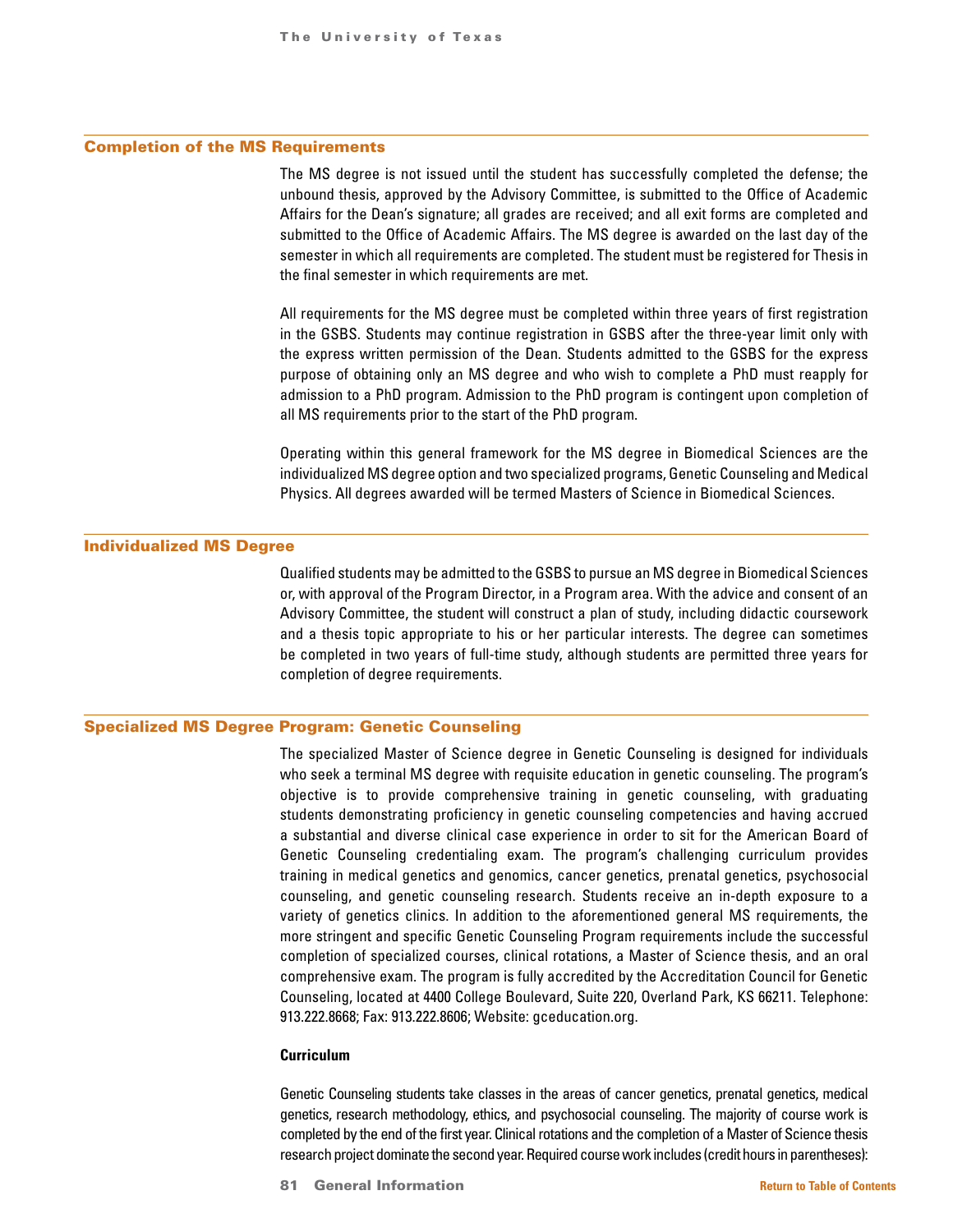## Completion of the MS Requirements

The MS degree is not issued until the student has successfully completed the defense; the unbound thesis, approved by the Advisory Committee, is submitted to the Office of Academic Affairs for the Dean's signature; all grades are received; and all exit forms are completed and submitted to the Office of Academic Affairs. The MS degree is awarded on the last day of the semester in which all requirements are completed. The student must be registered for Thesis in the final semester in which requirements are met.

All requirements for the MS degree must be completed within three years of first registration in the GSBS. Students may continue registration in GSBS after the three-year limit only with the express written permission of the Dean. Students admitted to the GSBS for the express purpose of obtaining only an MS degree and who wish to complete a PhD must reapply for admission to a PhD program. Admission to the PhD program is contingent upon completion of all MS requirements prior to the start of the PhD program.

Operating within this general framework for the MS degree in Biomedical Sciences are the individualized MS degree option and two specialized programs, Genetic Counseling and Medical Physics. All degrees awarded will be termed Masters of Science in Biomedical Sciences.

## Individualized MS Degree

Qualified students may be admitted to the GSBS to pursue an MS degree in Biomedical Sciences or, with approval of the Program Director, in a Program area. With the advice and consent of an Advisory Committee, the student will construct a plan of study, including didactic coursework and a thesis topic appropriate to his or her particular interests. The degree can sometimes be completed in two years of full-time study, although students are permitted three years for completion of degree requirements.

## Specialized MS Degree Program: Genetic Counseling

The specialized Master of Science degree in Genetic Counseling is designed for individuals who seek a terminal MS degree with requisite education in genetic counseling. The program's objective is to provide comprehensive training in genetic counseling, with graduating students demonstrating proficiency in genetic counseling competencies and having accrued a substantial and diverse clinical case experience in order to sit for the American Board of Genetic Counseling credentialing exam. The program's challenging curriculum provides training in medical genetics and genomics, cancer genetics, prenatal genetics, psychosocial counseling, and genetic counseling research. Students receive an in-depth exposure to a variety of genetics clinics. In addition to the aforementioned general MS requirements, the more stringent and specific Genetic Counseling Program requirements include the successful completion of specialized courses, clinical rotations, a Master of Science thesis, and an oral comprehensive exam. The program is fully accredited by the Accreditation Council for Genetic Counseling, located at 4400 College Boulevard, Suite 220, Overland Park, KS 66211. Telephone: 913.222.8668; Fax: 913.222.8606; Website: gceducation.org.

**Curriculum**

Genetic Counseling students take classes in the areas of cancer genetics, prenatal genetics, medical genetics, research methodology, ethics, and psychosocial counseling. The majority of course work is completed by the end of the first year. Clinical rotations and the completion of a Master of Science thesis research project dominate the second year. Required course work includes (credit hours in parentheses):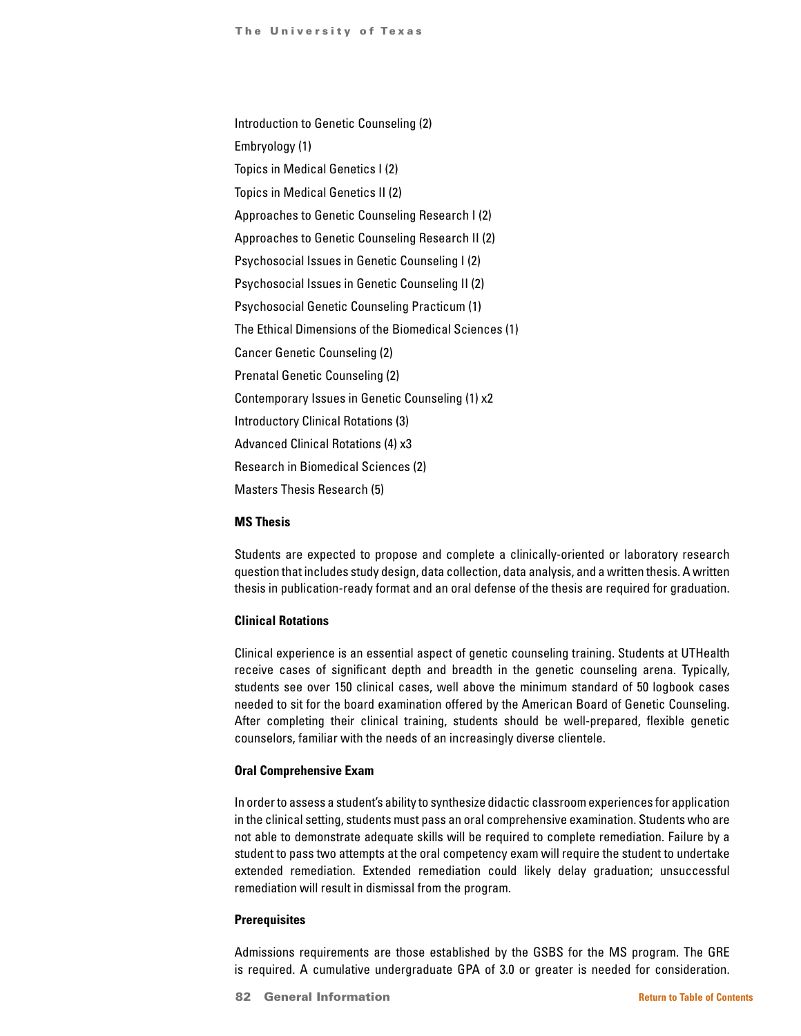Introduction to Genetic Counseling (2)

Embryology (1)

Topics in Medical Genetics I (2)

Topics in Medical Genetics II (2)

Approaches to Genetic Counseling Research I (2)

Approaches to Genetic Counseling Research II (2)

Psychosocial Issues in Genetic Counseling I (2)

Psychosocial Issues in Genetic Counseling II (2)

Psychosocial Genetic Counseling Practicum (1)

The Ethical Dimensions of the Biomedical Sciences (1)

Cancer Genetic Counseling (2)

Prenatal Genetic Counseling (2)

Contemporary Issues in Genetic Counseling (1) x2

Introductory Clinical Rotations (3)

Advanced Clinical Rotations (4) x3

Research in Biomedical Sciences (2)

Masters Thesis Research (5)

**MS Thesis**

Students are expected to propose and complete a clinically-oriented or laboratory research question that includes study design, data collection, data analysis, and a written thesis. A written thesis in publication-ready format and an oral defense of the thesis are required for graduation.

**Clinical Rotations**

Clinical experience is an essential aspect of genetic counseling training. Students at UTHealth receive cases of significant depth and breadth in the genetic counseling arena. Typically, students see over 150 clinical cases, well above the minimum standard of 50 logbook cases needed to sit for the board examination offered by the American Board of Genetic Counseling. After completing their clinical training, students should be well-prepared, flexible genetic counselors, familiar with the needs of an increasingly diverse clientele.

**Oral Comprehensive Exam**

In order to assess a student's ability to synthesize didactic classroom experiences for application in the clinical setting, students must pass an oral comprehensive examination. Students who are not able to demonstrate adequate skills will be required to complete remediation. Failure by a student to pass two attempts at the oral competency exam will require the student to undertake extended remediation. Extended remediation could likely delay graduation; unsuccessful remediation will result in dismissal from the program.

**Prerequisites**

Admissions requirements are those established by the GSBS for the MS program. The GRE is required. A cumulative undergraduate GPA of 3.0 or greater is needed for consideration.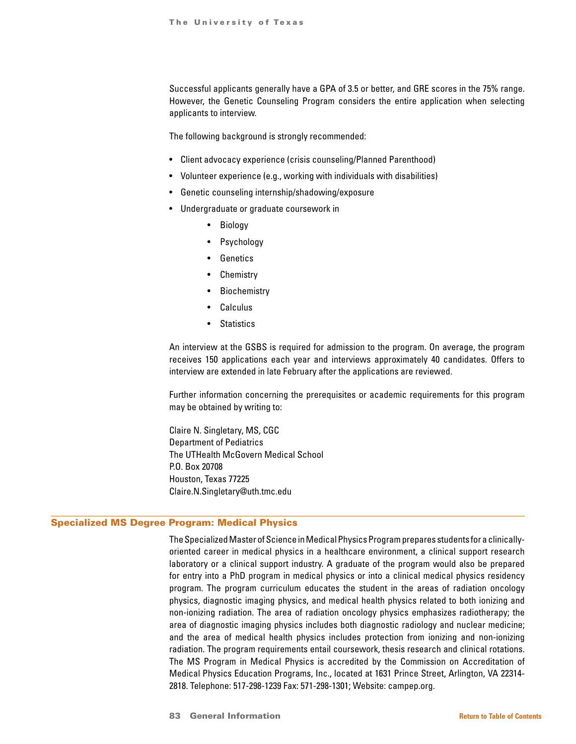Successful applicants generally have a GPA of 3.5 or better, and GRE scores in the 75% range. However, the Genetic Counseling Program considers the entire application when selecting applicants to interview.

The following background is strongly recommended:

- Client advocacy experience (crisis counseling/Planned Parenthood)
- Volunteer experience (e.g., working with individuals with disabilities)
- Genetic counseling internship/shadowing/exposure
- Undergraduate or graduate coursework in
    - Biology
    - Psychology
    - Genetics
    - Chemistry
    - Biochemistry
    - Calculus
    - Statistics

An interview at the GSBS is required for admission to the program. On average, the program receives 150 applications each year and interviews approximately 40 candidates. Offers to interview are extended in late February after the applications are reviewed.

Further information concerning the prerequisites or academic requirements for this program may be obtained by writing to:

Claire N. Singletary, MS, CGC
Department of Pediatrics
The UTHealth McGovern Medical School
P.O. Box 20708
Houston, Texas 77225
Claire.N.Singletary@uth.tmc.edu

## Specialized MS Degree Program: Medical Physics

The Specialized Master of Science in Medical Physics Program prepares students for a clinically-oriented career in medical physics in a healthcare environment, a clinical support research laboratory or a clinical support industry. A graduate of the program would also be prepared for entry into a PhD program in medical physics or into a clinical medical physics residency program. The program curriculum educates the student in the areas of radiation oncology physics, diagnostic imaging physics, and medical health physics related to both ionizing and non-ionizing radiation. The area of radiation oncology physics emphasizes radiotherapy; the area of diagnostic imaging physics includes both diagnostic radiology and nuclear medicine; and the area of medical health physics includes protection from ionizing and non-ionizing radiation. The program requirements entail coursework, thesis research and clinical rotations. The MS Program in Medical Physics is accredited by the Commission on Accreditation of Medical Physics Education Programs, Inc., located at 1631 Prince Street, Arlington, VA 22314-2818. Telephone: 517-298-1239 Fax: 571-298-1301; Website: campep.org.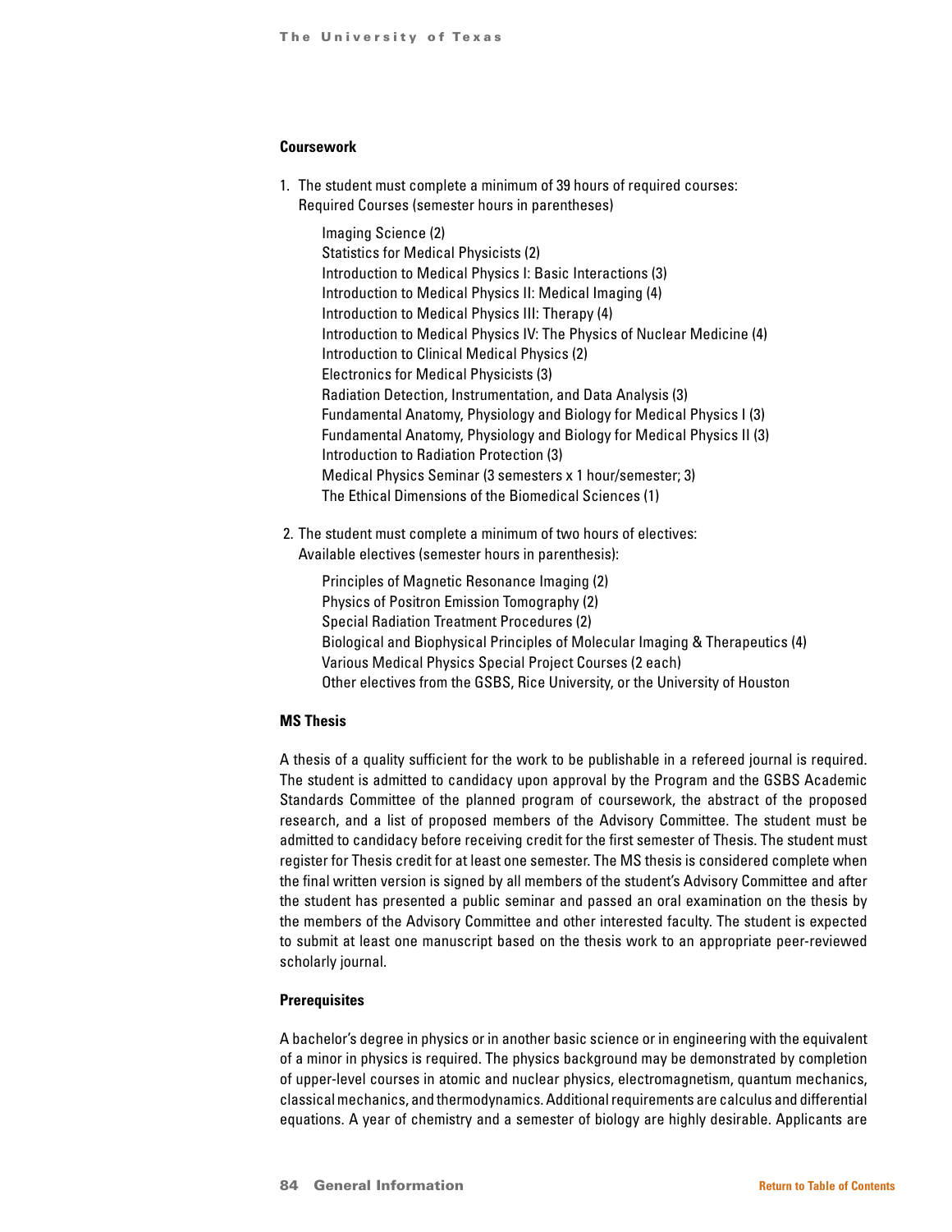### Coursework

1. The student must complete a minimum of 39 hours of required courses:
   Required Courses (semester hours in parentheses)

   Imaging Science (2)
   Statistics for Medical Physicists (2)
   Introduction to Medical Physics I: Basic Interactions (3)
   Introduction to Medical Physics II: Medical Imaging (4)
   Introduction to Medical Physics III: Therapy (4)
   Introduction to Medical Physics IV: The Physics of Nuclear Medicine (4)
   Introduction to Clinical Medical Physics (2)
   Electronics for Medical Physicists (3)
   Radiation Detection, Instrumentation, and Data Analysis (3)
   Fundamental Anatomy, Physiology and Biology for Medical Physics I (3)
   Fundamental Anatomy, Physiology and Biology for Medical Physics II (3)
   Introduction to Radiation Protection (3)
   Medical Physics Seminar (3 semesters x 1 hour/semester; 3)
   The Ethical Dimensions of the Biomedical Sciences (1)

2. The student must complete a minimum of two hours of electives:
   Available electives (semester hours in parenthesis):

   Principles of Magnetic Resonance Imaging (2)
   Physics of Positron Emission Tomography (2)
   Special Radiation Treatment Procedures (2)
   Biological and Biophysical Principles of Molecular Imaging & Therapeutics (4)
   Various Medical Physics Special Project Courses (2 each)
   Other electives from the GSBS, Rice University, or the University of Houston

### MS Thesis

A thesis of a quality sufficient for the work to be publishable in a refereed journal is required. The student is admitted to candidacy upon approval by the Program and the GSBS Academic Standards Committee of the planned program of coursework, the abstract of the proposed research, and a list of proposed members of the Advisory Committee. The student must be admitted to candidacy before receiving credit for the first semester of Thesis. The student must register for Thesis credit for at least one semester. The MS thesis is considered complete when the final written version is signed by all members of the student's Advisory Committee and after the student has presented a public seminar and passed an oral examination on the thesis by the members of the Advisory Committee and other interested faculty. The student is expected to submit at least one manuscript based on the thesis work to an appropriate peer-reviewed scholarly journal.

### Prerequisites

A bachelor's degree in physics or in another basic science or in engineering with the equivalent of a minor in physics is required. The physics background may be demonstrated by completion of upper-level courses in atomic and nuclear physics, electromagnetism, quantum mechanics, classical mechanics, and thermodynamics. Additional requirements are calculus and differential equations. A year of chemistry and a semester of biology are highly desirable. Applicants are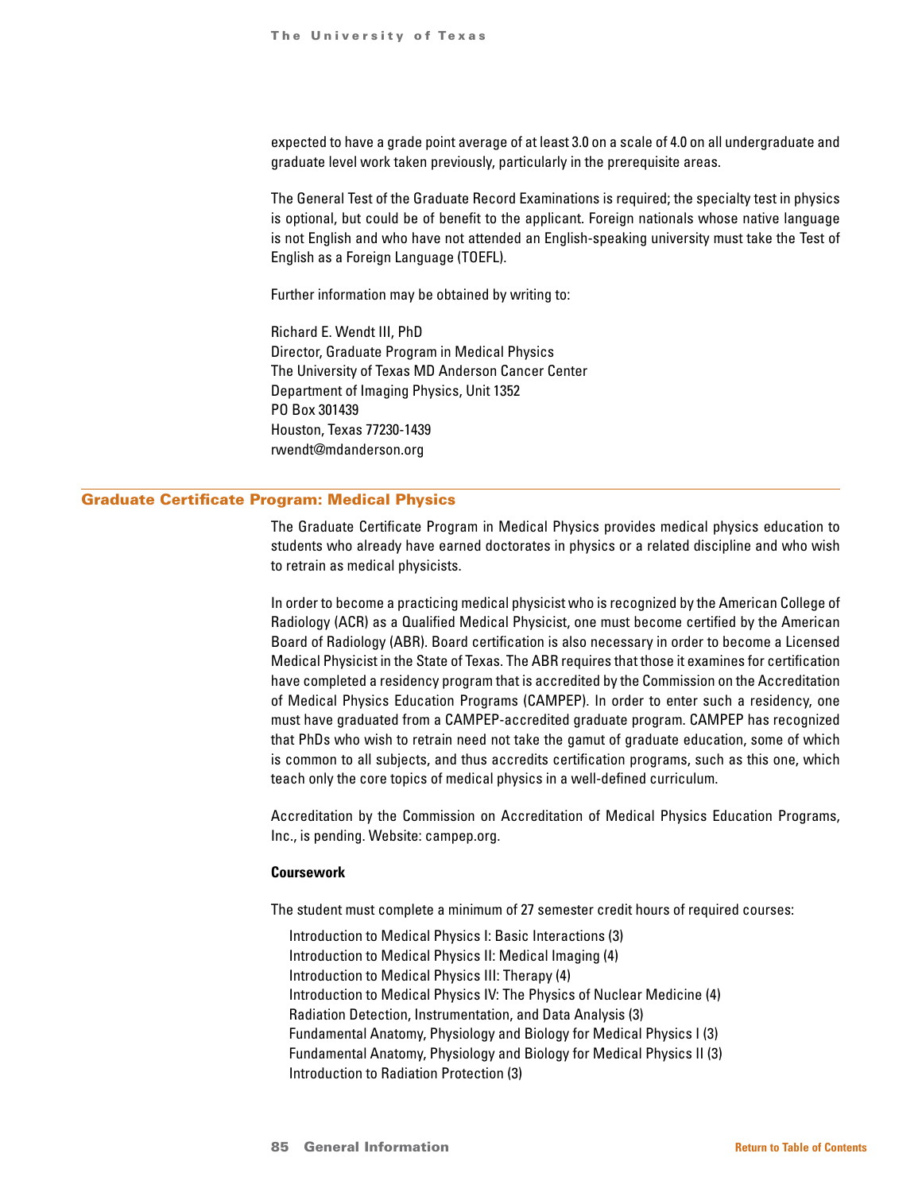expected to have a grade point average of at least 3.0 on a scale of 4.0 on all undergraduate and graduate level work taken previously, particularly in the prerequisite areas.

The General Test of the Graduate Record Examinations is required; the specialty test in physics is optional, but could be of benefit to the applicant. Foreign nationals whose native language is not English and who have not attended an English-speaking university must take the Test of English as a Foreign Language (TOEFL).

Further information may be obtained by writing to:

Richard E. Wendt III, PhD
Director, Graduate Program in Medical Physics
The University of Texas MD Anderson Cancer Center
Department of Imaging Physics, Unit 1352
PO Box 301439
Houston, Texas 77230-1439
rwendt@mdanderson.org

## Graduate Certificate Program: Medical Physics

The Graduate Certificate Program in Medical Physics provides medical physics education to students who already have earned doctorates in physics or a related discipline and who wish to retrain as medical physicists.

In order to become a practicing medical physicist who is recognized by the American College of Radiology (ACR) as a Qualified Medical Physicist, one must become certified by the American Board of Radiology (ABR). Board certification is also necessary in order to become a Licensed Medical Physicist in the State of Texas. The ABR requires that those it examines for certification have completed a residency program that is accredited by the Commission on the Accreditation of Medical Physics Education Programs (CAMPEP). In order to enter such a residency, one must have graduated from a CAMPEP-accredited graduate program. CAMPEP has recognized that PhDs who wish to retrain need not take the gamut of graduate education, some of which is common to all subjects, and thus accredits certification programs, such as this one, which teach only the core topics of medical physics in a well-defined curriculum.

Accreditation by the Commission on Accreditation of Medical Physics Education Programs, Inc., is pending. Website: campep.org.

### Coursework

The student must complete a minimum of 27 semester credit hours of required courses:

- Introduction to Medical Physics I: Basic Interactions (3)
- Introduction to Medical Physics II: Medical Imaging (4)
- Introduction to Medical Physics III: Therapy (4)
- Introduction to Medical Physics IV: The Physics of Nuclear Medicine (4)
- Radiation Detection, Instrumentation, and Data Analysis (3)
- Fundamental Anatomy, Physiology and Biology for Medical Physics I (3)
- Fundamental Anatomy, Physiology and Biology for Medical Physics II (3)
- Introduction to Radiation Protection (3)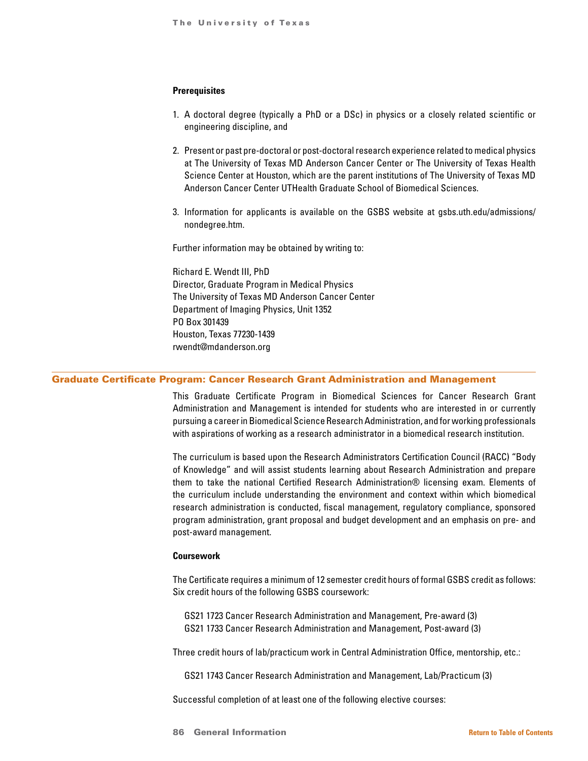**Prerequisites**

1. A doctoral degree (typically a PhD or a DSc) in physics or a closely related scientific or engineering discipline, and

2. Present or past pre-doctoral or post-doctoral research experience related to medical physics at The University of Texas MD Anderson Cancer Center or The University of Texas Health Science Center at Houston, which are the parent institutions of The University of Texas MD Anderson Cancer Center UTHealth Graduate School of Biomedical Sciences.

3. Information for applicants is available on the GSBS website at gsbs.uth.edu/admissions/nondegree.htm.

Further information may be obtained by writing to:

Richard E. Wendt III, PhD
Director, Graduate Program in Medical Physics
The University of Texas MD Anderson Cancer Center
Department of Imaging Physics, Unit 1352
PO Box 301439
Houston, Texas 77230-1439
rwendt@mdanderson.org

## Graduate Certificate Program: Cancer Research Grant Administration and Management

This Graduate Certificate Program in Biomedical Sciences for Cancer Research Grant Administration and Management is intended for students who are interested in or currently pursuing a career in Biomedical Science Research Administration, and for working professionals with aspirations of working as a research administrator in a biomedical research institution.

The curriculum is based upon the Research Administrators Certification Council (RACC) "Body of Knowledge" and will assist students learning about Research Administration and prepare them to take the national Certified Research Administration® licensing exam. Elements of the curriculum include understanding the environment and context within which biomedical research administration is conducted, fiscal management, regulatory compliance, sponsored program administration, grant proposal and budget development and an emphasis on pre- and post-award management.

**Coursework**

The Certificate requires a minimum of 12 semester credit hours of formal GSBS credit as follows: Six credit hours of the following GSBS coursework:

GS21 1723 Cancer Research Administration and Management, Pre-award (3)
GS21 1733 Cancer Research Administration and Management, Post-award (3)

Three credit hours of lab/practicum work in Central Administration Office, mentorship, etc.:

GS21 1743 Cancer Research Administration and Management, Lab/Practicum (3)

Successful completion of at least one of the following elective courses: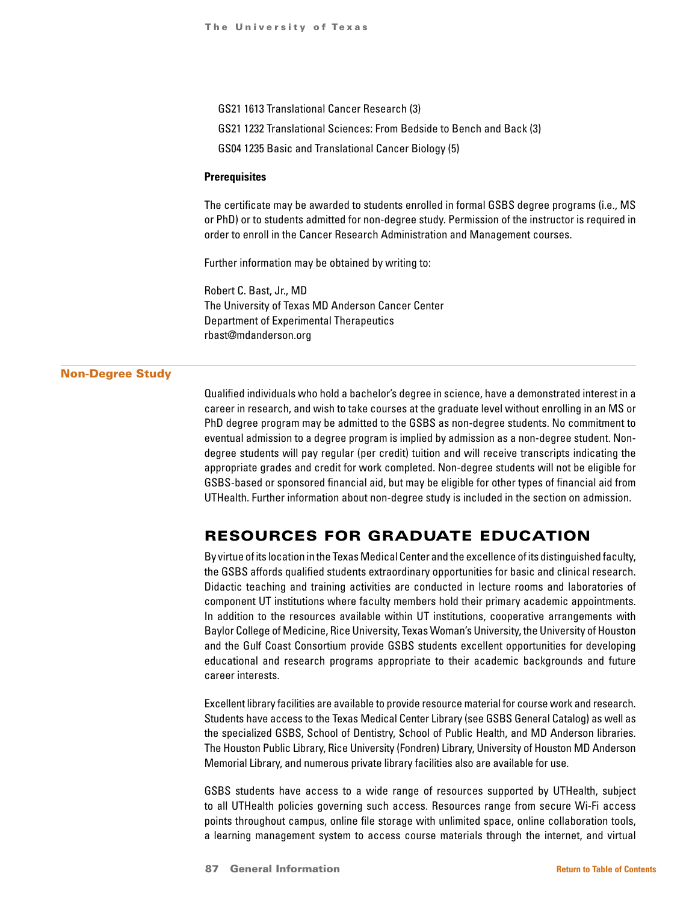GS21 1613 Translational Cancer Research (3)

GS21 1232 Translational Sciences: From Bedside to Bench and Back (3)

GS04 1235 Basic and Translational Cancer Biology (5)

**Prerequisites**

The certificate may be awarded to students enrolled in formal GSBS degree programs (i.e., MS or PhD) or to students admitted for non-degree study. Permission of the instructor is required in order to enroll in the Cancer Research Administration and Management courses.

Further information may be obtained by writing to:

Robert C. Bast, Jr., MD
The University of Texas MD Anderson Cancer Center
Department of Experimental Therapeutics
rbast@mdanderson.org

## Non-Degree Study

Qualified individuals who hold a bachelor's degree in science, have a demonstrated interest in a career in research, and wish to take courses at the graduate level without enrolling in an MS or PhD degree program may be admitted to the GSBS as non-degree students. No commitment to eventual admission to a degree program is implied by admission as a non-degree student. Non-degree students will pay regular (per credit) tuition and will receive transcripts indicating the appropriate grades and credit for work completed. Non-degree students will not be eligible for GSBS-based or sponsored financial aid, but may be eligible for other types of financial aid from UTHealth. Further information about non-degree study is included in the section on admission.

# RESOURCES FOR GRADUATE EDUCATION

By virtue of its location in the Texas Medical Center and the excellence of its distinguished faculty, the GSBS affords qualified students extraordinary opportunities for basic and clinical research. Didactic teaching and training activities are conducted in lecture rooms and laboratories of component UT institutions where faculty members hold their primary academic appointments. In addition to the resources available within UT institutions, cooperative arrangements with Baylor College of Medicine, Rice University, Texas Woman's University, the University of Houston and the Gulf Coast Consortium provide GSBS students excellent opportunities for developing educational and research programs appropriate to their academic backgrounds and future career interests.

Excellent library facilities are available to provide resource material for course work and research. Students have access to the Texas Medical Center Library (see GSBS General Catalog) as well as the specialized GSBS, School of Dentistry, School of Public Health, and MD Anderson libraries. The Houston Public Library, Rice University (Fondren) Library, University of Houston MD Anderson Memorial Library, and numerous private library facilities also are available for use.

GSBS students have access to a wide range of resources supported by UTHealth, subject to all UTHealth policies governing such access. Resources range from secure Wi-Fi access points throughout campus, online file storage with unlimited space, online collaboration tools, a learning management system to access course materials through the internet, and virtual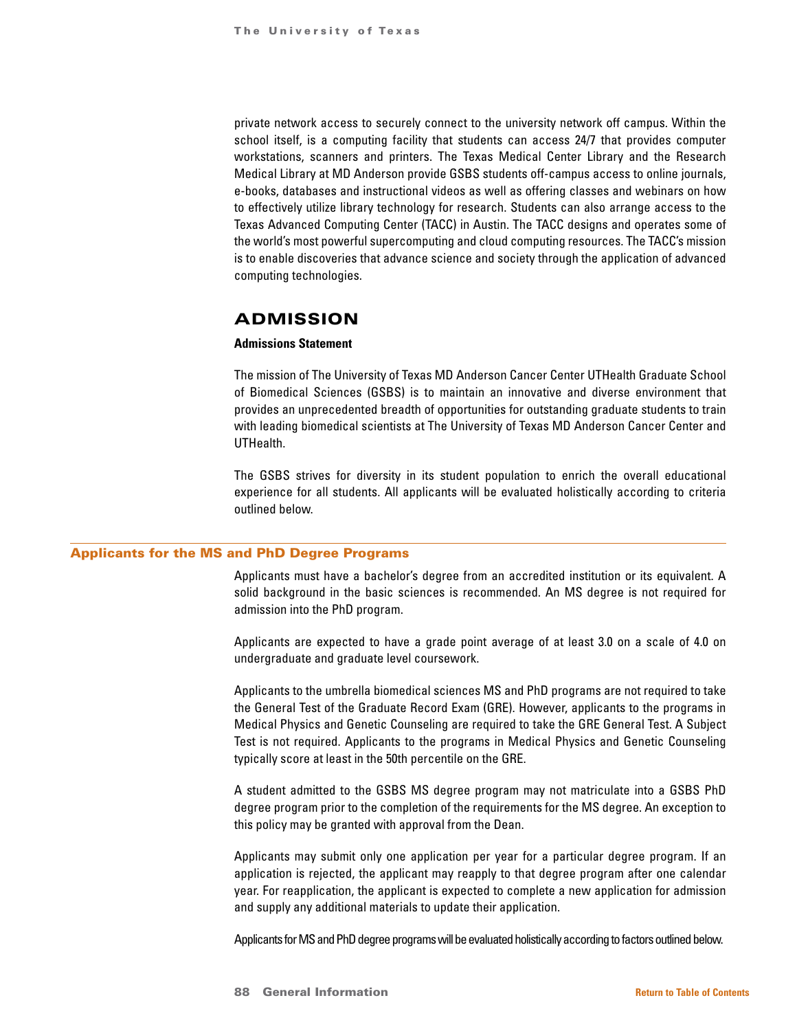private network access to securely connect to the university network off campus. Within the school itself, is a computing facility that students can access 24/7 that provides computer workstations, scanners and printers. The Texas Medical Center Library and the Research Medical Library at MD Anderson provide GSBS students off-campus access to online journals, e-books, databases and instructional videos as well as offering classes and webinars on how to effectively utilize library technology for research. Students can also arrange access to the Texas Advanced Computing Center (TACC) in Austin. The TACC designs and operates some of the world's most powerful supercomputing and cloud computing resources. The TACC's mission is to enable discoveries that advance science and society through the application of advanced computing technologies.

## ADMISSION

**Admissions Statement**

The mission of The University of Texas MD Anderson Cancer Center UTHealth Graduate School of Biomedical Sciences (GSBS) is to maintain an innovative and diverse environment that provides an unprecedented breadth of opportunities for outstanding graduate students to train with leading biomedical scientists at The University of Texas MD Anderson Cancer Center and UTHealth.

The GSBS strives for diversity in its student population to enrich the overall educational experience for all students. All applicants will be evaluated holistically according to criteria outlined below.

### Applicants for the MS and PhD Degree Programs

Applicants must have a bachelor's degree from an accredited institution or its equivalent. A solid background in the basic sciences is recommended. An MS degree is not required for admission into the PhD program.

Applicants are expected to have a grade point average of at least 3.0 on a scale of 4.0 on undergraduate and graduate level coursework.

Applicants to the umbrella biomedical sciences MS and PhD programs are not required to take the General Test of the Graduate Record Exam (GRE). However, applicants to the programs in Medical Physics and Genetic Counseling are required to take the GRE General Test. A Subject Test is not required. Applicants to the programs in Medical Physics and Genetic Counseling typically score at least in the 50th percentile on the GRE.

A student admitted to the GSBS MS degree program may not matriculate into a GSBS PhD degree program prior to the completion of the requirements for the MS degree. An exception to this policy may be granted with approval from the Dean.

Applicants may submit only one application per year for a particular degree program. If an application is rejected, the applicant may reapply to that degree program after one calendar year. For reapplication, the applicant is expected to complete a new application for admission and supply any additional materials to update their application.

Applicants for MS and PhD degree programs will be evaluated holistically according to factors outlined below.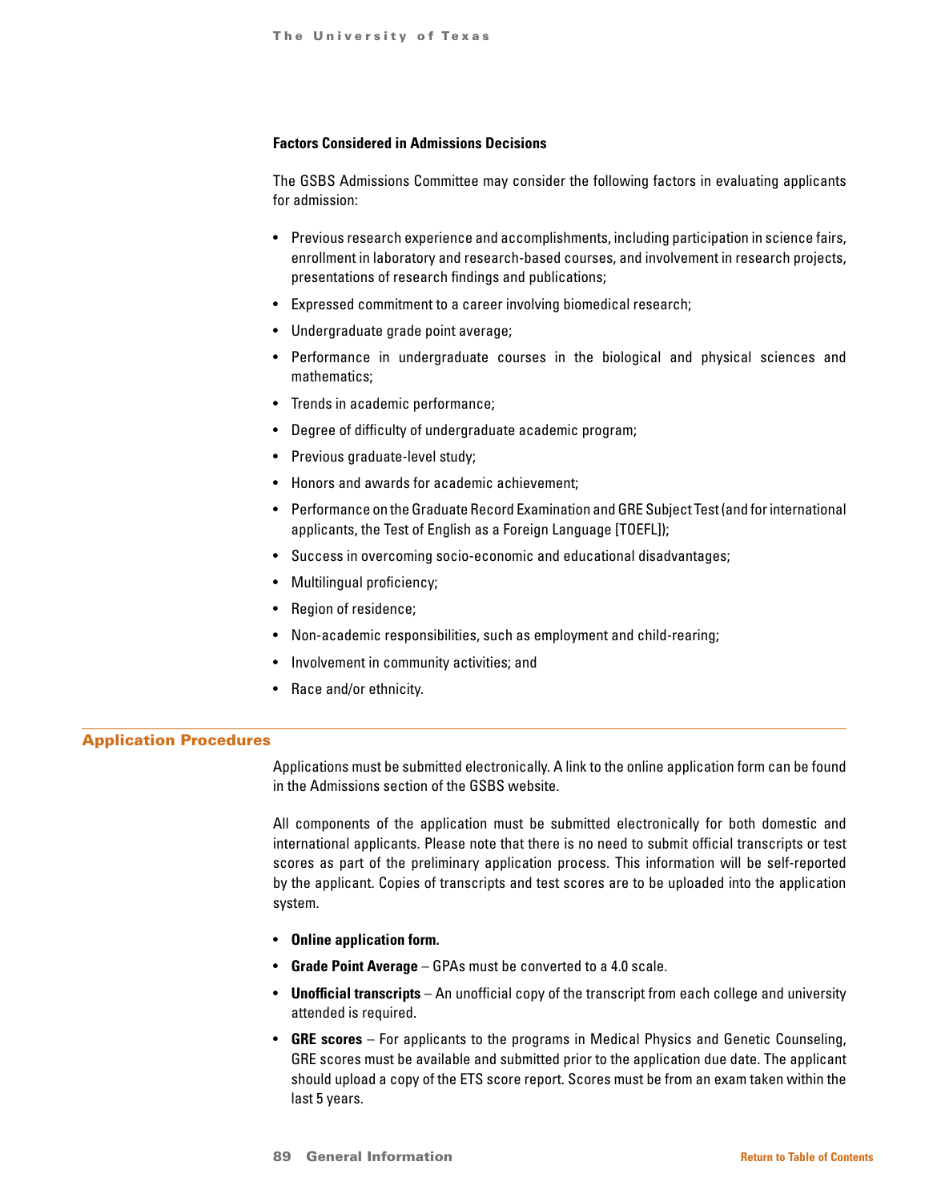**Factors Considered in Admissions Decisions**

The GSBS Admissions Committee may consider the following factors in evaluating applicants for admission:

- Previous research experience and accomplishments, including participation in science fairs, enrollment in laboratory and research-based courses, and involvement in research projects, presentations of research findings and publications;
- Expressed commitment to a career involving biomedical research;
- Undergraduate grade point average;
- Performance in undergraduate courses in the biological and physical sciences and mathematics;
- Trends in academic performance;
- Degree of difficulty of undergraduate academic program;
- Previous graduate-level study;
- Honors and awards for academic achievement;
- Performance on the Graduate Record Examination and GRE Subject Test (and for international applicants, the Test of English as a Foreign Language [TOEFL]);
- Success in overcoming socio-economic and educational disadvantages;
- Multilingual proficiency;
- Region of residence;
- Non-academic responsibilities, such as employment and child-rearing;
- Involvement in community activities; and
- Race and/or ethnicity.

## Application Procedures

Applications must be submitted electronically. A link to the online application form can be found in the Admissions section of the GSBS website.

All components of the application must be submitted electronically for both domestic and international applicants. Please note that there is no need to submit official transcripts or test scores as part of the preliminary application process. This information will be self-reported by the applicant. Copies of transcripts and test scores are to be uploaded into the application system.

- **Online application form.**
- **Grade Point Average** – GPAs must be converted to a 4.0 scale.
- **Unofficial transcripts** – An unofficial copy of the transcript from each college and university attended is required.
- **GRE scores** – For applicants to the programs in Medical Physics and Genetic Counseling, GRE scores must be available and submitted prior to the application due date. The applicant should upload a copy of the ETS score report. Scores must be from an exam taken within the last 5 years.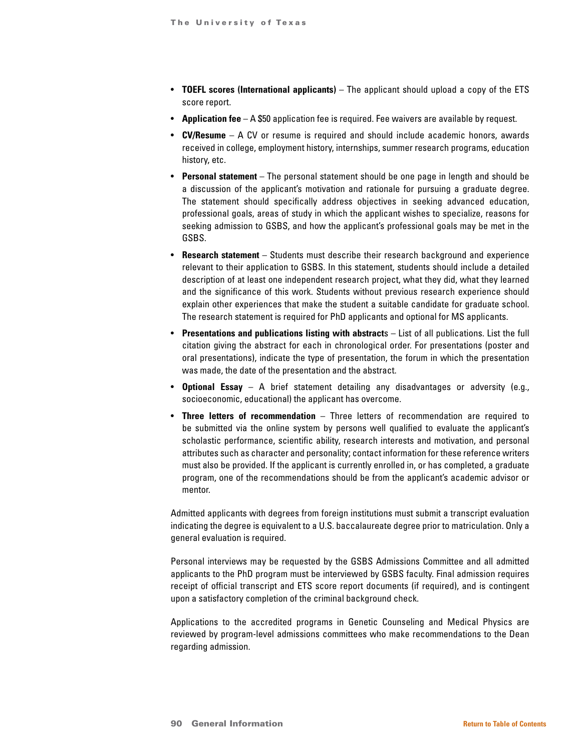- **TOEFL scores (International applicants)** – The applicant should upload a copy of the ETS score report.
- **Application fee** – A $50 application fee is required. Fee waivers are available by request.
- **CV/Resume** – A CV or resume is required and should include academic honors, awards received in college, employment history, internships, summer research programs, education history, etc.
- **Personal statement** – The personal statement should be one page in length and should be a discussion of the applicant's motivation and rationale for pursuing a graduate degree. The statement should specifically address objectives in seeking advanced education, professional goals, areas of study in which the applicant wishes to specialize, reasons for seeking admission to GSBS, and how the applicant's professional goals may be met in the GSBS.
- **Research statement** – Students must describe their research background and experience relevant to their application to GSBS. In this statement, students should include a detailed description of at least one independent research project, what they did, what they learned and the significance of this work. Students without previous research experience should explain other experiences that make the student a suitable candidate for graduate school. The research statement is required for PhD applicants and optional for MS applicants.
- **Presentations and publications listing with abstracts** – List of all publications. List the full citation giving the abstract for each in chronological order. For presentations (poster and oral presentations), indicate the type of presentation, the forum in which the presentation was made, the date of the presentation and the abstract.
- **Optional Essay** – A brief statement detailing any disadvantages or adversity (e.g., socioeconomic, educational) the applicant has overcome.
- **Three letters of recommendation** – Three letters of recommendation are required to be submitted via the online system by persons well qualified to evaluate the applicant's scholastic performance, scientific ability, research interests and motivation, and personal attributes such as character and personality; contact information for these reference writers must also be provided. If the applicant is currently enrolled in, or has completed, a graduate program, one of the recommendations should be from the applicant's academic advisor or mentor.

Admitted applicants with degrees from foreign institutions must submit a transcript evaluation indicating the degree is equivalent to a U.S. baccalaureate degree prior to matriculation. Only a general evaluation is required.

Personal interviews may be requested by the GSBS Admissions Committee and all admitted applicants to the PhD program must be interviewed by GSBS faculty. Final admission requires receipt of official transcript and ETS score report documents (if required), and is contingent upon a satisfactory completion of the criminal background check.

Applications to the accredited programs in Genetic Counseling and Medical Physics are reviewed by program-level admissions committees who make recommendations to the Dean regarding admission.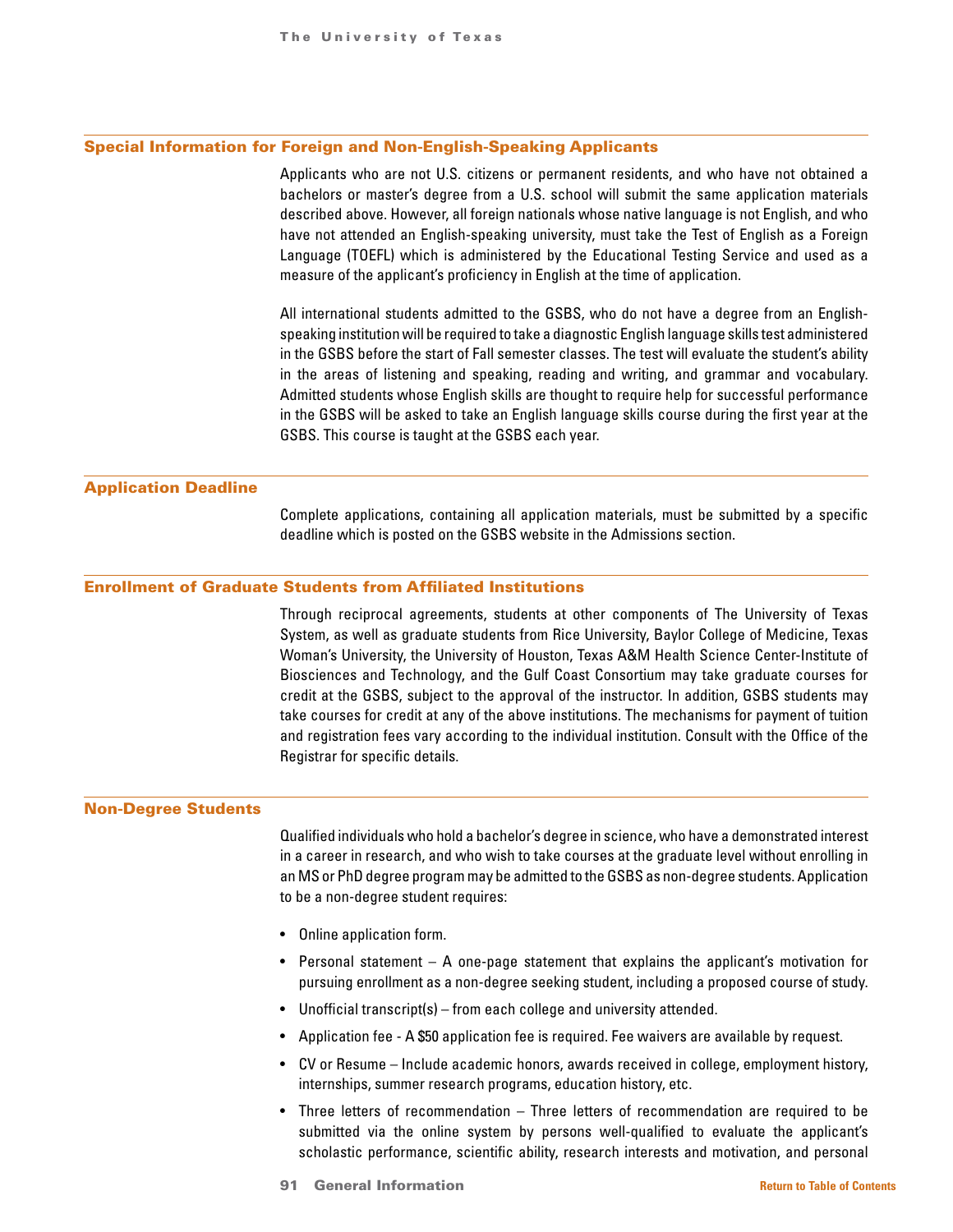## Special Information for Foreign and Non-English-Speaking Applicants

Applicants who are not U.S. citizens or permanent residents, and who have not obtained a bachelors or master's degree from a U.S. school will submit the same application materials described above. However, all foreign nationals whose native language is not English, and who have not attended an English-speaking university, must take the Test of English as a Foreign Language (TOEFL) which is administered by the Educational Testing Service and used as a measure of the applicant's proficiency in English at the time of application.

All international students admitted to the GSBS, who do not have a degree from an English-speaking institution will be required to take a diagnostic English language skills test administered in the GSBS before the start of Fall semester classes. The test will evaluate the student's ability in the areas of listening and speaking, reading and writing, and grammar and vocabulary. Admitted students whose English skills are thought to require help for successful performance in the GSBS will be asked to take an English language skills course during the first year at the GSBS. This course is taught at the GSBS each year.

## Application Deadline

Complete applications, containing all application materials, must be submitted by a specific deadline which is posted on the GSBS website in the Admissions section.

## Enrollment of Graduate Students from Affiliated Institutions

Through reciprocal agreements, students at other components of The University of Texas System, as well as graduate students from Rice University, Baylor College of Medicine, Texas Woman's University, the University of Houston, Texas A&M Health Science Center-Institute of Biosciences and Technology, and the Gulf Coast Consortium may take graduate courses for credit at the GSBS, subject to the approval of the instructor. In addition, GSBS students may take courses for credit at any of the above institutions. The mechanisms for payment of tuition and registration fees vary according to the individual institution. Consult with the Office of the Registrar for specific details.

## Non-Degree Students

Qualified individuals who hold a bachelor's degree in science, who have a demonstrated interest in a career in research, and who wish to take courses at the graduate level without enrolling in an MS or PhD degree program may be admitted to the GSBS as non-degree students. Application to be a non-degree student requires:

- Online application form.
- Personal statement – A one-page statement that explains the applicant's motivation for pursuing enrollment as a non-degree seeking student, including a proposed course of study.
- Unofficial transcript(s) – from each college and university attended.
- Application fee - A $50 application fee is required. Fee waivers are available by request.
- CV or Resume – Include academic honors, awards received in college, employment history, internships, summer research programs, education history, etc.
- Three letters of recommendation – Three letters of recommendation are required to be submitted via the online system by persons well-qualified to evaluate the applicant's scholastic performance, scientific ability, research interests and motivation, and personal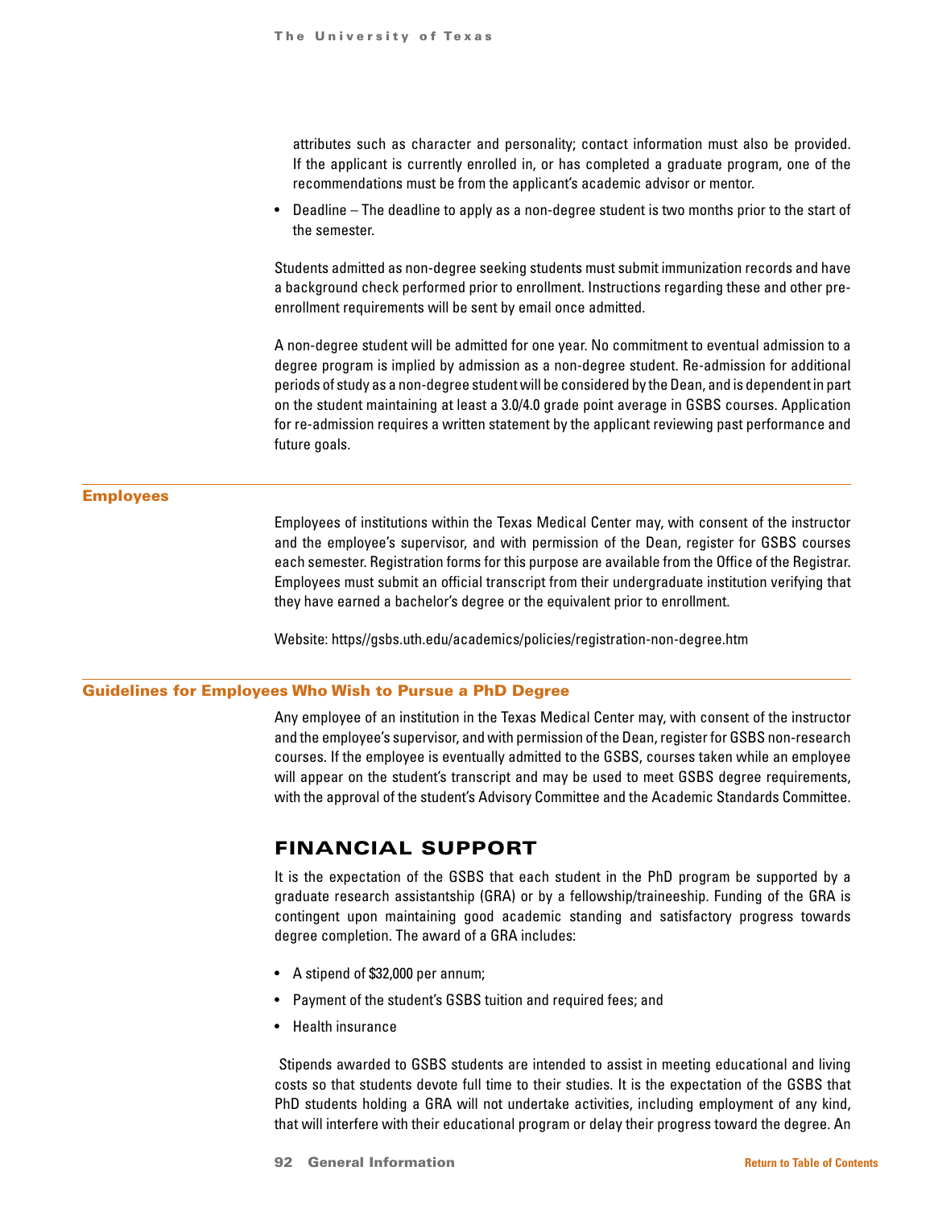attributes such as character and personality; contact information must also be provided. If the applicant is currently enrolled in, or has completed a graduate program, one of the recommendations must be from the applicant's academic advisor or mentor.

- Deadline – The deadline to apply as a non-degree student is two months prior to the start of the semester.

Students admitted as non-degree seeking students must submit immunization records and have a background check performed prior to enrollment. Instructions regarding these and other pre-enrollment requirements will be sent by email once admitted.

A non-degree student will be admitted for one year. No commitment to eventual admission to a degree program is implied by admission as a non-degree student. Re-admission for additional periods of study as a non-degree student will be considered by the Dean, and is dependent in part on the student maintaining at least a 3.0/4.0 grade point average in GSBS courses. Application for re-admission requires a written statement by the applicant reviewing past performance and future goals.

### Employees

Employees of institutions within the Texas Medical Center may, with consent of the instructor and the employee's supervisor, and with permission of the Dean, register for GSBS courses each semester. Registration forms for this purpose are available from the Office of the Registrar. Employees must submit an official transcript from their undergraduate institution verifying that they have earned a bachelor's degree or the equivalent prior to enrollment.

Website: https//gsbs.uth.edu/academics/policies/registration-non-degree.htm

### Guidelines for Employees Who Wish to Pursue a PhD Degree

Any employee of an institution in the Texas Medical Center may, with consent of the instructor and the employee's supervisor, and with permission of the Dean, register for GSBS non-research courses. If the employee is eventually admitted to the GSBS, courses taken while an employee will appear on the student's transcript and may be used to meet GSBS degree requirements, with the approval of the student's Advisory Committee and the Academic Standards Committee.

## FINANCIAL SUPPORT

It is the expectation of the GSBS that each student in the PhD program be supported by a graduate research assistantship (GRA) or by a fellowship/traineeship. Funding of the GRA is contingent upon maintaining good academic standing and satisfactory progress towards degree completion. The award of a GRA includes:

- A stipend of $32,000 per annum;
- Payment of the student's GSBS tuition and required fees; and
- Health insurance

Stipends awarded to GSBS students are intended to assist in meeting educational and living costs so that students devote full time to their studies. It is the expectation of the GSBS that PhD students holding a GRA will not undertake activities, including employment of any kind, that will interfere with their educational program or delay their progress toward the degree. An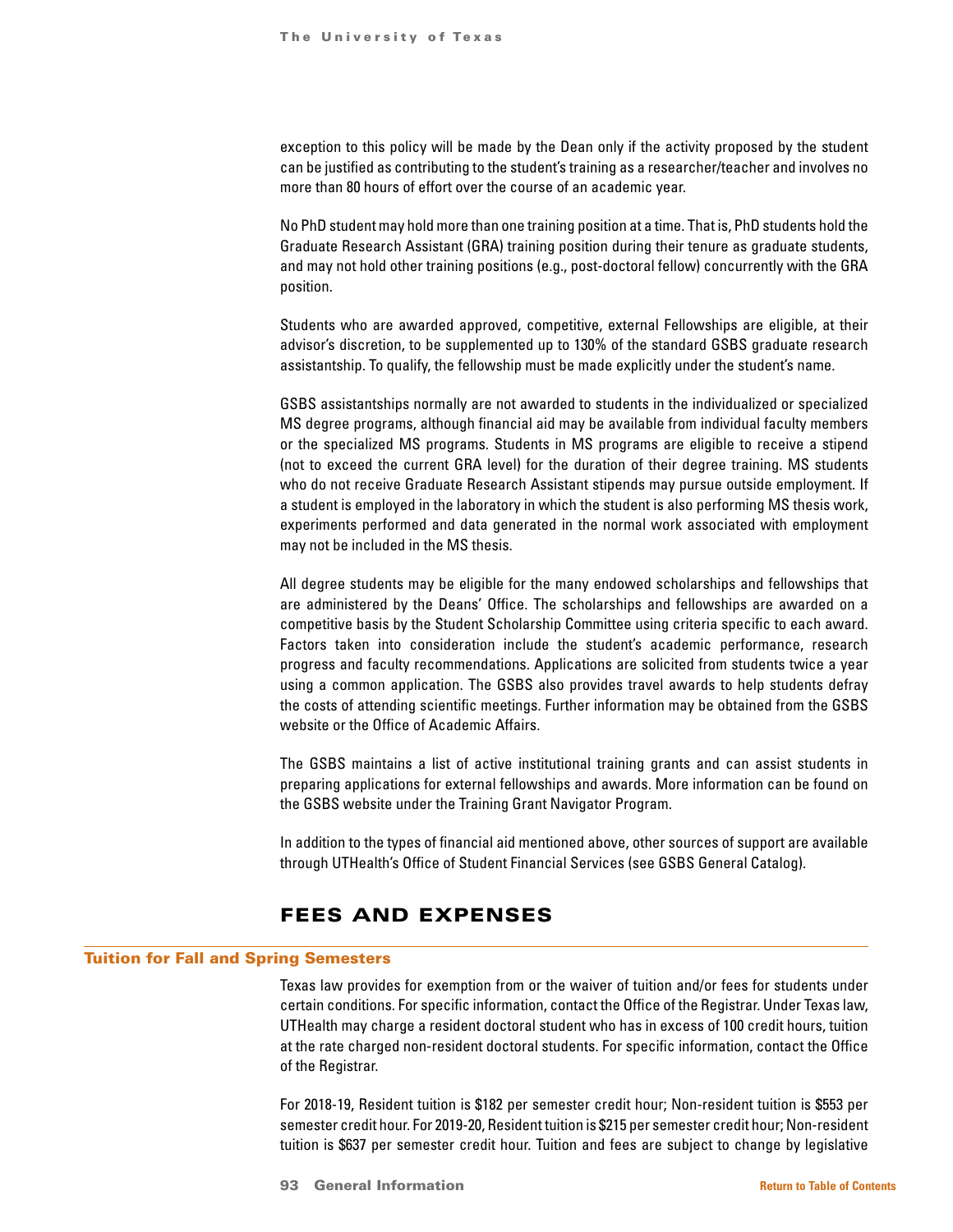exception to this policy will be made by the Dean only if the activity proposed by the student can be justified as contributing to the student's training as a researcher/teacher and involves no more than 80 hours of effort over the course of an academic year.

No PhD student may hold more than one training position at a time. That is, PhD students hold the Graduate Research Assistant (GRA) training position during their tenure as graduate students, and may not hold other training positions (e.g., post-doctoral fellow) concurrently with the GRA position.

Students who are awarded approved, competitive, external Fellowships are eligible, at their advisor's discretion, to be supplemented up to 130% of the standard GSBS graduate research assistantship. To qualify, the fellowship must be made explicitly under the student's name.

GSBS assistantships normally are not awarded to students in the individualized or specialized MS degree programs, although financial aid may be available from individual faculty members or the specialized MS programs. Students in MS programs are eligible to receive a stipend (not to exceed the current GRA level) for the duration of their degree training. MS students who do not receive Graduate Research Assistant stipends may pursue outside employment. If a student is employed in the laboratory in which the student is also performing MS thesis work, experiments performed and data generated in the normal work associated with employment may not be included in the MS thesis.

All degree students may be eligible for the many endowed scholarships and fellowships that are administered by the Deans' Office. The scholarships and fellowships are awarded on a competitive basis by the Student Scholarship Committee using criteria specific to each award. Factors taken into consideration include the student's academic performance, research progress and faculty recommendations. Applications are solicited from students twice a year using a common application. The GSBS also provides travel awards to help students defray the costs of attending scientific meetings. Further information may be obtained from the GSBS website or the Office of Academic Affairs.

The GSBS maintains a list of active institutional training grants and can assist students in preparing applications for external fellowships and awards. More information can be found on the GSBS website under the Training Grant Navigator Program.

In addition to the types of financial aid mentioned above, other sources of support are available through UTHealth's Office of Student Financial Services (see GSBS General Catalog).

## FEES AND EXPENSES

### Tuition for Fall and Spring Semesters

Texas law provides for exemption from or the waiver of tuition and/or fees for students under certain conditions. For specific information, contact the Office of the Registrar. Under Texas law, UTHealth may charge a resident doctoral student who has in excess of 100 credit hours, tuition at the rate charged non-resident doctoral students. For specific information, contact the Office of the Registrar.

For 2018-19, Resident tuition is $182 per semester credit hour; Non-resident tuition is $553 per semester credit hour. For 2019-20, Resident tuition is $215 per semester credit hour; Non-resident tuition is $637 per semester credit hour. Tuition and fees are subject to change by legislative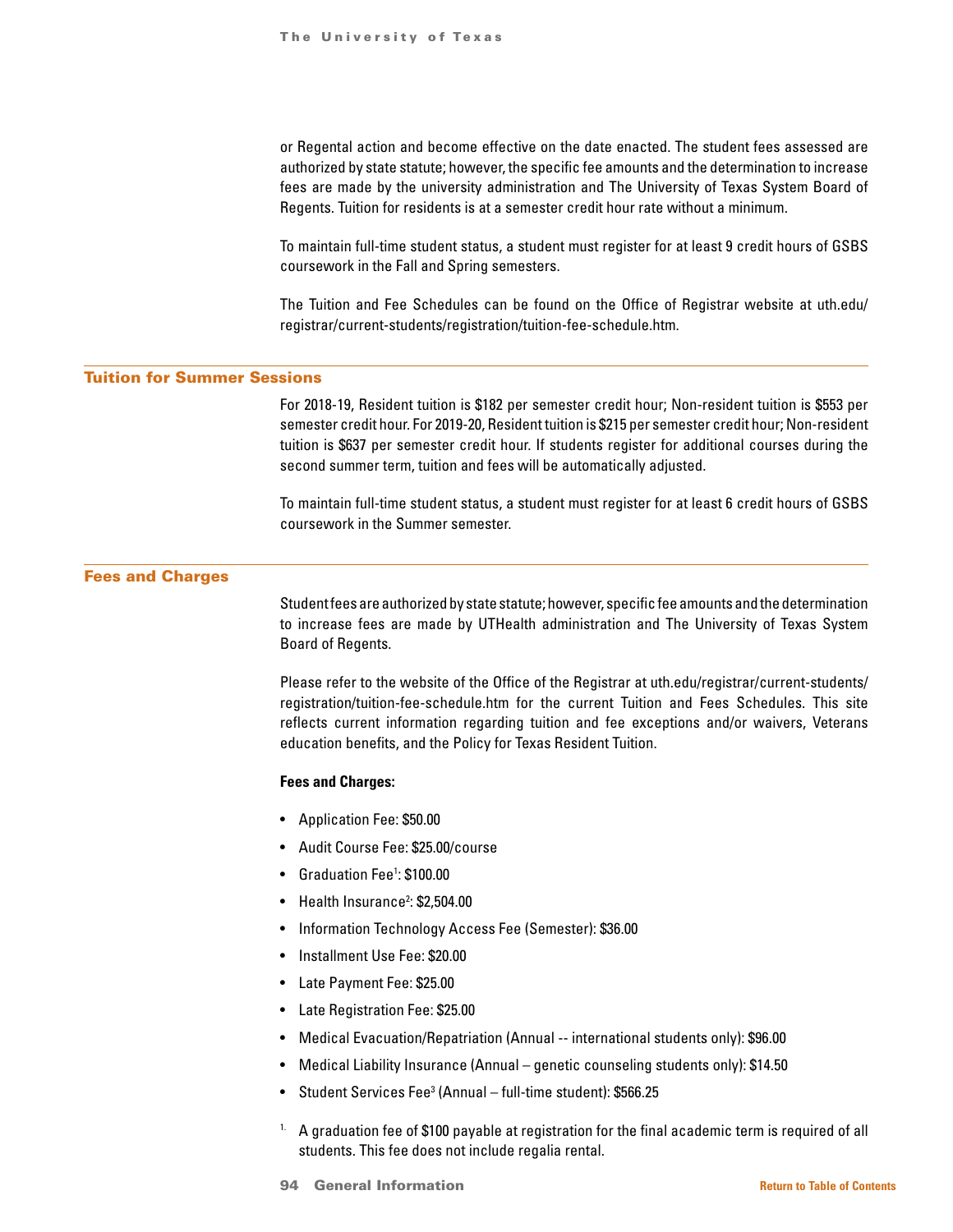or Regental action and become effective on the date enacted. The student fees assessed are authorized by state statute; however, the specific fee amounts and the determination to increase fees are made by the university administration and The University of Texas System Board of Regents. Tuition for residents is at a semester credit hour rate without a minimum.

To maintain full-time student status, a student must register for at least 9 credit hours of GSBS coursework in the Fall and Spring semesters.

The Tuition and Fee Schedules can be found on the Office of Registrar website at uth.edu/registrar/current-students/registration/tuition-fee-schedule.htm.

## Tuition for Summer Sessions

For 2018-19, Resident tuition is $182 per semester credit hour; Non-resident tuition is $553 per semester credit hour. For 2019-20, Resident tuition is $215 per semester credit hour; Non-resident tuition is $637 per semester credit hour. If students register for additional courses during the second summer term, tuition and fees will be automatically adjusted.

To maintain full-time student status, a student must register for at least 6 credit hours of GSBS coursework in the Summer semester.

## Fees and Charges

Student fees are authorized by state statute; however, specific fee amounts and the determination to increase fees are made by UTHealth administration and The University of Texas System Board of Regents.

Please refer to the website of the Office of the Registrar at uth.edu/registrar/current-students/registration/tuition-fee-schedule.htm for the current Tuition and Fees Schedules. This site reflects current information regarding tuition and fee exceptions and/or waivers, Veterans education benefits, and the Policy for Texas Resident Tuition.

**Fees and Charges:**

- Application Fee: $50.00
- Audit Course Fee: $25.00/course
- Graduation Fee[1]: $100.00
- Health Insurance[2]: $2,504.00
- Information Technology Access Fee (Semester): $36.00
- Installment Use Fee: $20.00
- Late Payment Fee: $25.00
- Late Registration Fee: $25.00
- Medical Evacuation/Repatriation (Annual -- international students only): $96.00
- Medical Liability Insurance (Annual – genetic counseling students only): $14.50
- Student Services Fee[3] (Annual – full-time student): $566.25

[1] A graduation fee of $100 payable at registration for the final academic term is required of all students. This fee does not include regalia rental.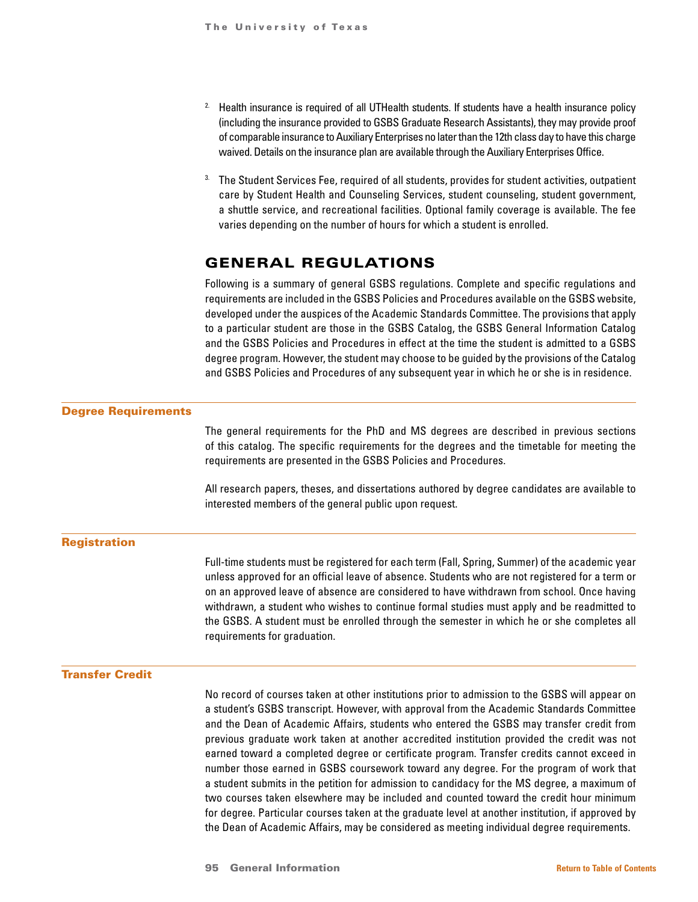2. Health insurance is required of all UTHealth students. If students have a health insurance policy (including the insurance provided to GSBS Graduate Research Assistants), they may provide proof of comparable insurance to Auxiliary Enterprises no later than the 12th class day to have this charge waived. Details on the insurance plan are available through the Auxiliary Enterprises Office.

3. The Student Services Fee, required of all students, provides for student activities, outpatient care by Student Health and Counseling Services, student counseling, student government, a shuttle service, and recreational facilities. Optional family coverage is available. The fee varies depending on the number of hours for which a student is enrolled.

## GENERAL REGULATIONS

Following is a summary of general GSBS regulations. Complete and specific regulations and requirements are included in the GSBS Policies and Procedures available on the GSBS website, developed under the auspices of the Academic Standards Committee. The provisions that apply to a particular student are those in the GSBS Catalog, the GSBS General Information Catalog and the GSBS Policies and Procedures in effect at the time the student is admitted to a GSBS degree program. However, the student may choose to be guided by the provisions of the Catalog and GSBS Policies and Procedures of any subsequent year in which he or she is in residence.

### Degree Requirements

The general requirements for the PhD and MS degrees are described in previous sections of this catalog. The specific requirements for the degrees and the timetable for meeting the requirements are presented in the GSBS Policies and Procedures.

All research papers, theses, and dissertations authored by degree candidates are available to interested members of the general public upon request.

### Registration

Full-time students must be registered for each term (Fall, Spring, Summer) of the academic year unless approved for an official leave of absence. Students who are not registered for a term or on an approved leave of absence are considered to have withdrawn from school. Once having withdrawn, a student who wishes to continue formal studies must apply and be readmitted to the GSBS. A student must be enrolled through the semester in which he or she completes all requirements for graduation.

### Transfer Credit

No record of courses taken at other institutions prior to admission to the GSBS will appear on a student's GSBS transcript. However, with approval from the Academic Standards Committee and the Dean of Academic Affairs, students who entered the GSBS may transfer credit from previous graduate work taken at another accredited institution provided the credit was not earned toward a completed degree or certificate program. Transfer credits cannot exceed in number those earned in GSBS coursework toward any degree. For the program of work that a student submits in the petition for admission to candidacy for the MS degree, a maximum of two courses taken elsewhere may be included and counted toward the credit hour minimum for degree. Particular courses taken at the graduate level at another institution, if approved by the Dean of Academic Affairs, may be considered as meeting individual degree requirements.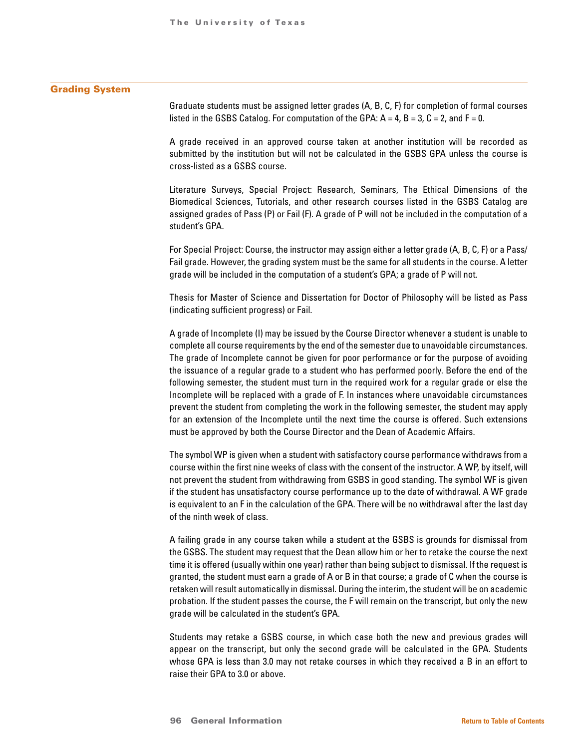## Grading System

Graduate students must be assigned letter grades (A, B, C, F) for completion of formal courses listed in the GSBS Catalog. For computation of the GPA: A = 4, B = 3, C = 2, and F = 0.

A grade received in an approved course taken at another institution will be recorded as submitted by the institution but will not be calculated in the GSBS GPA unless the course is cross-listed as a GSBS course.

Literature Surveys, Special Project: Research, Seminars, The Ethical Dimensions of the Biomedical Sciences, Tutorials, and other research courses listed in the GSBS Catalog are assigned grades of Pass (P) or Fail (F). A grade of P will not be included in the computation of a student's GPA.

For Special Project: Course, the instructor may assign either a letter grade (A, B, C, F) or a Pass/Fail grade. However, the grading system must be the same for all students in the course. A letter grade will be included in the computation of a student's GPA; a grade of P will not.

Thesis for Master of Science and Dissertation for Doctor of Philosophy will be listed as Pass (indicating sufficient progress) or Fail.

A grade of Incomplete (I) may be issued by the Course Director whenever a student is unable to complete all course requirements by the end of the semester due to unavoidable circumstances. The grade of Incomplete cannot be given for poor performance or for the purpose of avoiding the issuance of a regular grade to a student who has performed poorly. Before the end of the following semester, the student must turn in the required work for a regular grade or else the Incomplete will be replaced with a grade of F. In instances where unavoidable circumstances prevent the student from completing the work in the following semester, the student may apply for an extension of the Incomplete until the next time the course is offered. Such extensions must be approved by both the Course Director and the Dean of Academic Affairs.

The symbol WP is given when a student with satisfactory course performance withdraws from a course within the first nine weeks of class with the consent of the instructor. A WP, by itself, will not prevent the student from withdrawing from GSBS in good standing. The symbol WF is given if the student has unsatisfactory course performance up to the date of withdrawal. A WF grade is equivalent to an F in the calculation of the GPA. There will be no withdrawal after the last day of the ninth week of class.

A failing grade in any course taken while a student at the GSBS is grounds for dismissal from the GSBS. The student may request that the Dean allow him or her to retake the course the next time it is offered (usually within one year) rather than being subject to dismissal. If the request is granted, the student must earn a grade of A or B in that course; a grade of C when the course is retaken will result automatically in dismissal. During the interim, the student will be on academic probation. If the student passes the course, the F will remain on the transcript, but only the new grade will be calculated in the student's GPA.

Students may retake a GSBS course, in which case both the new and previous grades will appear on the transcript, but only the second grade will be calculated in the GPA. Students whose GPA is less than 3.0 may not retake courses in which they received a B in an effort to raise their GPA to 3.0 or above.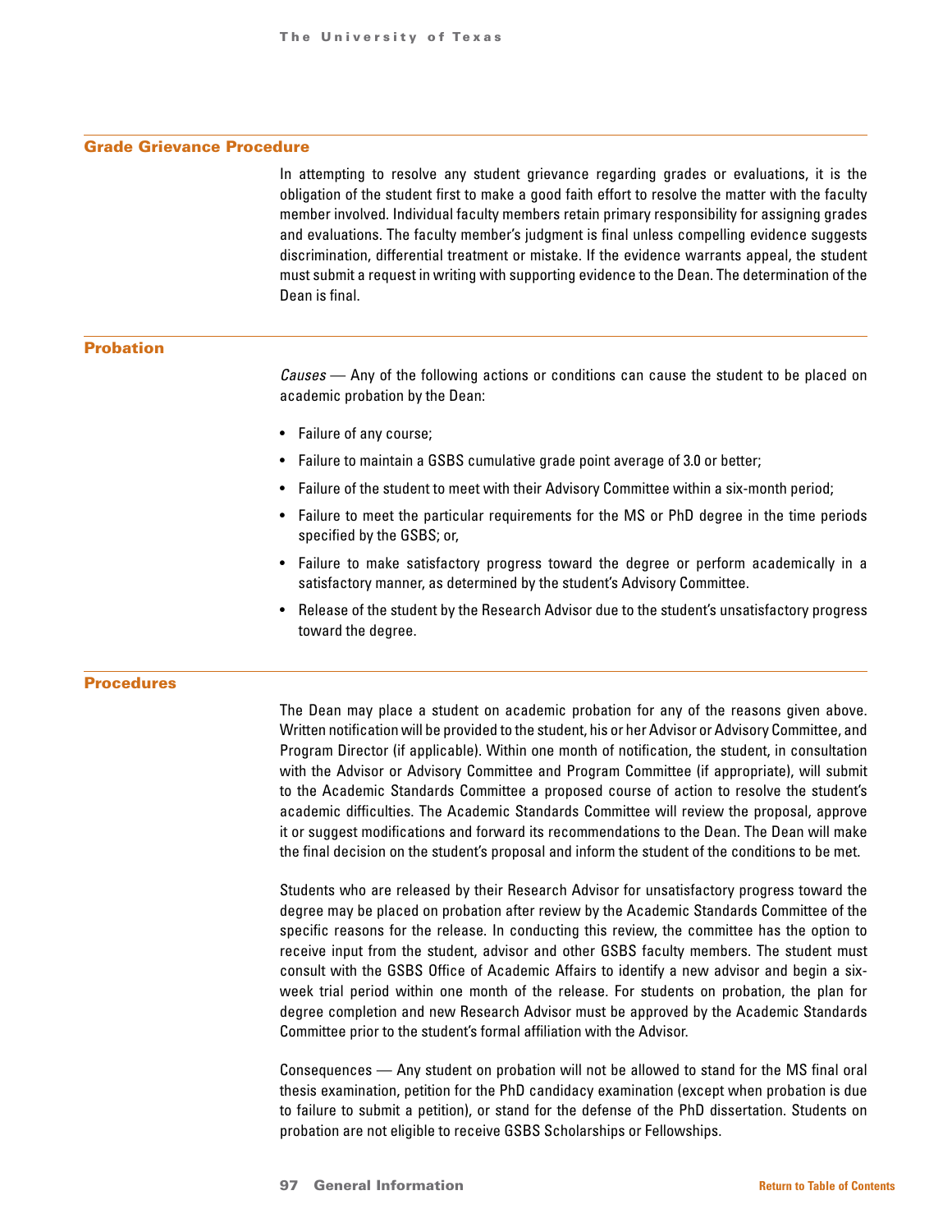## Grade Grievance Procedure

In attempting to resolve any student grievance regarding grades or evaluations, it is the obligation of the student first to make a good faith effort to resolve the matter with the faculty member involved. Individual faculty members retain primary responsibility for assigning grades and evaluations. The faculty member's judgment is final unless compelling evidence suggests discrimination, differential treatment or mistake. If the evidence warrants appeal, the student must submit a request in writing with supporting evidence to the Dean. The determination of the Dean is final.

## Probation

*Causes* — Any of the following actions or conditions can cause the student to be placed on academic probation by the Dean:

- Failure of any course;
- Failure to maintain a GSBS cumulative grade point average of 3.0 or better;
- Failure of the student to meet with their Advisory Committee within a six-month period;
- Failure to meet the particular requirements for the MS or PhD degree in the time periods specified by the GSBS; or,
- Failure to make satisfactory progress toward the degree or perform academically in a satisfactory manner, as determined by the student's Advisory Committee.
- Release of the student by the Research Advisor due to the student's unsatisfactory progress toward the degree.

## Procedures

The Dean may place a student on academic probation for any of the reasons given above. Written notification will be provided to the student, his or her Advisor or Advisory Committee, and Program Director (if applicable). Within one month of notification, the student, in consultation with the Advisor or Advisory Committee and Program Committee (if appropriate), will submit to the Academic Standards Committee a proposed course of action to resolve the student's academic difficulties. The Academic Standards Committee will review the proposal, approve it or suggest modifications and forward its recommendations to the Dean. The Dean will make the final decision on the student's proposal and inform the student of the conditions to be met.

Students who are released by their Research Advisor for unsatisfactory progress toward the degree may be placed on probation after review by the Academic Standards Committee of the specific reasons for the release. In conducting this review, the committee has the option to receive input from the student, advisor and other GSBS faculty members. The student must consult with the GSBS Office of Academic Affairs to identify a new advisor and begin a six-week trial period within one month of the release. For students on probation, the plan for degree completion and new Research Advisor must be approved by the Academic Standards Committee prior to the student's formal affiliation with the Advisor.

Consequences — Any student on probation will not be allowed to stand for the MS final oral thesis examination, petition for the PhD candidacy examination (except when probation is due to failure to submit a petition), or stand for the defense of the PhD dissertation. Students on probation are not eligible to receive GSBS Scholarships or Fellowships.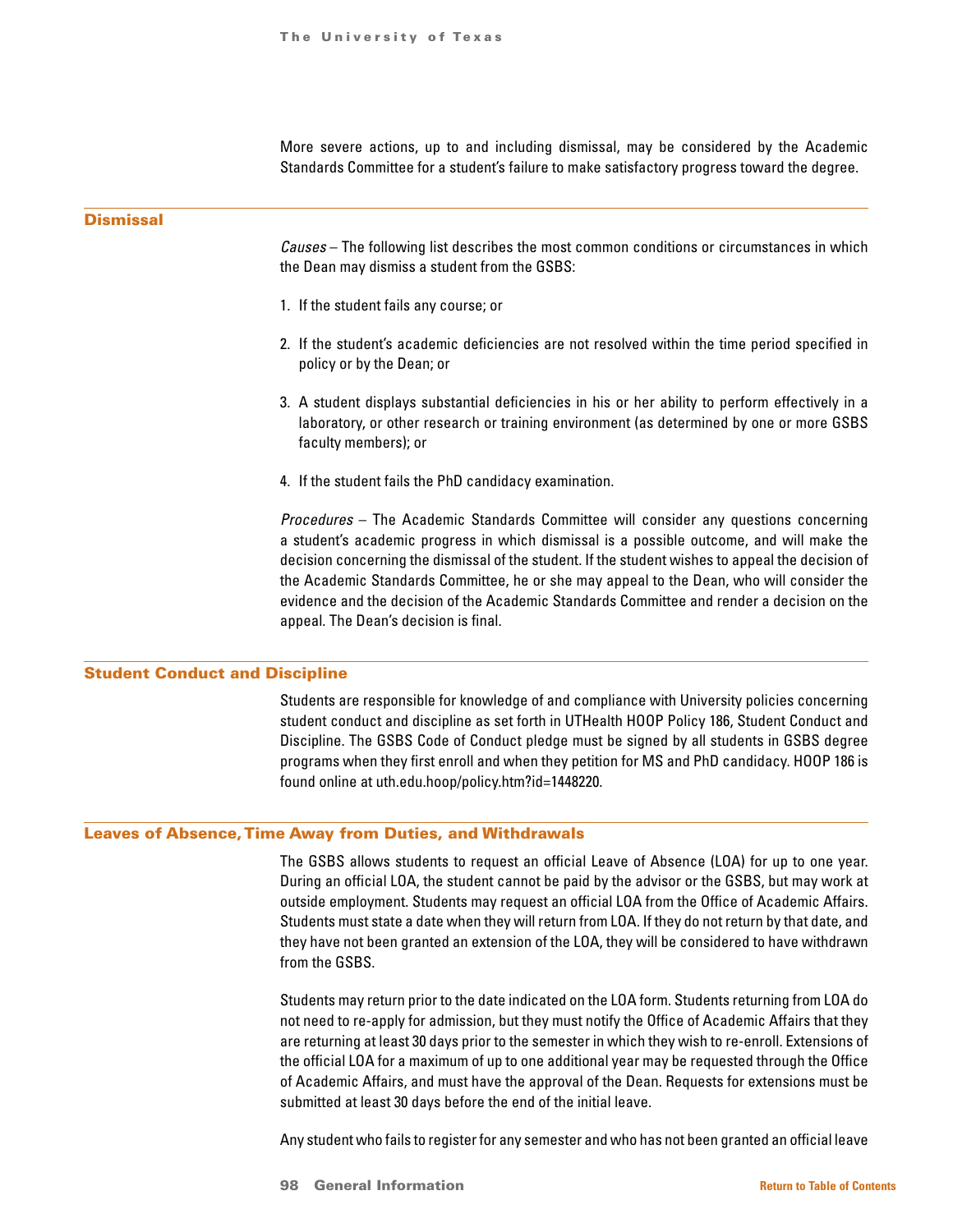More severe actions, up to and including dismissal, may be considered by the Academic Standards Committee for a student's failure to make satisfactory progress toward the degree.

## Dismissal

*Causes* – The following list describes the most common conditions or circumstances in which the Dean may dismiss a student from the GSBS:

1. If the student fails any course; or
2. If the student's academic deficiencies are not resolved within the time period specified in policy or by the Dean; or
3. A student displays substantial deficiencies in his or her ability to perform effectively in a laboratory, or other research or training environment (as determined by one or more GSBS faculty members); or
4. If the student fails the PhD candidacy examination.

*Procedures* – The Academic Standards Committee will consider any questions concerning a student's academic progress in which dismissal is a possible outcome, and will make the decision concerning the dismissal of the student. If the student wishes to appeal the decision of the Academic Standards Committee, he or she may appeal to the Dean, who will consider the evidence and the decision of the Academic Standards Committee and render a decision on the appeal. The Dean's decision is final.

## Student Conduct and Discipline

Students are responsible for knowledge of and compliance with University policies concerning student conduct and discipline as set forth in UTHealth HOOP Policy 186, Student Conduct and Discipline. The GSBS Code of Conduct pledge must be signed by all students in GSBS degree programs when they first enroll and when they petition for MS and PhD candidacy. HOOP 186 is found online at uth.edu.hoop/policy.htm?id=1448220.

## Leaves of Absence, Time Away from Duties, and Withdrawals

The GSBS allows students to request an official Leave of Absence (LOA) for up to one year. During an official LOA, the student cannot be paid by the advisor or the GSBS, but may work at outside employment. Students may request an official LOA from the Office of Academic Affairs. Students must state a date when they will return from LOA. If they do not return by that date, and they have not been granted an extension of the LOA, they will be considered to have withdrawn from the GSBS.

Students may return prior to the date indicated on the LOA form. Students returning from LOA do not need to re-apply for admission, but they must notify the Office of Academic Affairs that they are returning at least 30 days prior to the semester in which they wish to re-enroll. Extensions of the official LOA for a maximum of up to one additional year may be requested through the Office of Academic Affairs, and must have the approval of the Dean. Requests for extensions must be submitted at least 30 days before the end of the initial leave.

Any student who fails to register for any semester and who has not been granted an official leave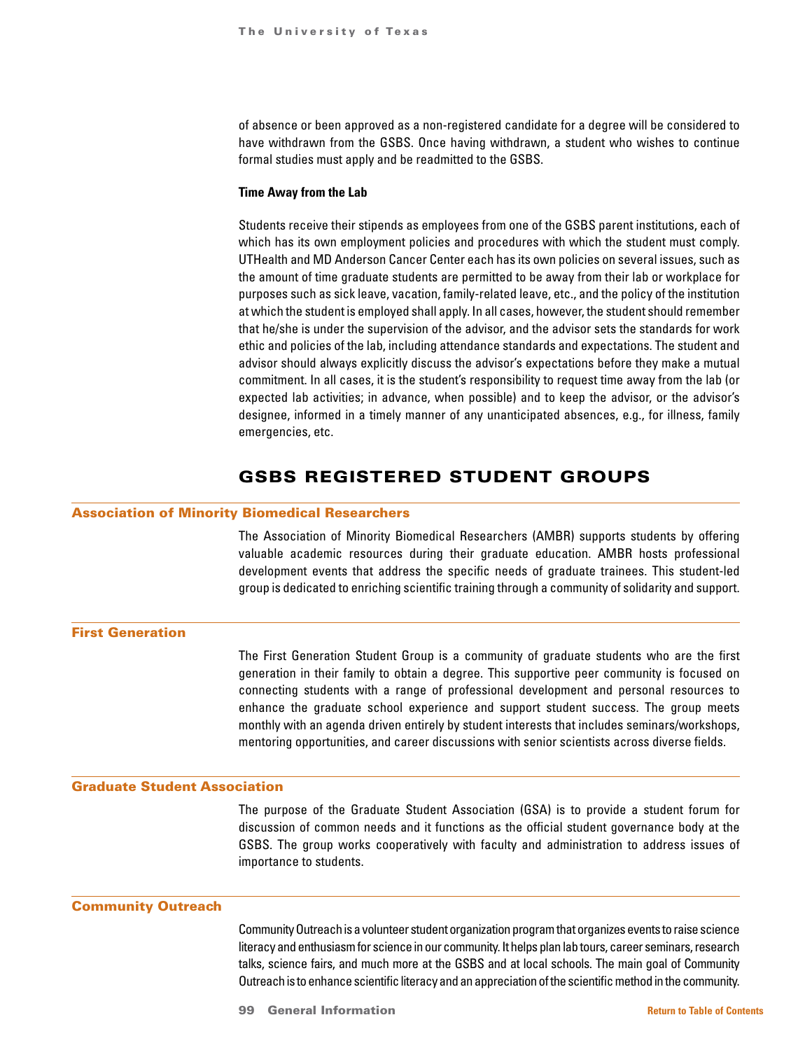of absence or been approved as a non-registered candidate for a degree will be considered to have withdrawn from the GSBS. Once having withdrawn, a student who wishes to continue formal studies must apply and be readmitted to the GSBS.

**Time Away from the Lab**

Students receive their stipends as employees from one of the GSBS parent institutions, each of which has its own employment policies and procedures with which the student must comply. UTHealth and MD Anderson Cancer Center each has its own policies on several issues, such as the amount of time graduate students are permitted to be away from their lab or workplace for purposes such as sick leave, vacation, family-related leave, etc., and the policy of the institution at which the student is employed shall apply. In all cases, however, the student should remember that he/she is under the supervision of the advisor, and the advisor sets the standards for work ethic and policies of the lab, including attendance standards and expectations. The student and advisor should always explicitly discuss the advisor's expectations before they make a mutual commitment. In all cases, it is the student's responsibility to request time away from the lab (or expected lab activities; in advance, when possible) and to keep the advisor, or the advisor's designee, informed in a timely manner of any unanticipated absences, e.g., for illness, family emergencies, etc.

# GSBS REGISTERED STUDENT GROUPS

## Association of Minority Biomedical Researchers

The Association of Minority Biomedical Researchers (AMBR) supports students by offering valuable academic resources during their graduate education. AMBR hosts professional development events that address the specific needs of graduate trainees. This student-led group is dedicated to enriching scientific training through a community of solidarity and support.

## First Generation

The First Generation Student Group is a community of graduate students who are the first generation in their family to obtain a degree. This supportive peer community is focused on connecting students with a range of professional development and personal resources to enhance the graduate school experience and support student success. The group meets monthly with an agenda driven entirely by student interests that includes seminars/workshops, mentoring opportunities, and career discussions with senior scientists across diverse fields.

## Graduate Student Association

The purpose of the Graduate Student Association (GSA) is to provide a student forum for discussion of common needs and it functions as the official student governance body at the GSBS. The group works cooperatively with faculty and administration to address issues of importance to students.

## Community Outreach

Community Outreach is a volunteer student organization program that organizes events to raise science literacy and enthusiasm for science in our community. It helps plan lab tours, career seminars, research talks, science fairs, and much more at the GSBS and at local schools. The main goal of Community Outreach is to enhance scientific literacy and an appreciation of the scientific method in the community.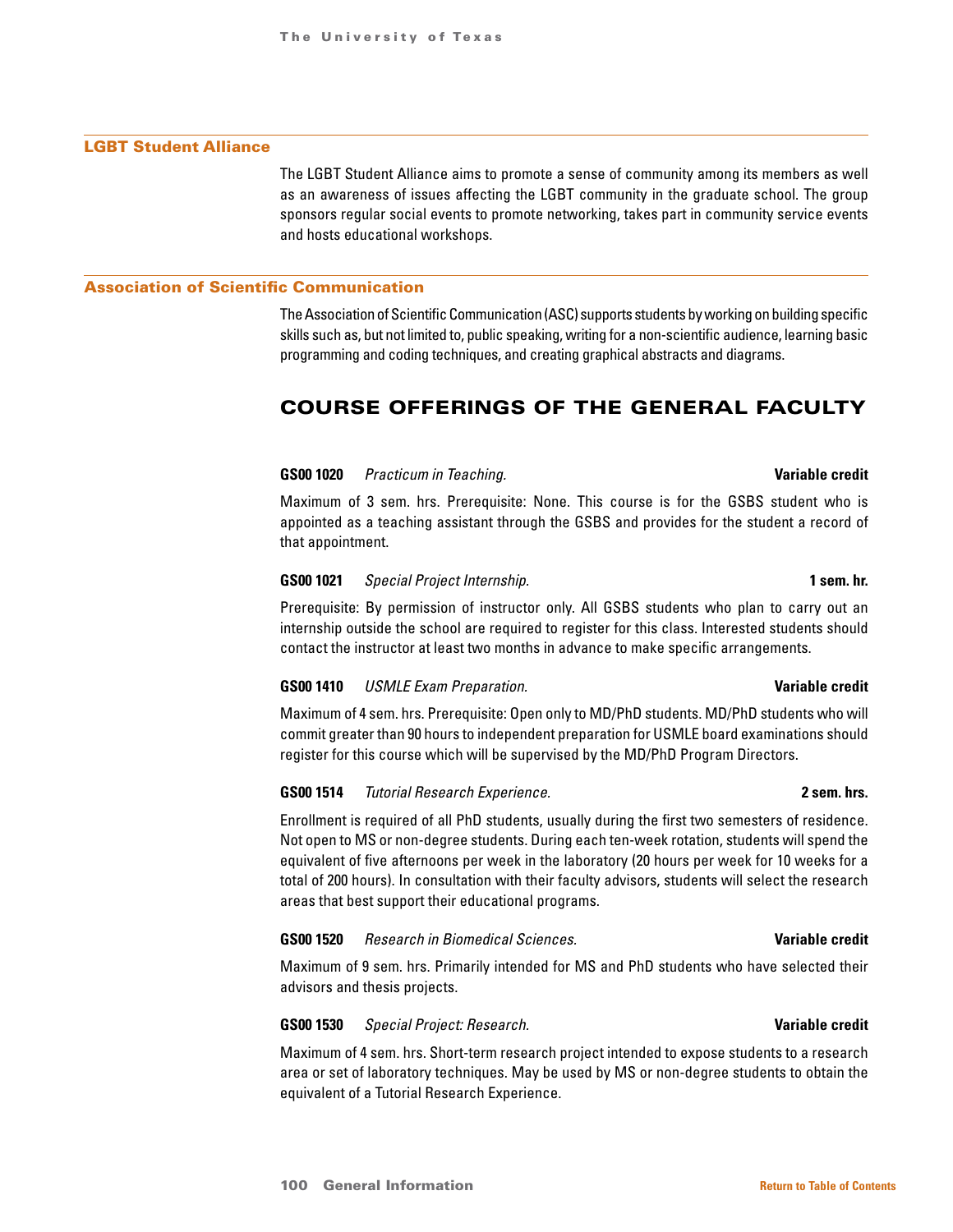## LGBT Student Alliance

The LGBT Student Alliance aims to promote a sense of community among its members as well as an awareness of issues affecting the LGBT community in the graduate school. The group sponsors regular social events to promote networking, takes part in community service events and hosts educational workshops.

## Association of Scientific Communication

The Association of Scientific Communication (ASC) supports students by working on building specific skills such as, but not limited to, public speaking, writing for a non-scientific audience, learning basic programming and coding techniques, and creating graphical abstracts and diagrams.

# COURSE OFFERINGS OF THE GENERAL FACULTY

**GS00 1020** *Practicum in Teaching.* **Variable credit**

Maximum of 3 sem. hrs. Prerequisite: None. This course is for the GSBS student who is appointed as a teaching assistant through the GSBS and provides for the student a record of that appointment.

**GS00 1021** *Special Project Internship.* **1 sem. hr.**

Prerequisite: By permission of instructor only. All GSBS students who plan to carry out an internship outside the school are required to register for this class. Interested students should contact the instructor at least two months in advance to make specific arrangements.

**GS00 1410** *USMLE Exam Preparation.* **Variable credit**

Maximum of 4 sem. hrs. Prerequisite: Open only to MD/PhD students. MD/PhD students who will commit greater than 90 hours to independent preparation for USMLE board examinations should register for this course which will be supervised by the MD/PhD Program Directors.

**GS00 1514** *Tutorial Research Experience.* **2 sem. hrs.**

Enrollment is required of all PhD students, usually during the first two semesters of residence. Not open to MS or non-degree students. During each ten-week rotation, students will spend the equivalent of five afternoons per week in the laboratory (20 hours per week for 10 weeks for a total of 200 hours). In consultation with their faculty advisors, students will select the research areas that best support their educational programs.

**GS00 1520** *Research in Biomedical Sciences.* **Variable credit**

Maximum of 9 sem. hrs. Primarily intended for MS and PhD students who have selected their advisors and thesis projects.

**GS00 1530** *Special Project: Research.* **Variable credit**

Maximum of 4 sem. hrs. Short-term research project intended to expose students to a research area or set of laboratory techniques. May be used by MS or non-degree students to obtain the equivalent of a Tutorial Research Experience.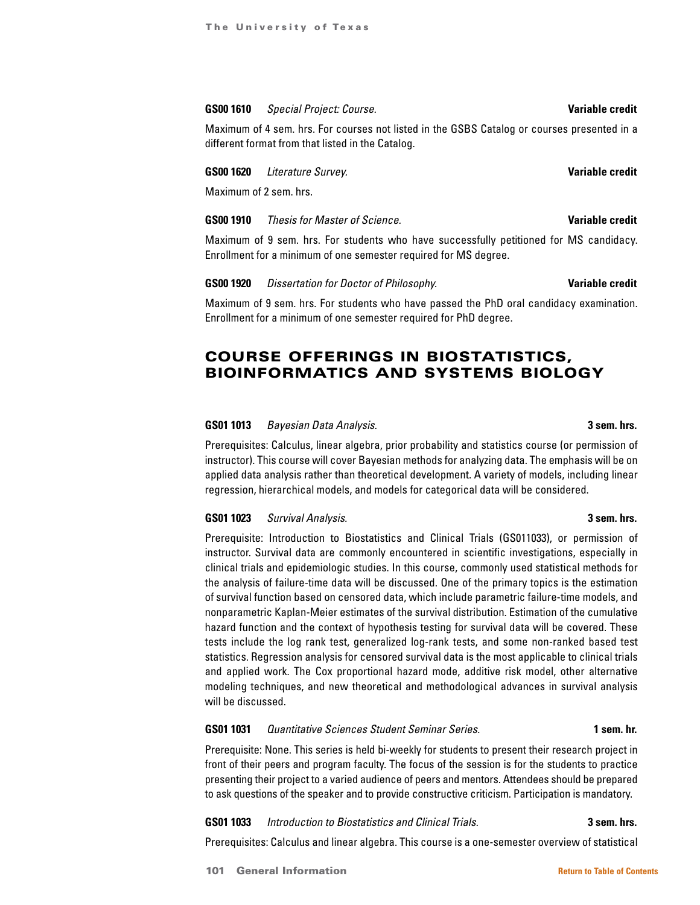**GS00 1610** *Special Project: Course.* **Variable credit**

Maximum of 4 sem. hrs. For courses not listed in the GSBS Catalog or courses presented in a different format from that listed in the Catalog.

**GS00 1620** *Literature Survey.* **Variable credit**

Maximum of 2 sem. hrs.

**GS00 1910** *Thesis for Master of Science.* **Variable credit**

Maximum of 9 sem. hrs. For students who have successfully petitioned for MS candidacy. Enrollment for a minimum of one semester required for MS degree.

**GS00 1920** *Dissertation for Doctor of Philosophy.* **Variable credit**

Maximum of 9 sem. hrs. For students who have passed the PhD oral candidacy examination. Enrollment for a minimum of one semester required for PhD degree.

## COURSE OFFERINGS IN BIOSTATISTICS, BIOINFORMATICS AND SYSTEMS BIOLOGY

**GS01 1013** *Bayesian Data Analysis.* **3 sem. hrs.**

Prerequisites: Calculus, linear algebra, prior probability and statistics course (or permission of instructor). This course will cover Bayesian methods for analyzing data. The emphasis will be on applied data analysis rather than theoretical development. A variety of models, including linear regression, hierarchical models, and models for categorical data will be considered.

**GS01 1023** *Survival Analysis.* **3 sem. hrs.**

Prerequisite: Introduction to Biostatistics and Clinical Trials (GS011033), or permission of instructor. Survival data are commonly encountered in scientific investigations, especially in clinical trials and epidemiologic studies. In this course, commonly used statistical methods for the analysis of failure-time data will be discussed. One of the primary topics is the estimation of survival function based on censored data, which include parametric failure-time models, and nonparametric Kaplan-Meier estimates of the survival distribution. Estimation of the cumulative hazard function and the context of hypothesis testing for survival data will be covered. These tests include the log rank test, generalized log-rank tests, and some non-ranked based test statistics. Regression analysis for censored survival data is the most applicable to clinical trials and applied work. The Cox proportional hazard mode, additive risk model, other alternative modeling techniques, and new theoretical and methodological advances in survival analysis will be discussed.

**GS01 1031** *Quantitative Sciences Student Seminar Series.* **1 sem. hr.**

Prerequisite: None. This series is held bi-weekly for students to present their research project in front of their peers and program faculty. The focus of the session is for the students to practice presenting their project to a varied audience of peers and mentors. Attendees should be prepared to ask questions of the speaker and to provide constructive criticism. Participation is mandatory.

**GS01 1033** *Introduction to Biostatistics and Clinical Trials.* **3 sem. hrs.**

Prerequisites: Calculus and linear algebra. This course is a one-semester overview of statistical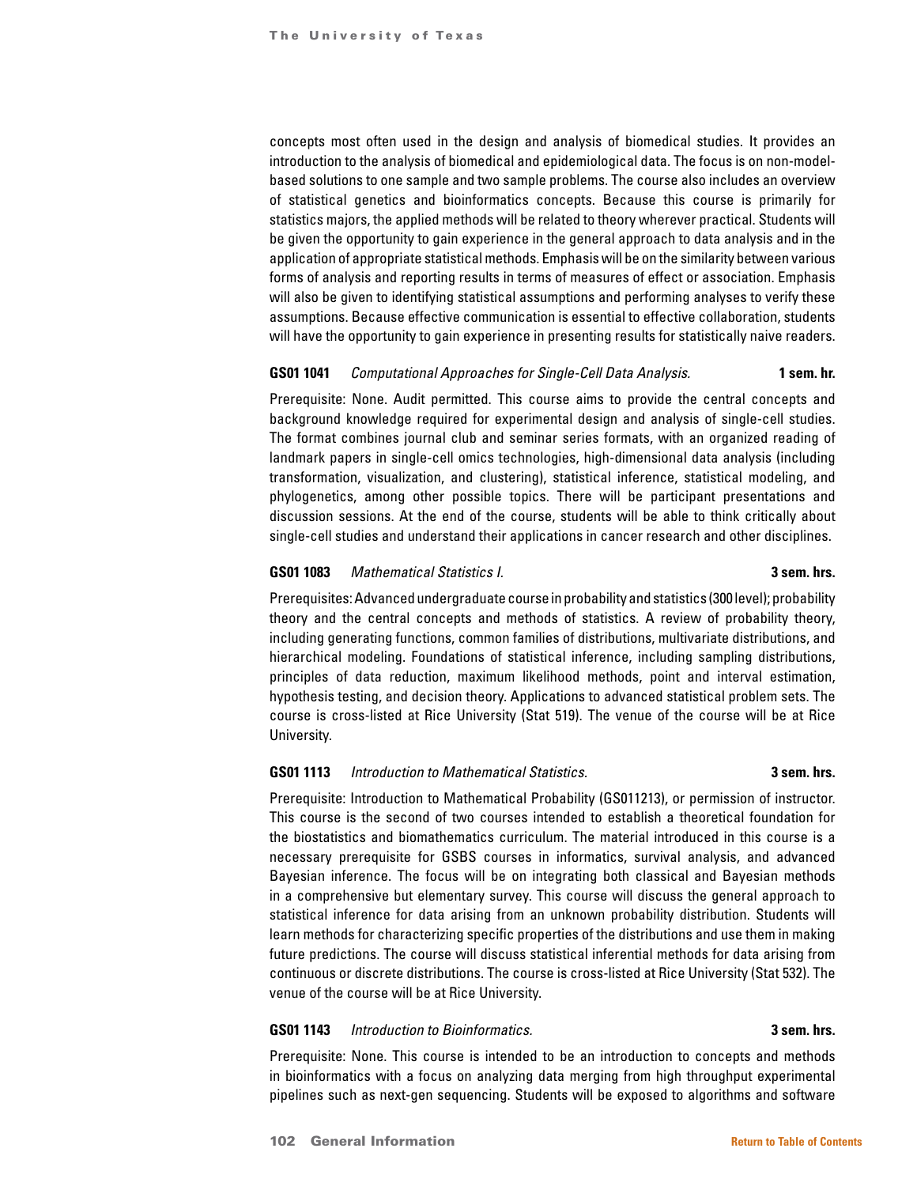concepts most often used in the design and analysis of biomedical studies. It provides an introduction to the analysis of biomedical and epidemiological data. The focus is on non-model-based solutions to one sample and two sample problems. The course also includes an overview of statistical genetics and bioinformatics concepts. Because this course is primarily for statistics majors, the applied methods will be related to theory wherever practical. Students will be given the opportunity to gain experience in the general approach to data analysis and in the application of appropriate statistical methods. Emphasis will be on the similarity between various forms of analysis and reporting results in terms of measures of effect or association. Emphasis will also be given to identifying statistical assumptions and performing analyses to verify these assumptions. Because effective communication is essential to effective collaboration, students will have the opportunity to gain experience in presenting results for statistically naive readers.

**GS01 1041** *Computational Approaches for Single-Cell Data Analysis.* **1 sem. hr.**

Prerequisite: None. Audit permitted. This course aims to provide the central concepts and background knowledge required for experimental design and analysis of single-cell studies. The format combines journal club and seminar series formats, with an organized reading of landmark papers in single-cell omics technologies, high-dimensional data analysis (including transformation, visualization, and clustering), statistical inference, statistical modeling, and phylogenetics, among other possible topics. There will be participant presentations and discussion sessions. At the end of the course, students will be able to think critically about single-cell studies and understand their applications in cancer research and other disciplines.

**GS01 1083** *Mathematical Statistics I.* **3 sem. hrs.**

Prerequisites: Advanced undergraduate course in probability and statistics (300 level); probability theory and the central concepts and methods of statistics. A review of probability theory, including generating functions, common families of distributions, multivariate distributions, and hierarchical modeling. Foundations of statistical inference, including sampling distributions, principles of data reduction, maximum likelihood methods, point and interval estimation, hypothesis testing, and decision theory. Applications to advanced statistical problem sets. The course is cross-listed at Rice University (Stat 519). The venue of the course will be at Rice University.

**GS01 1113** *Introduction to Mathematical Statistics.* **3 sem. hrs.**

Prerequisite: Introduction to Mathematical Probability (GS011213), or permission of instructor. This course is the second of two courses intended to establish a theoretical foundation for the biostatistics and biomathematics curriculum. The material introduced in this course is a necessary prerequisite for GSBS courses in informatics, survival analysis, and advanced Bayesian inference. The focus will be on integrating both classical and Bayesian methods in a comprehensive but elementary survey. This course will discuss the general approach to statistical inference for data arising from an unknown probability distribution. Students will learn methods for characterizing specific properties of the distributions and use them in making future predictions. The course will discuss statistical inferential methods for data arising from continuous or discrete distributions. The course is cross-listed at Rice University (Stat 532). The venue of the course will be at Rice University.

**GS01 1143** *Introduction to Bioinformatics.* **3 sem. hrs.**

Prerequisite: None. This course is intended to be an introduction to concepts and methods in bioinformatics with a focus on analyzing data merging from high throughput experimental pipelines such as next-gen sequencing. Students will be exposed to algorithms and software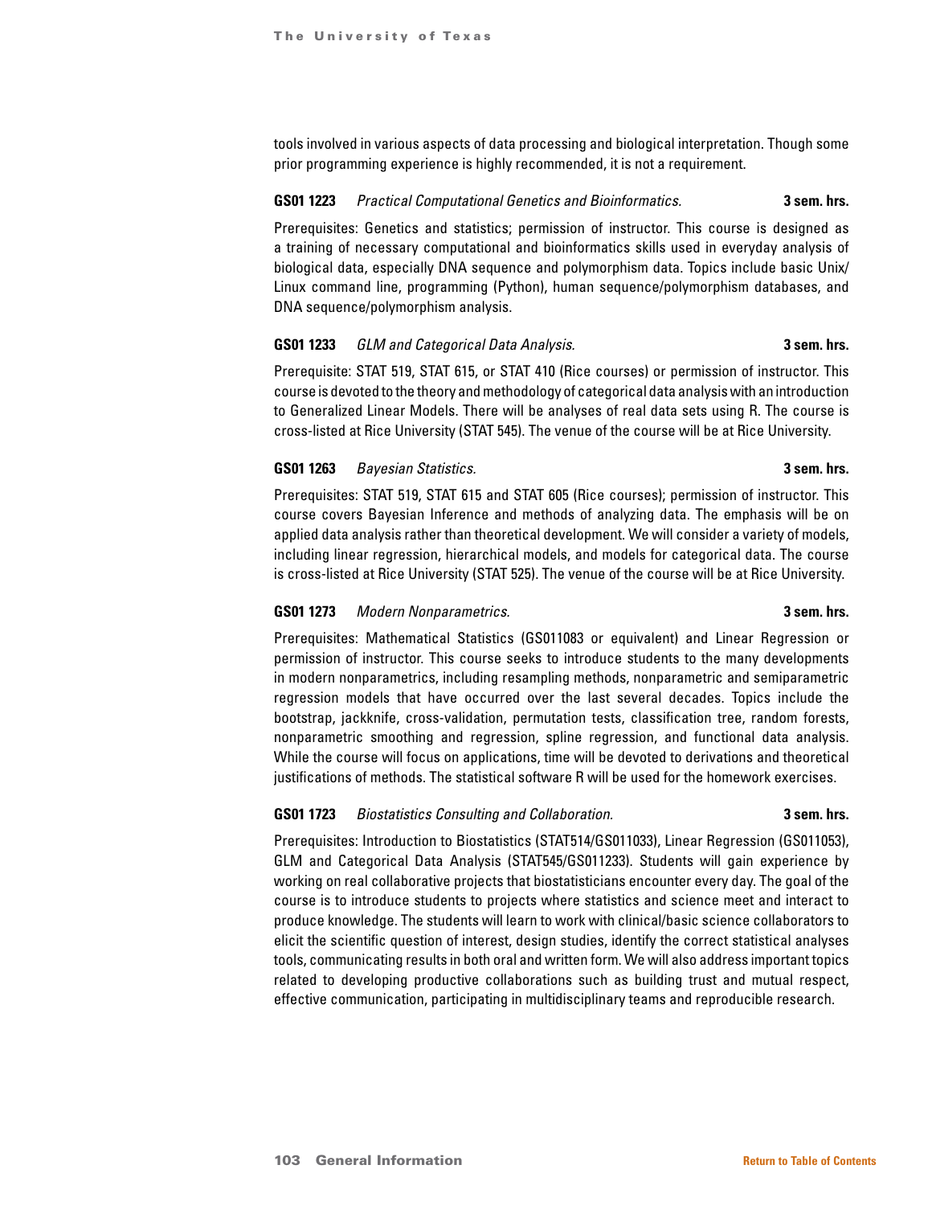tools involved in various aspects of data processing and biological interpretation. Though some prior programming experience is highly recommended, it is not a requirement.

**GS01 1223** *Practical Computational Genetics and Bioinformatics.* **3 sem. hrs.**

Prerequisites: Genetics and statistics; permission of instructor. This course is designed as a training of necessary computational and bioinformatics skills used in everyday analysis of biological data, especially DNA sequence and polymorphism data. Topics include basic Unix/Linux command line, programming (Python), human sequence/polymorphism databases, and DNA sequence/polymorphism analysis.

**GS01 1233** *GLM and Categorical Data Analysis.* **3 sem. hrs.**

Prerequisite: STAT 519, STAT 615, or STAT 410 (Rice courses) or permission of instructor. This course is devoted to the theory and methodology of categorical data analysis with an introduction to Generalized Linear Models. There will be analyses of real data sets using R. The course is cross-listed at Rice University (STAT 545). The venue of the course will be at Rice University.

**GS01 1263** *Bayesian Statistics.* **3 sem. hrs.**

Prerequisites: STAT 519, STAT 615 and STAT 605 (Rice courses); permission of instructor. This course covers Bayesian Inference and methods of analyzing data. The emphasis will be on applied data analysis rather than theoretical development. We will consider a variety of models, including linear regression, hierarchical models, and models for categorical data. The course is cross-listed at Rice University (STAT 525). The venue of the course will be at Rice University.

**GS01 1273** *Modern Nonparametrics.* **3 sem. hrs.**

Prerequisites: Mathematical Statistics (GS011083 or equivalent) and Linear Regression or permission of instructor. This course seeks to introduce students to the many developments in modern nonparametrics, including resampling methods, nonparametric and semiparametric regression models that have occurred over the last several decades. Topics include the bootstrap, jackknife, cross-validation, permutation tests, classification tree, random forests, nonparametric smoothing and regression, spline regression, and functional data analysis. While the course will focus on applications, time will be devoted to derivations and theoretical justifications of methods. The statistical software R will be used for the homework exercises.

**GS01 1723** *Biostatistics Consulting and Collaboration.* **3 sem. hrs.**

Prerequisites: Introduction to Biostatistics (STAT514/GS011033), Linear Regression (GS011053), GLM and Categorical Data Analysis (STAT545/GS011233). Students will gain experience by working on real collaborative projects that biostatisticians encounter every day. The goal of the course is to introduce students to projects where statistics and science meet and interact to produce knowledge. The students will learn to work with clinical/basic science collaborators to elicit the scientific question of interest, design studies, identify the correct statistical analyses tools, communicating results in both oral and written form. We will also address important topics related to developing productive collaborations such as building trust and mutual respect, effective communication, participating in multidisciplinary teams and reproducible research.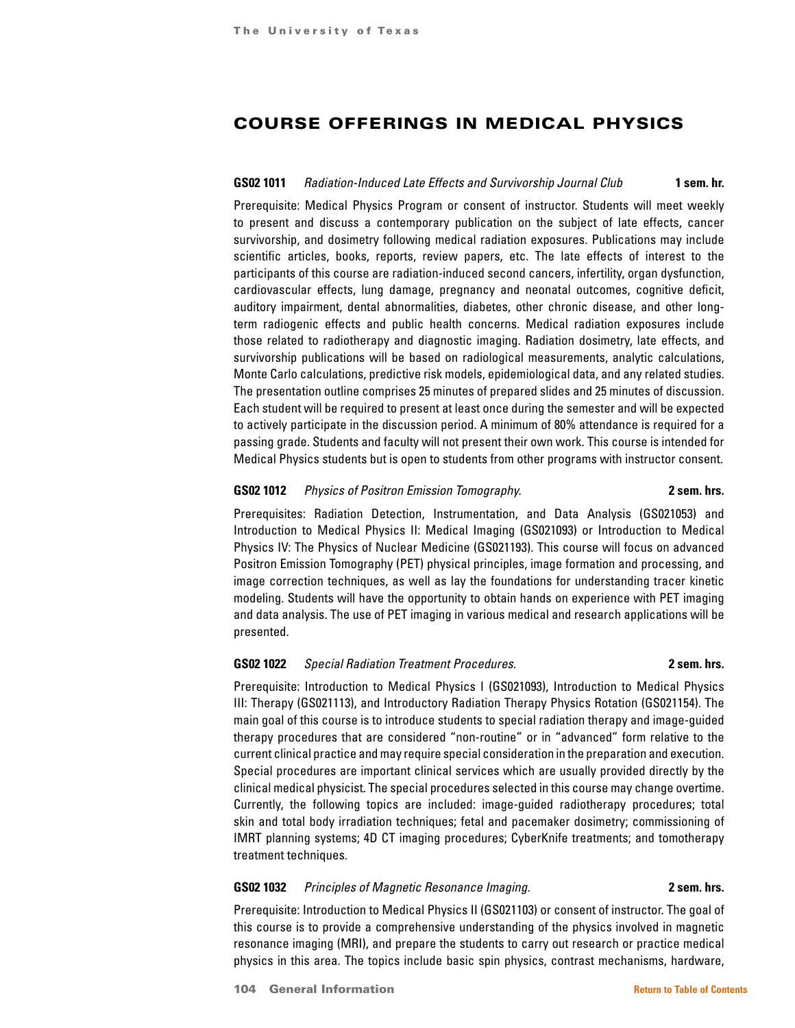# COURSE OFFERINGS IN MEDICAL PHYSICS

**GS02 1011** *Radiation-Induced Late Effects and Survivorship Journal Club* **1 sem. hr.**

Prerequisite: Medical Physics Program or consent of instructor. Students will meet weekly to present and discuss a contemporary publication on the subject of late effects, cancer survivorship, and dosimetry following medical radiation exposures. Publications may include scientific articles, books, reports, review papers, etc. The late effects of interest to the participants of this course are radiation-induced second cancers, infertility, organ dysfunction, cardiovascular effects, lung damage, pregnancy and neonatal outcomes, cognitive deficit, auditory impairment, dental abnormalities, diabetes, other chronic disease, and other long-term radiogenic effects and public health concerns. Medical radiation exposures include those related to radiotherapy and diagnostic imaging. Radiation dosimetry, late effects, and survivorship publications will be based on radiological measurements, analytic calculations, Monte Carlo calculations, predictive risk models, epidemiological data, and any related studies. The presentation outline comprises 25 minutes of prepared slides and 25 minutes of discussion. Each student will be required to present at least once during the semester and will be expected to actively participate in the discussion period. A minimum of 80% attendance is required for a passing grade. Students and faculty will not present their own work. This course is intended for Medical Physics students but is open to students from other programs with instructor consent.

**GS02 1012** *Physics of Positron Emission Tomography.* **2 sem. hrs.**

Prerequisites: Radiation Detection, Instrumentation, and Data Analysis (GS021053) and Introduction to Medical Physics II: Medical Imaging (GS021093) or Introduction to Medical Physics IV: The Physics of Nuclear Medicine (GS021193). This course will focus on advanced Positron Emission Tomography (PET) physical principles, image formation and processing, and image correction techniques, as well as lay the foundations for understanding tracer kinetic modeling. Students will have the opportunity to obtain hands on experience with PET imaging and data analysis. The use of PET imaging in various medical and research applications will be presented.

**GS02 1022** *Special Radiation Treatment Procedures.* **2 sem. hrs.**

Prerequisite: Introduction to Medical Physics I (GS021093), Introduction to Medical Physics III: Therapy (GS021113), and Introductory Radiation Therapy Physics Rotation (GS021154). The main goal of this course is to introduce students to special radiation therapy and image-guided therapy procedures that are considered "non-routine" or in "advanced" form relative to the current clinical practice and may require special consideration in the preparation and execution. Special procedures are important clinical services which are usually provided directly by the clinical medical physicist. The special procedures selected in this course may change overtime. Currently, the following topics are included: image-guided radiotherapy procedures; total skin and total body irradiation techniques; fetal and pacemaker dosimetry; commissioning of IMRT planning systems; 4D CT imaging procedures; CyberKnife treatments; and tomotherapy treatment techniques.

**GS02 1032** *Principles of Magnetic Resonance Imaging.* **2 sem. hrs.**

Prerequisite: Introduction to Medical Physics II (GS021103) or consent of instructor. The goal of this course is to provide a comprehensive understanding of the physics involved in magnetic resonance imaging (MRI), and prepare the students to carry out research or practice medical physics in this area. The topics include basic spin physics, contrast mechanisms, hardware,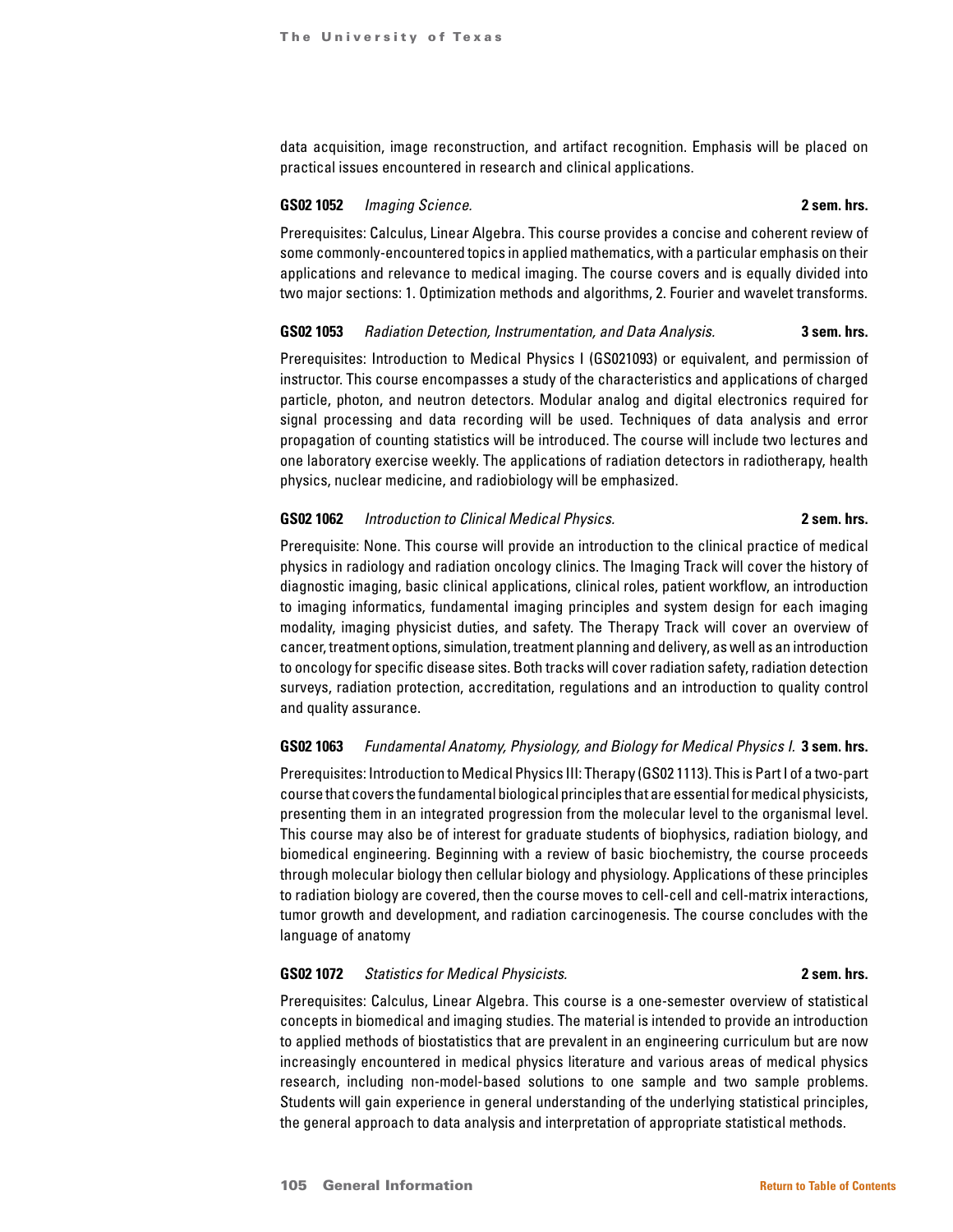data acquisition, image reconstruction, and artifact recognition. Emphasis will be placed on practical issues encountered in research and clinical applications.

**GS02 1052** *Imaging Science.* **2 sem. hrs.**

Prerequisites: Calculus, Linear Algebra. This course provides a concise and coherent review of some commonly-encountered topics in applied mathematics, with a particular emphasis on their applications and relevance to medical imaging. The course covers and is equally divided into two major sections: 1. Optimization methods and algorithms, 2. Fourier and wavelet transforms.

**GS02 1053** *Radiation Detection, Instrumentation, and Data Analysis.* **3 sem. hrs.**

Prerequisites: Introduction to Medical Physics I (GS021093) or equivalent, and permission of instructor. This course encompasses a study of the characteristics and applications of charged particle, photon, and neutron detectors. Modular analog and digital electronics required for signal processing and data recording will be used. Techniques of data analysis and error propagation of counting statistics will be introduced. The course will include two lectures and one laboratory exercise weekly. The applications of radiation detectors in radiotherapy, health physics, nuclear medicine, and radiobiology will be emphasized.

**GS02 1062** *Introduction to Clinical Medical Physics.* **2 sem. hrs.**

Prerequisite: None. This course will provide an introduction to the clinical practice of medical physics in radiology and radiation oncology clinics. The Imaging Track will cover the history of diagnostic imaging, basic clinical applications, clinical roles, patient workflow, an introduction to imaging informatics, fundamental imaging principles and system design for each imaging modality, imaging physicist duties, and safety. The Therapy Track will cover an overview of cancer, treatment options, simulation, treatment planning and delivery, as well as an introduction to oncology for specific disease sites. Both tracks will cover radiation safety, radiation detection surveys, radiation protection, accreditation, regulations and an introduction to quality control and quality assurance.

**GS02 1063** *Fundamental Anatomy, Physiology, and Biology for Medical Physics I.* **3 sem. hrs.**

Prerequisites: Introduction to Medical Physics III: Therapy (GS02 1113). This is Part I of a two-part course that covers the fundamental biological principles that are essential for medical physicists, presenting them in an integrated progression from the molecular level to the organismal level. This course may also be of interest for graduate students of biophysics, radiation biology, and biomedical engineering. Beginning with a review of basic biochemistry, the course proceeds through molecular biology then cellular biology and physiology. Applications of these principles to radiation biology are covered, then the course moves to cell-cell and cell-matrix interactions, tumor growth and development, and radiation carcinogenesis. The course concludes with the language of anatomy

**GS02 1072** *Statistics for Medical Physicists.* **2 sem. hrs.**

Prerequisites: Calculus, Linear Algebra. This course is a one-semester overview of statistical concepts in biomedical and imaging studies. The material is intended to provide an introduction to applied methods of biostatistics that are prevalent in an engineering curriculum but are now increasingly encountered in medical physics literature and various areas of medical physics research, including non-model-based solutions to one sample and two sample problems. Students will gain experience in general understanding of the underlying statistical principles, the general approach to data analysis and interpretation of appropriate statistical methods.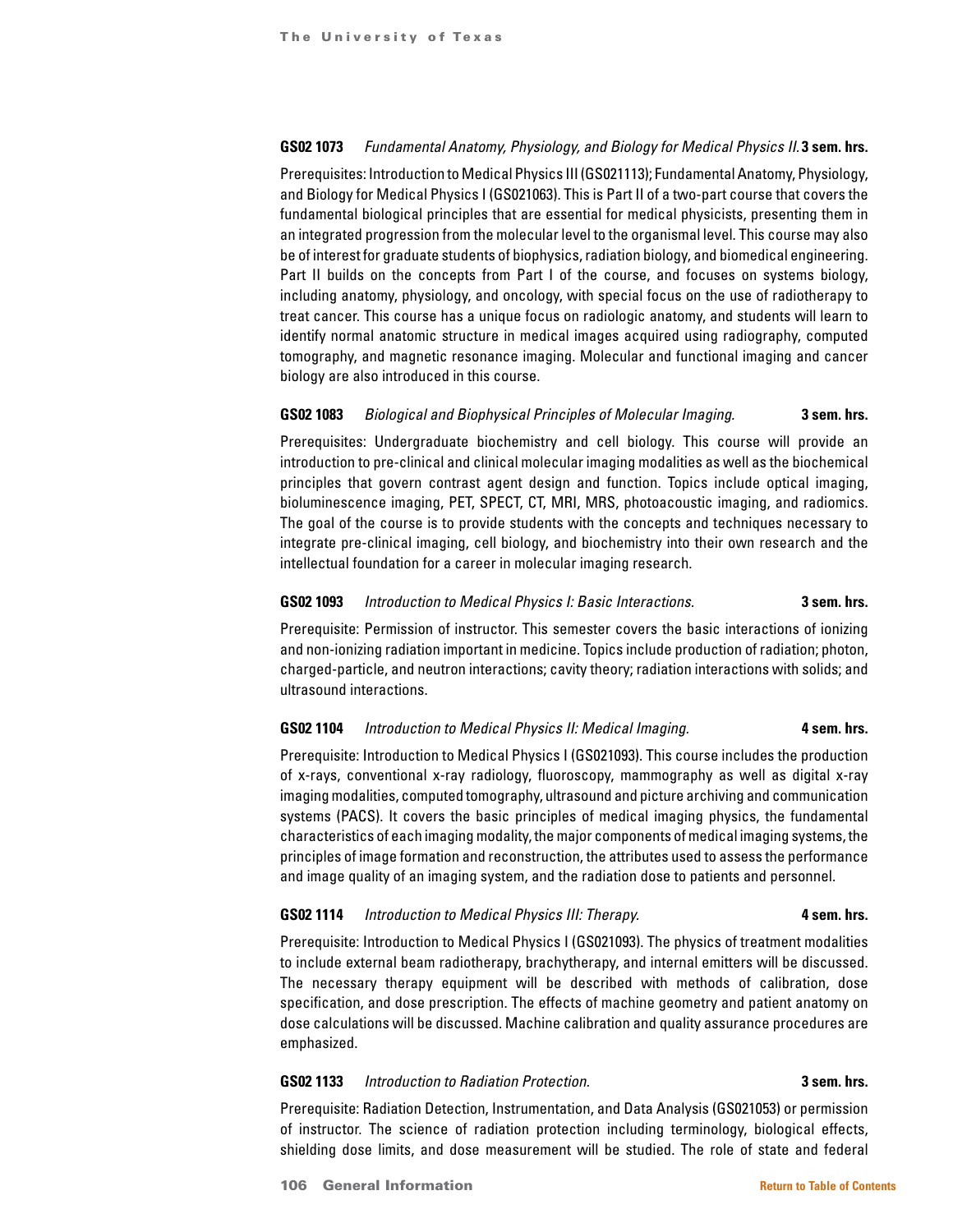**GS02 1073** *Fundamental Anatomy, Physiology, and Biology for Medical Physics II.* **3 sem. hrs.**

Prerequisites: Introduction to Medical Physics III (GS021113); Fundamental Anatomy, Physiology, and Biology for Medical Physics I (GS021063). This is Part II of a two-part course that covers the fundamental biological principles that are essential for medical physicists, presenting them in an integrated progression from the molecular level to the organismal level. This course may also be of interest for graduate students of biophysics, radiation biology, and biomedical engineering. Part II builds on the concepts from Part I of the course, and focuses on systems biology, including anatomy, physiology, and oncology, with special focus on the use of radiotherapy to treat cancer. This course has a unique focus on radiologic anatomy, and students will learn to identify normal anatomic structure in medical images acquired using radiography, computed tomography, and magnetic resonance imaging. Molecular and functional imaging and cancer biology are also introduced in this course.

**GS02 1083** *Biological and Biophysical Principles of Molecular Imaging.* **3 sem. hrs.**

Prerequisites: Undergraduate biochemistry and cell biology. This course will provide an introduction to pre-clinical and clinical molecular imaging modalities as well as the biochemical principles that govern contrast agent design and function. Topics include optical imaging, bioluminescence imaging, PET, SPECT, CT, MRI, MRS, photoacoustic imaging, and radiomics. The goal of the course is to provide students with the concepts and techniques necessary to integrate pre-clinical imaging, cell biology, and biochemistry into their own research and the intellectual foundation for a career in molecular imaging research.

**GS02 1093** *Introduction to Medical Physics I: Basic Interactions.* **3 sem. hrs.**

Prerequisite: Permission of instructor. This semester covers the basic interactions of ionizing and non-ionizing radiation important in medicine. Topics include production of radiation; photon, charged-particle, and neutron interactions; cavity theory; radiation interactions with solids; and ultrasound interactions.

**GS02 1104** *Introduction to Medical Physics II: Medical Imaging.* **4 sem. hrs.**

Prerequisite: Introduction to Medical Physics I (GS021093). This course includes the production of x-rays, conventional x-ray radiology, fluoroscopy, mammography as well as digital x-ray imaging modalities, computed tomography, ultrasound and picture archiving and communication systems (PACS). It covers the basic principles of medical imaging physics, the fundamental characteristics of each imaging modality, the major components of medical imaging systems, the principles of image formation and reconstruction, the attributes used to assess the performance and image quality of an imaging system, and the radiation dose to patients and personnel.

**GS02 1114** *Introduction to Medical Physics III: Therapy.* **4 sem. hrs.**

Prerequisite: Introduction to Medical Physics I (GS021093). The physics of treatment modalities to include external beam radiotherapy, brachytherapy, and internal emitters will be discussed. The necessary therapy equipment will be described with methods of calibration, dose specification, and dose prescription. The effects of machine geometry and patient anatomy on dose calculations will be discussed. Machine calibration and quality assurance procedures are emphasized.

**GS02 1133** *Introduction to Radiation Protection.* **3 sem. hrs.**

Prerequisite: Radiation Detection, Instrumentation, and Data Analysis (GS021053) or permission of instructor. The science of radiation protection including terminology, biological effects, shielding dose limits, and dose measurement will be studied. The role of state and federal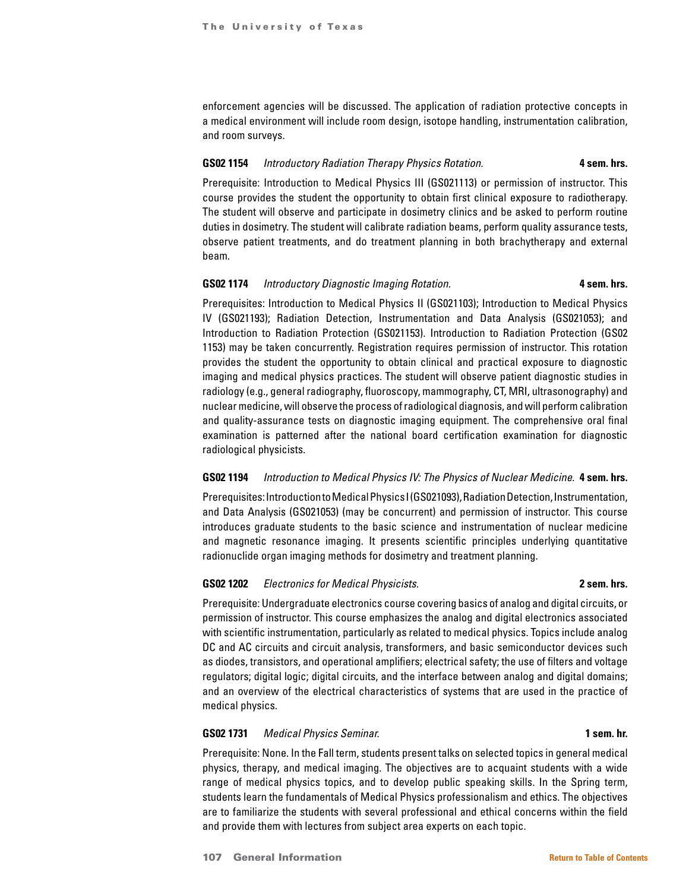enforcement agencies will be discussed. The application of radiation protective concepts in a medical environment will include room design, isotope handling, instrumentation calibration, and room surveys.

**GS02 1154** *Introductory Radiation Therapy Physics Rotation.* **4 sem. hrs.**

Prerequisite: Introduction to Medical Physics III (GS021113) or permission of instructor. This course provides the student the opportunity to obtain first clinical exposure to radiotherapy. The student will observe and participate in dosimetry clinics and be asked to perform routine duties in dosimetry. The student will calibrate radiation beams, perform quality assurance tests, observe patient treatments, and do treatment planning in both brachytherapy and external beam.

**GS02 1174** *Introductory Diagnostic Imaging Rotation.* **4 sem. hrs.**

Prerequisites: Introduction to Medical Physics II (GS021103); Introduction to Medical Physics IV (GS021193); Radiation Detection, Instrumentation and Data Analysis (GS021053); and Introduction to Radiation Protection (GS021153). Introduction to Radiation Protection (GS02 1153) may be taken concurrently. Registration requires permission of instructor. This rotation provides the student the opportunity to obtain clinical and practical exposure to diagnostic imaging and medical physics practices. The student will observe patient diagnostic studies in radiology (e.g., general radiography, fluoroscopy, mammography, CT, MRI, ultrasonography) and nuclear medicine, will observe the process of radiological diagnosis, and will perform calibration and quality-assurance tests on diagnostic imaging equipment. The comprehensive oral final examination is patterned after the national board certification examination for diagnostic radiological physicists.

**GS02 1194** *Introduction to Medical Physics IV: The Physics of Nuclear Medicine.* **4 sem. hrs.**

Prerequisites: Introduction to Medical Physics I (GS021093), Radiation Detection, Instrumentation, and Data Analysis (GS021053) (may be concurrent) and permission of instructor. This course introduces graduate students to the basic science and instrumentation of nuclear medicine and magnetic resonance imaging. It presents scientific principles underlying quantitative radionuclide organ imaging methods for dosimetry and treatment planning.

**GS02 1202** *Electronics for Medical Physicists.* **2 sem. hrs.**

Prerequisite: Undergraduate electronics course covering basics of analog and digital circuits, or permission of instructor. This course emphasizes the analog and digital electronics associated with scientific instrumentation, particularly as related to medical physics. Topics include analog DC and AC circuits and circuit analysis, transformers, and basic semiconductor devices such as diodes, transistors, and operational amplifiers; electrical safety; the use of filters and voltage regulators; digital logic; digital circuits, and the interface between analog and digital domains; and an overview of the electrical characteristics of systems that are used in the practice of medical physics.

**GS02 1731** *Medical Physics Seminar.* **1 sem. hr.**

Prerequisite: None. In the Fall term, students present talks on selected topics in general medical physics, therapy, and medical imaging. The objectives are to acquaint students with a wide range of medical physics topics, and to develop public speaking skills. In the Spring term, students learn the fundamentals of Medical Physics professionalism and ethics. The objectives are to familiarize the students with several professional and ethical concerns within the field and provide them with lectures from subject area experts on each topic.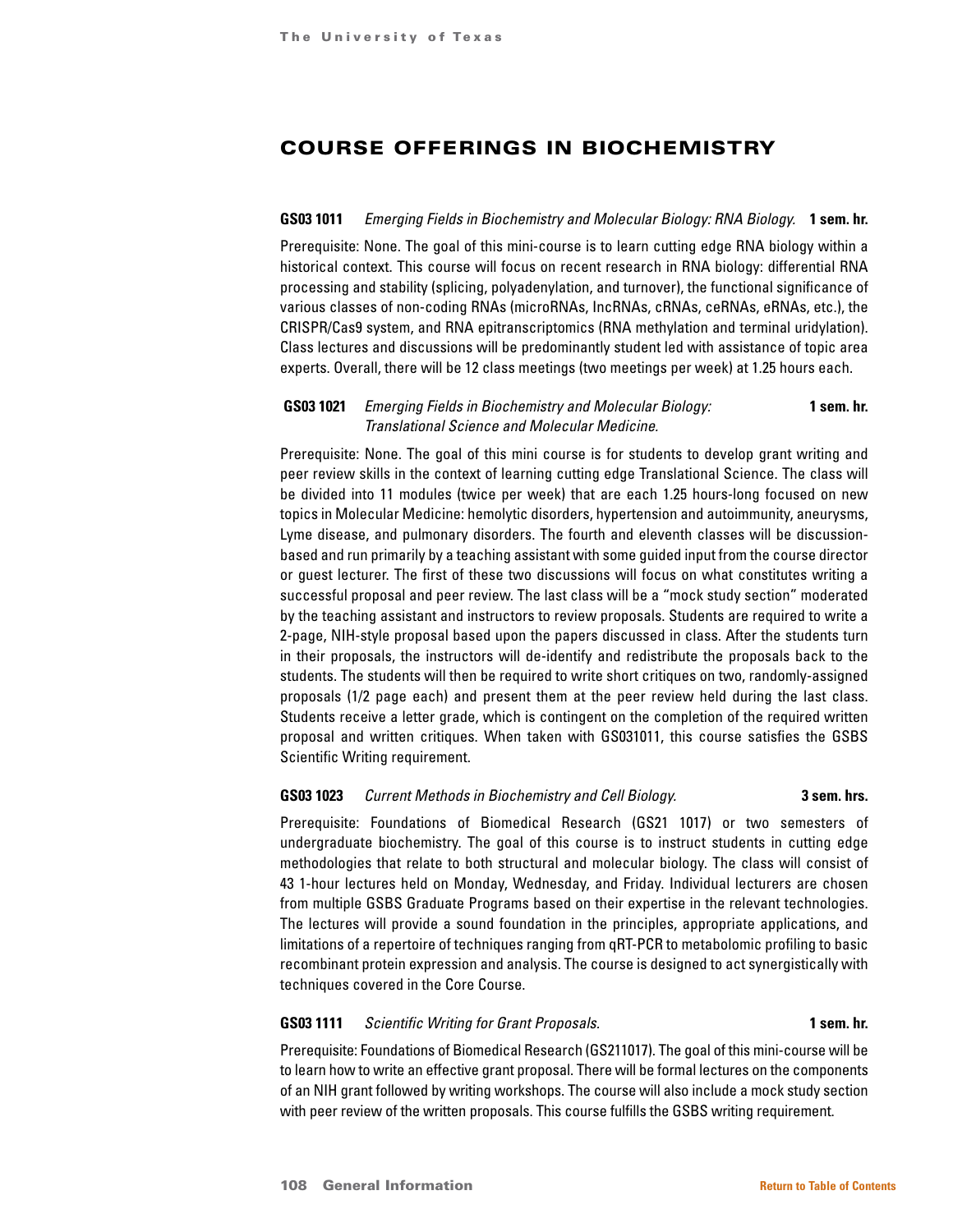# COURSE OFFERINGS IN BIOCHEMISTRY

**GS03 1011** *Emerging Fields in Biochemistry and Molecular Biology: RNA Biology.* **1 sem. hr.**

Prerequisite: None. The goal of this mini-course is to learn cutting edge RNA biology within a historical context. This course will focus on recent research in RNA biology: differential RNA processing and stability (splicing, polyadenylation, and turnover), the functional significance of various classes of non-coding RNAs (microRNAs, lncRNAs, cRNAs, ceRNAs, eRNAs, etc.), the CRISPR/Cas9 system, and RNA epitranscriptomics (RNA methylation and terminal uridylation). Class lectures and discussions will be predominantly student led with assistance of topic area experts. Overall, there will be 12 class meetings (two meetings per week) at 1.25 hours each.

**GS03 1021** *Emerging Fields in Biochemistry and Molecular Biology: Translational Science and Molecular Medicine.* **1 sem. hr.**

Prerequisite: None. The goal of this mini course is for students to develop grant writing and peer review skills in the context of learning cutting edge Translational Science. The class will be divided into 11 modules (twice per week) that are each 1.25 hours-long focused on new topics in Molecular Medicine: hemolytic disorders, hypertension and autoimmunity, aneurysms, Lyme disease, and pulmonary disorders. The fourth and eleventh classes will be discussion-based and run primarily by a teaching assistant with some guided input from the course director or guest lecturer. The first of these two discussions will focus on what constitutes writing a successful proposal and peer review. The last class will be a "mock study section" moderated by the teaching assistant and instructors to review proposals. Students are required to write a 2-page, NIH-style proposal based upon the papers discussed in class. After the students turn in their proposals, the instructors will de-identify and redistribute the proposals back to the students. The students will then be required to write short critiques on two, randomly-assigned proposals (1/2 page each) and present them at the peer review held during the last class. Students receive a letter grade, which is contingent on the completion of the required written proposal and written critiques. When taken with GS031011, this course satisfies the GSBS Scientific Writing requirement.

**GS03 1023** *Current Methods in Biochemistry and Cell Biology.* **3 sem. hrs.**

Prerequisite: Foundations of Biomedical Research (GS21 1017) or two semesters of undergraduate biochemistry. The goal of this course is to instruct students in cutting edge methodologies that relate to both structural and molecular biology. The class will consist of 43 1-hour lectures held on Monday, Wednesday, and Friday. Individual lecturers are chosen from multiple GSBS Graduate Programs based on their expertise in the relevant technologies. The lectures will provide a sound foundation in the principles, appropriate applications, and limitations of a repertoire of techniques ranging from qRT-PCR to metabolomic profiling to basic recombinant protein expression and analysis. The course is designed to act synergistically with techniques covered in the Core Course.

**GS03 1111** *Scientific Writing for Grant Proposals.* **1 sem. hr.**

Prerequisite: Foundations of Biomedical Research (GS211017). The goal of this mini-course will be to learn how to write an effective grant proposal. There will be formal lectures on the components of an NIH grant followed by writing workshops. The course will also include a mock study section with peer review of the written proposals. This course fulfills the GSBS writing requirement.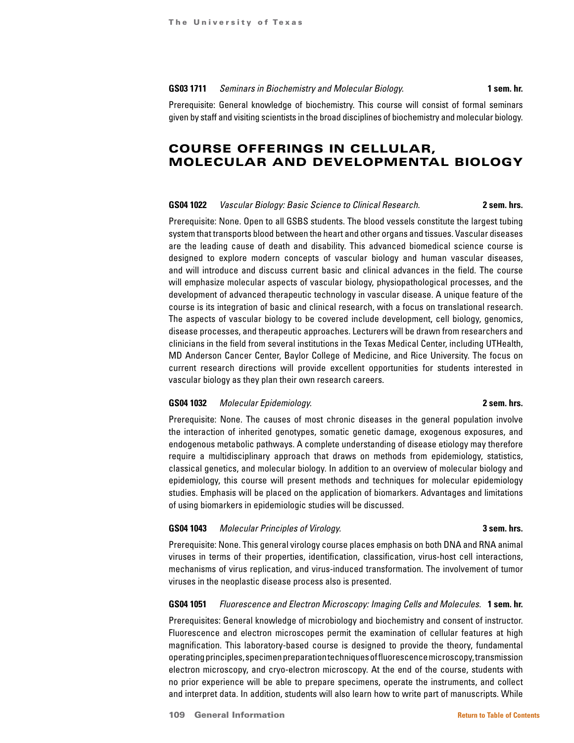**GS03 1711** *Seminars in Biochemistry and Molecular Biology.* **1 sem. hr.**

Prerequisite: General knowledge of biochemistry. This course will consist of formal seminars given by staff and visiting scientists in the broad disciplines of biochemistry and molecular biology.

## COURSE OFFERINGS IN CELLULAR, MOLECULAR AND DEVELOPMENTAL BIOLOGY

**GS04 1022** *Vascular Biology: Basic Science to Clinical Research.* **2 sem. hrs.**

Prerequisite: None. Open to all GSBS students. The blood vessels constitute the largest tubing system that transports blood between the heart and other organs and tissues. Vascular diseases are the leading cause of death and disability. This advanced biomedical science course is designed to explore modern concepts of vascular biology and human vascular diseases, and will introduce and discuss current basic and clinical advances in the field. The course will emphasize molecular aspects of vascular biology, physiopathological processes, and the development of advanced therapeutic technology in vascular disease. A unique feature of the course is its integration of basic and clinical research, with a focus on translational research. The aspects of vascular biology to be covered include development, cell biology, genomics, disease processes, and therapeutic approaches. Lecturers will be drawn from researchers and clinicians in the field from several institutions in the Texas Medical Center, including UTHealth, MD Anderson Cancer Center, Baylor College of Medicine, and Rice University. The focus on current research directions will provide excellent opportunities for students interested in vascular biology as they plan their own research careers.

**GS04 1032** *Molecular Epidemiology.* **2 sem. hrs.**

Prerequisite: None. The causes of most chronic diseases in the general population involve the interaction of inherited genotypes, somatic genetic damage, exogenous exposures, and endogenous metabolic pathways. A complete understanding of disease etiology may therefore require a multidisciplinary approach that draws on methods from epidemiology, statistics, classical genetics, and molecular biology. In addition to an overview of molecular biology and epidemiology, this course will present methods and techniques for molecular epidemiology studies. Emphasis will be placed on the application of biomarkers. Advantages and limitations of using biomarkers in epidemiologic studies will be discussed.

**GS04 1043** *Molecular Principles of Virology.* **3 sem. hrs.**

Prerequisite: None. This general virology course places emphasis on both DNA and RNA animal viruses in terms of their properties, identification, classification, virus-host cell interactions, mechanisms of virus replication, and virus-induced transformation. The involvement of tumor viruses in the neoplastic disease process also is presented.

**GS04 1051** *Fluorescence and Electron Microscopy: Imaging Cells and Molecules.* **1 sem. hr.**

Prerequisites: General knowledge of microbiology and biochemistry and consent of instructor. Fluorescence and electron microscopes permit the examination of cellular features at high magnification. This laboratory-based course is designed to provide the theory, fundamental operating principles, specimen preparation techniques of fluorescence microscopy, transmission electron microscopy, and cryo-electron microscopy. At the end of the course, students with no prior experience will be able to prepare specimens, operate the instruments, and collect and interpret data. In addition, students will also learn how to write part of manuscripts. While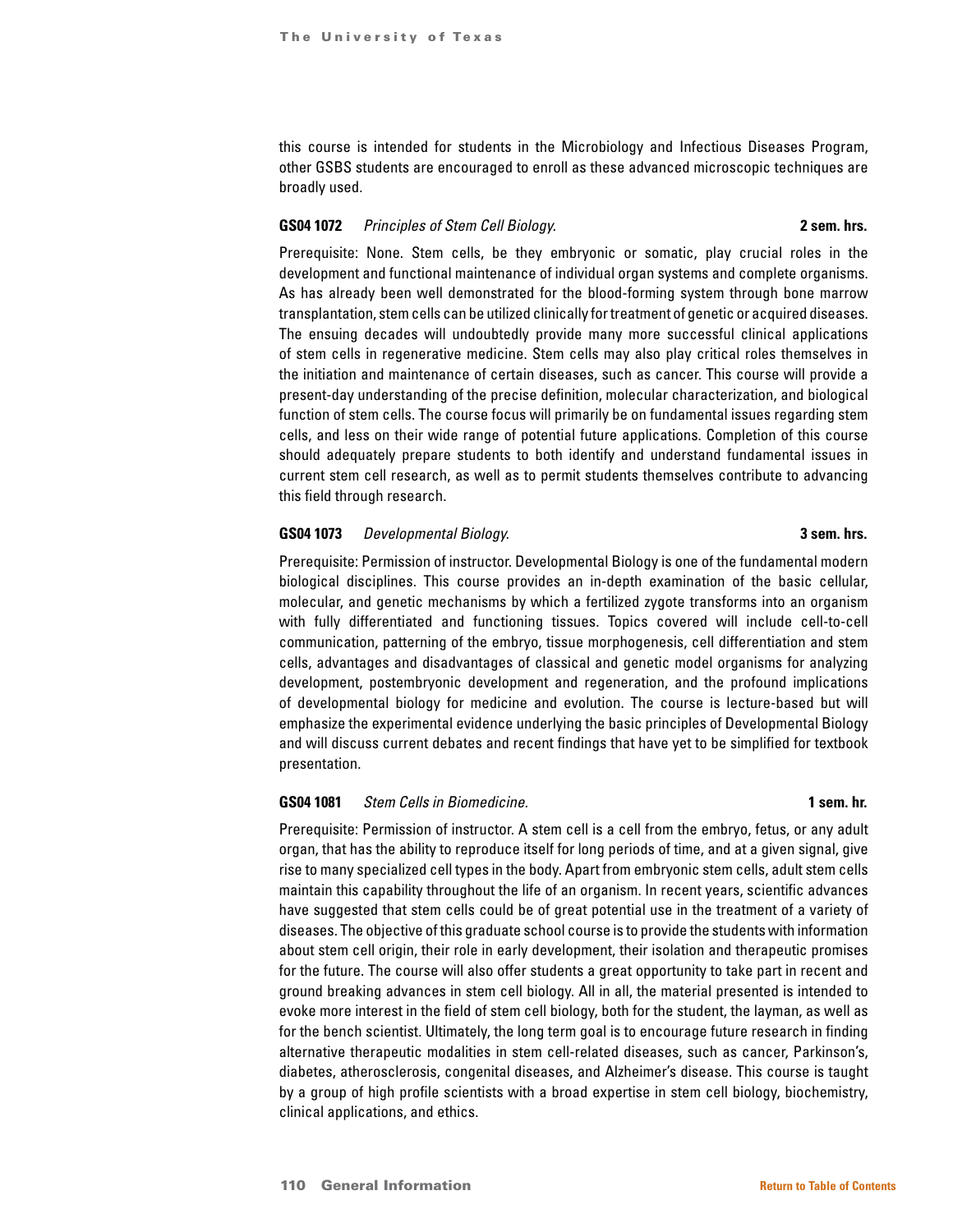this course is intended for students in the Microbiology and Infectious Diseases Program, other GSBS students are encouraged to enroll as these advanced microscopic techniques are broadly used.

**GS04 1072** *Principles of Stem Cell Biology.* **2 sem. hrs.**

Prerequisite: None. Stem cells, be they embryonic or somatic, play crucial roles in the development and functional maintenance of individual organ systems and complete organisms. As has already been well demonstrated for the blood-forming system through bone marrow transplantation, stem cells can be utilized clinically for treatment of genetic or acquired diseases. The ensuing decades will undoubtedly provide many more successful clinical applications of stem cells in regenerative medicine. Stem cells may also play critical roles themselves in the initiation and maintenance of certain diseases, such as cancer. This course will provide a present-day understanding of the precise definition, molecular characterization, and biological function of stem cells. The course focus will primarily be on fundamental issues regarding stem cells, and less on their wide range of potential future applications. Completion of this course should adequately prepare students to both identify and understand fundamental issues in current stem cell research, as well as to permit students themselves contribute to advancing this field through research.

**GS04 1073** *Developmental Biology.* **3 sem. hrs.**

Prerequisite: Permission of instructor. Developmental Biology is one of the fundamental modern biological disciplines. This course provides an in-depth examination of the basic cellular, molecular, and genetic mechanisms by which a fertilized zygote transforms into an organism with fully differentiated and functioning tissues. Topics covered will include cell-to-cell communication, patterning of the embryo, tissue morphogenesis, cell differentiation and stem cells, advantages and disadvantages of classical and genetic model organisms for analyzing development, postembryonic development and regeneration, and the profound implications of developmental biology for medicine and evolution. The course is lecture-based but will emphasize the experimental evidence underlying the basic principles of Developmental Biology and will discuss current debates and recent findings that have yet to be simplified for textbook presentation.

**GS04 1081** *Stem Cells in Biomedicine.* **1 sem. hr.**

Prerequisite: Permission of instructor. A stem cell is a cell from the embryo, fetus, or any adult organ, that has the ability to reproduce itself for long periods of time, and at a given signal, give rise to many specialized cell types in the body. Apart from embryonic stem cells, adult stem cells maintain this capability throughout the life of an organism. In recent years, scientific advances have suggested that stem cells could be of great potential use in the treatment of a variety of diseases. The objective of this graduate school course is to provide the students with information about stem cell origin, their role in early development, their isolation and therapeutic promises for the future. The course will also offer students a great opportunity to take part in recent and ground breaking advances in stem cell biology. All in all, the material presented is intended to evoke more interest in the field of stem cell biology, both for the student, the layman, as well as for the bench scientist. Ultimately, the long term goal is to encourage future research in finding alternative therapeutic modalities in stem cell-related diseases, such as cancer, Parkinson's, diabetes, atherosclerosis, congenital diseases, and Alzheimer's disease. This course is taught by a group of high profile scientists with a broad expertise in stem cell biology, biochemistry, clinical applications, and ethics.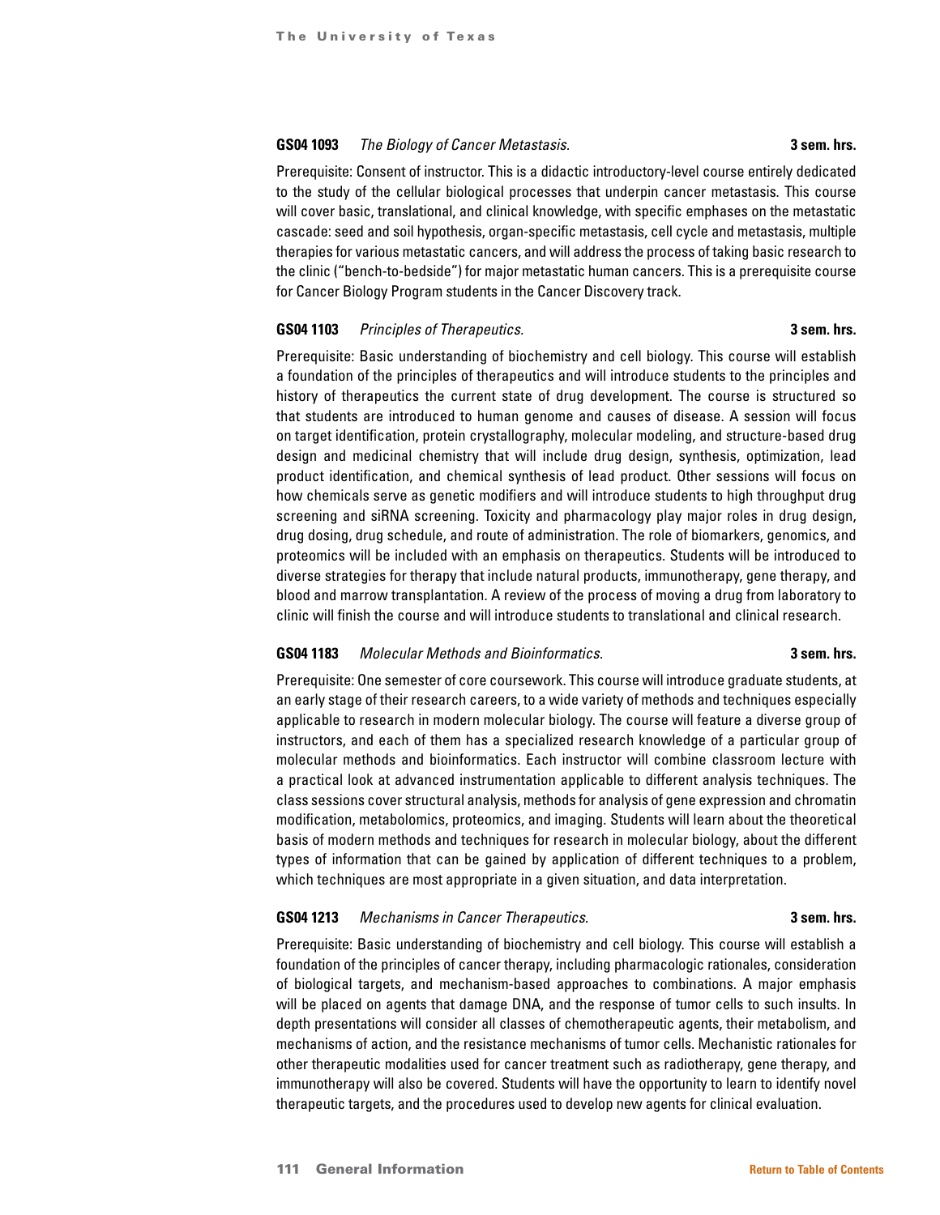**GS04 1093** *The Biology of Cancer Metastasis.* **3 sem. hrs.**

Prerequisite: Consent of instructor. This is a didactic introductory-level course entirely dedicated to the study of the cellular biological processes that underpin cancer metastasis. This course will cover basic, translational, and clinical knowledge, with specific emphases on the metastatic cascade: seed and soil hypothesis, organ-specific metastasis, cell cycle and metastasis, multiple therapies for various metastatic cancers, and will address the process of taking basic research to the clinic ("bench-to-bedside") for major metastatic human cancers. This is a prerequisite course for Cancer Biology Program students in the Cancer Discovery track.

**GS04 1103** *Principles of Therapeutics.* **3 sem. hrs.**

Prerequisite: Basic understanding of biochemistry and cell biology. This course will establish a foundation of the principles of therapeutics and will introduce students to the principles and history of therapeutics the current state of drug development. The course is structured so that students are introduced to human genome and causes of disease. A session will focus on target identification, protein crystallography, molecular modeling, and structure-based drug design and medicinal chemistry that will include drug design, synthesis, optimization, lead product identification, and chemical synthesis of lead product. Other sessions will focus on how chemicals serve as genetic modifiers and will introduce students to high throughput drug screening and siRNA screening. Toxicity and pharmacology play major roles in drug design, drug dosing, drug schedule, and route of administration. The role of biomarkers, genomics, and proteomics will be included with an emphasis on therapeutics. Students will be introduced to diverse strategies for therapy that include natural products, immunotherapy, gene therapy, and blood and marrow transplantation. A review of the process of moving a drug from laboratory to clinic will finish the course and will introduce students to translational and clinical research.

**GS04 1183** *Molecular Methods and Bioinformatics.* **3 sem. hrs.**

Prerequisite: One semester of core coursework. This course will introduce graduate students, at an early stage of their research careers, to a wide variety of methods and techniques especially applicable to research in modern molecular biology. The course will feature a diverse group of instructors, and each of them has a specialized research knowledge of a particular group of molecular methods and bioinformatics. Each instructor will combine classroom lecture with a practical look at advanced instrumentation applicable to different analysis techniques. The class sessions cover structural analysis, methods for analysis of gene expression and chromatin modification, metabolomics, proteomics, and imaging. Students will learn about the theoretical basis of modern methods and techniques for research in molecular biology, about the different types of information that can be gained by application of different techniques to a problem, which techniques are most appropriate in a given situation, and data interpretation.

**GS04 1213** *Mechanisms in Cancer Therapeutics.* **3 sem. hrs.**

Prerequisite: Basic understanding of biochemistry and cell biology. This course will establish a foundation of the principles of cancer therapy, including pharmacologic rationales, consideration of biological targets, and mechanism-based approaches to combinations. A major emphasis will be placed on agents that damage DNA, and the response of tumor cells to such insults. In depth presentations will consider all classes of chemotherapeutic agents, their metabolism, and mechanisms of action, and the resistance mechanisms of tumor cells. Mechanistic rationales for other therapeutic modalities used for cancer treatment such as radiotherapy, gene therapy, and immunotherapy will also be covered. Students will have the opportunity to learn to identify novel therapeutic targets, and the procedures used to develop new agents for clinical evaluation.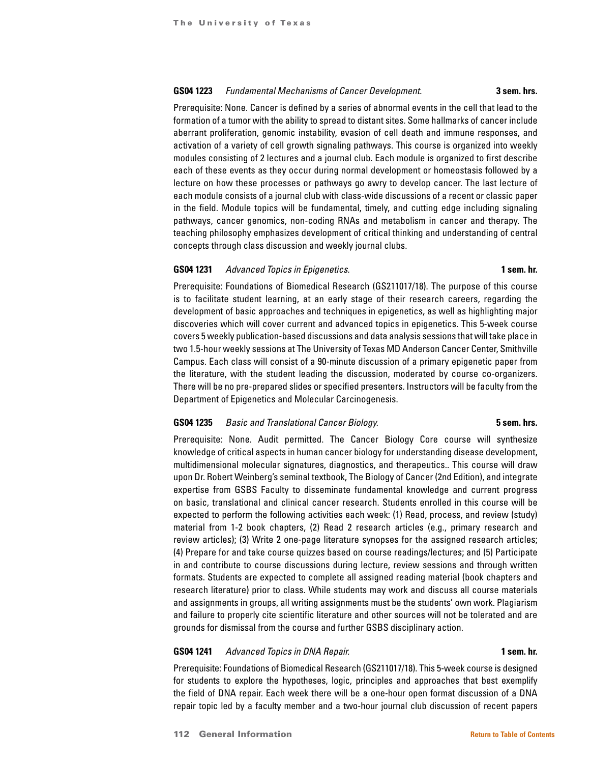**GS04 1223** *Fundamental Mechanisms of Cancer Development.* **3 sem. hrs.**

Prerequisite: None. Cancer is defined by a series of abnormal events in the cell that lead to the formation of a tumor with the ability to spread to distant sites. Some hallmarks of cancer include aberrant proliferation, genomic instability, evasion of cell death and immune responses, and activation of a variety of cell growth signaling pathways. This course is organized into weekly modules consisting of 2 lectures and a journal club. Each module is organized to first describe each of these events as they occur during normal development or homeostasis followed by a lecture on how these processes or pathways go awry to develop cancer. The last lecture of each module consists of a journal club with class-wide discussions of a recent or classic paper in the field. Module topics will be fundamental, timely, and cutting edge including signaling pathways, cancer genomics, non-coding RNAs and metabolism in cancer and therapy. The teaching philosophy emphasizes development of critical thinking and understanding of central concepts through class discussion and weekly journal clubs.

**GS04 1231** *Advanced Topics in Epigenetics.* **1 sem. hr.**

Prerequisite: Foundations of Biomedical Research (GS211017/18). The purpose of this course is to facilitate student learning, at an early stage of their research careers, regarding the development of basic approaches and techniques in epigenetics, as well as highlighting major discoveries which will cover current and advanced topics in epigenetics. This 5-week course covers 5 weekly publication-based discussions and data analysis sessions that will take place in two 1.5-hour weekly sessions at The University of Texas MD Anderson Cancer Center, Smithville Campus. Each class will consist of a 90-minute discussion of a primary epigenetic paper from the literature, with the student leading the discussion, moderated by course co-organizers. There will be no pre-prepared slides or specified presenters. Instructors will be faculty from the Department of Epigenetics and Molecular Carcinogenesis.

**GS04 1235** *Basic and Translational Cancer Biology.* **5 sem. hrs.**

Prerequisite: None. Audit permitted. The Cancer Biology Core course will synthesize knowledge of critical aspects in human cancer biology for understanding disease development, multidimensional molecular signatures, diagnostics, and therapeutics.. This course will draw upon Dr. Robert Weinberg's seminal textbook, The Biology of Cancer (2nd Edition), and integrate expertise from GSBS Faculty to disseminate fundamental knowledge and current progress on basic, translational and clinical cancer research. Students enrolled in this course will be expected to perform the following activities each week: (1) Read, process, and review (study) material from 1-2 book chapters, (2) Read 2 research articles (e.g., primary research and review articles); (3) Write 2 one-page literature synopses for the assigned research articles; (4) Prepare for and take course quizzes based on course readings/lectures; and (5) Participate in and contribute to course discussions during lecture, review sessions and through written formats. Students are expected to complete all assigned reading material (book chapters and research literature) prior to class. While students may work and discuss all course materials and assignments in groups, all writing assignments must be the students' own work. Plagiarism and failure to properly cite scientific literature and other sources will not be tolerated and are grounds for dismissal from the course and further GSBS disciplinary action.

**GS04 1241** *Advanced Topics in DNA Repair.* **1 sem. hr.**

Prerequisite: Foundations of Biomedical Research (GS211017/18). This 5-week course is designed for students to explore the hypotheses, logic, principles and approaches that best exemplify the field of DNA repair. Each week there will be a one-hour open format discussion of a DNA repair topic led by a faculty member and a two-hour journal club discussion of recent papers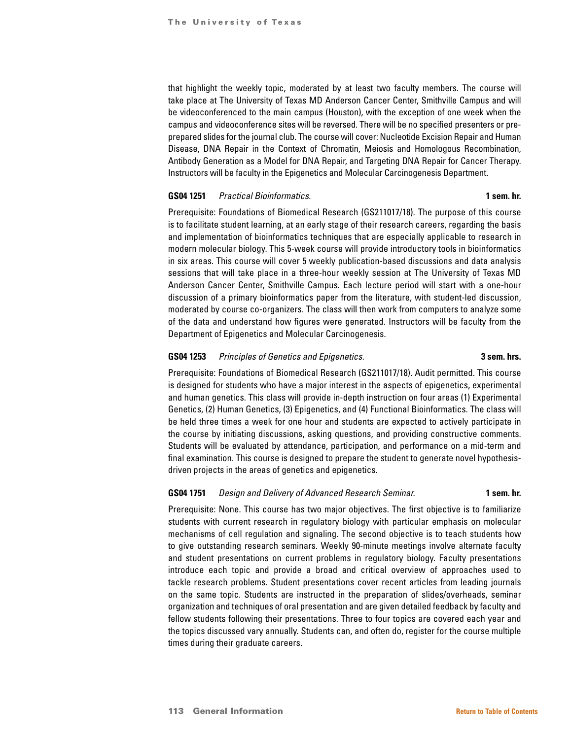that highlight the weekly topic, moderated by at least two faculty members. The course will take place at The University of Texas MD Anderson Cancer Center, Smithville Campus and will be videoconferenced to the main campus (Houston), with the exception of one week when the campus and videoconference sites will be reversed. There will be no specified presenters or pre-prepared slides for the journal club. The course will cover: Nucleotide Excision Repair and Human Disease, DNA Repair in the Context of Chromatin, Meiosis and Homologous Recombination, Antibody Generation as a Model for DNA Repair, and Targeting DNA Repair for Cancer Therapy. Instructors will be faculty in the Epigenetics and Molecular Carcinogenesis Department.

**GS04 1251** *Practical Bioinformatics.* **1 sem. hr.**

Prerequisite: Foundations of Biomedical Research (GS211017/18). The purpose of this course is to facilitate student learning, at an early stage of their research careers, regarding the basis and implementation of bioinformatics techniques that are especially applicable to research in modern molecular biology. This 5-week course will provide introductory tools in bioinformatics in six areas. This course will cover 5 weekly publication-based discussions and data analysis sessions that will take place in a three-hour weekly session at The University of Texas MD Anderson Cancer Center, Smithville Campus. Each lecture period will start with a one-hour discussion of a primary bioinformatics paper from the literature, with student-led discussion, moderated by course co-organizers. The class will then work from computers to analyze some of the data and understand how figures were generated. Instructors will be faculty from the Department of Epigenetics and Molecular Carcinogenesis.

**GS04 1253** *Principles of Genetics and Epigenetics.* **3 sem. hrs.**

Prerequisite: Foundations of Biomedical Research (GS211017/18). Audit permitted. This course is designed for students who have a major interest in the aspects of epigenetics, experimental and human genetics. This class will provide in-depth instruction on four areas (1) Experimental Genetics, (2) Human Genetics, (3) Epigenetics, and (4) Functional Bioinformatics. The class will be held three times a week for one hour and students are expected to actively participate in the course by initiating discussions, asking questions, and providing constructive comments. Students will be evaluated by attendance, participation, and performance on a mid-term and final examination. This course is designed to prepare the student to generate novel hypothesis-driven projects in the areas of genetics and epigenetics.

**GS04 1751** *Design and Delivery of Advanced Research Seminar.* **1 sem. hr.**

Prerequisite: None. This course has two major objectives. The first objective is to familiarize students with current research in regulatory biology with particular emphasis on molecular mechanisms of cell regulation and signaling. The second objective is to teach students how to give outstanding research seminars. Weekly 90-minute meetings involve alternate faculty and student presentations on current problems in regulatory biology. Faculty presentations introduce each topic and provide a broad and critical overview of approaches used to tackle research problems. Student presentations cover recent articles from leading journals on the same topic. Students are instructed in the preparation of slides/overheads, seminar organization and techniques of oral presentation and are given detailed feedback by faculty and fellow students following their presentations. Three to four topics are covered each year and the topics discussed vary annually. Students can, and often do, register for the course multiple times during their graduate careers.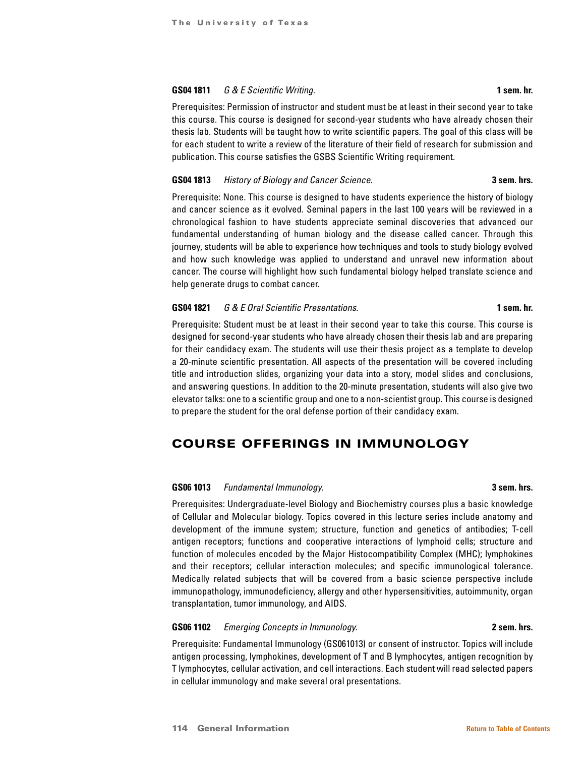**GS04 1811** *G & E Scientific Writing.* **1 sem. hr.**

Prerequisites: Permission of instructor and student must be at least in their second year to take this course. This course is designed for second-year students who have already chosen their thesis lab. Students will be taught how to write scientific papers. The goal of this class will be for each student to write a review of the literature of their field of research for submission and publication. This course satisfies the GSBS Scientific Writing requirement.

**GS04 1813** *History of Biology and Cancer Science.* **3 sem. hrs.**

Prerequisite: None. This course is designed to have students experience the history of biology and cancer science as it evolved. Seminal papers in the last 100 years will be reviewed in a chronological fashion to have students appreciate seminal discoveries that advanced our fundamental understanding of human biology and the disease called cancer. Through this journey, students will be able to experience how techniques and tools to study biology evolved and how such knowledge was applied to understand and unravel new information about cancer. The course will highlight how such fundamental biology helped translate science and help generate drugs to combat cancer.

**GS04 1821** *G & E Oral Scientific Presentations.* **1 sem. hr.**

Prerequisite: Student must be at least in their second year to take this course. This course is designed for second-year students who have already chosen their thesis lab and are preparing for their candidacy exam. The students will use their thesis project as a template to develop a 20-minute scientific presentation. All aspects of the presentation will be covered including title and introduction slides, organizing your data into a story, model slides and conclusions, and answering questions. In addition to the 20-minute presentation, students will also give two elevator talks: one to a scientific group and one to a non-scientist group. This course is designed to prepare the student for the oral defense portion of their candidacy exam.

## COURSE OFFERINGS IN IMMUNOLOGY

**GS06 1013** *Fundamental Immunology.* **3 sem. hrs.**

Prerequisites: Undergraduate-level Biology and Biochemistry courses plus a basic knowledge of Cellular and Molecular biology. Topics covered in this lecture series include anatomy and development of the immune system; structure, function and genetics of antibodies; T-cell antigen receptors; functions and cooperative interactions of lymphoid cells; structure and function of molecules encoded by the Major Histocompatibility Complex (MHC); lymphokines and their receptors; cellular interaction molecules; and specific immunological tolerance. Medically related subjects that will be covered from a basic science perspective include immunopathology, immunodeficiency, allergy and other hypersensitivities, autoimmunity, organ transplantation, tumor immunology, and AIDS.

**GS06 1102** *Emerging Concepts in Immunology.* **2 sem. hrs.**

Prerequisite: Fundamental Immunology (GS061013) or consent of instructor. Topics will include antigen processing, lymphokines, development of T and B lymphocytes, antigen recognition by T lymphocytes, cellular activation, and cell interactions. Each student will read selected papers in cellular immunology and make several oral presentations.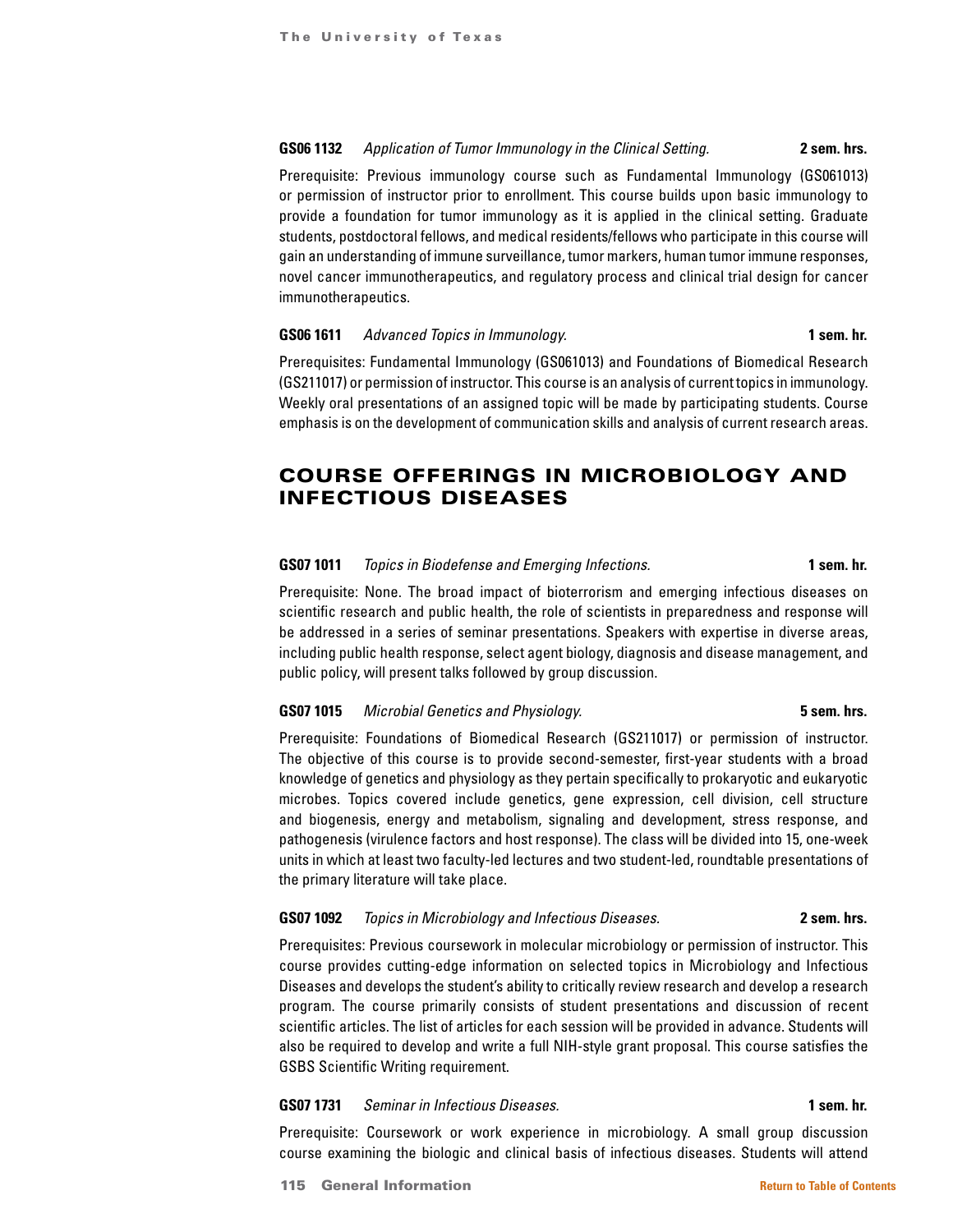**GS06 1132** *Application of Tumor Immunology in the Clinical Setting.* **2 sem. hrs.**

Prerequisite: Previous immunology course such as Fundamental Immunology (GS061013) or permission of instructor prior to enrollment. This course builds upon basic immunology to provide a foundation for tumor immunology as it is applied in the clinical setting. Graduate students, postdoctoral fellows, and medical residents/fellows who participate in this course will gain an understanding of immune surveillance, tumor markers, human tumor immune responses, novel cancer immunotherapeutics, and regulatory process and clinical trial design for cancer immunotherapeutics.

**GS06 1611** *Advanced Topics in Immunology.* **1 sem. hr.**

Prerequisites: Fundamental Immunology (GS061013) and Foundations of Biomedical Research (GS211017) or permission of instructor. This course is an analysis of current topics in immunology. Weekly oral presentations of an assigned topic will be made by participating students. Course emphasis is on the development of communication skills and analysis of current research areas.

## COURSE OFFERINGS IN MICROBIOLOGY AND INFECTIOUS DISEASES

**GS07 1011** *Topics in Biodefense and Emerging Infections.* **1 sem. hr.**

Prerequisite: None. The broad impact of bioterrorism and emerging infectious diseases on scientific research and public health, the role of scientists in preparedness and response will be addressed in a series of seminar presentations. Speakers with expertise in diverse areas, including public health response, select agent biology, diagnosis and disease management, and public policy, will present talks followed by group discussion.

**GS07 1015** *Microbial Genetics and Physiology.* **5 sem. hrs.**

Prerequisite: Foundations of Biomedical Research (GS211017) or permission of instructor. The objective of this course is to provide second-semester, first-year students with a broad knowledge of genetics and physiology as they pertain specifically to prokaryotic and eukaryotic microbes. Topics covered include genetics, gene expression, cell division, cell structure and biogenesis, energy and metabolism, signaling and development, stress response, and pathogenesis (virulence factors and host response). The class will be divided into 15, one-week units in which at least two faculty-led lectures and two student-led, roundtable presentations of the primary literature will take place.

**GS07 1092** *Topics in Microbiology and Infectious Diseases.* **2 sem. hrs.**

Prerequisites: Previous coursework in molecular microbiology or permission of instructor. This course provides cutting-edge information on selected topics in Microbiology and Infectious Diseases and develops the student's ability to critically review research and develop a research program. The course primarily consists of student presentations and discussion of recent scientific articles. The list of articles for each session will be provided in advance. Students will also be required to develop and write a full NIH-style grant proposal. This course satisfies the GSBS Scientific Writing requirement.

**GS07 1731** *Seminar in Infectious Diseases.* **1 sem. hr.**

Prerequisite: Coursework or work experience in microbiology. A small group discussion course examining the biologic and clinical basis of infectious diseases. Students will attend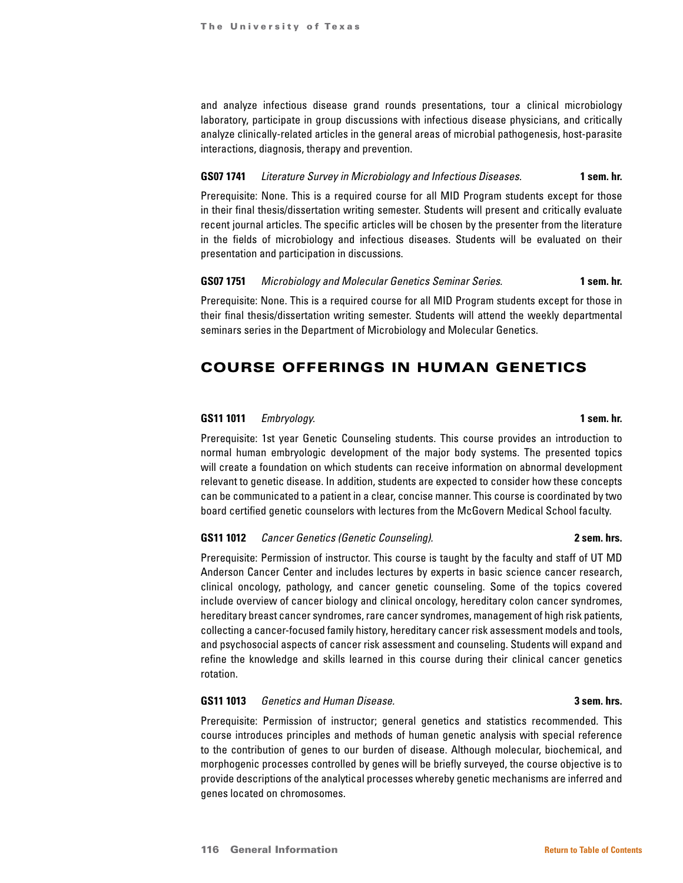and analyze infectious disease grand rounds presentations, tour a clinical microbiology laboratory, participate in group discussions with infectious disease physicians, and critically analyze clinically-related articles in the general areas of microbial pathogenesis, host-parasite interactions, diagnosis, therapy and prevention.

**GS07 1741** *Literature Survey in Microbiology and Infectious Diseases.* **1 sem. hr.**

Prerequisite: None. This is a required course for all MID Program students except for those in their final thesis/dissertation writing semester. Students will present and critically evaluate recent journal articles. The specific articles will be chosen by the presenter from the literature in the fields of microbiology and infectious diseases. Students will be evaluated on their presentation and participation in discussions.

**GS07 1751** *Microbiology and Molecular Genetics Seminar Series.* **1 sem. hr.**

Prerequisite: None. This is a required course for all MID Program students except for those in their final thesis/dissertation writing semester. Students will attend the weekly departmental seminars series in the Department of Microbiology and Molecular Genetics.

## COURSE OFFERINGS IN HUMAN GENETICS

**GS11 1011** *Embryology.* **1 sem. hr.**

Prerequisite: 1st year Genetic Counseling students. This course provides an introduction to normal human embryologic development of the major body systems. The presented topics will create a foundation on which students can receive information on abnormal development relevant to genetic disease. In addition, students are expected to consider how these concepts can be communicated to a patient in a clear, concise manner. This course is coordinated by two board certified genetic counselors with lectures from the McGovern Medical School faculty.

**GS11 1012** *Cancer Genetics (Genetic Counseling).* **2 sem. hrs.**

Prerequisite: Permission of instructor. This course is taught by the faculty and staff of UT MD Anderson Cancer Center and includes lectures by experts in basic science cancer research, clinical oncology, pathology, and cancer genetic counseling. Some of the topics covered include overview of cancer biology and clinical oncology, hereditary colon cancer syndromes, hereditary breast cancer syndromes, rare cancer syndromes, management of high risk patients, collecting a cancer-focused family history, hereditary cancer risk assessment models and tools, and psychosocial aspects of cancer risk assessment and counseling. Students will expand and refine the knowledge and skills learned in this course during their clinical cancer genetics rotation.

**GS11 1013** *Genetics and Human Disease.* **3 sem. hrs.**

Prerequisite: Permission of instructor; general genetics and statistics recommended. This course introduces principles and methods of human genetic analysis with special reference to the contribution of genes to our burden of disease. Although molecular, biochemical, and morphogenic processes controlled by genes will be briefly surveyed, the course objective is to provide descriptions of the analytical processes whereby genetic mechanisms are inferred and genes located on chromosomes.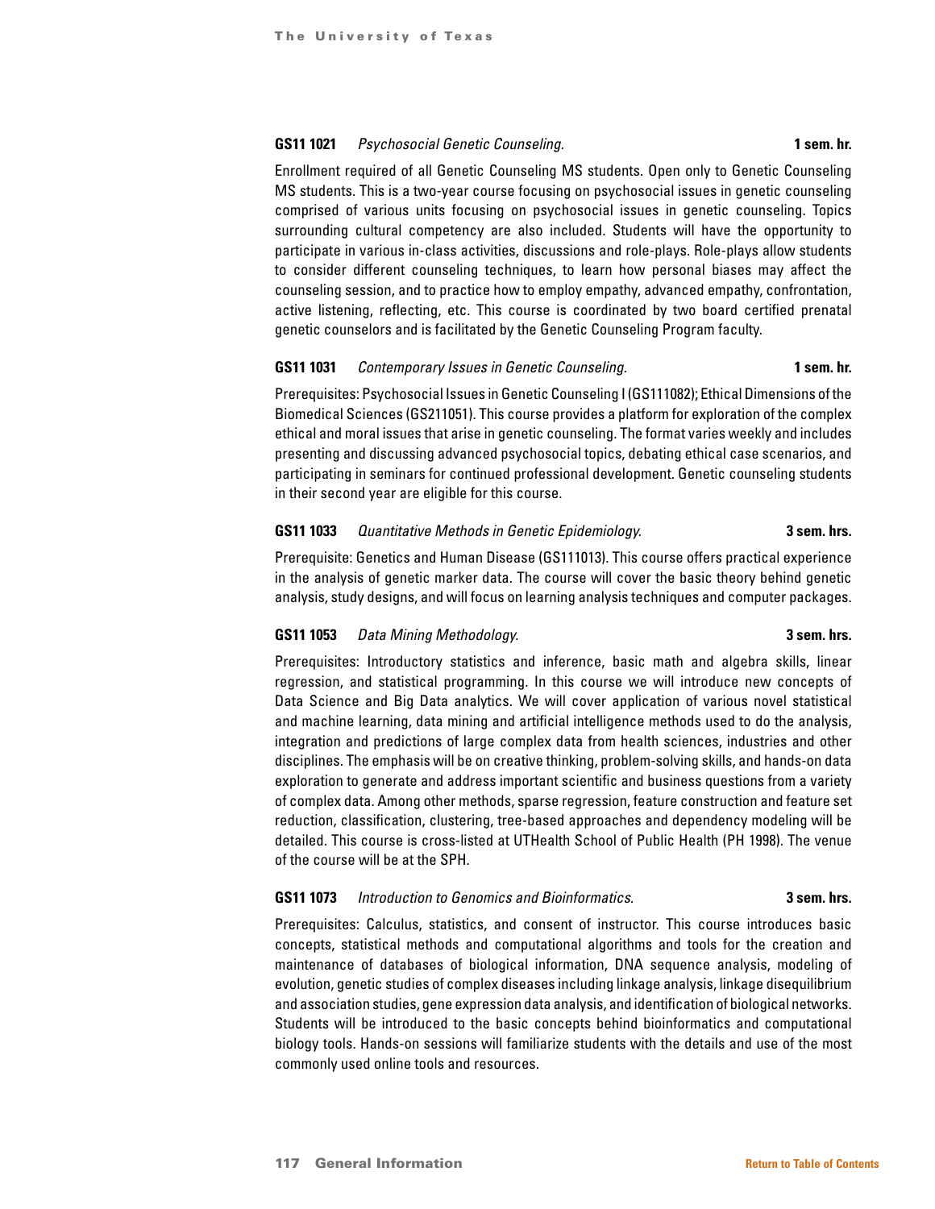**GS11 1021** *Psychosocial Genetic Counseling.* **1 sem. hr.**

Enrollment required of all Genetic Counseling MS students. Open only to Genetic Counseling MS students. This is a two-year course focusing on psychosocial issues in genetic counseling comprised of various units focusing on psychosocial issues in genetic counseling. Topics surrounding cultural competency are also included. Students will have the opportunity to participate in various in-class activities, discussions and role-plays. Role-plays allow students to consider different counseling techniques, to learn how personal biases may affect the counseling session, and to practice how to employ empathy, advanced empathy, confrontation, active listening, reflecting, etc. This course is coordinated by two board certified prenatal genetic counselors and is facilitated by the Genetic Counseling Program faculty.

**GS11 1031** *Contemporary Issues in Genetic Counseling.* **1 sem. hr.**

Prerequisites: Psychosocial Issues in Genetic Counseling I (GS111082); Ethical Dimensions of the Biomedical Sciences (GS211051). This course provides a platform for exploration of the complex ethical and moral issues that arise in genetic counseling. The format varies weekly and includes presenting and discussing advanced psychosocial topics, debating ethical case scenarios, and participating in seminars for continued professional development. Genetic counseling students in their second year are eligible for this course.

**GS11 1033** *Quantitative Methods in Genetic Epidemiology.* **3 sem. hrs.**

Prerequisite: Genetics and Human Disease (GS111013). This course offers practical experience in the analysis of genetic marker data. The course will cover the basic theory behind genetic analysis, study designs, and will focus on learning analysis techniques and computer packages.

**GS11 1053** *Data Mining Methodology.* **3 sem. hrs.**

Prerequisites: Introductory statistics and inference, basic math and algebra skills, linear regression, and statistical programming. In this course we will introduce new concepts of Data Science and Big Data analytics. We will cover application of various novel statistical and machine learning, data mining and artificial intelligence methods used to do the analysis, integration and predictions of large complex data from health sciences, industries and other disciplines. The emphasis will be on creative thinking, problem-solving skills, and hands-on data exploration to generate and address important scientific and business questions from a variety of complex data. Among other methods, sparse regression, feature construction and feature set reduction, classification, clustering, tree-based approaches and dependency modeling will be detailed. This course is cross-listed at UTHealth School of Public Health (PH 1998). The venue of the course will be at the SPH.

**GS11 1073** *Introduction to Genomics and Bioinformatics.* **3 sem. hrs.**

Prerequisites: Calculus, statistics, and consent of instructor. This course introduces basic concepts, statistical methods and computational algorithms and tools for the creation and maintenance of databases of biological information, DNA sequence analysis, modeling of evolution, genetic studies of complex diseases including linkage analysis, linkage disequilibrium and association studies, gene expression data analysis, and identification of biological networks. Students will be introduced to the basic concepts behind bioinformatics and computational biology tools. Hands-on sessions will familiarize students with the details and use of the most commonly used online tools and resources.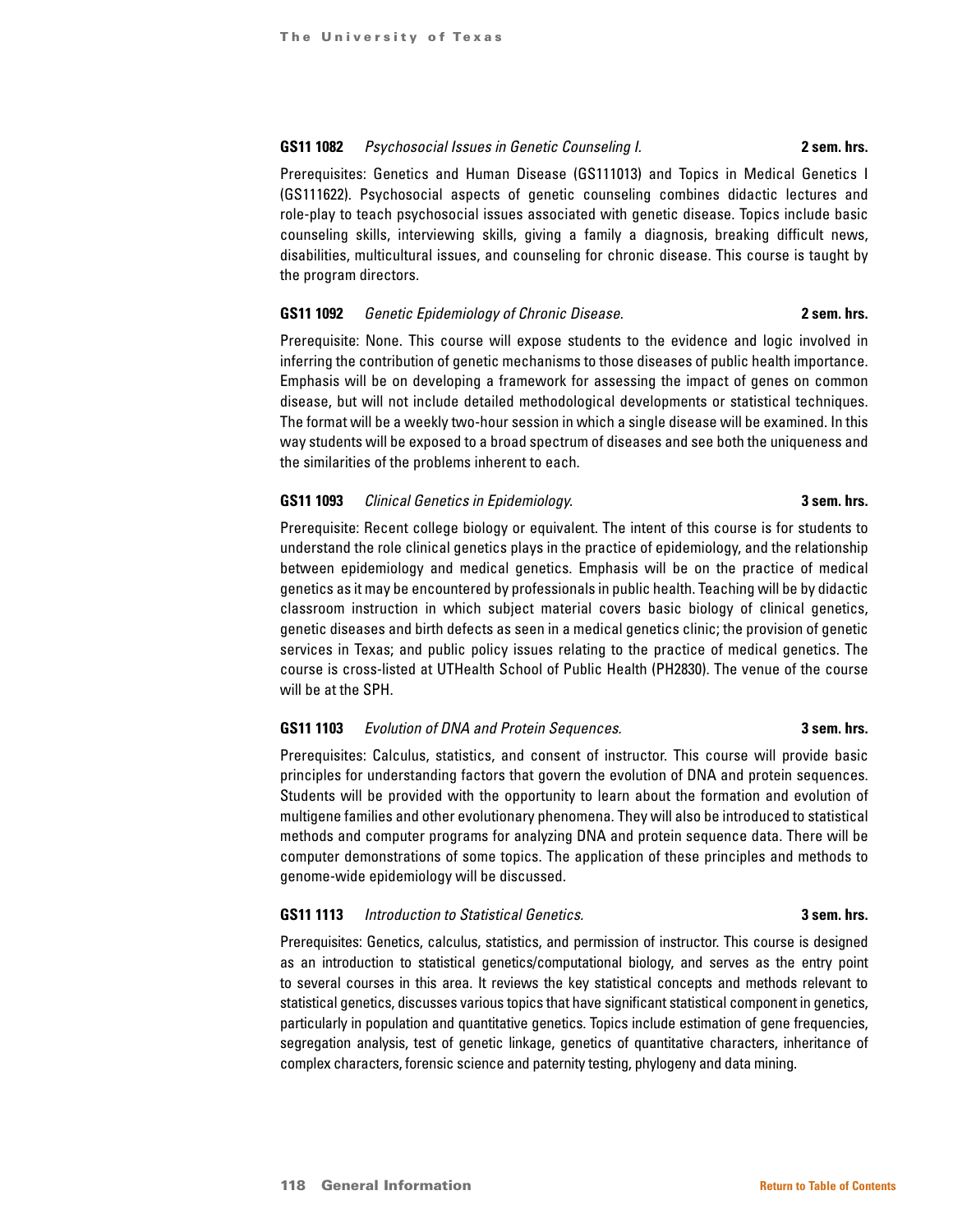**GS11 1082** *Psychosocial Issues in Genetic Counseling I.* **2 sem. hrs.**

Prerequisites: Genetics and Human Disease (GS111013) and Topics in Medical Genetics I (GS111622). Psychosocial aspects of genetic counseling combines didactic lectures and role-play to teach psychosocial issues associated with genetic disease. Topics include basic counseling skills, interviewing skills, giving a family a diagnosis, breaking difficult news, disabilities, multicultural issues, and counseling for chronic disease. This course is taught by the program directors.

**GS11 1092** *Genetic Epidemiology of Chronic Disease.* **2 sem. hrs.**

Prerequisite: None. This course will expose students to the evidence and logic involved in inferring the contribution of genetic mechanisms to those diseases of public health importance. Emphasis will be on developing a framework for assessing the impact of genes on common disease, but will not include detailed methodological developments or statistical techniques. The format will be a weekly two-hour session in which a single disease will be examined. In this way students will be exposed to a broad spectrum of diseases and see both the uniqueness and the similarities of the problems inherent to each.

**GS11 1093** *Clinical Genetics in Epidemiology.* **3 sem. hrs.**

Prerequisite: Recent college biology or equivalent. The intent of this course is for students to understand the role clinical genetics plays in the practice of epidemiology, and the relationship between epidemiology and medical genetics. Emphasis will be on the practice of medical genetics as it may be encountered by professionals in public health. Teaching will be by didactic classroom instruction in which subject material covers basic biology of clinical genetics, genetic diseases and birth defects as seen in a medical genetics clinic; the provision of genetic services in Texas; and public policy issues relating to the practice of medical genetics. The course is cross-listed at UTHealth School of Public Health (PH2830). The venue of the course will be at the SPH.

**GS11 1103** *Evolution of DNA and Protein Sequences.* **3 sem. hrs.**

Prerequisites: Calculus, statistics, and consent of instructor. This course will provide basic principles for understanding factors that govern the evolution of DNA and protein sequences. Students will be provided with the opportunity to learn about the formation and evolution of multigene families and other evolutionary phenomena. They will also be introduced to statistical methods and computer programs for analyzing DNA and protein sequence data. There will be computer demonstrations of some topics. The application of these principles and methods to genome-wide epidemiology will be discussed.

**GS11 1113** *Introduction to Statistical Genetics.* **3 sem. hrs.**

Prerequisites: Genetics, calculus, statistics, and permission of instructor. This course is designed as an introduction to statistical genetics/computational biology, and serves as the entry point to several courses in this area. It reviews the key statistical concepts and methods relevant to statistical genetics, discusses various topics that have significant statistical component in genetics, particularly in population and quantitative genetics. Topics include estimation of gene frequencies, segregation analysis, test of genetic linkage, genetics of quantitative characters, inheritance of complex characters, forensic science and paternity testing, phylogeny and data mining.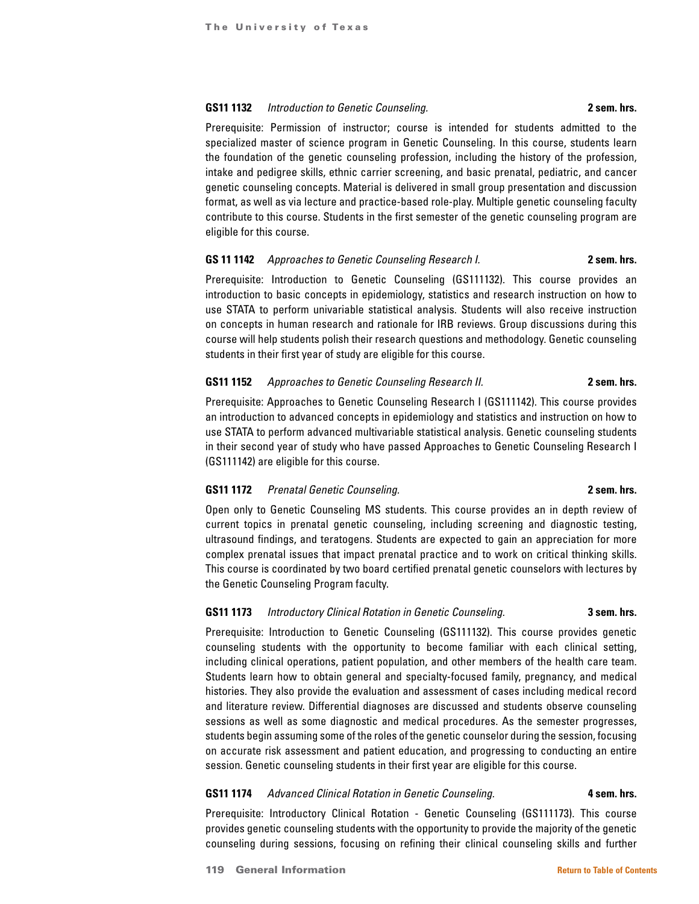**GS11 1132** *Introduction to Genetic Counseling.* **2 sem. hrs.**

Prerequisite: Permission of instructor; course is intended for students admitted to the specialized master of science program in Genetic Counseling. In this course, students learn the foundation of the genetic counseling profession, including the history of the profession, intake and pedigree skills, ethnic carrier screening, and basic prenatal, pediatric, and cancer genetic counseling concepts. Material is delivered in small group presentation and discussion format, as well as via lecture and practice-based role-play. Multiple genetic counseling faculty contribute to this course. Students in the first semester of the genetic counseling program are eligible for this course.

**GS 11 1142** *Approaches to Genetic Counseling Research I.* **2 sem. hrs.**

Prerequisite: Introduction to Genetic Counseling (GS111132). This course provides an introduction to basic concepts in epidemiology, statistics and research instruction on how to use STATA to perform univariable statistical analysis. Students will also receive instruction on concepts in human research and rationale for IRB reviews. Group discussions during this course will help students polish their research questions and methodology. Genetic counseling students in their first year of study are eligible for this course.

**GS11 1152** *Approaches to Genetic Counseling Research II.* **2 sem. hrs.**

Prerequisite: Approaches to Genetic Counseling Research I (GS111142). This course provides an introduction to advanced concepts in epidemiology and statistics and instruction on how to use STATA to perform advanced multivariable statistical analysis. Genetic counseling students in their second year of study who have passed Approaches to Genetic Counseling Research I (GS111142) are eligible for this course.

**GS11 1172** *Prenatal Genetic Counseling.* **2 sem. hrs.**

Open only to Genetic Counseling MS students. This course provides an in depth review of current topics in prenatal genetic counseling, including screening and diagnostic testing, ultrasound findings, and teratogens. Students are expected to gain an appreciation for more complex prenatal issues that impact prenatal practice and to work on critical thinking skills. This course is coordinated by two board certified prenatal genetic counselors with lectures by the Genetic Counseling Program faculty.

**GS11 1173** *Introductory Clinical Rotation in Genetic Counseling.* **3 sem. hrs.**

Prerequisite: Introduction to Genetic Counseling (GS111132). This course provides genetic counseling students with the opportunity to become familiar with each clinical setting, including clinical operations, patient population, and other members of the health care team. Students learn how to obtain general and specialty-focused family, pregnancy, and medical histories. They also provide the evaluation and assessment of cases including medical record and literature review. Differential diagnoses are discussed and students observe counseling sessions as well as some diagnostic and medical procedures. As the semester progresses, students begin assuming some of the roles of the genetic counselor during the session, focusing on accurate risk assessment and patient education, and progressing to conducting an entire session. Genetic counseling students in their first year are eligible for this course.

**GS11 1174** *Advanced Clinical Rotation in Genetic Counseling.* **4 sem. hrs.**

Prerequisite: Introductory Clinical Rotation - Genetic Counseling (GS111173). This course provides genetic counseling students with the opportunity to provide the majority of the genetic counseling during sessions, focusing on refining their clinical counseling skills and further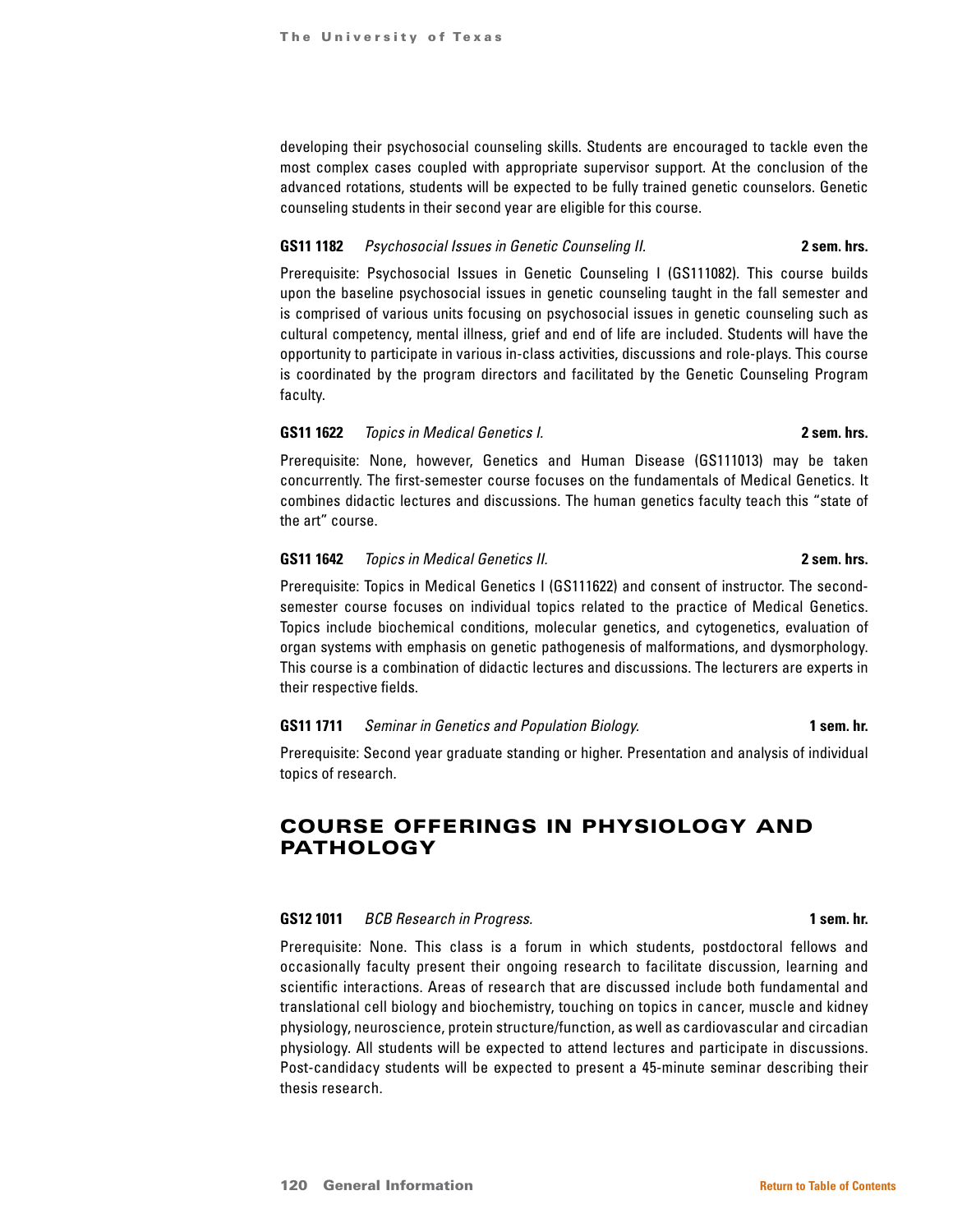developing their psychosocial counseling skills. Students are encouraged to tackle even the most complex cases coupled with appropriate supervisor support. At the conclusion of the advanced rotations, students will be expected to be fully trained genetic counselors. Genetic counseling students in their second year are eligible for this course.

**GS11 1182** *Psychosocial Issues in Genetic Counseling II.* **2 sem. hrs.**

Prerequisite: Psychosocial Issues in Genetic Counseling I (GS111082). This course builds upon the baseline psychosocial issues in genetic counseling taught in the fall semester and is comprised of various units focusing on psychosocial issues in genetic counseling such as cultural competency, mental illness, grief and end of life are included. Students will have the opportunity to participate in various in-class activities, discussions and role-plays. This course is coordinated by the program directors and facilitated by the Genetic Counseling Program faculty.

**GS11 1622** *Topics in Medical Genetics I.* **2 sem. hrs.**

Prerequisite: None, however, Genetics and Human Disease (GS111013) may be taken concurrently. The first-semester course focuses on the fundamentals of Medical Genetics. It combines didactic lectures and discussions. The human genetics faculty teach this "state of the art" course.

**GS11 1642** *Topics in Medical Genetics II.* **2 sem. hrs.**

Prerequisite: Topics in Medical Genetics I (GS111622) and consent of instructor. The second-semester course focuses on individual topics related to the practice of Medical Genetics. Topics include biochemical conditions, molecular genetics, and cytogenetics, evaluation of organ systems with emphasis on genetic pathogenesis of malformations, and dysmorphology. This course is a combination of didactic lectures and discussions. The lecturers are experts in their respective fields.

**GS11 1711** *Seminar in Genetics and Population Biology.* **1 sem. hr.**

Prerequisite: Second year graduate standing or higher. Presentation and analysis of individual topics of research.

## COURSE OFFERINGS IN PHYSIOLOGY AND PATHOLOGY

**GS12 1011** *BCB Research in Progress.* **1 sem. hr.**

Prerequisite: None. This class is a forum in which students, postdoctoral fellows and occasionally faculty present their ongoing research to facilitate discussion, learning and scientific interactions. Areas of research that are discussed include both fundamental and translational cell biology and biochemistry, touching on topics in cancer, muscle and kidney physiology, neuroscience, protein structure/function, as well as cardiovascular and circadian physiology. All students will be expected to attend lectures and participate in discussions. Post-candidacy students will be expected to present a 45-minute seminar describing their thesis research.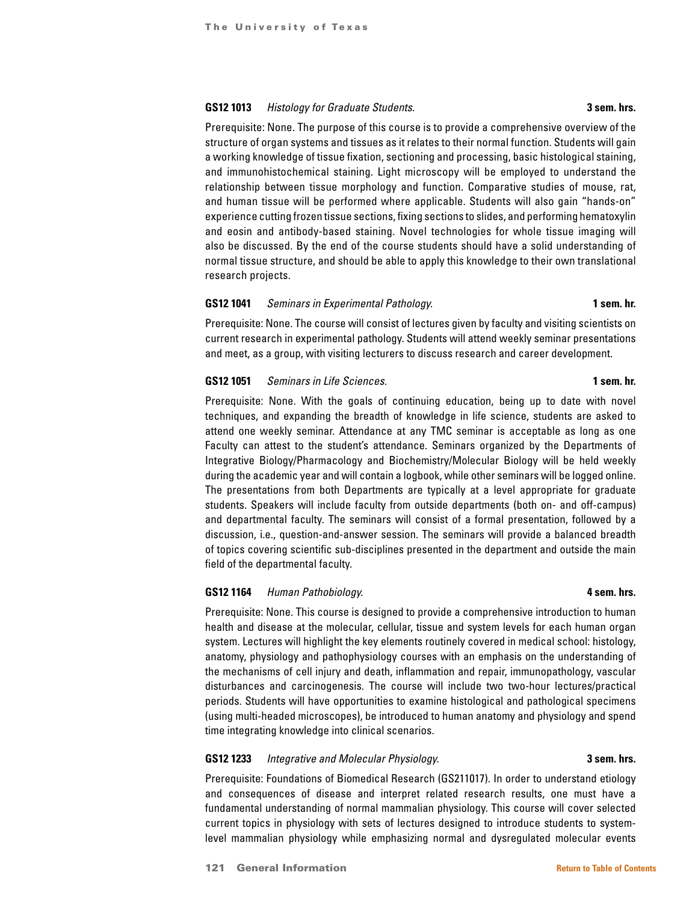**GS12 1013** *Histology for Graduate Students.* **3 sem. hrs.**

Prerequisite: None. The purpose of this course is to provide a comprehensive overview of the structure of organ systems and tissues as it relates to their normal function. Students will gain a working knowledge of tissue fixation, sectioning and processing, basic histological staining, and immunohistochemical staining. Light microscopy will be employed to understand the relationship between tissue morphology and function. Comparative studies of mouse, rat, and human tissue will be performed where applicable. Students will also gain "hands-on" experience cutting frozen tissue sections, fixing sections to slides, and performing hematoxylin and eosin and antibody-based staining. Novel technologies for whole tissue imaging will also be discussed. By the end of the course students should have a solid understanding of normal tissue structure, and should be able to apply this knowledge to their own translational research projects.

**GS12 1041** *Seminars in Experimental Pathology.* **1 sem. hr.**

Prerequisite: None. The course will consist of lectures given by faculty and visiting scientists on current research in experimental pathology. Students will attend weekly seminar presentations and meet, as a group, with visiting lecturers to discuss research and career development.

**GS12 1051** *Seminars in Life Sciences.* **1 sem. hr.**

Prerequisite: None. With the goals of continuing education, being up to date with novel techniques, and expanding the breadth of knowledge in life science, students are asked to attend one weekly seminar. Attendance at any TMC seminar is acceptable as long as one Faculty can attest to the student's attendance. Seminars organized by the Departments of Integrative Biology/Pharmacology and Biochemistry/Molecular Biology will be held weekly during the academic year and will contain a logbook, while other seminars will be logged online. The presentations from both Departments are typically at a level appropriate for graduate students. Speakers will include faculty from outside departments (both on- and off-campus) and departmental faculty. The seminars will consist of a formal presentation, followed by a discussion, i.e., question-and-answer session. The seminars will provide a balanced breadth of topics covering scientific sub-disciplines presented in the department and outside the main field of the departmental faculty.

**GS12 1164** *Human Pathobiology.* **4 sem. hrs.**

Prerequisite: None. This course is designed to provide a comprehensive introduction to human health and disease at the molecular, cellular, tissue and system levels for each human organ system. Lectures will highlight the key elements routinely covered in medical school: histology, anatomy, physiology and pathophysiology courses with an emphasis on the understanding of the mechanisms of cell injury and death, inflammation and repair, immunopathology, vascular disturbances and carcinogenesis. The course will include two two-hour lectures/practical periods. Students will have opportunities to examine histological and pathological specimens (using multi-headed microscopes), be introduced to human anatomy and physiology and spend time integrating knowledge into clinical scenarios.

**GS12 1233** *Integrative and Molecular Physiology.* **3 sem. hrs.**

Prerequisite: Foundations of Biomedical Research (GS211017). In order to understand etiology and consequences of disease and interpret related research results, one must have a fundamental understanding of normal mammalian physiology. This course will cover selected current topics in physiology with sets of lectures designed to introduce students to system-level mammalian physiology while emphasizing normal and dysregulated molecular events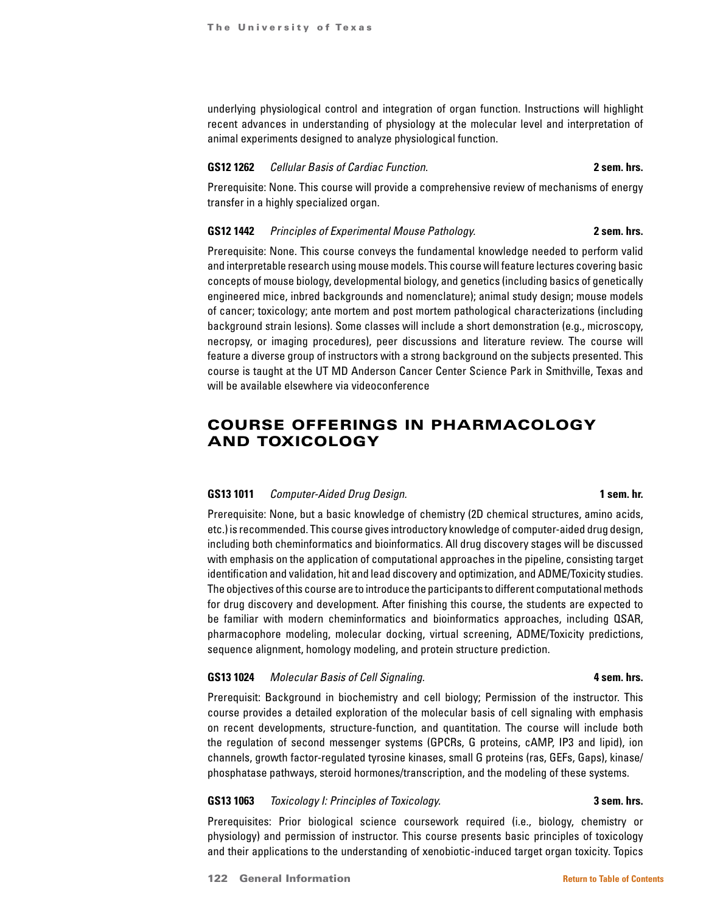underlying physiological control and integration of organ function. Instructions will highlight recent advances in understanding of physiology at the molecular level and interpretation of animal experiments designed to analyze physiological function.

**GS12 1262** *Cellular Basis of Cardiac Function.* **2 sem. hrs.**

Prerequisite: None. This course will provide a comprehensive review of mechanisms of energy transfer in a highly specialized organ.

**GS12 1442** *Principles of Experimental Mouse Pathology.* **2 sem. hrs.**

Prerequisite: None. This course conveys the fundamental knowledge needed to perform valid and interpretable research using mouse models. This course will feature lectures covering basic concepts of mouse biology, developmental biology, and genetics (including basics of genetically engineered mice, inbred backgrounds and nomenclature); animal study design; mouse models of cancer; toxicology; ante mortem and post mortem pathological characterizations (including background strain lesions). Some classes will include a short demonstration (e.g., microscopy, necropsy, or imaging procedures), peer discussions and literature review. The course will feature a diverse group of instructors with a strong background on the subjects presented. This course is taught at the UT MD Anderson Cancer Center Science Park in Smithville, Texas and will be available elsewhere via videoconference

## COURSE OFFERINGS IN PHARMACOLOGY AND TOXICOLOGY

**GS13 1011** *Computer-Aided Drug Design.* **1 sem. hr.**

Prerequisite: None, but a basic knowledge of chemistry (2D chemical structures, amino acids, etc.) is recommended. This course gives introductory knowledge of computer-aided drug design, including both cheminformatics and bioinformatics. All drug discovery stages will be discussed with emphasis on the application of computational approaches in the pipeline, consisting target identification and validation, hit and lead discovery and optimization, and ADME/Toxicity studies. The objectives of this course are to introduce the participants to different computational methods for drug discovery and development. After finishing this course, the students are expected to be familiar with modern cheminformatics and bioinformatics approaches, including QSAR, pharmacophore modeling, molecular docking, virtual screening, ADME/Toxicity predictions, sequence alignment, homology modeling, and protein structure prediction.

**GS13 1024** *Molecular Basis of Cell Signaling.* **4 sem. hrs.**

Prerequisit: Background in biochemistry and cell biology; Permission of the instructor. This course provides a detailed exploration of the molecular basis of cell signaling with emphasis on recent developments, structure-function, and quantitation. The course will include both the regulation of second messenger systems (GPCRs, G proteins, cAMP, IP3 and lipid), ion channels, growth factor-regulated tyrosine kinases, small G proteins (ras, GEFs, Gaps), kinase/phosphatase pathways, steroid hormones/transcription, and the modeling of these systems.

**GS13 1063** *Toxicology I: Principles of Toxicology.* **3 sem. hrs.**

Prerequisites: Prior biological science coursework required (i.e., biology, chemistry or physiology) and permission of instructor. This course presents basic principles of toxicology and their applications to the understanding of xenobiotic-induced target organ toxicity. Topics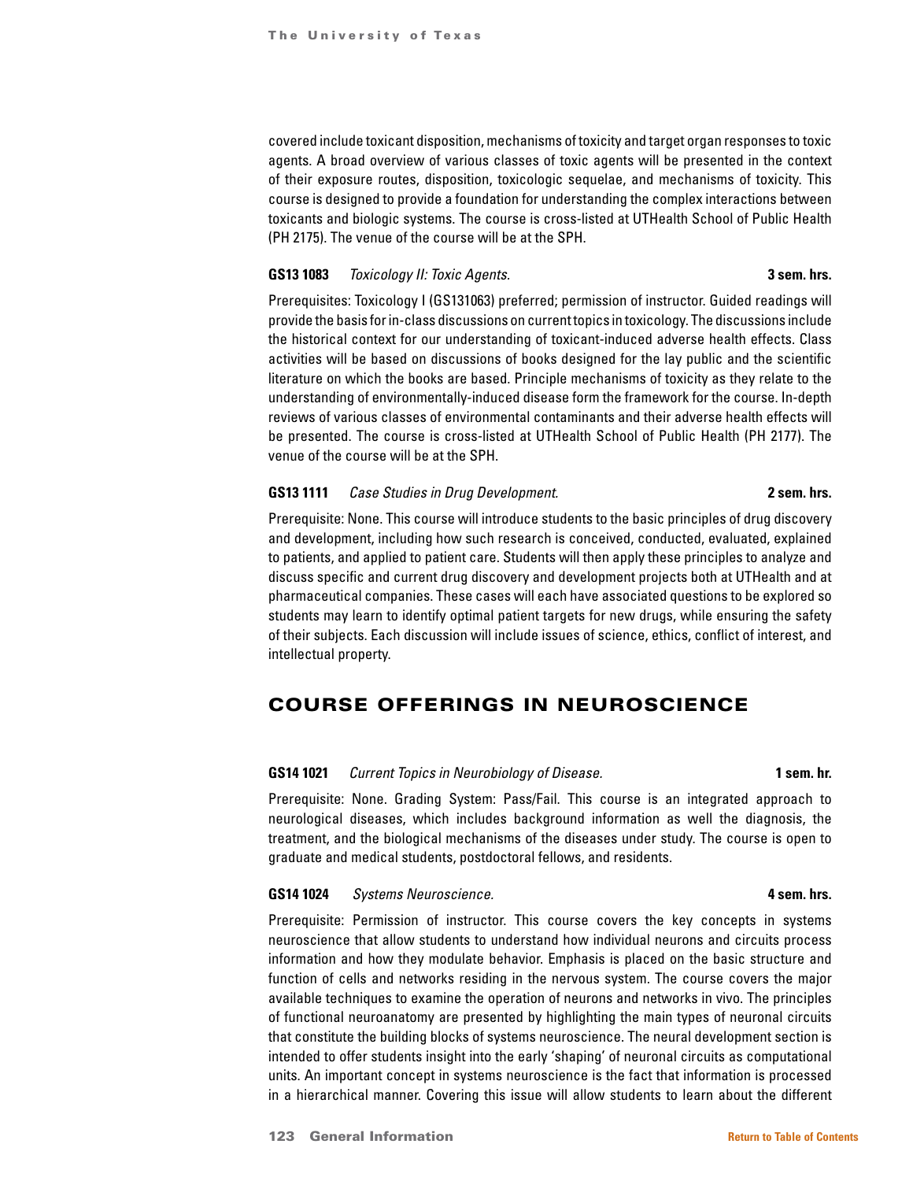covered include toxicant disposition, mechanisms of toxicity and target organ responses to toxic agents. A broad overview of various classes of toxic agents will be presented in the context of their exposure routes, disposition, toxicologic sequelae, and mechanisms of toxicity. This course is designed to provide a foundation for understanding the complex interactions between toxicants and biologic systems. The course is cross-listed at UTHealth School of Public Health (PH 2175). The venue of the course will be at the SPH.

**GS13 1083** *Toxicology II: Toxic Agents.* **3 sem. hrs.**

Prerequisites: Toxicology I (GS131063) preferred; permission of instructor. Guided readings will provide the basis for in-class discussions on current topics in toxicology. The discussions include the historical context for our understanding of toxicant-induced adverse health effects. Class activities will be based on discussions of books designed for the lay public and the scientific literature on which the books are based. Principle mechanisms of toxicity as they relate to the understanding of environmentally-induced disease form the framework for the course. In-depth reviews of various classes of environmental contaminants and their adverse health effects will be presented. The course is cross-listed at UTHealth School of Public Health (PH 2177). The venue of the course will be at the SPH.

**GS13 1111** *Case Studies in Drug Development.* **2 sem. hrs.**

Prerequisite: None. This course will introduce students to the basic principles of drug discovery and development, including how such research is conceived, conducted, evaluated, explained to patients, and applied to patient care. Students will then apply these principles to analyze and discuss specific and current drug discovery and development projects both at UTHealth and at pharmaceutical companies. These cases will each have associated questions to be explored so students may learn to identify optimal patient targets for new drugs, while ensuring the safety of their subjects. Each discussion will include issues of science, ethics, conflict of interest, and intellectual property.

## COURSE OFFERINGS IN NEUROSCIENCE

**GS14 1021** *Current Topics in Neurobiology of Disease.* **1 sem. hr.**

Prerequisite: None. Grading System: Pass/Fail. This course is an integrated approach to neurological diseases, which includes background information as well the diagnosis, the treatment, and the biological mechanisms of the diseases under study. The course is open to graduate and medical students, postdoctoral fellows, and residents.

**GS14 1024** *Systems Neuroscience.* **4 sem. hrs.**

Prerequisite: Permission of instructor. This course covers the key concepts in systems neuroscience that allow students to understand how individual neurons and circuits process information and how they modulate behavior. Emphasis is placed on the basic structure and function of cells and networks residing in the nervous system. The course covers the major available techniques to examine the operation of neurons and networks in vivo. The principles of functional neuroanatomy are presented by highlighting the main types of neuronal circuits that constitute the building blocks of systems neuroscience. The neural development section is intended to offer students insight into the early 'shaping' of neuronal circuits as computational units. An important concept in systems neuroscience is the fact that information is processed in a hierarchical manner. Covering this issue will allow students to learn about the different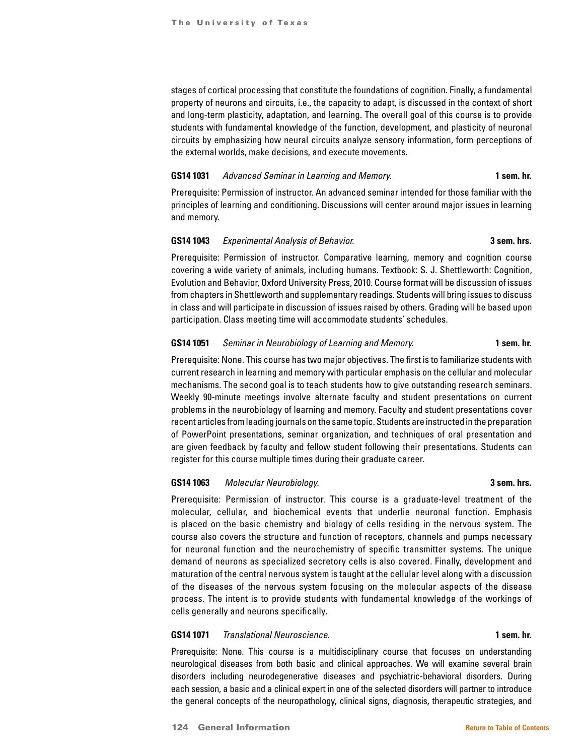stages of cortical processing that constitute the foundations of cognition. Finally, a fundamental property of neurons and circuits, i.e., the capacity to adapt, is discussed in the context of short and long-term plasticity, adaptation, and learning. The overall goal of this course is to provide students with fundamental knowledge of the function, development, and plasticity of neuronal circuits by emphasizing how neural circuits analyze sensory information, form perceptions of the external worlds, make decisions, and execute movements.

**GS14 1031** *Advanced Seminar in Learning and Memory.* **1 sem. hr.**

Prerequisite: Permission of instructor. An advanced seminar intended for those familiar with the principles of learning and conditioning. Discussions will center around major issues in learning and memory.

**GS14 1043** *Experimental Analysis of Behavior.* **3 sem. hrs.**

Prerequisite: Permission of instructor. Comparative learning, memory and cognition course covering a wide variety of animals, including humans. Textbook: S. J. Shettleworth: Cognition, Evolution and Behavior, Oxford University Press, 2010. Course format will be discussion of issues from chapters in Shettleworth and supplementary readings. Students will bring issues to discuss in class and will participate in discussion of issues raised by others. Grading will be based upon participation. Class meeting time will accommodate students' schedules.

**GS14 1051** *Seminar in Neurobiology of Learning and Memory.* **1 sem. hr.**

Prerequisite: None. This course has two major objectives. The first is to familiarize students with current research in learning and memory with particular emphasis on the cellular and molecular mechanisms. The second goal is to teach students how to give outstanding research seminars. Weekly 90-minute meetings involve alternate faculty and student presentations on current problems in the neurobiology of learning and memory. Faculty and student presentations cover recent articles from leading journals on the same topic. Students are instructed in the preparation of PowerPoint presentations, seminar organization, and techniques of oral presentation and are given feedback by faculty and fellow student following their presentations. Students can register for this course multiple times during their graduate career.

**GS14 1063** *Molecular Neurobiology.* **3 sem. hrs.**

Prerequisite: Permission of instructor. This course is a graduate-level treatment of the molecular, cellular, and biochemical events that underlie neuronal function. Emphasis is placed on the basic chemistry and biology of cells residing in the nervous system. The course also covers the structure and function of receptors, channels and pumps necessary for neuronal function and the neurochemistry of specific transmitter systems. The unique demand of neurons as specialized secretory cells is also covered. Finally, development and maturation of the central nervous system is taught at the cellular level along with a discussion of the diseases of the nervous system focusing on the molecular aspects of the disease process. The intent is to provide students with fundamental knowledge of the workings of cells generally and neurons specifically.

**GS14 1071** *Translational Neuroscience.* **1 sem. hr.**

Prerequisite: None. This course is a multidisciplinary course that focuses on understanding neurological diseases from both basic and clinical approaches. We will examine several brain disorders including neurodegenerative diseases and psychiatric-behavioral disorders. During each session, a basic and a clinical expert in one of the selected disorders will partner to introduce the general concepts of the neuropathology, clinical signs, diagnosis, therapeutic strategies, and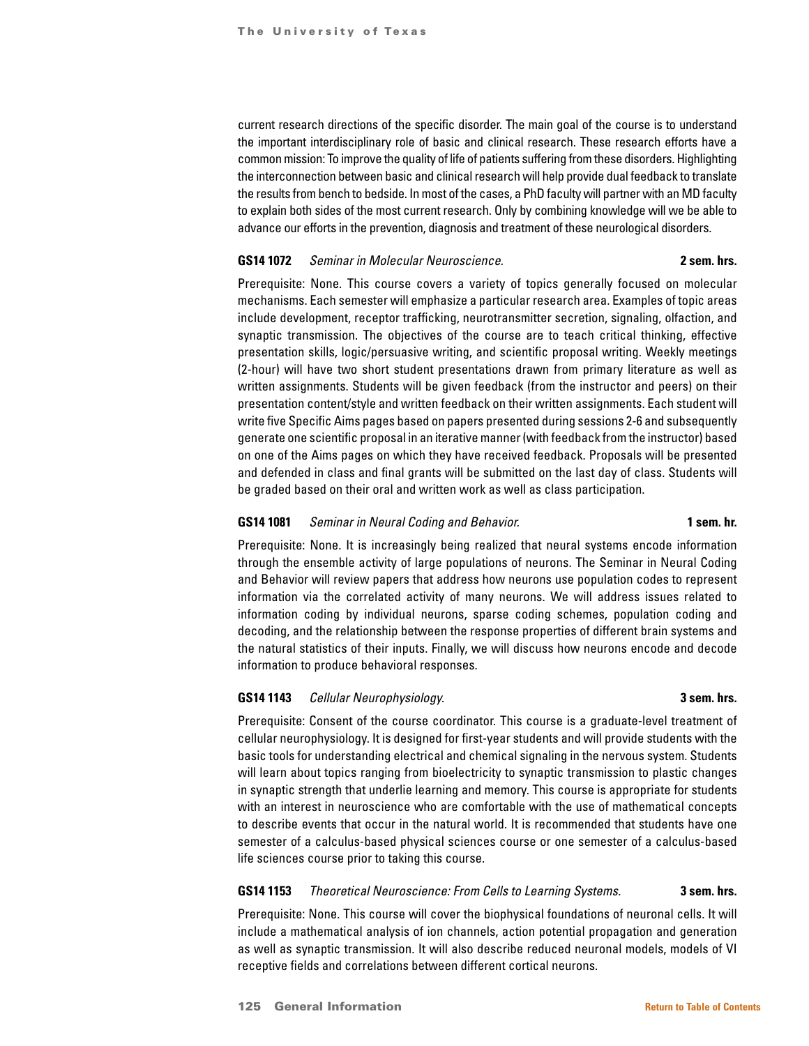current research directions of the specific disorder. The main goal of the course is to understand the important interdisciplinary role of basic and clinical research. These research efforts have a common mission: To improve the quality of life of patients suffering from these disorders. Highlighting the interconnection between basic and clinical research will help provide dual feedback to translate the results from bench to bedside. In most of the cases, a PhD faculty will partner with an MD faculty to explain both sides of the most current research. Only by combining knowledge will we be able to advance our efforts in the prevention, diagnosis and treatment of these neurological disorders.

**GS14 1072** *Seminar in Molecular Neuroscience.* **2 sem. hrs.**

Prerequisite: None. This course covers a variety of topics generally focused on molecular mechanisms. Each semester will emphasize a particular research area. Examples of topic areas include development, receptor trafficking, neurotransmitter secretion, signaling, olfaction, and synaptic transmission. The objectives of the course are to teach critical thinking, effective presentation skills, logic/persuasive writing, and scientific proposal writing. Weekly meetings (2-hour) will have two short student presentations drawn from primary literature as well as written assignments. Students will be given feedback (from the instructor and peers) on their presentation content/style and written feedback on their written assignments. Each student will write five Specific Aims pages based on papers presented during sessions 2-6 and subsequently generate one scientific proposal in an iterative manner (with feedback from the instructor) based on one of the Aims pages on which they have received feedback. Proposals will be presented and defended in class and final grants will be submitted on the last day of class. Students will be graded based on their oral and written work as well as class participation.

**GS14 1081** *Seminar in Neural Coding and Behavior.* **1 sem. hr.**

Prerequisite: None. It is increasingly being realized that neural systems encode information through the ensemble activity of large populations of neurons. The Seminar in Neural Coding and Behavior will review papers that address how neurons use population codes to represent information via the correlated activity of many neurons. We will address issues related to information coding by individual neurons, sparse coding schemes, population coding and decoding, and the relationship between the response properties of different brain systems and the natural statistics of their inputs. Finally, we will discuss how neurons encode and decode information to produce behavioral responses.

**GS14 1143** *Cellular Neurophysiology.* **3 sem. hrs.**

Prerequisite: Consent of the course coordinator. This course is a graduate-level treatment of cellular neurophysiology. It is designed for first-year students and will provide students with the basic tools for understanding electrical and chemical signaling in the nervous system. Students will learn about topics ranging from bioelectricity to synaptic transmission to plastic changes in synaptic strength that underlie learning and memory. This course is appropriate for students with an interest in neuroscience who are comfortable with the use of mathematical concepts to describe events that occur in the natural world. It is recommended that students have one semester of a calculus-based physical sciences course or one semester of a calculus-based life sciences course prior to taking this course.

**GS14 1153** *Theoretical Neuroscience: From Cells to Learning Systems.* **3 sem. hrs.**

Prerequisite: None. This course will cover the biophysical foundations of neuronal cells. It will include a mathematical analysis of ion channels, action potential propagation and generation as well as synaptic transmission. It will also describe reduced neuronal models, models of VI receptive fields and correlations between different cortical neurons.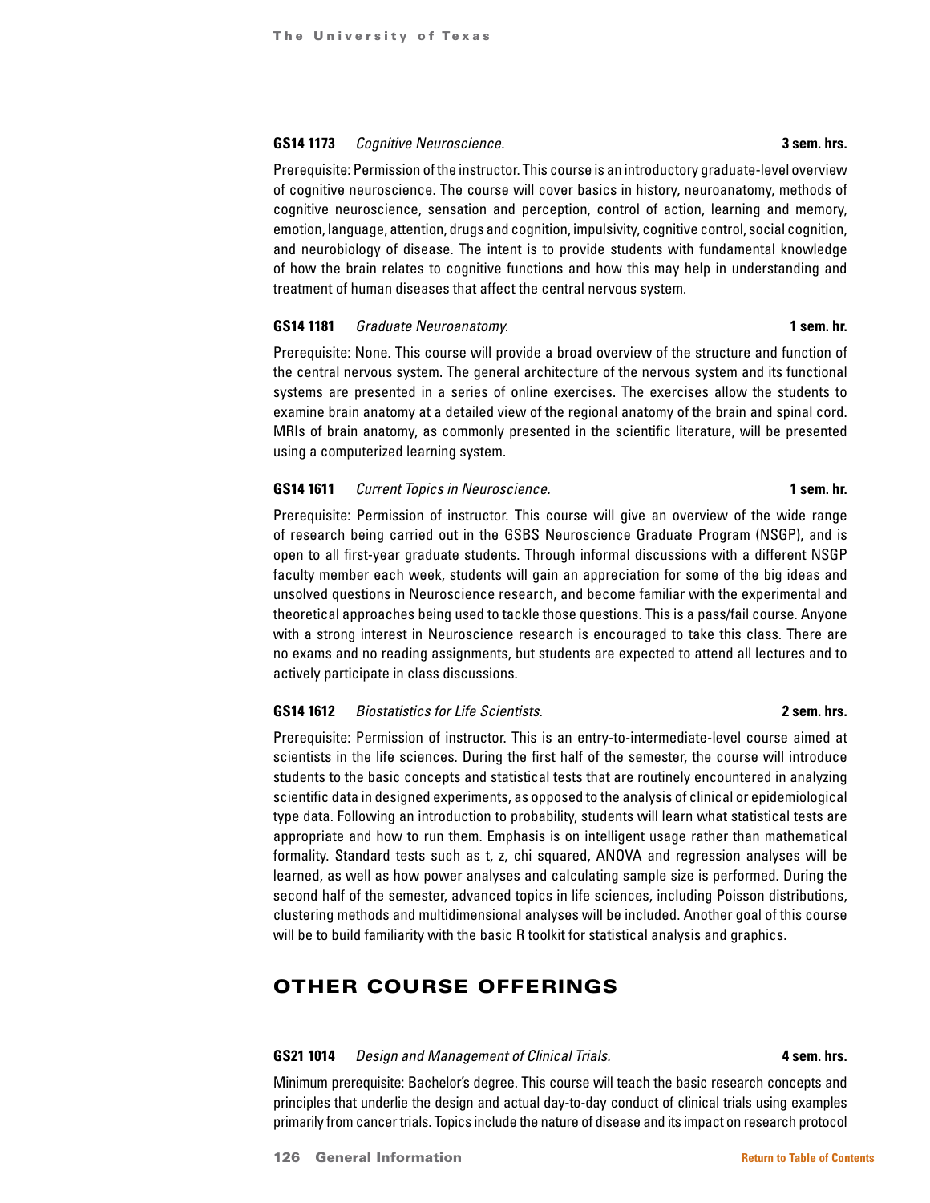**GS14 1173** *Cognitive Neuroscience.* **3 sem. hrs.**

Prerequisite: Permission of the instructor. This course is an introductory graduate-level overview of cognitive neuroscience. The course will cover basics in history, neuroanatomy, methods of cognitive neuroscience, sensation and perception, control of action, learning and memory, emotion, language, attention, drugs and cognition, impulsivity, cognitive control, social cognition, and neurobiology of disease. The intent is to provide students with fundamental knowledge of how the brain relates to cognitive functions and how this may help in understanding and treatment of human diseases that affect the central nervous system.

**GS14 1181** *Graduate Neuroanatomy.* **1 sem. hr.**

Prerequisite: None. This course will provide a broad overview of the structure and function of the central nervous system. The general architecture of the nervous system and its functional systems are presented in a series of online exercises. The exercises allow the students to examine brain anatomy at a detailed view of the regional anatomy of the brain and spinal cord. MRIs of brain anatomy, as commonly presented in the scientific literature, will be presented using a computerized learning system.

**GS14 1611** *Current Topics in Neuroscience.* **1 sem. hr.**

Prerequisite: Permission of instructor. This course will give an overview of the wide range of research being carried out in the GSBS Neuroscience Graduate Program (NSGP), and is open to all first-year graduate students. Through informal discussions with a different NSGP faculty member each week, students will gain an appreciation for some of the big ideas and unsolved questions in Neuroscience research, and become familiar with the experimental and theoretical approaches being used to tackle those questions. This is a pass/fail course. Anyone with a strong interest in Neuroscience research is encouraged to take this class. There are no exams and no reading assignments, but students are expected to attend all lectures and to actively participate in class discussions.

**GS14 1612** *Biostatistics for Life Scientists.* **2 sem. hrs.**

Prerequisite: Permission of instructor. This is an entry-to-intermediate-level course aimed at scientists in the life sciences. During the first half of the semester, the course will introduce students to the basic concepts and statistical tests that are routinely encountered in analyzing scientific data in designed experiments, as opposed to the analysis of clinical or epidemiological type data. Following an introduction to probability, students will learn what statistical tests are appropriate and how to run them. Emphasis is on intelligent usage rather than mathematical formality. Standard tests such as t, z, chi squared, ANOVA and regression analyses will be learned, as well as how power analyses and calculating sample size is performed. During the second half of the semester, advanced topics in life sciences, including Poisson distributions, clustering methods and multidimensional analyses will be included. Another goal of this course will be to build familiarity with the basic R toolkit for statistical analysis and graphics.

## OTHER COURSE OFFERINGS

**GS21 1014** *Design and Management of Clinical Trials.* **4 sem. hrs.**

Minimum prerequisite: Bachelor's degree. This course will teach the basic research concepts and principles that underlie the design and actual day-to-day conduct of clinical trials using examples primarily from cancer trials. Topics include the nature of disease and its impact on research protocol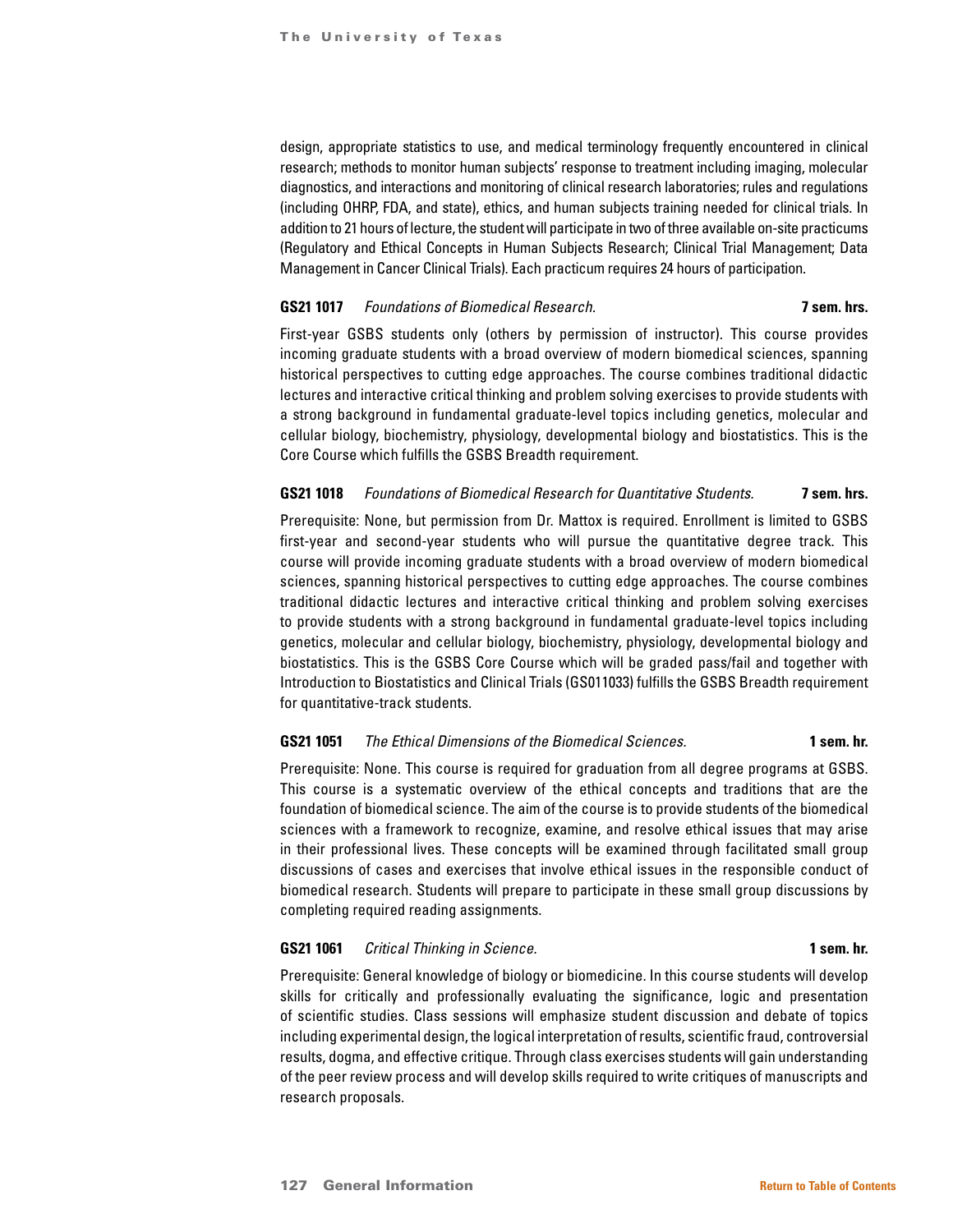design, appropriate statistics to use, and medical terminology frequently encountered in clinical research; methods to monitor human subjects' response to treatment including imaging, molecular diagnostics, and interactions and monitoring of clinical research laboratories; rules and regulations (including OHRP, FDA, and state), ethics, and human subjects training needed for clinical trials. In addition to 21 hours of lecture, the student will participate in two of three available on-site practicums (Regulatory and Ethical Concepts in Human Subjects Research; Clinical Trial Management; Data Management in Cancer Clinical Trials). Each practicum requires 24 hours of participation.

**GS21 1017** *Foundations of Biomedical Research.* **7 sem. hrs.**

First-year GSBS students only (others by permission of instructor). This course provides incoming graduate students with a broad overview of modern biomedical sciences, spanning historical perspectives to cutting edge approaches. The course combines traditional didactic lectures and interactive critical thinking and problem solving exercises to provide students with a strong background in fundamental graduate-level topics including genetics, molecular and cellular biology, biochemistry, physiology, developmental biology and biostatistics. This is the Core Course which fulfills the GSBS Breadth requirement.

**GS21 1018** *Foundations of Biomedical Research for Quantitative Students.* **7 sem. hrs.**

Prerequisite: None, but permission from Dr. Mattox is required. Enrollment is limited to GSBS first-year and second-year students who will pursue the quantitative degree track. This course will provide incoming graduate students with a broad overview of modern biomedical sciences, spanning historical perspectives to cutting edge approaches. The course combines traditional didactic lectures and interactive critical thinking and problem solving exercises to provide students with a strong background in fundamental graduate-level topics including genetics, molecular and cellular biology, biochemistry, physiology, developmental biology and biostatistics. This is the GSBS Core Course which will be graded pass/fail and together with Introduction to Biostatistics and Clinical Trials (GS011033) fulfills the GSBS Breadth requirement for quantitative-track students.

**GS21 1051** *The Ethical Dimensions of the Biomedical Sciences.* **1 sem. hr.**

Prerequisite: None. This course is required for graduation from all degree programs at GSBS. This course is a systematic overview of the ethical concepts and traditions that are the foundation of biomedical science. The aim of the course is to provide students of the biomedical sciences with a framework to recognize, examine, and resolve ethical issues that may arise in their professional lives. These concepts will be examined through facilitated small group discussions of cases and exercises that involve ethical issues in the responsible conduct of biomedical research. Students will prepare to participate in these small group discussions by completing required reading assignments.

**GS21 1061** *Critical Thinking in Science.* **1 sem. hr.**

Prerequisite: General knowledge of biology or biomedicine. In this course students will develop skills for critically and professionally evaluating the significance, logic and presentation of scientific studies. Class sessions will emphasize student discussion and debate of topics including experimental design, the logical interpretation of results, scientific fraud, controversial results, dogma, and effective critique. Through class exercises students will gain understanding of the peer review process and will develop skills required to write critiques of manuscripts and research proposals.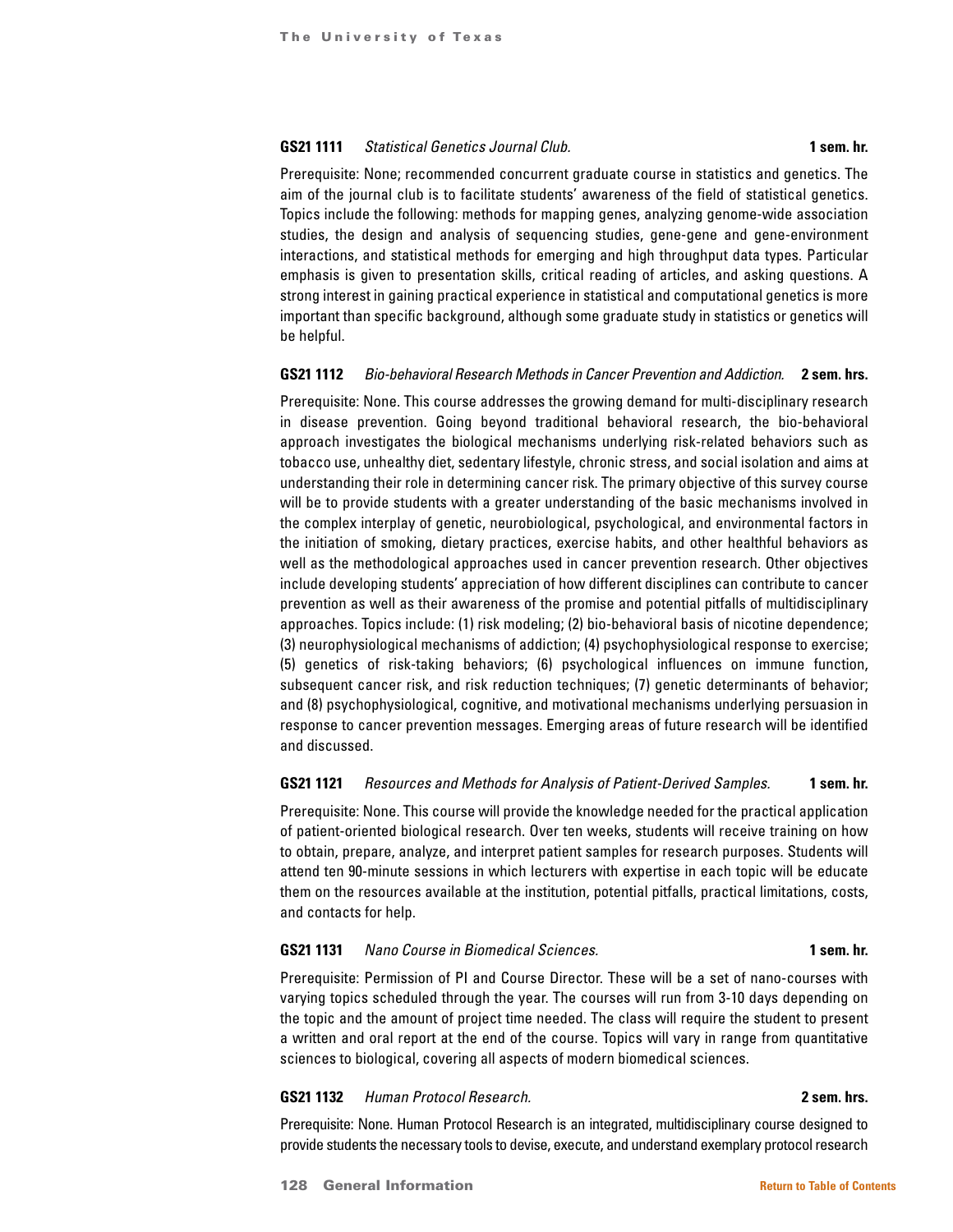**GS21 1111** *Statistical Genetics Journal Club.* **1 sem. hr.**

Prerequisite: None; recommended concurrent graduate course in statistics and genetics. The aim of the journal club is to facilitate students' awareness of the field of statistical genetics. Topics include the following: methods for mapping genes, analyzing genome-wide association studies, the design and analysis of sequencing studies, gene-gene and gene-environment interactions, and statistical methods for emerging and high throughput data types. Particular emphasis is given to presentation skills, critical reading of articles, and asking questions. A strong interest in gaining practical experience in statistical and computational genetics is more important than specific background, although some graduate study in statistics or genetics will be helpful.

**GS21 1112** *Bio-behavioral Research Methods in Cancer Prevention and Addiction.* **2 sem. hrs.**

Prerequisite: None. This course addresses the growing demand for multi-disciplinary research in disease prevention. Going beyond traditional behavioral research, the bio-behavioral approach investigates the biological mechanisms underlying risk-related behaviors such as tobacco use, unhealthy diet, sedentary lifestyle, chronic stress, and social isolation and aims at understanding their role in determining cancer risk. The primary objective of this survey course will be to provide students with a greater understanding of the basic mechanisms involved in the complex interplay of genetic, neurobiological, psychological, and environmental factors in the initiation of smoking, dietary practices, exercise habits, and other healthful behaviors as well as the methodological approaches used in cancer prevention research. Other objectives include developing students' appreciation of how different disciplines can contribute to cancer prevention as well as their awareness of the promise and potential pitfalls of multidisciplinary approaches. Topics include: (1) risk modeling; (2) bio-behavioral basis of nicotine dependence; (3) neurophysiological mechanisms of addiction; (4) psychophysiological response to exercise; (5) genetics of risk-taking behaviors; (6) psychological influences on immune function, subsequent cancer risk, and risk reduction techniques; (7) genetic determinants of behavior; and (8) psychophysiological, cognitive, and motivational mechanisms underlying persuasion in response to cancer prevention messages. Emerging areas of future research will be identified and discussed.

**GS21 1121** *Resources and Methods for Analysis of Patient-Derived Samples.* **1 sem. hr.**

Prerequisite: None. This course will provide the knowledge needed for the practical application of patient-oriented biological research. Over ten weeks, students will receive training on how to obtain, prepare, analyze, and interpret patient samples for research purposes. Students will attend ten 90-minute sessions in which lecturers with expertise in each topic will be educate them on the resources available at the institution, potential pitfalls, practical limitations, costs, and contacts for help.

**GS21 1131** *Nano Course in Biomedical Sciences.* **1 sem. hr.**

Prerequisite: Permission of PI and Course Director. These will be a set of nano-courses with varying topics scheduled through the year. The courses will run from 3-10 days depending on the topic and the amount of project time needed. The class will require the student to present a written and oral report at the end of the course. Topics will vary in range from quantitative sciences to biological, covering all aspects of modern biomedical sciences.

**GS21 1132** *Human Protocol Research.* **2 sem. hrs.**

Prerequisite: None. Human Protocol Research is an integrated, multidisciplinary course designed to provide students the necessary tools to devise, execute, and understand exemplary protocol research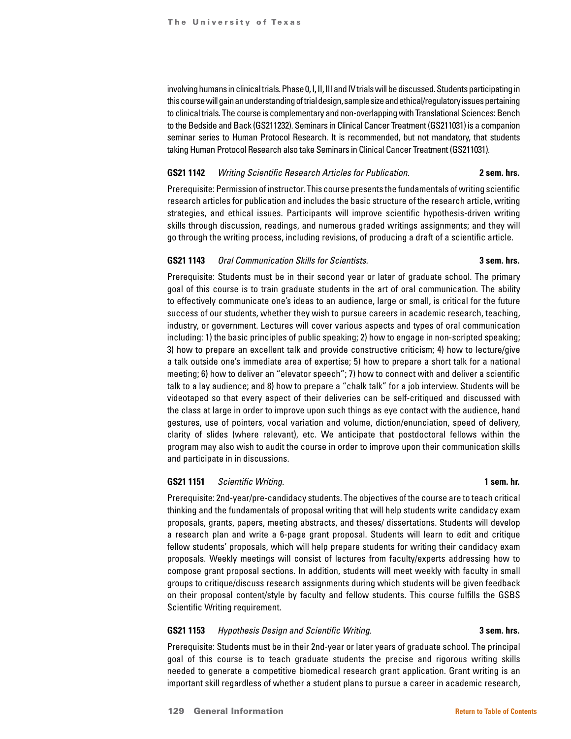involving humans in clinical trials. Phase 0, I, II, III and IV trials will be discussed. Students participating in this course will gain an understanding of trial design, sample size and ethical/regulatory issues pertaining to clinical trials. The course is complementary and non-overlapping with Translational Sciences: Bench to the Bedside and Back (GS211232). Seminars in Clinical Cancer Treatment (GS211031) is a companion seminar series to Human Protocol Research. It is recommended, but not mandatory, that students taking Human Protocol Research also take Seminars in Clinical Cancer Treatment (GS211031).

**GS21 1142** *Writing Scientific Research Articles for Publication.* **2 sem. hrs.**

Prerequisite: Permission of instructor. This course presents the fundamentals of writing scientific research articles for publication and includes the basic structure of the research article, writing strategies, and ethical issues. Participants will improve scientific hypothesis-driven writing skills through discussion, readings, and numerous graded writings assignments; and they will go through the writing process, including revisions, of producing a draft of a scientific article.

**GS21 1143** *Oral Communication Skills for Scientists.* **3 sem. hrs.**

Prerequisite: Students must be in their second year or later of graduate school. The primary goal of this course is to train graduate students in the art of oral communication. The ability to effectively communicate one's ideas to an audience, large or small, is critical for the future success of our students, whether they wish to pursue careers in academic research, teaching, industry, or government. Lectures will cover various aspects and types of oral communication including: 1) the basic principles of public speaking; 2) how to engage in non-scripted speaking; 3) how to prepare an excellent talk and provide constructive criticism; 4) how to lecture/give a talk outside one's immediate area of expertise; 5) how to prepare a short talk for a national meeting; 6) how to deliver an "elevator speech"; 7) how to connect with and deliver a scientific talk to a lay audience; and 8) how to prepare a "chalk talk" for a job interview. Students will be videotaped so that every aspect of their deliveries can be self-critiqued and discussed with the class at large in order to improve upon such things as eye contact with the audience, hand gestures, use of pointers, vocal variation and volume, diction/enunciation, speed of delivery, clarity of slides (where relevant), etc. We anticipate that postdoctoral fellows within the program may also wish to audit the course in order to improve upon their communication skills and participate in in discussions.

**GS21 1151** *Scientific Writing.* **1 sem. hr.**

Prerequisite: 2nd-year/pre-candidacy students. The objectives of the course are to teach critical thinking and the fundamentals of proposal writing that will help students write candidacy exam proposals, grants, papers, meeting abstracts, and theses/ dissertations. Students will develop a research plan and write a 6-page grant proposal. Students will learn to edit and critique fellow students' proposals, which will help prepare students for writing their candidacy exam proposals. Weekly meetings will consist of lectures from faculty/experts addressing how to compose grant proposal sections. In addition, students will meet weekly with faculty in small groups to critique/discuss research assignments during which students will be given feedback on their proposal content/style by faculty and fellow students. This course fulfills the GSBS Scientific Writing requirement.

**GS21 1153** *Hypothesis Design and Scientific Writing.* **3 sem. hrs.**

Prerequisite: Students must be in their 2nd-year or later years of graduate school. The principal goal of this course is to teach graduate students the precise and rigorous writing skills needed to generate a competitive biomedical research grant application. Grant writing is an important skill regardless of whether a student plans to pursue a career in academic research,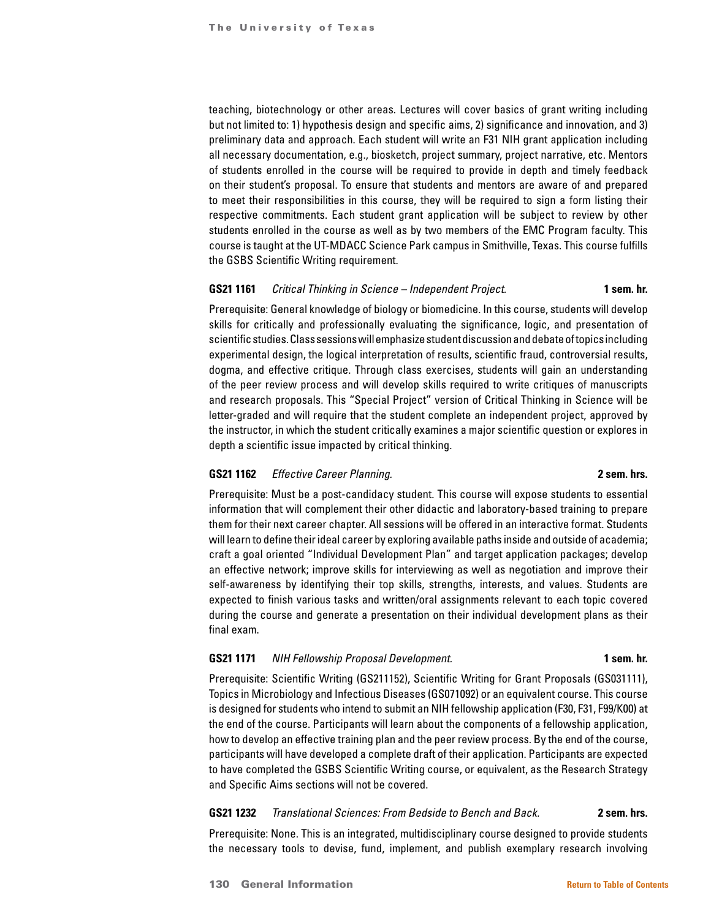teaching, biotechnology or other areas. Lectures will cover basics of grant writing including but not limited to: 1) hypothesis design and specific aims, 2) significance and innovation, and 3) preliminary data and approach. Each student will write an F31 NIH grant application including all necessary documentation, e.g., biosketch, project summary, project narrative, etc. Mentors of students enrolled in the course will be required to provide in depth and timely feedback on their student's proposal. To ensure that students and mentors are aware of and prepared to meet their responsibilities in this course, they will be required to sign a form listing their respective commitments. Each student grant application will be subject to review by other students enrolled in the course as well as by two members of the EMC Program faculty. This course is taught at the UT-MDACC Science Park campus in Smithville, Texas. This course fulfills the GSBS Scientific Writing requirement.

**GS21 1161** *Critical Thinking in Science – Independent Project.* **1 sem. hr.**

Prerequisite: General knowledge of biology or biomedicine. In this course, students will develop skills for critically and professionally evaluating the significance, logic, and presentation of scientific studies. Class sessions will emphasize student discussion and debate of topics including experimental design, the logical interpretation of results, scientific fraud, controversial results, dogma, and effective critique. Through class exercises, students will gain an understanding of the peer review process and will develop skills required to write critiques of manuscripts and research proposals. This "Special Project" version of Critical Thinking in Science will be letter-graded and will require that the student complete an independent project, approved by the instructor, in which the student critically examines a major scientific question or explores in depth a scientific issue impacted by critical thinking.

**GS21 1162** *Effective Career Planning.* **2 sem. hrs.**

Prerequisite: Must be a post-candidacy student. This course will expose students to essential information that will complement their other didactic and laboratory-based training to prepare them for their next career chapter. All sessions will be offered in an interactive format. Students will learn to define their ideal career by exploring available paths inside and outside of academia; craft a goal oriented "Individual Development Plan" and target application packages; develop an effective network; improve skills for interviewing as well as negotiation and improve their self-awareness by identifying their top skills, strengths, interests, and values. Students are expected to finish various tasks and written/oral assignments relevant to each topic covered during the course and generate a presentation on their individual development plans as their final exam.

**GS21 1171** *NIH Fellowship Proposal Development.* **1 sem. hr.**

Prerequisite: Scientific Writing (GS211152), Scientific Writing for Grant Proposals (GS031111), Topics in Microbiology and Infectious Diseases (GS071092) or an equivalent course. This course is designed for students who intend to submit an NIH fellowship application (F30, F31, F99/K00) at the end of the course. Participants will learn about the components of a fellowship application, how to develop an effective training plan and the peer review process. By the end of the course, participants will have developed a complete draft of their application. Participants are expected to have completed the GSBS Scientific Writing course, or equivalent, as the Research Strategy and Specific Aims sections will not be covered.

**GS21 1232** *Translational Sciences: From Bedside to Bench and Back.* **2 sem. hrs.**

Prerequisite: None. This is an integrated, multidisciplinary course designed to provide students the necessary tools to devise, fund, implement, and publish exemplary research involving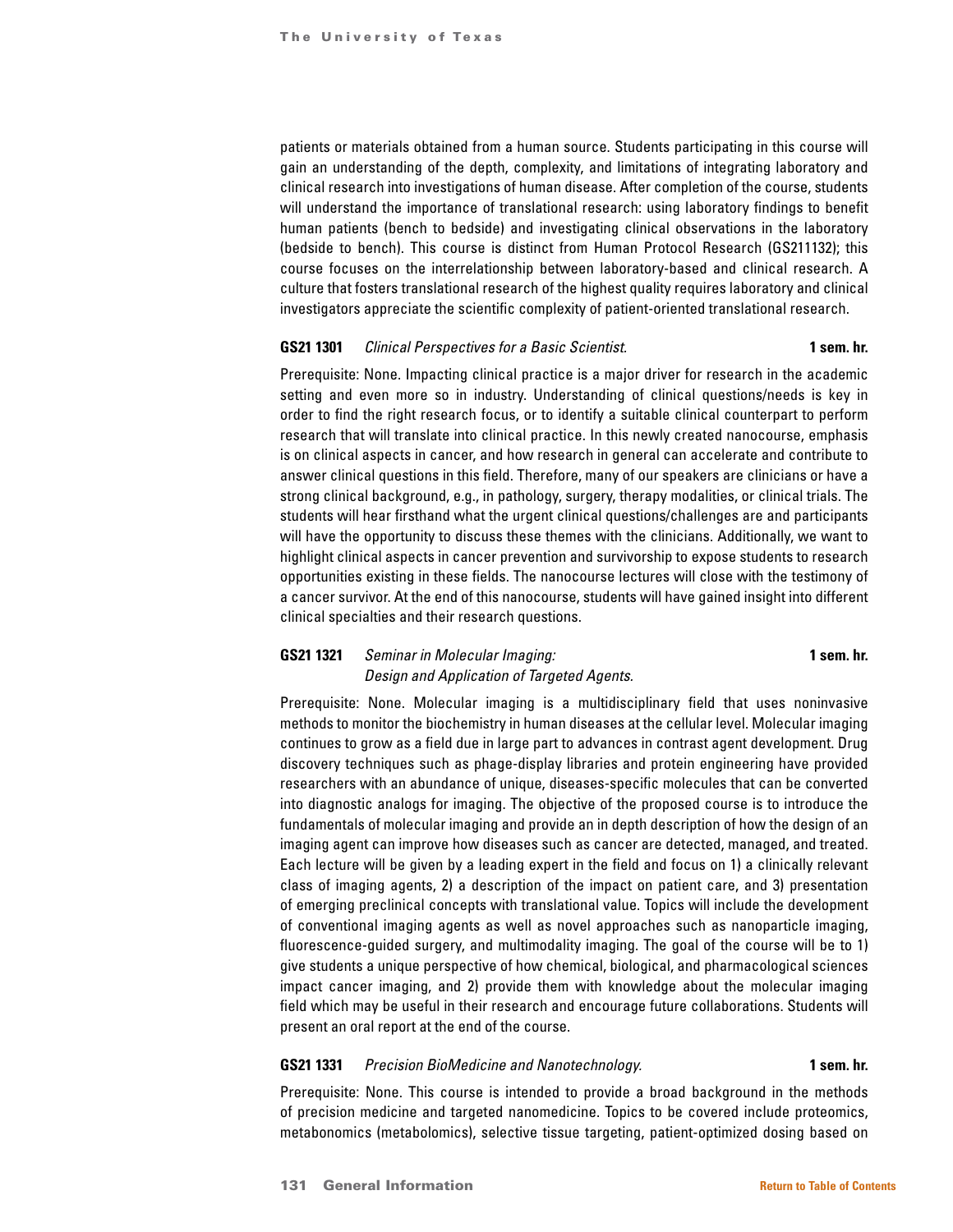patients or materials obtained from a human source. Students participating in this course will gain an understanding of the depth, complexity, and limitations of integrating laboratory and clinical research into investigations of human disease. After completion of the course, students will understand the importance of translational research: using laboratory findings to benefit human patients (bench to bedside) and investigating clinical observations in the laboratory (bedside to bench). This course is distinct from Human Protocol Research (GS211132); this course focuses on the interrelationship between laboratory-based and clinical research. A culture that fosters translational research of the highest quality requires laboratory and clinical investigators appreciate the scientific complexity of patient-oriented translational research.

**GS21 1301** *Clinical Perspectives for a Basic Scientist*. **1 sem. hr.**

Prerequisite: None. Impacting clinical practice is a major driver for research in the academic setting and even more so in industry. Understanding of clinical questions/needs is key in order to find the right research focus, or to identify a suitable clinical counterpart to perform research that will translate into clinical practice. In this newly created nanocourse, emphasis is on clinical aspects in cancer, and how research in general can accelerate and contribute to answer clinical questions in this field. Therefore, many of our speakers are clinicians or have a strong clinical background, e.g., in pathology, surgery, therapy modalities, or clinical trials. The students will hear firsthand what the urgent clinical questions/challenges are and participants will have the opportunity to discuss these themes with the clinicians. Additionally, we want to highlight clinical aspects in cancer prevention and survivorship to expose students to research opportunities existing in these fields. The nanocourse lectures will close with the testimony of a cancer survivor. At the end of this nanocourse, students will have gained insight into different clinical specialties and their research questions.

**GS21 1321** *Seminar in Molecular Imaging: Design and Application of Targeted Agents*. **1 sem. hr.**

Prerequisite: None. Molecular imaging is a multidisciplinary field that uses noninvasive methods to monitor the biochemistry in human diseases at the cellular level. Molecular imaging continues to grow as a field due in large part to advances in contrast agent development. Drug discovery techniques such as phage-display libraries and protein engineering have provided researchers with an abundance of unique, diseases-specific molecules that can be converted into diagnostic analogs for imaging. The objective of the proposed course is to introduce the fundamentals of molecular imaging and provide an in depth description of how the design of an imaging agent can improve how diseases such as cancer are detected, managed, and treated. Each lecture will be given by a leading expert in the field and focus on 1) a clinically relevant class of imaging agents, 2) a description of the impact on patient care, and 3) presentation of emerging preclinical concepts with translational value. Topics will include the development of conventional imaging agents as well as novel approaches such as nanoparticle imaging, fluorescence-guided surgery, and multimodality imaging. The goal of the course will be to 1) give students a unique perspective of how chemical, biological, and pharmacological sciences impact cancer imaging, and 2) provide them with knowledge about the molecular imaging field which may be useful in their research and encourage future collaborations. Students will present an oral report at the end of the course.

**GS21 1331** *Precision BioMedicine and Nanotechnology.* **1 sem. hr.**

Prerequisite: None. This course is intended to provide a broad background in the methods of precision medicine and targeted nanomedicine. Topics to be covered include proteomics, metabonomics (metabolomics), selective tissue targeting, patient-optimized dosing based on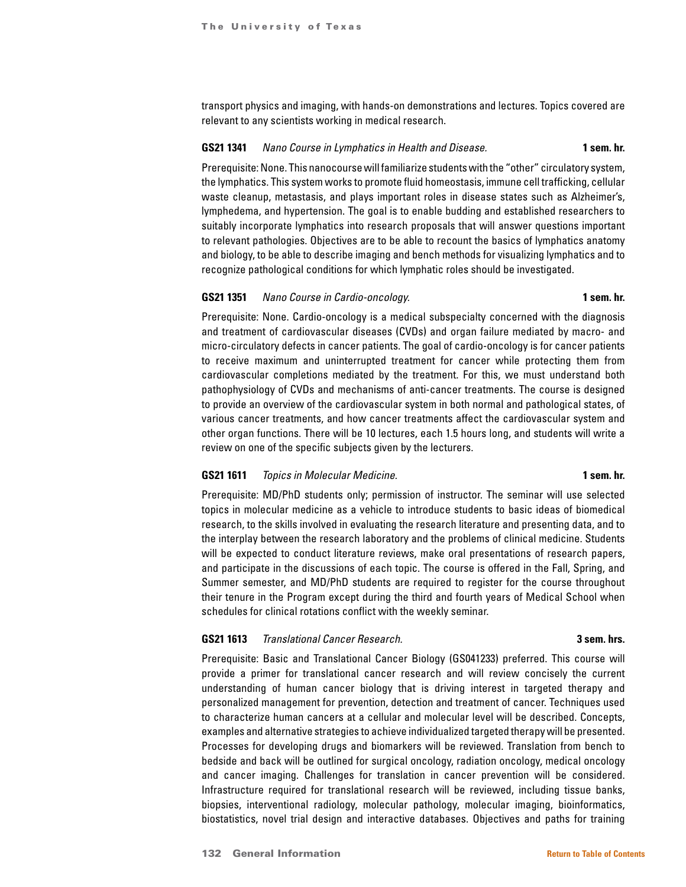transport physics and imaging, with hands-on demonstrations and lectures. Topics covered are relevant to any scientists working in medical research.

**GS21 1341** *Nano Course in Lymphatics in Health and Disease.* **1 sem. hr.**

Prerequisite: None. This nanocourse will familiarize students with the "other" circulatory system, the lymphatics. This system works to promote fluid homeostasis, immune cell trafficking, cellular waste cleanup, metastasis, and plays important roles in disease states such as Alzheimer's, lymphedema, and hypertension. The goal is to enable budding and established researchers to suitably incorporate lymphatics into research proposals that will answer questions important to relevant pathologies. Objectives are to be able to recount the basics of lymphatics anatomy and biology, to be able to describe imaging and bench methods for visualizing lymphatics and to recognize pathological conditions for which lymphatic roles should be investigated.

**GS21 1351** *Nano Course in Cardio-oncology.* **1 sem. hr.**

Prerequisite: None. Cardio-oncology is a medical subspecialty concerned with the diagnosis and treatment of cardiovascular diseases (CVDs) and organ failure mediated by macro- and micro-circulatory defects in cancer patients. The goal of cardio-oncology is for cancer patients to receive maximum and uninterrupted treatment for cancer while protecting them from cardiovascular completions mediated by the treatment. For this, we must understand both pathophysiology of CVDs and mechanisms of anti-cancer treatments. The course is designed to provide an overview of the cardiovascular system in both normal and pathological states, of various cancer treatments, and how cancer treatments affect the cardiovascular system and other organ functions. There will be 10 lectures, each 1.5 hours long, and students will write a review on one of the specific subjects given by the lecturers.

**GS21 1611** *Topics in Molecular Medicine.* **1 sem. hr.**

Prerequisite: MD/PhD students only; permission of instructor. The seminar will use selected topics in molecular medicine as a vehicle to introduce students to basic ideas of biomedical research, to the skills involved in evaluating the research literature and presenting data, and to the interplay between the research laboratory and the problems of clinical medicine. Students will be expected to conduct literature reviews, make oral presentations of research papers, and participate in the discussions of each topic. The course is offered in the Fall, Spring, and Summer semester, and MD/PhD students are required to register for the course throughout their tenure in the Program except during the third and fourth years of Medical School when schedules for clinical rotations conflict with the weekly seminar.

**GS21 1613** *Translational Cancer Research.* **3 sem. hrs.**

Prerequisite: Basic and Translational Cancer Biology (GS041233) preferred. This course will provide a primer for translational cancer research and will review concisely the current understanding of human cancer biology that is driving interest in targeted therapy and personalized management for prevention, detection and treatment of cancer. Techniques used to characterize human cancers at a cellular and molecular level will be described. Concepts, examples and alternative strategies to achieve individualized targeted therapy will be presented. Processes for developing drugs and biomarkers will be reviewed. Translation from bench to bedside and back will be outlined for surgical oncology, radiation oncology, medical oncology and cancer imaging. Challenges for translation in cancer prevention will be considered. Infrastructure required for translational research will be reviewed, including tissue banks, biopsies, interventional radiology, molecular pathology, molecular imaging, bioinformatics, biostatistics, novel trial design and interactive databases. Objectives and paths for training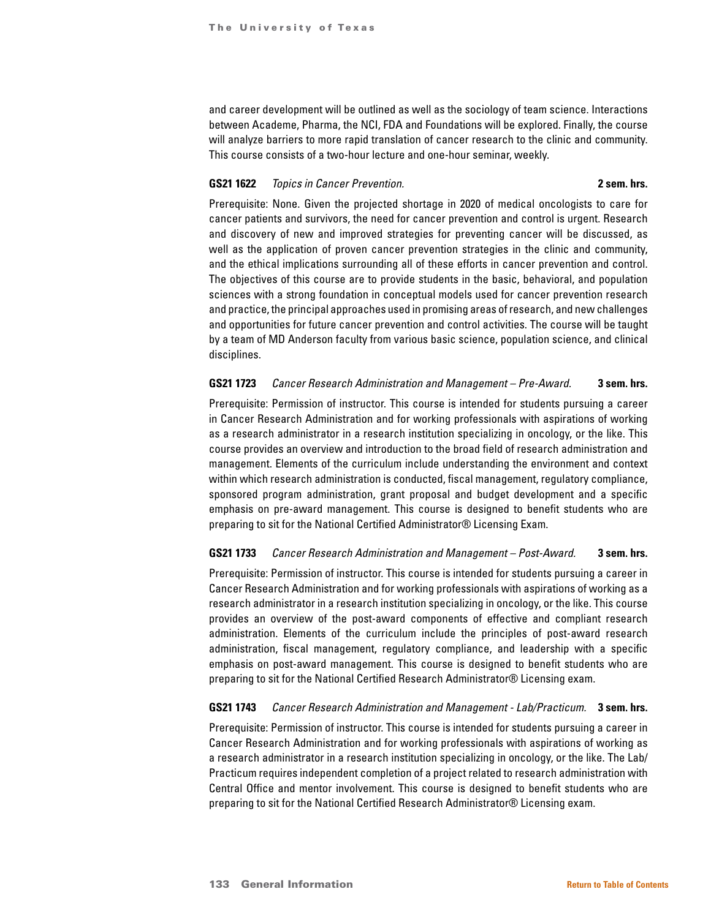and career development will be outlined as well as the sociology of team science. Interactions between Academe, Pharma, the NCI, FDA and Foundations will be explored. Finally, the course will analyze barriers to more rapid translation of cancer research to the clinic and community. This course consists of a two-hour lecture and one-hour seminar, weekly.

**GS21 1622** *Topics in Cancer Prevention.* **2 sem. hrs.**

Prerequisite: None. Given the projected shortage in 2020 of medical oncologists to care for cancer patients and survivors, the need for cancer prevention and control is urgent. Research and discovery of new and improved strategies for preventing cancer will be discussed, as well as the application of proven cancer prevention strategies in the clinic and community, and the ethical implications surrounding all of these efforts in cancer prevention and control. The objectives of this course are to provide students in the basic, behavioral, and population sciences with a strong foundation in conceptual models used for cancer prevention research and practice, the principal approaches used in promising areas of research, and new challenges and opportunities for future cancer prevention and control activities. The course will be taught by a team of MD Anderson faculty from various basic science, population science, and clinical disciplines.

**GS21 1723** *Cancer Research Administration and Management – Pre-Award.* **3 sem. hrs.**

Prerequisite: Permission of instructor. This course is intended for students pursuing a career in Cancer Research Administration and for working professionals with aspirations of working as a research administrator in a research institution specializing in oncology, or the like. This course provides an overview and introduction to the broad field of research administration and management. Elements of the curriculum include understanding the environment and context within which research administration is conducted, fiscal management, regulatory compliance, sponsored program administration, grant proposal and budget development and a specific emphasis on pre-award management. This course is designed to benefit students who are preparing to sit for the National Certified Administrator® Licensing Exam.

**GS21 1733** *Cancer Research Administration and Management – Post-Award.* **3 sem. hrs.**

Prerequisite: Permission of instructor. This course is intended for students pursuing a career in Cancer Research Administration and for working professionals with aspirations of working as a research administrator in a research institution specializing in oncology, or the like. This course provides an overview of the post-award components of effective and compliant research administration. Elements of the curriculum include the principles of post-award research administration, fiscal management, regulatory compliance, and leadership with a specific emphasis on post-award management. This course is designed to benefit students who are preparing to sit for the National Certified Research Administrator® Licensing exam.

**GS21 1743** *Cancer Research Administration and Management - Lab/Practicum.* **3 sem. hrs.**

Prerequisite: Permission of instructor. This course is intended for students pursuing a career in Cancer Research Administration and for working professionals with aspirations of working as a research administrator in a research institution specializing in oncology, or the like. The Lab/Practicum requires independent completion of a project related to research administration with Central Office and mentor involvement. This course is designed to benefit students who are preparing to sit for the National Certified Research Administrator® Licensing exam.